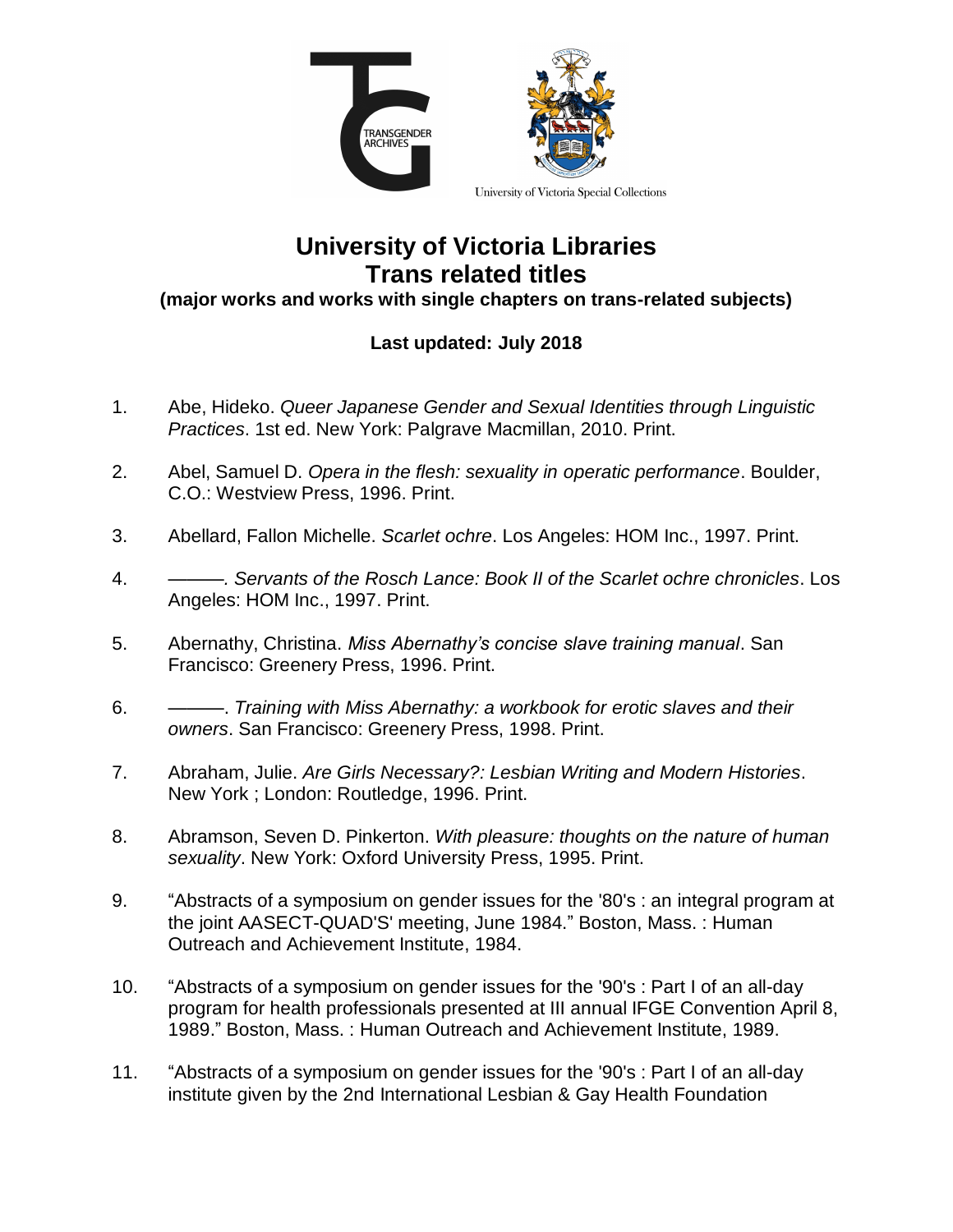TRANSGENDER ARCHIVES

University of Victoria Special Collections

# University of Victoria Libraries
# Trans related titles
### (major works and works with single chapters on trans-related subjects)

**Last updated: July 2018**

1. Abe, Hideko. *Queer Japanese Gender and Sexual Identities through Linguistic Practices*. 1st ed. New York: Palgrave Macmillan, 2010. Print.

2. Abel, Samuel D. *Opera in the flesh: sexuality in operatic performance*. Boulder, C.O.: Westview Press, 1996. Print.

3. Abellard, Fallon Michelle. *Scarlet ochre*. Los Angeles: HOM Inc., 1997. Print.

4. ———. *Servants of the Rosch Lance: Book II of the Scarlet ochre chronicles*. Los Angeles: HOM Inc., 1997. Print.

5. Abernathy, Christina. *Miss Abernathy's concise slave training manual*. San Francisco: Greenery Press, 1996. Print.

6. ———. *Training with Miss Abernathy: a workbook for erotic slaves and their owners*. San Francisco: Greenery Press, 1998. Print.

7. Abraham, Julie. *Are Girls Necessary?: Lesbian Writing and Modern Histories*. New York ; London: Routledge, 1996. Print.

8. Abramson, Seven D. Pinkerton. *With pleasure: thoughts on the nature of human sexuality*. New York: Oxford University Press, 1995. Print.

9. "Abstracts of a symposium on gender issues for the '80's : an integral program at the joint AASECT-QUAD'S' meeting, June 1984." Boston, Mass. : Human Outreach and Achievement Institute, 1984.

10. "Abstracts of a symposium on gender issues for the '90's : Part I of an all-day program for health professionals presented at III annual IFGE Convention April 8, 1989." Boston, Mass. : Human Outreach and Achievement Institute, 1989.

11. "Abstracts of a symposium on gender issues for the '90's : Part I of an all-day institute given by the 2nd International Lesbian & Gay Health Foundation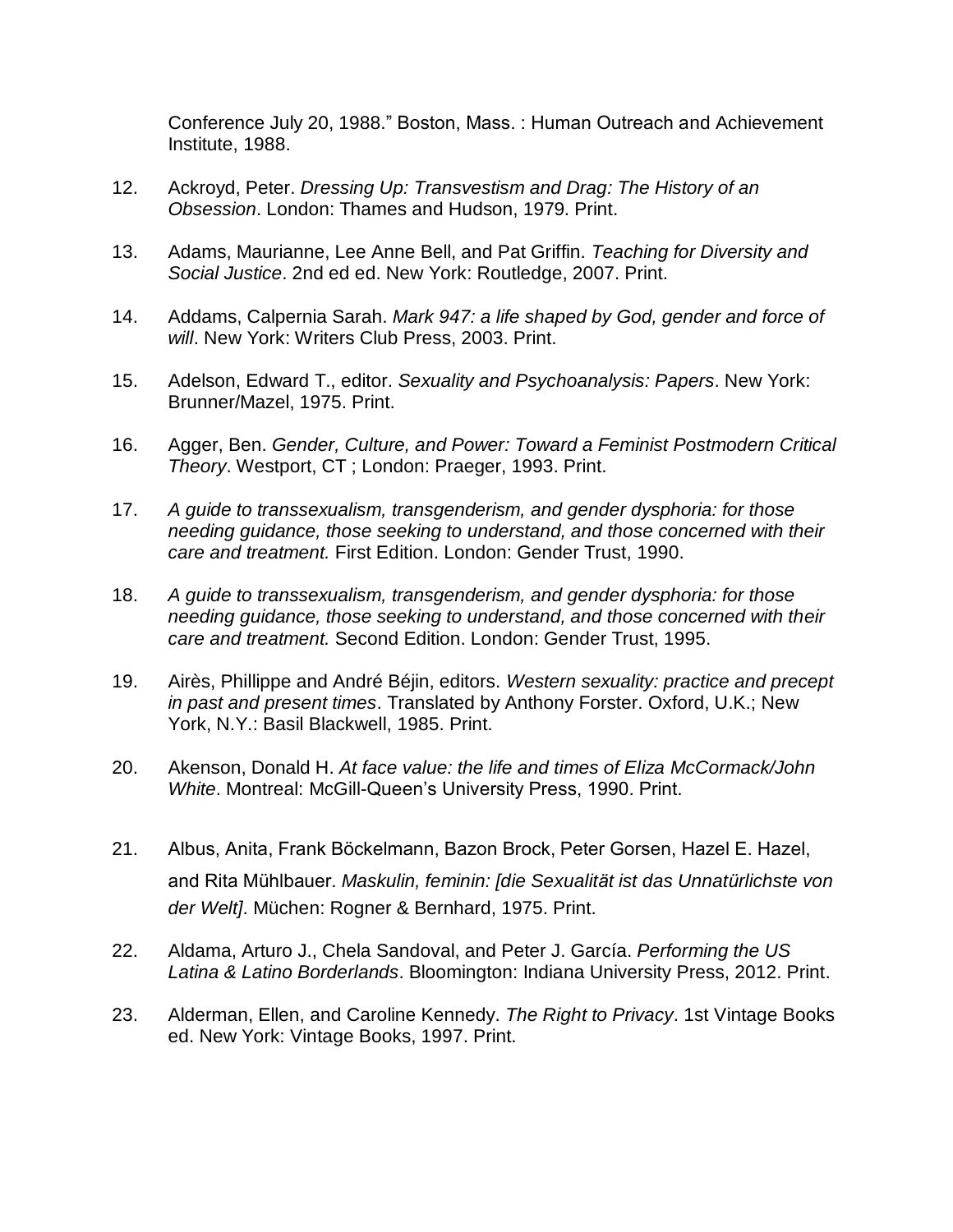Conference July 20, 1988." Boston, Mass. : Human Outreach and Achievement Institute, 1988.

12. Ackroyd, Peter. *Dressing Up: Transvestism and Drag: The History of an Obsession*. London: Thames and Hudson, 1979. Print.

13. Adams, Maurianne, Lee Anne Bell, and Pat Griffin. *Teaching for Diversity and Social Justice*. 2nd ed ed. New York: Routledge, 2007. Print.

14. Addams, Calpernia Sarah. *Mark 947: a life shaped by God, gender and force of will*. New York: Writers Club Press, 2003. Print.

15. Adelson, Edward T., editor. *Sexuality and Psychoanalysis: Papers*. New York: Brunner/Mazel, 1975. Print.

16. Agger, Ben. *Gender, Culture, and Power: Toward a Feminist Postmodern Critical Theory*. Westport, CT ; London: Praeger, 1993. Print.

17. *A guide to transsexualism, transgenderism, and gender dysphoria: for those needing guidance, those seeking to understand, and those concerned with their care and treatment.* First Edition. London: Gender Trust, 1990.

18. *A guide to transsexualism, transgenderism, and gender dysphoria: for those needing guidance, those seeking to understand, and those concerned with their care and treatment.* Second Edition. London: Gender Trust, 1995.

19. Airès, Phillippe and André Béjin, editors. *Western sexuality: practice and precept in past and present times*. Translated by Anthony Forster. Oxford, U.K.; New York, N.Y.: Basil Blackwell, 1985. Print.

20. Akenson, Donald H. *At face value: the life and times of Eliza McCormack/John White*. Montreal: McGill-Queen's University Press, 1990. Print.

21. Albus, Anita, Frank Böckelmann, Bazon Brock, Peter Gorsen, Hazel E. Hazel, and Rita Mühlbauer. *Maskulin, feminin: [die Sexualität ist das Unnatürlichste von der Welt]*. Müchen: Rogner & Bernhard, 1975. Print.

22. Aldama, Arturo J., Chela Sandoval, and Peter J. García. *Performing the US Latina & Latino Borderlands*. Bloomington: Indiana University Press, 2012. Print.

23. Alderman, Ellen, and Caroline Kennedy. *The Right to Privacy*. 1st Vintage Books ed. New York: Vintage Books, 1997. Print.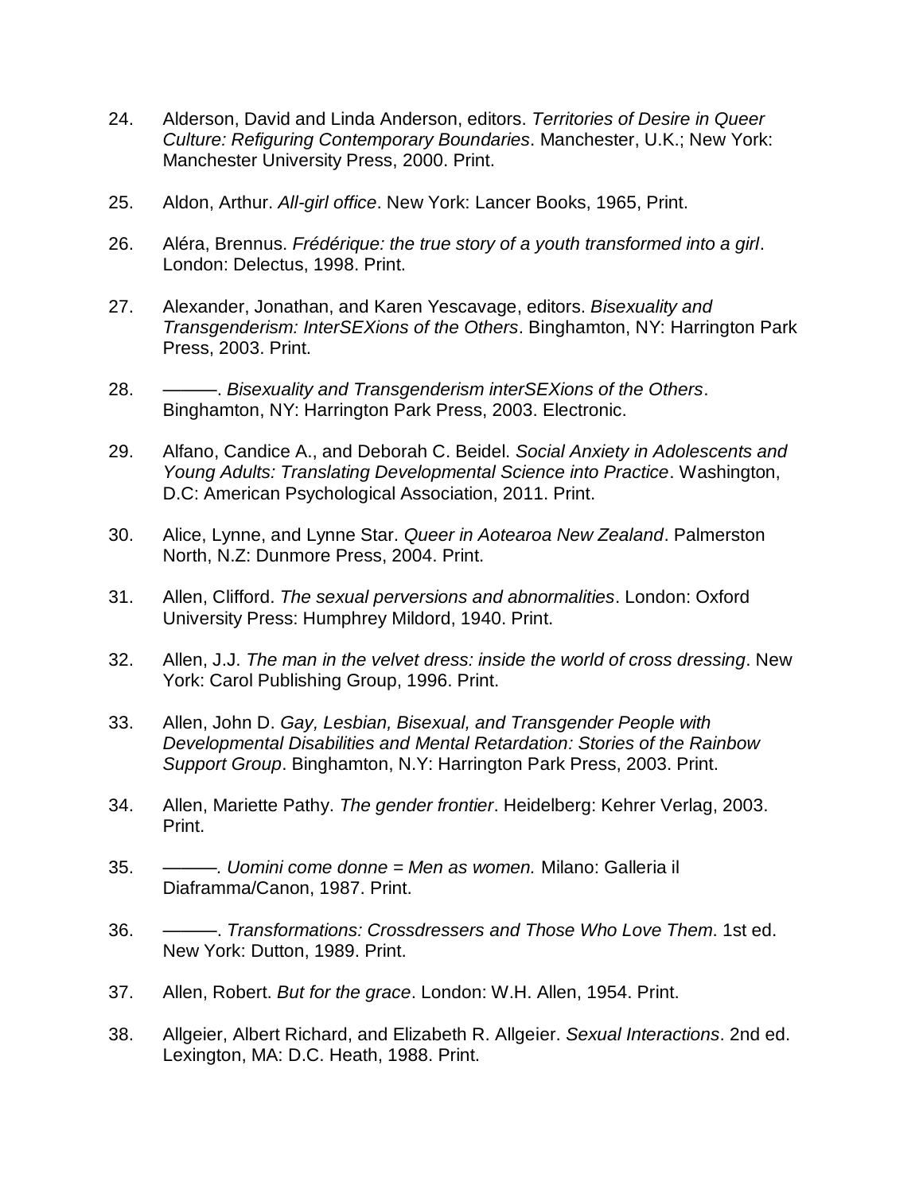24. Alderson, David and Linda Anderson, editors. *Territories of Desire in Queer Culture: Refiguring Contemporary Boundaries*. Manchester, U.K.; New York: Manchester University Press, 2000. Print.

25. Aldon, Arthur. *All-girl office*. New York: Lancer Books, 1965, Print.

26. Aléra, Brennus. *Frédérique: the true story of a youth transformed into a girl*. London: Delectus, 1998. Print.

27. Alexander, Jonathan, and Karen Yescavage, editors. *Bisexuality and Transgenderism: InterSEXions of the Others*. Binghamton, NY: Harrington Park Press, 2003. Print.

28. ———. *Bisexuality and Transgenderism interSEXions of the Others*. Binghamton, NY: Harrington Park Press, 2003. Electronic.

29. Alfano, Candice A., and Deborah C. Beidel. *Social Anxiety in Adolescents and Young Adults: Translating Developmental Science into Practice*. Washington, D.C: American Psychological Association, 2011. Print.

30. Alice, Lynne, and Lynne Star. *Queer in Aotearoa New Zealand*. Palmerston North, N.Z: Dunmore Press, 2004. Print.

31. Allen, Clifford. *The sexual perversions and abnormalities*. London: Oxford University Press: Humphrey Mildord, 1940. Print.

32. Allen, J.J. *The man in the velvet dress: inside the world of cross dressing*. New York: Carol Publishing Group, 1996. Print.

33. Allen, John D. *Gay, Lesbian, Bisexual, and Transgender People with Developmental Disabilities and Mental Retardation: Stories of the Rainbow Support Group*. Binghamton, N.Y: Harrington Park Press, 2003. Print.

34. Allen, Mariette Pathy. *The gender frontier*. Heidelberg: Kehrer Verlag, 2003. Print.

35. ———*. Uomini come donne = Men as women.* Milano: Galleria il Diaframma/Canon, 1987. Print.

36. ———. *Transformations: Crossdressers and Those Who Love Them*. 1st ed. New York: Dutton, 1989. Print.

37. Allen, Robert. *But for the grace*. London: W.H. Allen, 1954. Print.

38. Allgeier, Albert Richard, and Elizabeth R. Allgeier. *Sexual Interactions*. 2nd ed. Lexington, MA: D.C. Heath, 1988. Print.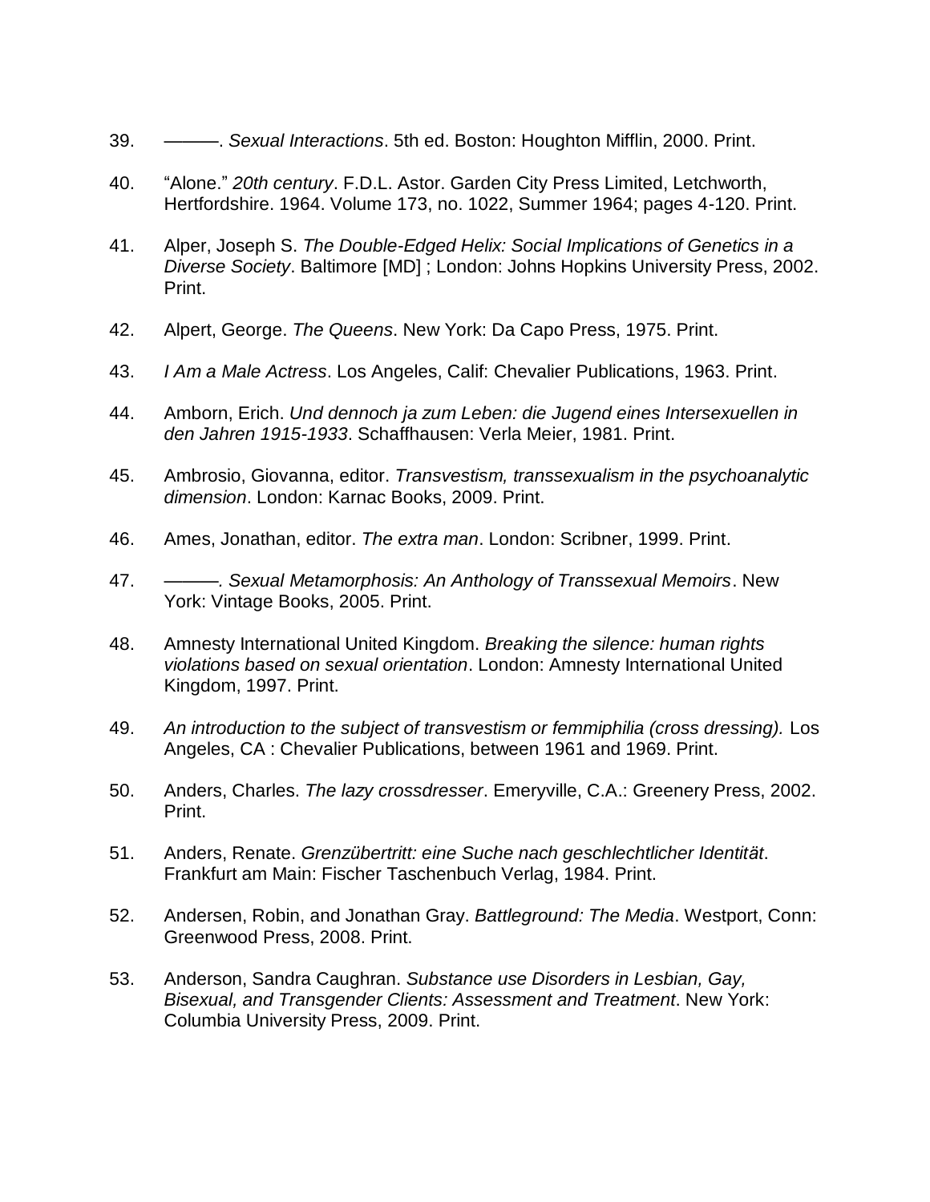39. ———. *Sexual Interactions*. 5th ed. Boston: Houghton Mifflin, 2000. Print.

40. "Alone." *20th century*. F.D.L. Astor. Garden City Press Limited, Letchworth, Hertfordshire. 1964. Volume 173, no. 1022, Summer 1964; pages 4-120. Print.

41. Alper, Joseph S. *The Double-Edged Helix: Social Implications of Genetics in a Diverse Society*. Baltimore [MD] ; London: Johns Hopkins University Press, 2002. Print.

42. Alpert, George. *The Queens*. New York: Da Capo Press, 1975. Print.

43. *I Am a Male Actress*. Los Angeles, Calif: Chevalier Publications, 1963. Print.

44. Amborn, Erich. *Und dennoch ja zum Leben: die Jugend eines Intersexuellen in den Jahren 1915-1933*. Schaffhausen: Verla Meier, 1981. Print.

45. Ambrosio, Giovanna, editor. *Transvestism, transsexualism in the psychoanalytic dimension*. London: Karnac Books, 2009. Print.

46. Ames, Jonathan, editor. *The extra man*. London: Scribner, 1999. Print.

47. ———. *Sexual Metamorphosis: An Anthology of Transsexual Memoirs*. New York: Vintage Books, 2005. Print.

48. Amnesty International United Kingdom. *Breaking the silence: human rights violations based on sexual orientation*. London: Amnesty International United Kingdom, 1997. Print.

49. *An introduction to the subject of transvestism or femmiphilia (cross dressing).* Los Angeles, CA : Chevalier Publications, between 1961 and 1969. Print.

50. Anders, Charles. *The lazy crossdresser*. Emeryville, C.A.: Greenery Press, 2002. Print.

51. Anders, Renate. *Grenzübertritt: eine Suche nach geschlechtlicher Identität*. Frankfurt am Main: Fischer Taschenbuch Verlag, 1984. Print.

52. Andersen, Robin, and Jonathan Gray. *Battleground: The Media*. Westport, Conn: Greenwood Press, 2008. Print.

53. Anderson, Sandra Caughran. *Substance use Disorders in Lesbian, Gay, Bisexual, and Transgender Clients: Assessment and Treatment*. New York: Columbia University Press, 2009. Print.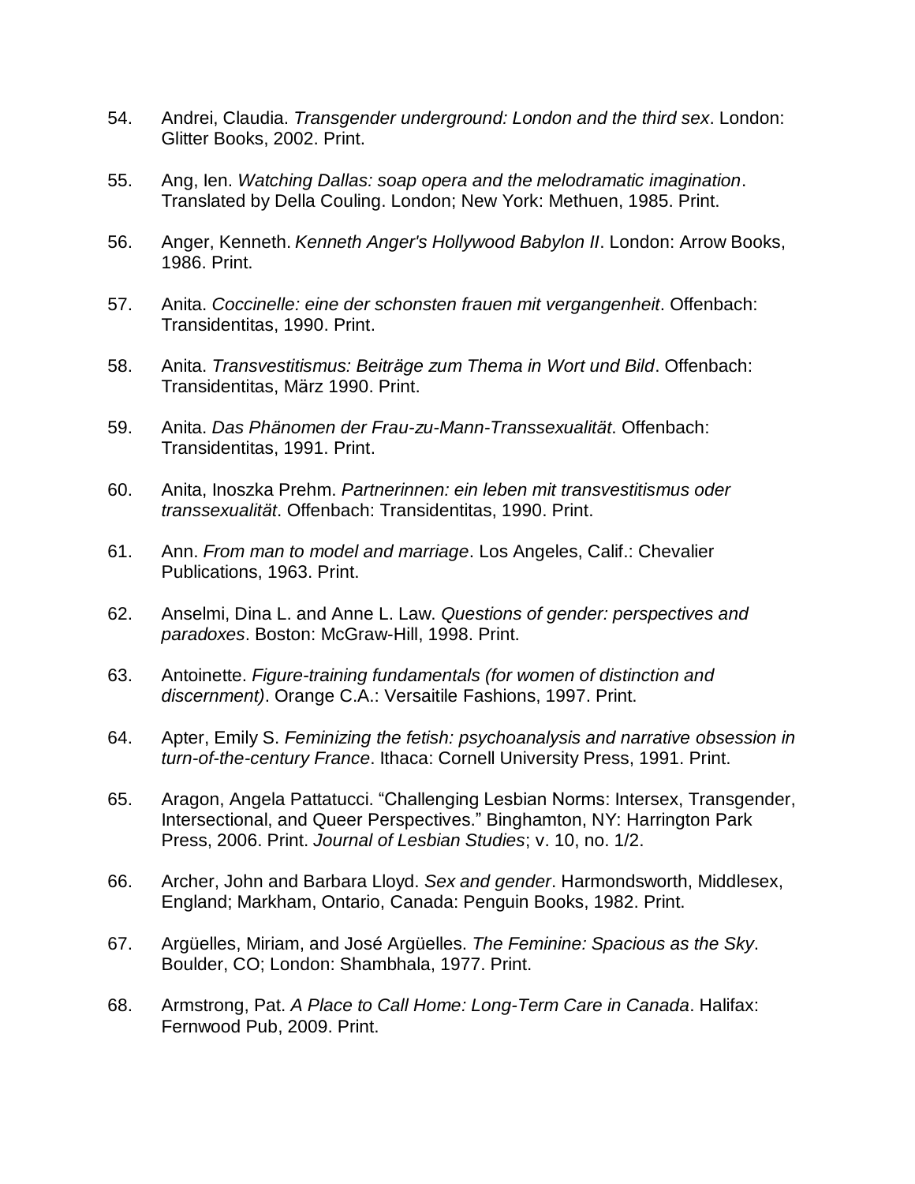54. Andrei, Claudia. *Transgender underground: London and the third sex*. London: Glitter Books, 2002. Print.

55. Ang, Ien. *Watching Dallas: soap opera and the melodramatic imagination*. Translated by Della Couling. London; New York: Methuen, 1985. Print.

56. Anger, Kenneth. *Kenneth Anger's Hollywood Babylon II*. London: Arrow Books, 1986. Print.

57. Anita. *Coccinelle: eine der schonsten frauen mit vergangenheit*. Offenbach: Transidentitas, 1990. Print.

58. Anita. *Transvestitismus: Beiträge zum Thema in Wort und Bild*. Offenbach: Transidentitas, März 1990. Print.

59. Anita. *Das Phänomen der Frau-zu-Mann-Transsexualität*. Offenbach: Transidentitas, 1991. Print.

60. Anita, Inoszka Prehm. *Partnerinnen: ein leben mit transvestitismus oder transsexualität*. Offenbach: Transidentitas, 1990. Print.

61. Ann. *From man to model and marriage*. Los Angeles, Calif.: Chevalier Publications, 1963. Print.

62. Anselmi, Dina L. and Anne L. Law. *Questions of gender: perspectives and paradoxes*. Boston: McGraw-Hill, 1998. Print.

63. Antoinette. *Figure-training fundamentals (for women of distinction and discernment)*. Orange C.A.: Versaitile Fashions, 1997. Print.

64. Apter, Emily S. *Feminizing the fetish: psychoanalysis and narrative obsession in turn-of-the-century France*. Ithaca: Cornell University Press, 1991. Print.

65. Aragon, Angela Pattatucci. "Challenging Lesbian Norms: Intersex, Transgender, Intersectional, and Queer Perspectives." Binghamton, NY: Harrington Park Press, 2006. Print. *Journal of Lesbian Studies*; v. 10, no. 1/2.

66. Archer, John and Barbara Lloyd. *Sex and gender*. Harmondsworth, Middlesex, England; Markham, Ontario, Canada: Penguin Books, 1982. Print.

67. Argüelles, Miriam, and José Argüelles. *The Feminine: Spacious as the Sky*. Boulder, CO; London: Shambhala, 1977. Print.

68. Armstrong, Pat. *A Place to Call Home: Long-Term Care in Canada*. Halifax: Fernwood Pub, 2009. Print.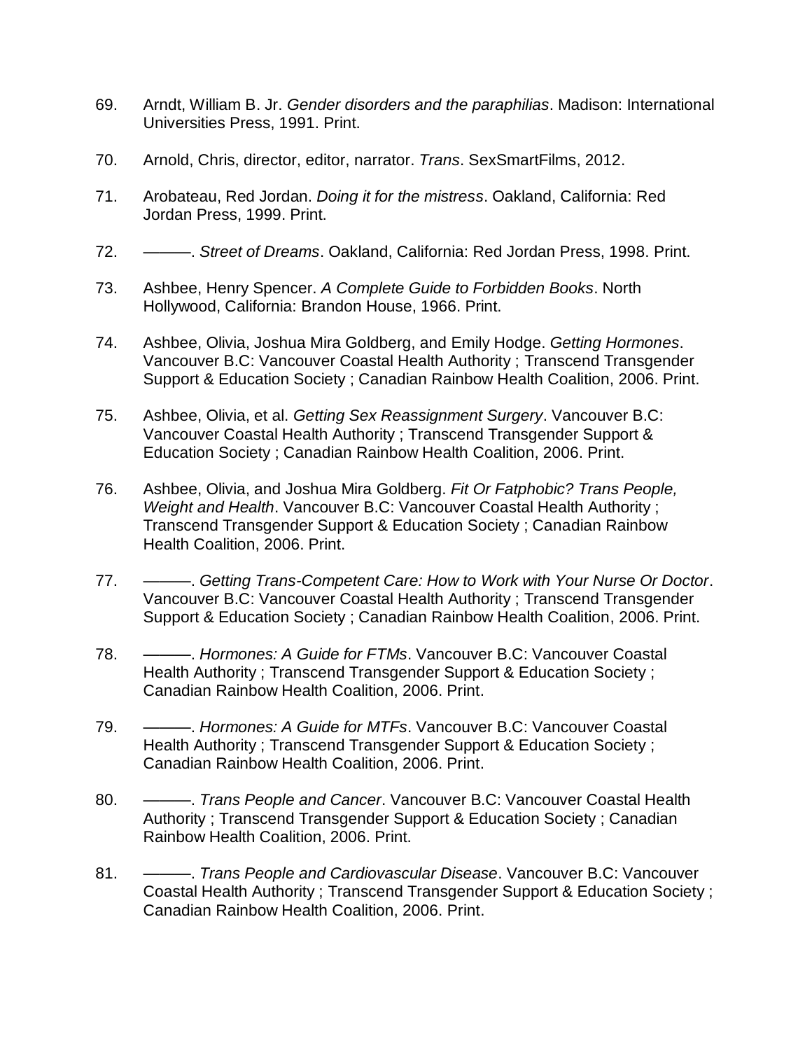69. Arndt, William B. Jr. *Gender disorders and the paraphilias*. Madison: International Universities Press, 1991. Print.

70. Arnold, Chris, director, editor, narrator. *Trans*. SexSmartFilms, 2012.

71. Arobateau, Red Jordan. *Doing it for the mistress*. Oakland, California: Red Jordan Press, 1999. Print.

72. ———. *Street of Dreams*. Oakland, California: Red Jordan Press, 1998. Print.

73. Ashbee, Henry Spencer. *A Complete Guide to Forbidden Books*. North Hollywood, California: Brandon House, 1966. Print.

74. Ashbee, Olivia, Joshua Mira Goldberg, and Emily Hodge. *Getting Hormones*. Vancouver B.C: Vancouver Coastal Health Authority ; Transcend Transgender Support & Education Society ; Canadian Rainbow Health Coalition, 2006. Print.

75. Ashbee, Olivia, et al. *Getting Sex Reassignment Surgery*. Vancouver B.C: Vancouver Coastal Health Authority ; Transcend Transgender Support & Education Society ; Canadian Rainbow Health Coalition, 2006. Print.

76. Ashbee, Olivia, and Joshua Mira Goldberg. *Fit Or Fatphobic? Trans People, Weight and Health*. Vancouver B.C: Vancouver Coastal Health Authority ; Transcend Transgender Support & Education Society ; Canadian Rainbow Health Coalition, 2006. Print.

77. ———. *Getting Trans-Competent Care: How to Work with Your Nurse Or Doctor*. Vancouver B.C: Vancouver Coastal Health Authority ; Transcend Transgender Support & Education Society ; Canadian Rainbow Health Coalition, 2006. Print.

78. ———. *Hormones: A Guide for FTMs*. Vancouver B.C: Vancouver Coastal Health Authority ; Transcend Transgender Support & Education Society ; Canadian Rainbow Health Coalition, 2006. Print.

79. ———. *Hormones: A Guide for MTFs*. Vancouver B.C: Vancouver Coastal Health Authority ; Transcend Transgender Support & Education Society ; Canadian Rainbow Health Coalition, 2006. Print.

80. ———. *Trans People and Cancer*. Vancouver B.C: Vancouver Coastal Health Authority ; Transcend Transgender Support & Education Society ; Canadian Rainbow Health Coalition, 2006. Print.

81. ———. *Trans People and Cardiovascular Disease*. Vancouver B.C: Vancouver Coastal Health Authority ; Transcend Transgender Support & Education Society ; Canadian Rainbow Health Coalition, 2006. Print.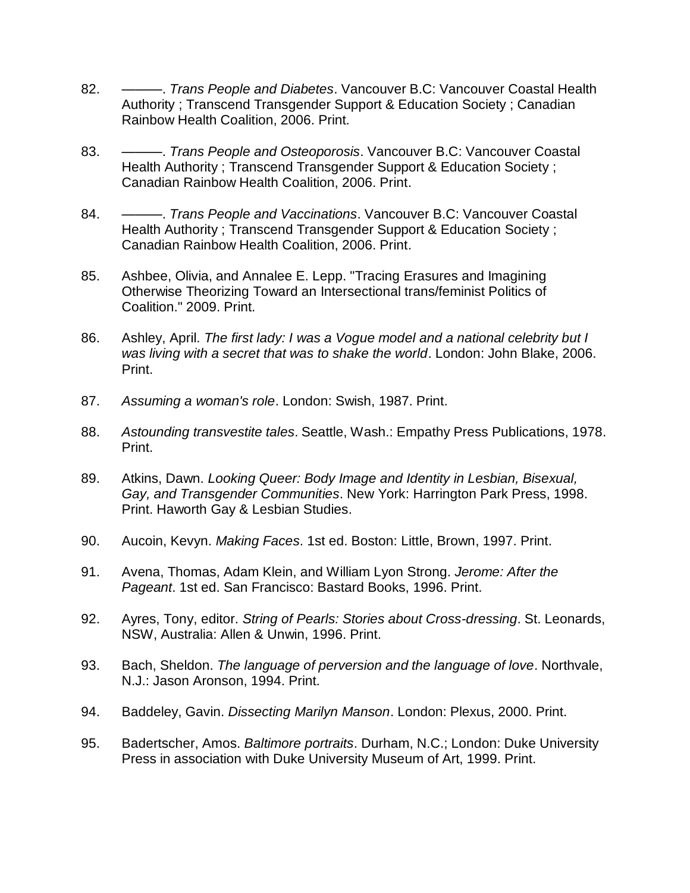82. ———. *Trans People and Diabetes*. Vancouver B.C: Vancouver Coastal Health Authority ; Transcend Transgender Support & Education Society ; Canadian Rainbow Health Coalition, 2006. Print.

83. ———. *Trans People and Osteoporosis*. Vancouver B.C: Vancouver Coastal Health Authority ; Transcend Transgender Support & Education Society ; Canadian Rainbow Health Coalition, 2006. Print.

84. ———. *Trans People and Vaccinations*. Vancouver B.C: Vancouver Coastal Health Authority ; Transcend Transgender Support & Education Society ; Canadian Rainbow Health Coalition, 2006. Print.

85. Ashbee, Olivia, and Annalee E. Lepp. "Tracing Erasures and Imagining Otherwise Theorizing Toward an Intersectional trans/feminist Politics of Coalition." 2009. Print.

86. Ashley, April. *The first lady: I was a Vogue model and a national celebrity but I was living with a secret that was to shake the world*. London: John Blake, 2006. Print.

87. *Assuming a woman's role*. London: Swish, 1987. Print.

88. *Astounding transvestite tales*. Seattle, Wash.: Empathy Press Publications, 1978. Print.

89. Atkins, Dawn. *Looking Queer: Body Image and Identity in Lesbian, Bisexual, Gay, and Transgender Communities*. New York: Harrington Park Press, 1998. Print. Haworth Gay & Lesbian Studies.

90. Aucoin, Kevyn. *Making Faces*. 1st ed. Boston: Little, Brown, 1997. Print.

91. Avena, Thomas, Adam Klein, and William Lyon Strong. *Jerome: After the Pageant*. 1st ed. San Francisco: Bastard Books, 1996. Print.

92. Ayres, Tony, editor. *String of Pearls: Stories about Cross-dressing*. St. Leonards, NSW, Australia: Allen & Unwin, 1996. Print.

93. Bach, Sheldon. *The language of perversion and the language of love*. Northvale, N.J.: Jason Aronson, 1994. Print.

94. Baddeley, Gavin. *Dissecting Marilyn Manson*. London: Plexus, 2000. Print.

95. Badertscher, Amos. *Baltimore portraits*. Durham, N.C.; London: Duke University Press in association with Duke University Museum of Art, 1999. Print.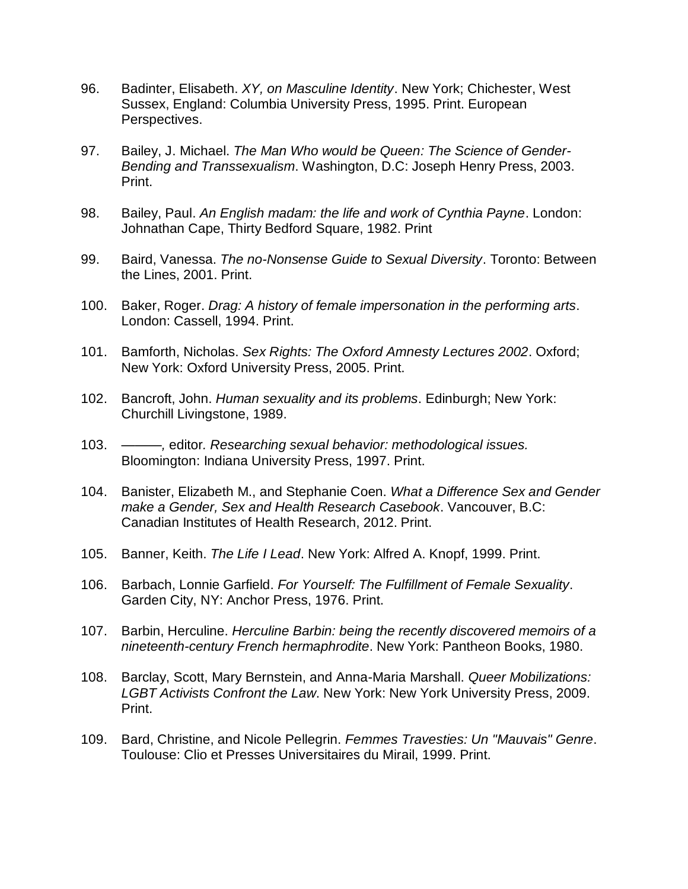96. Badinter, Elisabeth. *XY, on Masculine Identity*. New York; Chichester, West Sussex, England: Columbia University Press, 1995. Print. European Perspectives.

97. Bailey, J. Michael. *The Man Who would be Queen: The Science of Gender-Bending and Transsexualism*. Washington, D.C: Joseph Henry Press, 2003. Print.

98. Bailey, Paul. *An English madam: the life and work of Cynthia Payne*. London: Johnathan Cape, Thirty Bedford Square, 1982. Print

99. Baird, Vanessa. *The no-Nonsense Guide to Sexual Diversity*. Toronto: Between the Lines, 2001. Print.

100. Baker, Roger. *Drag: A history of female impersonation in the performing arts*. London: Cassell, 1994. Print.

101. Bamforth, Nicholas. *Sex Rights: The Oxford Amnesty Lectures 2002*. Oxford; New York: Oxford University Press, 2005. Print.

102. Bancroft, John. *Human sexuality and its problems*. Edinburgh; New York: Churchill Livingstone, 1989.

103. ———, editor. *Researching sexual behavior: methodological issues.* Bloomington: Indiana University Press, 1997. Print.

104. Banister, Elizabeth M., and Stephanie Coen. *What a Difference Sex and Gender make a Gender, Sex and Health Research Casebook*. Vancouver, B.C: Canadian Institutes of Health Research, 2012. Print.

105. Banner, Keith. *The Life I Lead*. New York: Alfred A. Knopf, 1999. Print.

106. Barbach, Lonnie Garfield. *For Yourself: The Fulfillment of Female Sexuality*. Garden City, NY: Anchor Press, 1976. Print.

107. Barbin, Herculine. *Herculine Barbin: being the recently discovered memoirs of a nineteenth-century French hermaphrodite*. New York: Pantheon Books, 1980.

108. Barclay, Scott, Mary Bernstein, and Anna-Maria Marshall. *Queer Mobilizations: LGBT Activists Confront the Law*. New York: New York University Press, 2009. Print.

109. Bard, Christine, and Nicole Pellegrin. *Femmes Travesties: Un "Mauvais" Genre*. Toulouse: Clio et Presses Universitaires du Mirail, 1999. Print.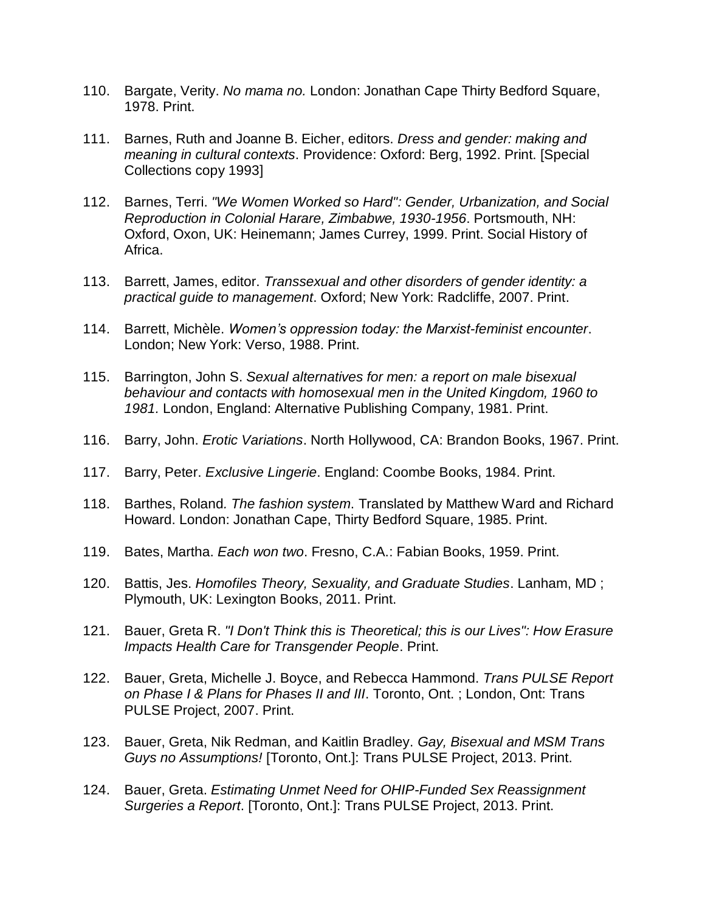110. Bargate, Verity. *No mama no.* London: Jonathan Cape Thirty Bedford Square, 1978. Print.

111. Barnes, Ruth and Joanne B. Eicher, editors. *Dress and gender: making and meaning in cultural contexts*. Providence: Oxford: Berg, 1992. Print. [Special Collections copy 1993]

112. Barnes, Terri. *"We Women Worked so Hard": Gender, Urbanization, and Social Reproduction in Colonial Harare, Zimbabwe, 1930-1956*. Portsmouth, NH: Oxford, Oxon, UK: Heinemann; James Currey, 1999. Print. Social History of Africa.

113. Barrett, James, editor. *Transsexual and other disorders of gender identity: a practical guide to management*. Oxford; New York: Radcliffe, 2007. Print.

114. Barrett, Michèle. *Women's oppression today: the Marxist-feminist encounter*. London; New York: Verso, 1988. Print.

115. Barrington, John S. *Sexual alternatives for men: a report on male bisexual behaviour and contacts with homosexual men in the United Kingdom, 1960 to 1981.* London, England: Alternative Publishing Company, 1981. Print.

116. Barry, John. *Erotic Variations*. North Hollywood, CA: Brandon Books, 1967. Print.

117. Barry, Peter. *Exclusive Lingerie*. England: Coombe Books, 1984. Print.

118. Barthes, Roland. *The fashion system*. Translated by Matthew Ward and Richard Howard. London: Jonathan Cape, Thirty Bedford Square, 1985. Print.

119. Bates, Martha. *Each won two*. Fresno, C.A.: Fabian Books, 1959. Print.

120. Battis, Jes. *Homofiles Theory, Sexuality, and Graduate Studies*. Lanham, MD ; Plymouth, UK: Lexington Books, 2011. Print.

121. Bauer, Greta R. *"I Don't Think this is Theoretical; this is our Lives": How Erasure Impacts Health Care for Transgender People*. Print.

122. Bauer, Greta, Michelle J. Boyce, and Rebecca Hammond. *Trans PULSE Report on Phase I & Plans for Phases II and III*. Toronto, Ont. ; London, Ont: Trans PULSE Project, 2007. Print.

123. Bauer, Greta, Nik Redman, and Kaitlin Bradley. *Gay, Bisexual and MSM Trans Guys no Assumptions!* [Toronto, Ont.]: Trans PULSE Project, 2013. Print.

124. Bauer, Greta. *Estimating Unmet Need for OHIP-Funded Sex Reassignment Surgeries a Report*. [Toronto, Ont.]: Trans PULSE Project, 2013. Print.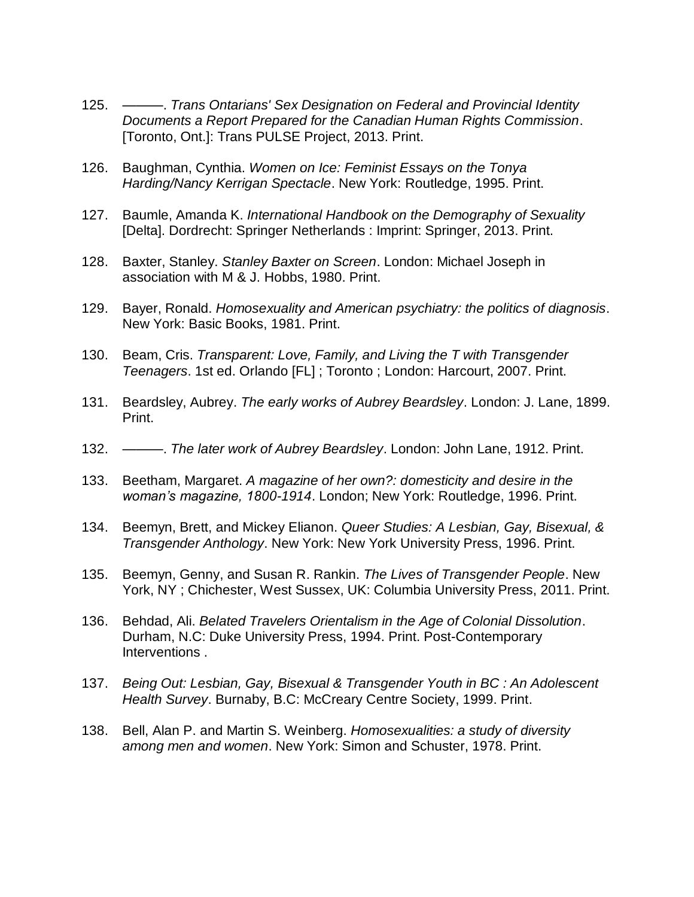125. ———. *Trans Ontarians' Sex Designation on Federal and Provincial Identity Documents a Report Prepared for the Canadian Human Rights Commission*. [Toronto, Ont.]: Trans PULSE Project, 2013. Print.

126. Baughman, Cynthia. *Women on Ice: Feminist Essays on the Tonya Harding/Nancy Kerrigan Spectacle*. New York: Routledge, 1995. Print.

127. Baumle, Amanda K. *International Handbook on the Demography of Sexuality* [Delta]. Dordrecht: Springer Netherlands : Imprint: Springer, 2013. Print.

128. Baxter, Stanley. *Stanley Baxter on Screen*. London: Michael Joseph in association with M & J. Hobbs, 1980. Print.

129. Bayer, Ronald. *Homosexuality and American psychiatry: the politics of diagnosis*. New York: Basic Books, 1981. Print.

130. Beam, Cris. *Transparent: Love, Family, and Living the T with Transgender Teenagers*. 1st ed. Orlando [FL] ; Toronto ; London: Harcourt, 2007. Print.

131. Beardsley, Aubrey. *The early works of Aubrey Beardsley*. London: J. Lane, 1899. Print.

132. ———. *The later work of Aubrey Beardsley*. London: John Lane, 1912. Print.

133. Beetham, Margaret. *A magazine of her own?: domesticity and desire in the woman's magazine, 1800-1914*. London; New York: Routledge, 1996. Print.

134. Beemyn, Brett, and Mickey Elianon. *Queer Studies: A Lesbian, Gay, Bisexual, & Transgender Anthology*. New York: New York University Press, 1996. Print.

135. Beemyn, Genny, and Susan R. Rankin. *The Lives of Transgender People*. New York, NY ; Chichester, West Sussex, UK: Columbia University Press, 2011. Print.

136. Behdad, Ali. *Belated Travelers Orientalism in the Age of Colonial Dissolution*. Durham, N.C: Duke University Press, 1994. Print. Post-Contemporary Interventions .

137. *Being Out: Lesbian, Gay, Bisexual & Transgender Youth in BC : An Adolescent Health Survey*. Burnaby, B.C: McCreary Centre Society, 1999. Print.

138. Bell, Alan P. and Martin S. Weinberg. *Homosexualities: a study of diversity among men and women*. New York: Simon and Schuster, 1978. Print.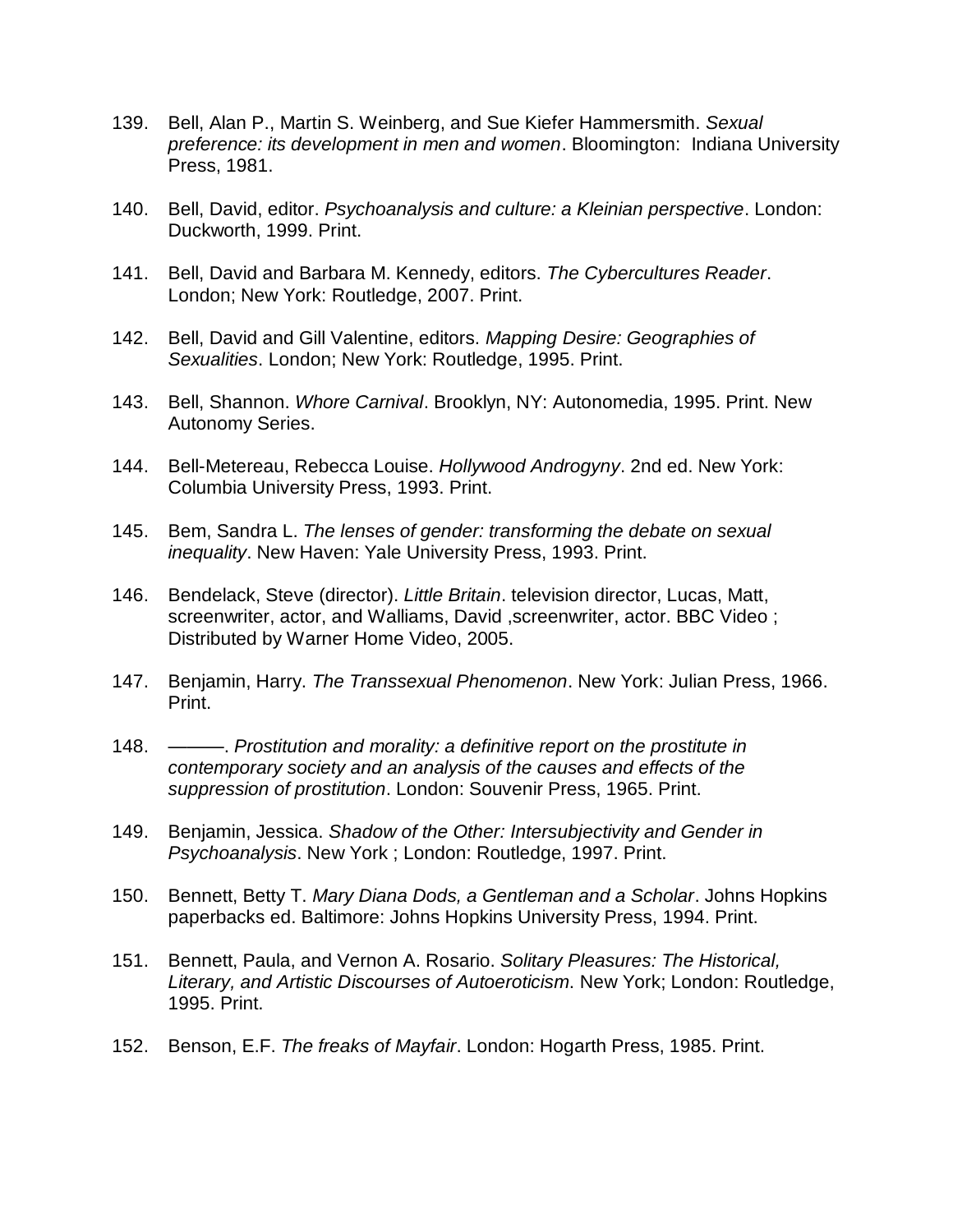139. Bell, Alan P., Martin S. Weinberg, and Sue Kiefer Hammersmith. *Sexual preference: its development in men and women*. Bloomington: Indiana University Press, 1981.

140. Bell, David, editor. *Psychoanalysis and culture: a Kleinian perspective*. London: Duckworth, 1999. Print.

141. Bell, David and Barbara M. Kennedy, editors. *The Cybercultures Reader*. London; New York: Routledge, 2007. Print.

142. Bell, David and Gill Valentine, editors. *Mapping Desire: Geographies of Sexualities*. London; New York: Routledge, 1995. Print.

143. Bell, Shannon. *Whore Carnival*. Brooklyn, NY: Autonomedia, 1995. Print. New Autonomy Series.

144. Bell-Metereau, Rebecca Louise. *Hollywood Androgyny*. 2nd ed. New York: Columbia University Press, 1993. Print.

145. Bem, Sandra L. *The lenses of gender: transforming the debate on sexual inequality*. New Haven: Yale University Press, 1993. Print.

146. Bendelack, Steve (director). *Little Britain*. television director, Lucas, Matt, screenwriter, actor, and Walliams, David ,screenwriter, actor. BBC Video ; Distributed by Warner Home Video, 2005.

147. Benjamin, Harry. *The Transsexual Phenomenon*. New York: Julian Press, 1966. Print.

148. ———. *Prostitution and morality: a definitive report on the prostitute in contemporary society and an analysis of the causes and effects of the suppression of prostitution*. London: Souvenir Press, 1965. Print.

149. Benjamin, Jessica. *Shadow of the Other: Intersubjectivity and Gender in Psychoanalysis*. New York ; London: Routledge, 1997. Print.

150. Bennett, Betty T. *Mary Diana Dods, a Gentleman and a Scholar*. Johns Hopkins paperbacks ed. Baltimore: Johns Hopkins University Press, 1994. Print.

151. Bennett, Paula, and Vernon A. Rosario. *Solitary Pleasures: The Historical, Literary, and Artistic Discourses of Autoeroticism*. New York; London: Routledge, 1995. Print.

152. Benson, E.F. *The freaks of Mayfair*. London: Hogarth Press, 1985. Print.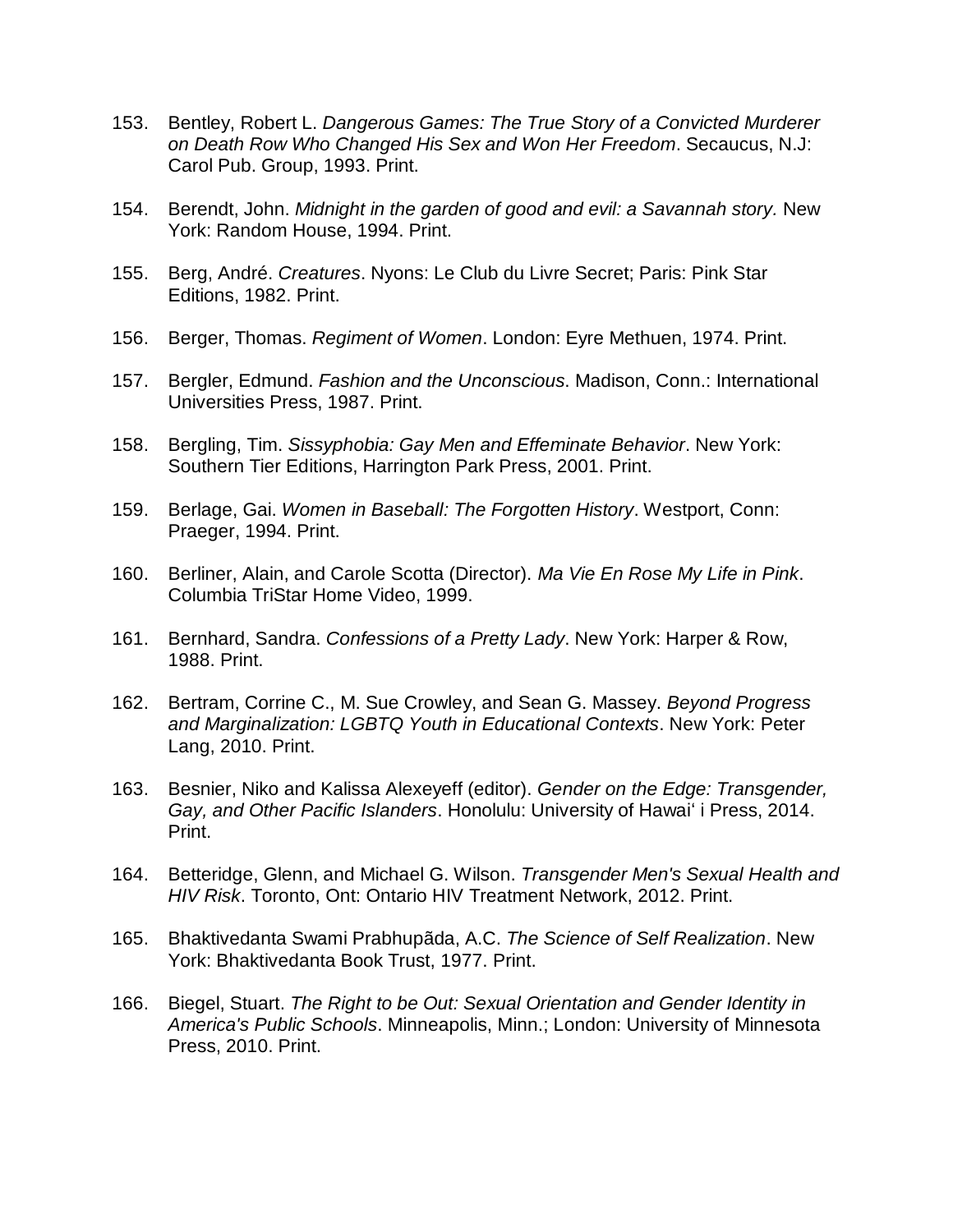153. Bentley, Robert L. *Dangerous Games: The True Story of a Convicted Murderer on Death Row Who Changed His Sex and Won Her Freedom*. Secaucus, N.J: Carol Pub. Group, 1993. Print.

154. Berendt, John. *Midnight in the garden of good and evil: a Savannah story.* New York: Random House, 1994. Print.

155. Berg, André. *Creatures*. Nyons: Le Club du Livre Secret; Paris: Pink Star Editions, 1982. Print.

156. Berger, Thomas. *Regiment of Women*. London: Eyre Methuen, 1974. Print.

157. Bergler, Edmund. *Fashion and the Unconscious*. Madison, Conn.: International Universities Press, 1987. Print.

158. Bergling, Tim. *Sissyphobia: Gay Men and Effeminate Behavior*. New York: Southern Tier Editions, Harrington Park Press, 2001. Print.

159. Berlage, Gai. *Women in Baseball: The Forgotten History*. Westport, Conn: Praeger, 1994. Print.

160. Berliner, Alain, and Carole Scotta (Director). *Ma Vie En Rose My Life in Pink*. Columbia TriStar Home Video, 1999.

161. Bernhard, Sandra. *Confessions of a Pretty Lady*. New York: Harper & Row, 1988. Print.

162. Bertram, Corrine C., M. Sue Crowley, and Sean G. Massey. *Beyond Progress and Marginalization: LGBTQ Youth in Educational Contexts*. New York: Peter Lang, 2010. Print.

163. Besnier, Niko and Kalissa Alexeyeff (editor). *Gender on the Edge: Transgender, Gay, and Other Pacific Islanders*. Honolulu: University of Hawai‘ i Press, 2014. Print.

164. Betteridge, Glenn, and Michael G. Wilson. *Transgender Men's Sexual Health and HIV Risk*. Toronto, Ont: Ontario HIV Treatment Network, 2012. Print.

165. Bhaktivedanta Swami Prabhupãda, A.C. *The Science of Self Realization*. New York: Bhaktivedanta Book Trust, 1977. Print.

166. Biegel, Stuart. *The Right to be Out: Sexual Orientation and Gender Identity in America's Public Schools*. Minneapolis, Minn.; London: University of Minnesota Press, 2010. Print.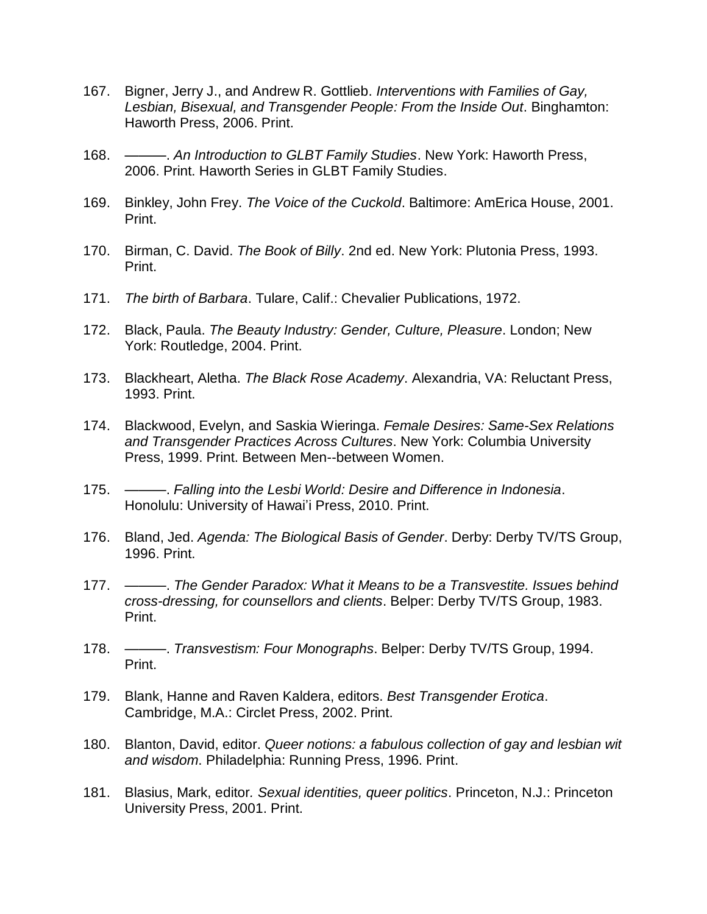167. Bigner, Jerry J., and Andrew R. Gottlieb. *Interventions with Families of Gay, Lesbian, Bisexual, and Transgender People: From the Inside Out*. Binghamton: Haworth Press, 2006. Print.

168. ———. *An Introduction to GLBT Family Studies*. New York: Haworth Press, 2006. Print. Haworth Series in GLBT Family Studies.

169. Binkley, John Frey. *The Voice of the Cuckold*. Baltimore: AmErica House, 2001. Print.

170. Birman, C. David. *The Book of Billy*. 2nd ed. New York: Plutonia Press, 1993. Print.

171. *The birth of Barbara*. Tulare, Calif.: Chevalier Publications, 1972.

172. Black, Paula. *The Beauty Industry: Gender, Culture, Pleasure*. London; New York: Routledge, 2004. Print.

173. Blackheart, Aletha. *The Black Rose Academy*. Alexandria, VA: Reluctant Press, 1993. Print.

174. Blackwood, Evelyn, and Saskia Wieringa. *Female Desires: Same-Sex Relations and Transgender Practices Across Cultures*. New York: Columbia University Press, 1999. Print. Between Men--between Women.

175. ———. *Falling into the Lesbi World: Desire and Difference in Indonesia*. Honolulu: University of Hawai'i Press, 2010. Print.

176. Bland, Jed. *Agenda: The Biological Basis of Gender*. Derby: Derby TV/TS Group, 1996. Print.

177. ———. *The Gender Paradox: What it Means to be a Transvestite. Issues behind cross-dressing, for counsellors and clients*. Belper: Derby TV/TS Group, 1983. Print.

178. ———. *Transvestism: Four Monographs*. Belper: Derby TV/TS Group, 1994. Print.

179. Blank, Hanne and Raven Kaldera, editors. *Best Transgender Erotica*. Cambridge, M.A.: Circlet Press, 2002. Print.

180. Blanton, David, editor. *Queer notions: a fabulous collection of gay and lesbian wit and wisdom*. Philadelphia: Running Press, 1996. Print.

181. Blasius, Mark, editor. *Sexual identities, queer politics*. Princeton, N.J.: Princeton University Press, 2001. Print.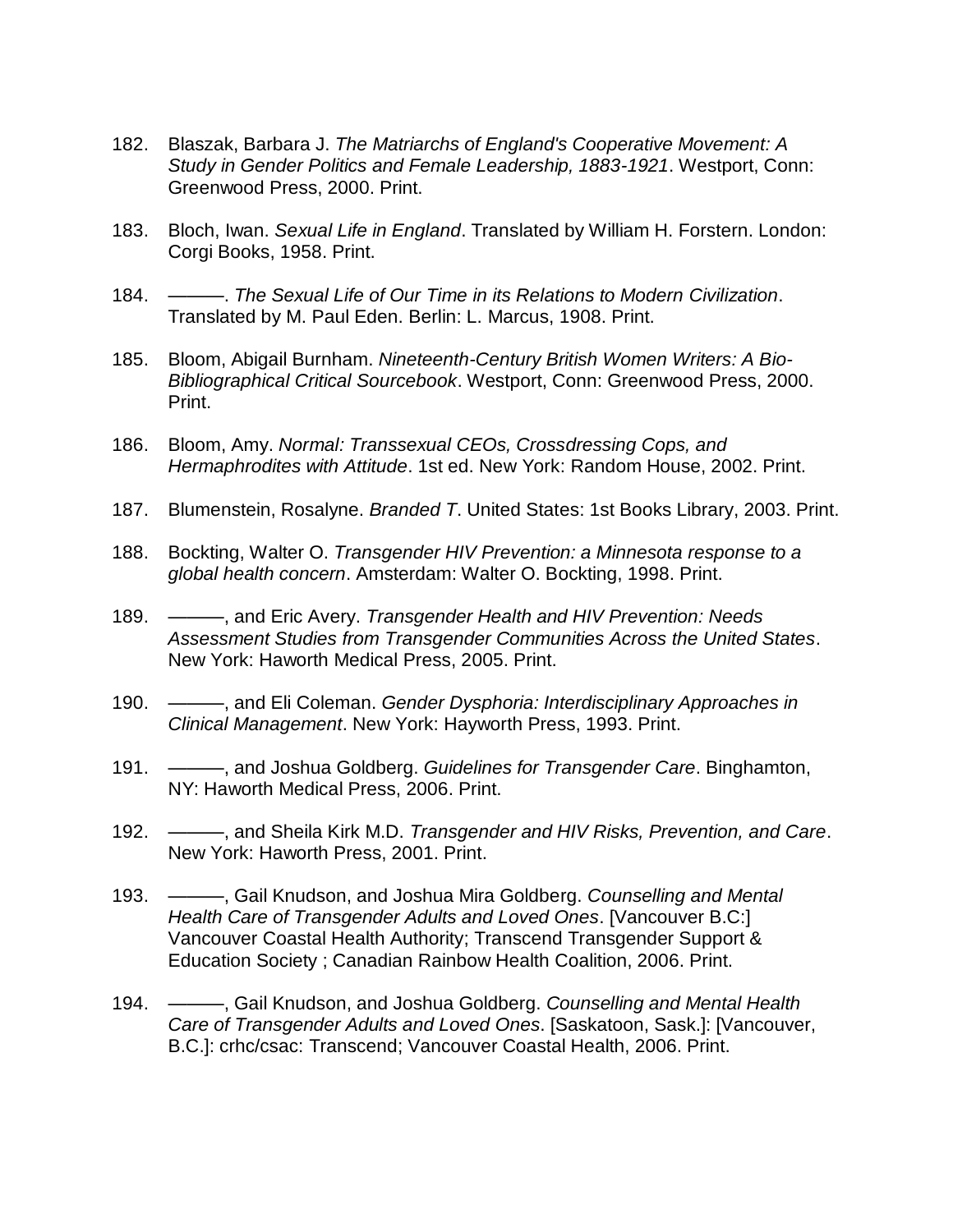182. Blaszak, Barbara J. *The Matriarchs of England's Cooperative Movement: A Study in Gender Politics and Female Leadership, 1883-1921*. Westport, Conn: Greenwood Press, 2000. Print.

183. Bloch, Iwan. *Sexual Life in England*. Translated by William H. Forstern. London: Corgi Books, 1958. Print.

184. ———. *The Sexual Life of Our Time in its Relations to Modern Civilization*. Translated by M. Paul Eden. Berlin: L. Marcus, 1908. Print.

185. Bloom, Abigail Burnham. *Nineteenth-Century British Women Writers: A Bio-Bibliographical Critical Sourcebook*. Westport, Conn: Greenwood Press, 2000. Print.

186. Bloom, Amy. *Normal: Transsexual CEOs, Crossdressing Cops, and Hermaphrodites with Attitude*. 1st ed. New York: Random House, 2002. Print.

187. Blumenstein, Rosalyne. *Branded T*. United States: 1st Books Library, 2003. Print.

188. Bockting, Walter O. *Transgender HIV Prevention: a Minnesota response to a global health concern*. Amsterdam: Walter O. Bockting, 1998. Print.

189. ———, and Eric Avery. *Transgender Health and HIV Prevention: Needs Assessment Studies from Transgender Communities Across the United States*. New York: Haworth Medical Press, 2005. Print.

190. ———, and Eli Coleman. *Gender Dysphoria: Interdisciplinary Approaches in Clinical Management*. New York: Hayworth Press, 1993. Print.

191. ———, and Joshua Goldberg. *Guidelines for Transgender Care*. Binghamton, NY: Haworth Medical Press, 2006. Print.

192. ———, and Sheila Kirk M.D. *Transgender and HIV Risks, Prevention, and Care*. New York: Haworth Press, 2001. Print.

193. ———, Gail Knudson, and Joshua Mira Goldberg. *Counselling and Mental Health Care of Transgender Adults and Loved Ones*. [Vancouver B.C:] Vancouver Coastal Health Authority; Transcend Transgender Support & Education Society ; Canadian Rainbow Health Coalition, 2006. Print.

194. ———, Gail Knudson, and Joshua Goldberg. *Counselling and Mental Health Care of Transgender Adults and Loved Ones*. [Saskatoon, Sask.]: [Vancouver, B.C.]: crhc/csac: Transcend; Vancouver Coastal Health, 2006. Print.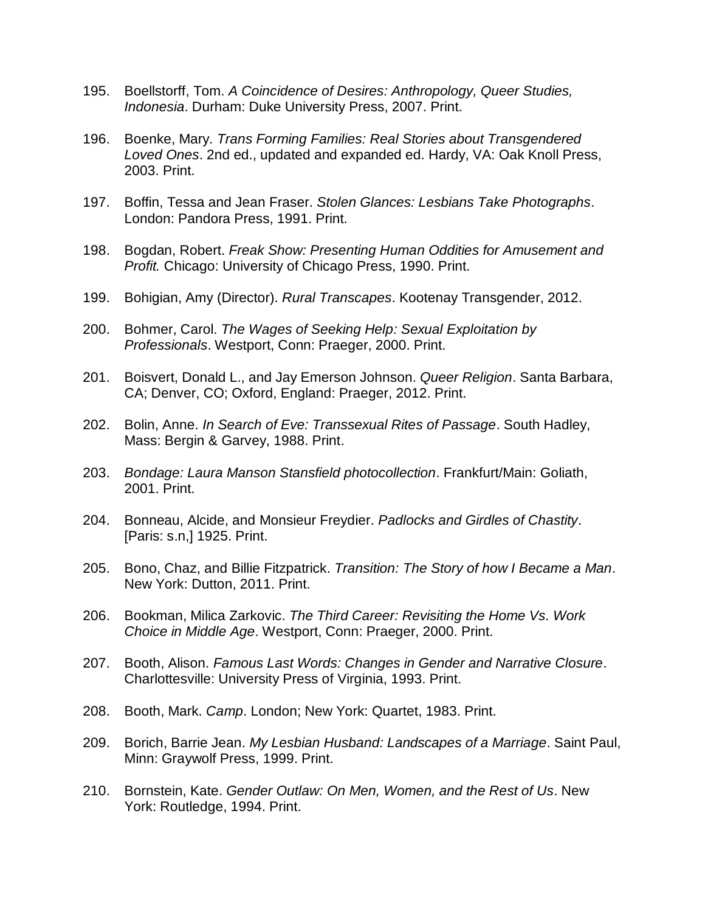195. Boellstorff, Tom. *A Coincidence of Desires: Anthropology, Queer Studies, Indonesia*. Durham: Duke University Press, 2007. Print.

196. Boenke, Mary. *Trans Forming Families: Real Stories about Transgendered Loved Ones*. 2nd ed., updated and expanded ed. Hardy, VA: Oak Knoll Press, 2003. Print.

197. Boffin, Tessa and Jean Fraser. *Stolen Glances: Lesbians Take Photographs*. London: Pandora Press, 1991. Print.

198. Bogdan, Robert. *Freak Show: Presenting Human Oddities for Amusement and Profit.* Chicago: University of Chicago Press, 1990. Print.

199. Bohigian, Amy (Director). *Rural Transcapes*. Kootenay Transgender, 2012.

200. Bohmer, Carol. *The Wages of Seeking Help: Sexual Exploitation by Professionals*. Westport, Conn: Praeger, 2000. Print.

201. Boisvert, Donald L., and Jay Emerson Johnson. *Queer Religion*. Santa Barbara, CA; Denver, CO; Oxford, England: Praeger, 2012. Print.

202. Bolin, Anne. *In Search of Eve: Transsexual Rites of Passage*. South Hadley, Mass: Bergin & Garvey, 1988. Print.

203. *Bondage: Laura Manson Stansfield photocollection*. Frankfurt/Main: Goliath, 2001. Print.

204. Bonneau, Alcide, and Monsieur Freydier. *Padlocks and Girdles of Chastity*. [Paris: s.n,] 1925. Print.

205. Bono, Chaz, and Billie Fitzpatrick. *Transition: The Story of how I Became a Man*. New York: Dutton, 2011. Print.

206. Bookman, Milica Zarkovic. *The Third Career: Revisiting the Home Vs. Work Choice in Middle Age*. Westport, Conn: Praeger, 2000. Print.

207. Booth, Alison. *Famous Last Words: Changes in Gender and Narrative Closure*. Charlottesville: University Press of Virginia, 1993. Print.

208. Booth, Mark. *Camp*. London; New York: Quartet, 1983. Print.

209. Borich, Barrie Jean. *My Lesbian Husband: Landscapes of a Marriage*. Saint Paul, Minn: Graywolf Press, 1999. Print.

210. Bornstein, Kate. *Gender Outlaw: On Men, Women, and the Rest of Us*. New York: Routledge, 1994. Print.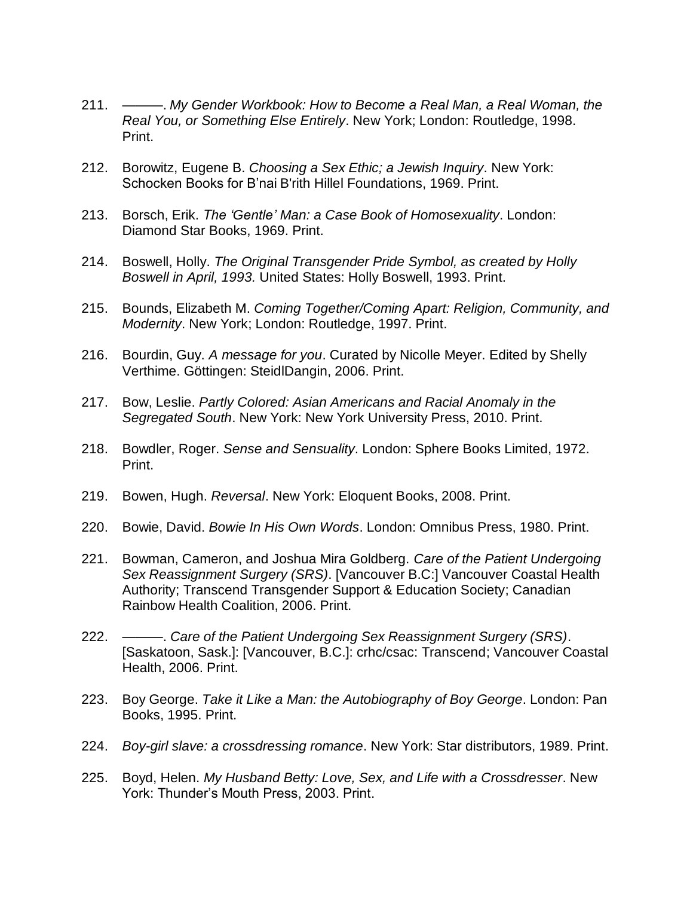211. ———. *My Gender Workbook: How to Become a Real Man, a Real Woman, the Real You, or Something Else Entirely*. New York; London: Routledge, 1998. Print.

212. Borowitz, Eugene B. *Choosing a Sex Ethic; a Jewish Inquiry*. New York: Schocken Books for B'nai B'rith Hillel Foundations, 1969. Print.

213. Borsch, Erik. *The 'Gentle' Man: a Case Book of Homosexuality*. London: Diamond Star Books, 1969. Print.

214. Boswell, Holly. *The Original Transgender Pride Symbol, as created by Holly Boswell in April, 1993.* United States: Holly Boswell, 1993. Print.

215. Bounds, Elizabeth M. *Coming Together/Coming Apart: Religion, Community, and Modernity*. New York; London: Routledge, 1997. Print.

216. Bourdin, Guy. *A message for you*. Curated by Nicolle Meyer. Edited by Shelly Verthime. Göttingen: SteidlDangin, 2006. Print.

217. Bow, Leslie. *Partly Colored: Asian Americans and Racial Anomaly in the Segregated South*. New York: New York University Press, 2010. Print.

218. Bowdler, Roger. *Sense and Sensuality*. London: Sphere Books Limited, 1972. Print.

219. Bowen, Hugh. *Reversal*. New York: Eloquent Books, 2008. Print.

220. Bowie, David. *Bowie In His Own Words*. London: Omnibus Press, 1980. Print.

221. Bowman, Cameron, and Joshua Mira Goldberg. *Care of the Patient Undergoing Sex Reassignment Surgery (SRS)*. [Vancouver B.C:] Vancouver Coastal Health Authority; Transcend Transgender Support & Education Society; Canadian Rainbow Health Coalition, 2006. Print.

222. ———. *Care of the Patient Undergoing Sex Reassignment Surgery (SRS)*. [Saskatoon, Sask.]: [Vancouver, B.C.]: crhc/csac: Transcend; Vancouver Coastal Health, 2006. Print.

223. Boy George. *Take it Like a Man: the Autobiography of Boy George*. London: Pan Books, 1995. Print.

224. *Boy-girl slave: a crossdressing romance*. New York: Star distributors, 1989. Print.

225. Boyd, Helen. *My Husband Betty: Love, Sex, and Life with a Crossdresser*. New York: Thunder's Mouth Press, 2003. Print.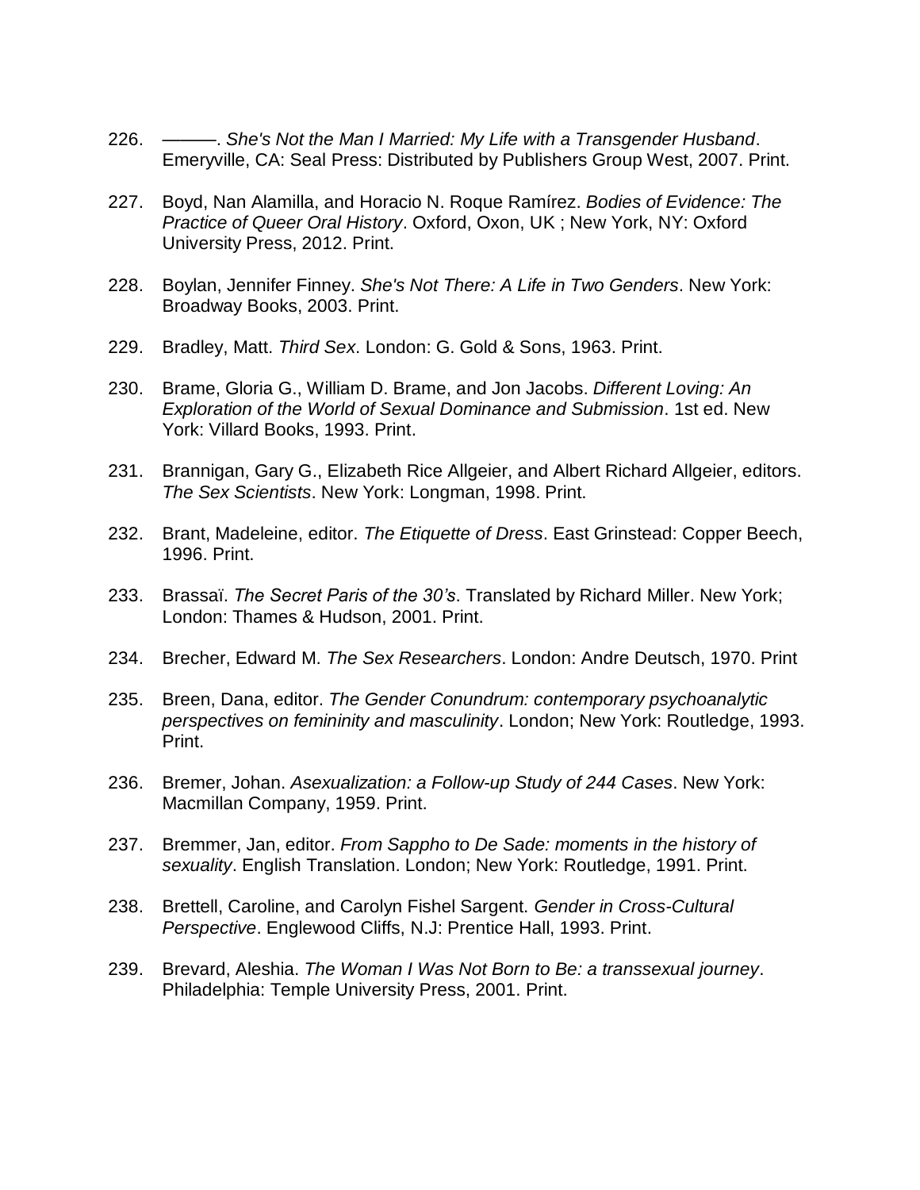226. ———. *She's Not the Man I Married: My Life with a Transgender Husband*. Emeryville, CA: Seal Press: Distributed by Publishers Group West, 2007. Print.

227. Boyd, Nan Alamilla, and Horacio N. Roque Ramírez. *Bodies of Evidence: The Practice of Queer Oral History*. Oxford, Oxon, UK ; New York, NY: Oxford University Press, 2012. Print.

228. Boylan, Jennifer Finney. *She's Not There: A Life in Two Genders*. New York: Broadway Books, 2003. Print.

229. Bradley, Matt. *Third Sex*. London: G. Gold & Sons, 1963. Print.

230. Brame, Gloria G., William D. Brame, and Jon Jacobs. *Different Loving: An Exploration of the World of Sexual Dominance and Submission*. 1st ed. New York: Villard Books, 1993. Print.

231. Brannigan, Gary G., Elizabeth Rice Allgeier, and Albert Richard Allgeier, editors. *The Sex Scientists*. New York: Longman, 1998. Print.

232. Brant, Madeleine, editor. *The Etiquette of Dress*. East Grinstead: Copper Beech, 1996. Print.

233. Brassaï. *The Secret Paris of the 30's*. Translated by Richard Miller. New York; London: Thames & Hudson, 2001. Print.

234. Brecher, Edward M. *The Sex Researchers*. London: Andre Deutsch, 1970. Print

235. Breen, Dana, editor. *The Gender Conundrum: contemporary psychoanalytic perspectives on femininity and masculinity*. London; New York: Routledge, 1993. Print.

236. Bremer, Johan. *Asexualization: a Follow-up Study of 244 Cases*. New York: Macmillan Company, 1959. Print.

237. Bremmer, Jan, editor. *From Sappho to De Sade: moments in the history of sexuality*. English Translation. London; New York: Routledge, 1991. Print.

238. Brettell, Caroline, and Carolyn Fishel Sargent. *Gender in Cross-Cultural Perspective*. Englewood Cliffs, N.J: Prentice Hall, 1993. Print.

239. Brevard, Aleshia. *The Woman I Was Not Born to Be: a transsexual journey*. Philadelphia: Temple University Press, 2001. Print.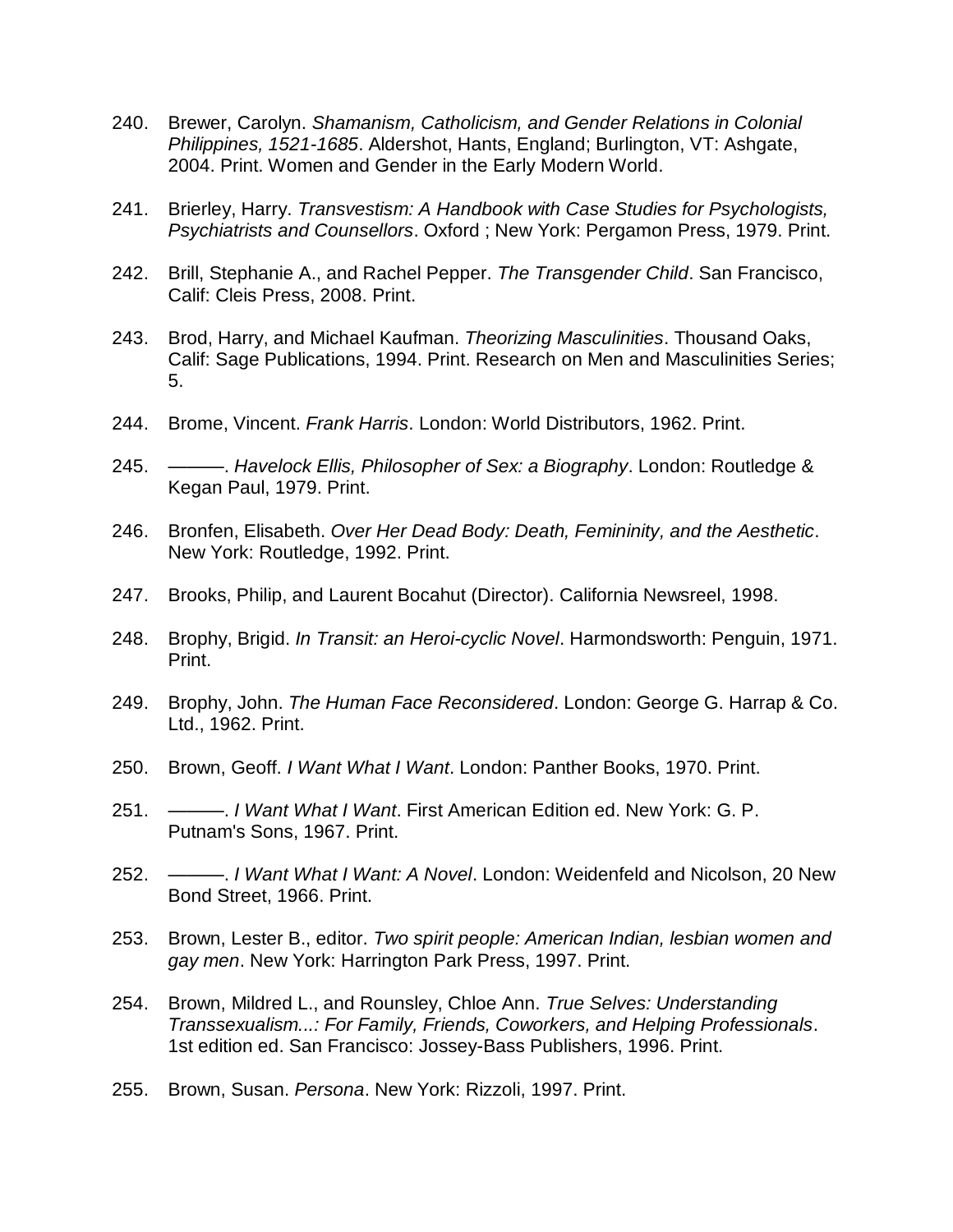240. Brewer, Carolyn. *Shamanism, Catholicism, and Gender Relations in Colonial Philippines, 1521-1685*. Aldershot, Hants, England; Burlington, VT: Ashgate, 2004. Print. Women and Gender in the Early Modern World.

241. Brierley, Harry. *Transvestism: A Handbook with Case Studies for Psychologists, Psychiatrists and Counsellors*. Oxford ; New York: Pergamon Press, 1979. Print.

242. Brill, Stephanie A., and Rachel Pepper. *The Transgender Child*. San Francisco, Calif: Cleis Press, 2008. Print.

243. Brod, Harry, and Michael Kaufman. *Theorizing Masculinities*. Thousand Oaks, Calif: Sage Publications, 1994. Print. Research on Men and Masculinities Series; 5.

244. Brome, Vincent. *Frank Harris*. London: World Distributors, 1962. Print.

245. ———. *Havelock Ellis, Philosopher of Sex: a Biography*. London: Routledge & Kegan Paul, 1979. Print.

246. Bronfen, Elisabeth. *Over Her Dead Body: Death, Femininity, and the Aesthetic*. New York: Routledge, 1992. Print.

247. Brooks, Philip, and Laurent Bocahut (Director). California Newsreel, 1998.

248. Brophy, Brigid. *In Transit: an Heroi-cyclic Novel*. Harmondsworth: Penguin, 1971. Print.

249. Brophy, John. *The Human Face Reconsidered*. London: George G. Harrap & Co. Ltd., 1962. Print.

250. Brown, Geoff. *I Want What I Want*. London: Panther Books, 1970. Print.

251. ———. *I Want What I Want*. First American Edition ed. New York: G. P. Putnam's Sons, 1967. Print.

252. ———. *I Want What I Want: A Novel*. London: Weidenfeld and Nicolson, 20 New Bond Street, 1966. Print.

253. Brown, Lester B., editor. *Two spirit people: American Indian, lesbian women and gay men*. New York: Harrington Park Press, 1997. Print.

254. Brown, Mildred L., and Rounsley, Chloe Ann. *True Selves: Understanding Transsexualism...: For Family, Friends, Coworkers, and Helping Professionals*. 1st edition ed. San Francisco: Jossey-Bass Publishers, 1996. Print.

255. Brown, Susan. *Persona*. New York: Rizzoli, 1997. Print.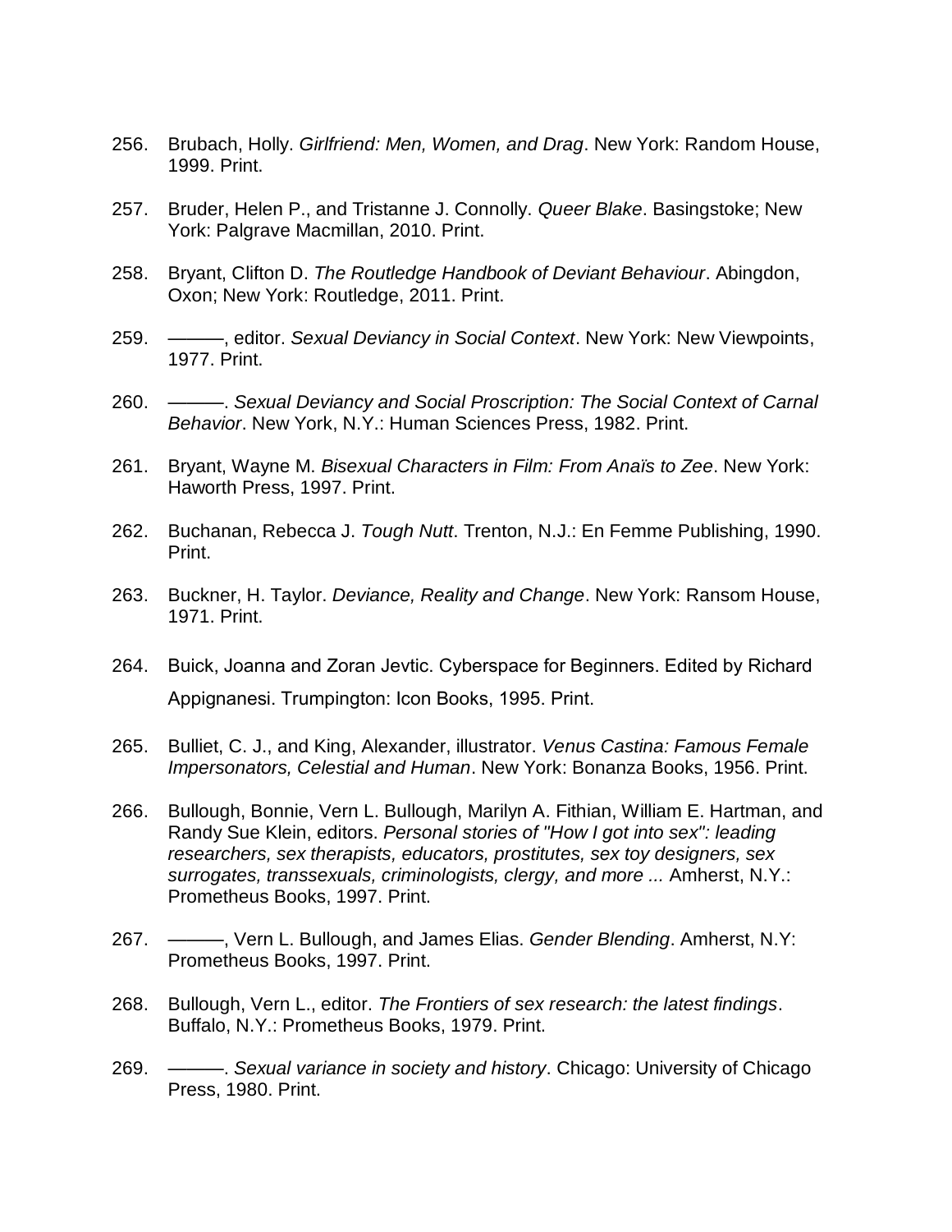256. Brubach, Holly. *Girlfriend: Men, Women, and Drag*. New York: Random House, 1999. Print.

257. Bruder, Helen P., and Tristanne J. Connolly. *Queer Blake*. Basingstoke; New York: Palgrave Macmillan, 2010. Print.

258. Bryant, Clifton D. *The Routledge Handbook of Deviant Behaviour*. Abingdon, Oxon; New York: Routledge, 2011. Print.

259. ———, editor. *Sexual Deviancy in Social Context*. New York: New Viewpoints, 1977. Print.

260. ———. *Sexual Deviancy and Social Proscription: The Social Context of Carnal Behavior*. New York, N.Y.: Human Sciences Press, 1982. Print.

261. Bryant, Wayne M. *Bisexual Characters in Film: From Anaïs to Zee*. New York: Haworth Press, 1997. Print.

262. Buchanan, Rebecca J. *Tough Nutt*. Trenton, N.J.: En Femme Publishing, 1990. Print.

263. Buckner, H. Taylor. *Deviance, Reality and Change*. New York: Ransom House, 1971. Print.

264. Buick, Joanna and Zoran Jevtic. Cyberspace for Beginners. Edited by Richard Appignanesi. Trumpington: Icon Books, 1995. Print.

265. Bulliet, C. J., and King, Alexander, illustrator. *Venus Castina: Famous Female Impersonators, Celestial and Human*. New York: Bonanza Books, 1956. Print.

266. Bullough, Bonnie, Vern L. Bullough, Marilyn A. Fithian, William E. Hartman, and Randy Sue Klein, editors. *Personal stories of "How I got into sex": leading researchers, sex therapists, educators, prostitutes, sex toy designers, sex surrogates, transsexuals, criminologists, clergy, and more ...* Amherst, N.Y.: Prometheus Books, 1997. Print.

267. ———, Vern L. Bullough, and James Elias. *Gender Blending*. Amherst, N.Y: Prometheus Books, 1997. Print.

268. Bullough, Vern L., editor. *The Frontiers of sex research: the latest findings*. Buffalo, N.Y.: Prometheus Books, 1979. Print.

269. ———. *Sexual variance in society and history*. Chicago: University of Chicago Press, 1980. Print.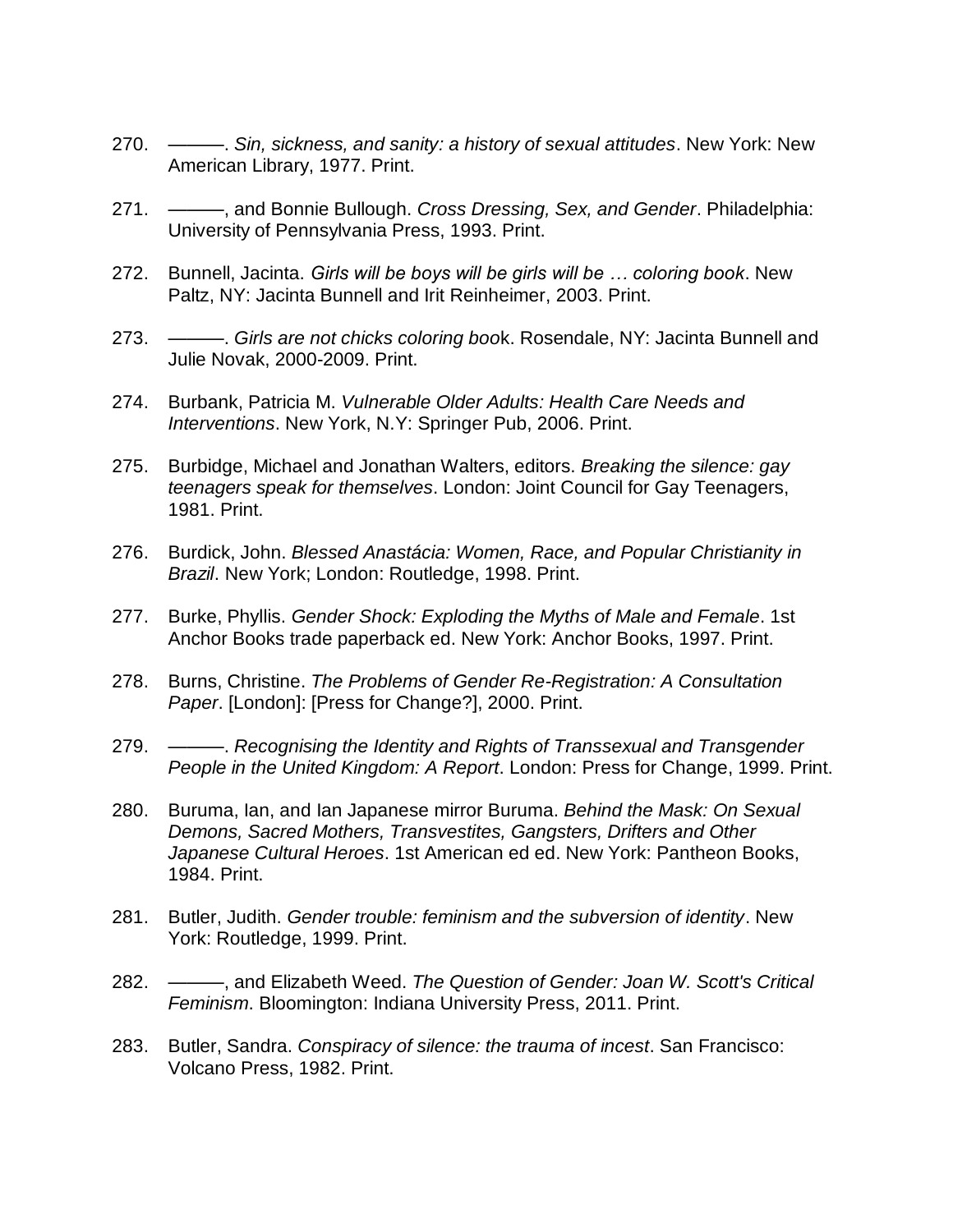270. ———. *Sin, sickness, and sanity: a history of sexual attitudes*. New York: New American Library, 1977. Print.

271. ———, and Bonnie Bullough. *Cross Dressing, Sex, and Gender*. Philadelphia: University of Pennsylvania Press, 1993. Print.

272. Bunnell, Jacinta. *Girls will be boys will be girls will be … coloring book*. New Paltz, NY: Jacinta Bunnell and Irit Reinheimer, 2003. Print.

273. ———. *Girls are not chicks coloring boo*k. Rosendale, NY: Jacinta Bunnell and Julie Novak, 2000-2009. Print.

274. Burbank, Patricia M. *Vulnerable Older Adults: Health Care Needs and Interventions*. New York, N.Y: Springer Pub, 2006. Print.

275. Burbidge, Michael and Jonathan Walters, editors. *Breaking the silence: gay teenagers speak for themselves*. London: Joint Council for Gay Teenagers, 1981. Print.

276. Burdick, John. *Blessed Anastácia: Women, Race, and Popular Christianity in Brazil*. New York; London: Routledge, 1998. Print.

277. Burke, Phyllis. *Gender Shock: Exploding the Myths of Male and Female*. 1st Anchor Books trade paperback ed. New York: Anchor Books, 1997. Print.

278. Burns, Christine. *The Problems of Gender Re-Registration: A Consultation Paper*. [London]: [Press for Change?], 2000. Print.

279. ———. *Recognising the Identity and Rights of Transsexual and Transgender People in the United Kingdom: A Report*. London: Press for Change, 1999. Print.

280. Buruma, Ian, and Ian Japanese mirror Buruma. *Behind the Mask: On Sexual Demons, Sacred Mothers, Transvestites, Gangsters, Drifters and Other Japanese Cultural Heroes*. 1st American ed ed. New York: Pantheon Books, 1984. Print.

281. Butler, Judith. *Gender trouble: feminism and the subversion of identity*. New York: Routledge, 1999. Print.

282. ———, and Elizabeth Weed. *The Question of Gender: Joan W. Scott's Critical Feminism*. Bloomington: Indiana University Press, 2011. Print.

283. Butler, Sandra. *Conspiracy of silence: the trauma of incest*. San Francisco: Volcano Press, 1982. Print.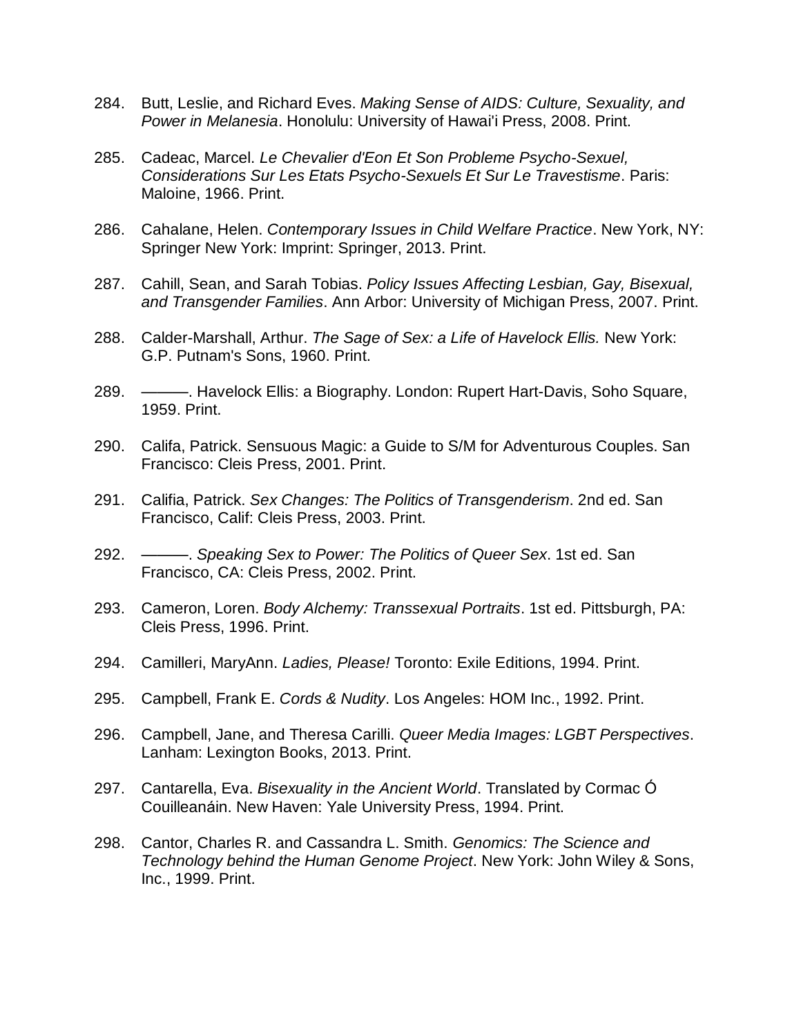284. Butt, Leslie, and Richard Eves. *Making Sense of AIDS: Culture, Sexuality, and Power in Melanesia*. Honolulu: University of Hawai'i Press, 2008. Print.

285. Cadeac, Marcel. *Le Chevalier d'Eon Et Son Probleme Psycho-Sexuel, Considerations Sur Les Etats Psycho-Sexuels Et Sur Le Travestisme*. Paris: Maloine, 1966. Print.

286. Cahalane, Helen. *Contemporary Issues in Child Welfare Practice*. New York, NY: Springer New York: Imprint: Springer, 2013. Print.

287. Cahill, Sean, and Sarah Tobias. *Policy Issues Affecting Lesbian, Gay, Bisexual, and Transgender Families*. Ann Arbor: University of Michigan Press, 2007. Print.

288. Calder-Marshall, Arthur. *The Sage of Sex: a Life of Havelock Ellis.* New York: G.P. Putnam's Sons, 1960. Print.

289. ———. Havelock Ellis: a Biography. London: Rupert Hart-Davis, Soho Square, 1959. Print.

290. Califa, Patrick. Sensuous Magic: a Guide to S/M for Adventurous Couples. San Francisco: Cleis Press, 2001. Print.

291. Califia, Patrick. *Sex Changes: The Politics of Transgenderism*. 2nd ed. San Francisco, Calif: Cleis Press, 2003. Print.

292. ———. *Speaking Sex to Power: The Politics of Queer Sex*. 1st ed. San Francisco, CA: Cleis Press, 2002. Print.

293. Cameron, Loren. *Body Alchemy: Transsexual Portraits*. 1st ed. Pittsburgh, PA: Cleis Press, 1996. Print.

294. Camilleri, MaryAnn. *Ladies, Please!* Toronto: Exile Editions, 1994. Print.

295. Campbell, Frank E. *Cords & Nudity*. Los Angeles: HOM Inc., 1992. Print.

296. Campbell, Jane, and Theresa Carilli. *Queer Media Images: LGBT Perspectives*. Lanham: Lexington Books, 2013. Print.

297. Cantarella, Eva. *Bisexuality in the Ancient World*. Translated by Cormac Ó Couilleanáin. New Haven: Yale University Press, 1994. Print.

298. Cantor, Charles R. and Cassandra L. Smith. *Genomics: The Science and Technology behind the Human Genome Project*. New York: John Wiley & Sons, Inc., 1999. Print.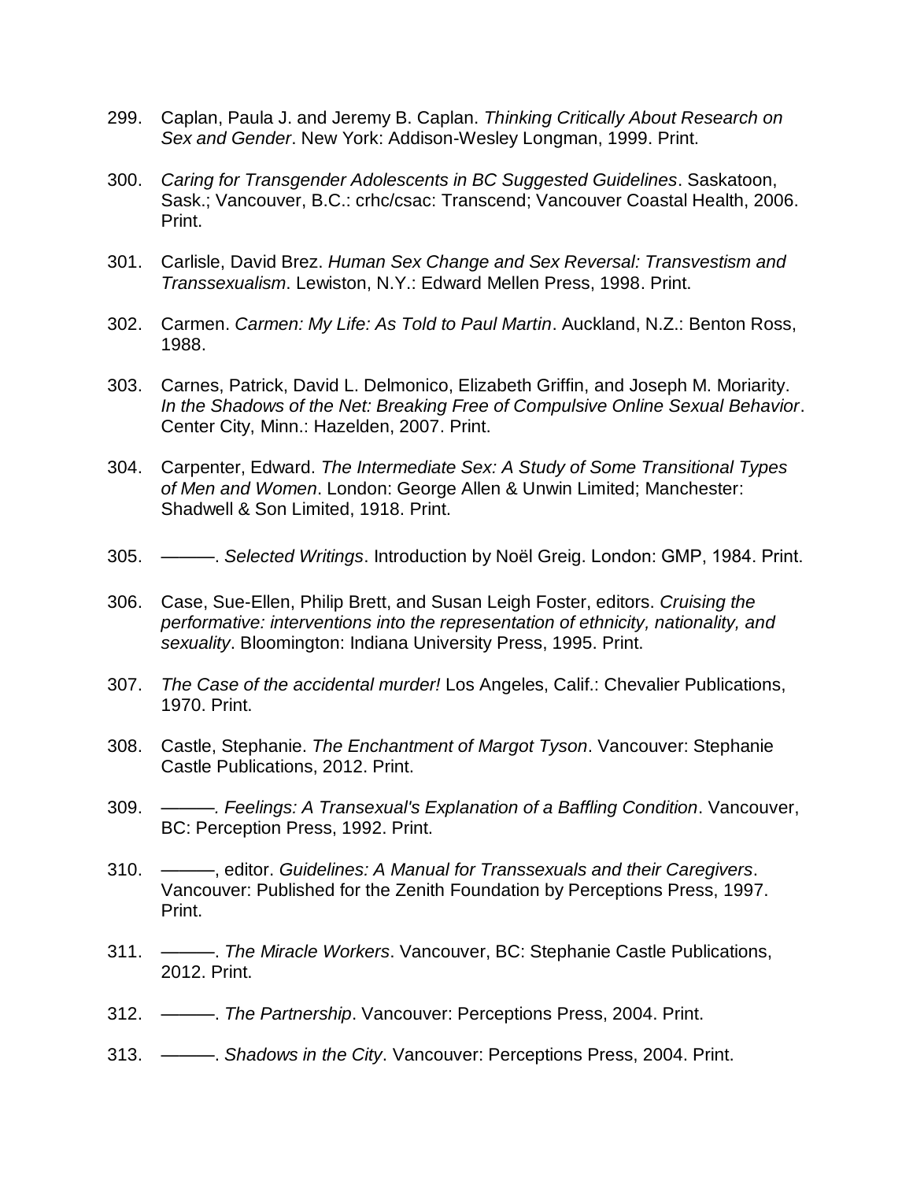299. Caplan, Paula J. and Jeremy B. Caplan. *Thinking Critically About Research on Sex and Gender*. New York: Addison-Wesley Longman, 1999. Print.

300. *Caring for Transgender Adolescents in BC Suggested Guidelines*. Saskatoon, Sask.; Vancouver, B.C.: crhc/csac: Transcend; Vancouver Coastal Health, 2006. Print.

301. Carlisle, David Brez. *Human Sex Change and Sex Reversal: Transvestism and Transsexualism*. Lewiston, N.Y.: Edward Mellen Press, 1998. Print.

302. Carmen. *Carmen: My Life: As Told to Paul Martin*. Auckland, N.Z.: Benton Ross, 1988.

303. Carnes, Patrick, David L. Delmonico, Elizabeth Griffin, and Joseph M. Moriarity. *In the Shadows of the Net: Breaking Free of Compulsive Online Sexual Behavior*. Center City, Minn.: Hazelden, 2007. Print.

304. Carpenter, Edward. *The Intermediate Sex: A Study of Some Transitional Types of Men and Women*. London: George Allen & Unwin Limited; Manchester: Shadwell & Son Limited, 1918. Print.

305. ———. *Selected Writings*. Introduction by Noël Greig. London: GMP, 1984. Print.

306. Case, Sue-Ellen, Philip Brett, and Susan Leigh Foster, editors. *Cruising the performative: interventions into the representation of ethnicity, nationality, and sexuality*. Bloomington: Indiana University Press, 1995. Print.

307. *The Case of the accidental murder!* Los Angeles, Calif.: Chevalier Publications, 1970. Print.

308. Castle, Stephanie. *The Enchantment of Margot Tyson*. Vancouver: Stephanie Castle Publications, 2012. Print.

309. ———*. Feelings: A Transexual's Explanation of a Baffling Condition*. Vancouver, BC: Perception Press, 1992. Print.

310. ———, editor. *Guidelines: A Manual for Transsexuals and their Caregivers*. Vancouver: Published for the Zenith Foundation by Perceptions Press, 1997. Print.

311. ———. *The Miracle Workers*. Vancouver, BC: Stephanie Castle Publications, 2012. Print.

312. ———. *The Partnership*. Vancouver: Perceptions Press, 2004. Print.

313. ———. *Shadows in the City*. Vancouver: Perceptions Press, 2004. Print.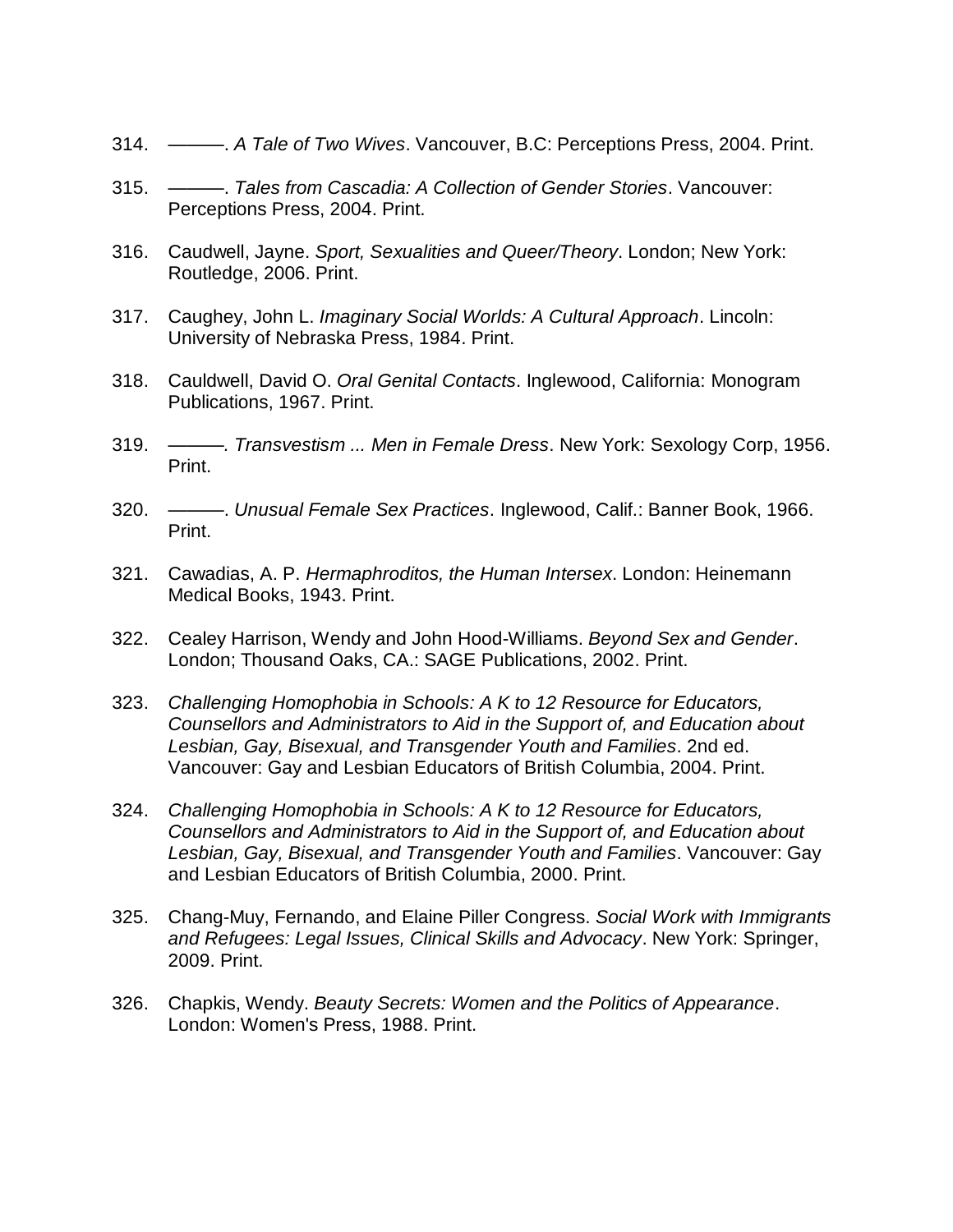314. ———. *A Tale of Two Wives*. Vancouver, B.C: Perceptions Press, 2004. Print.

315. ———. *Tales from Cascadia: A Collection of Gender Stories*. Vancouver: Perceptions Press, 2004. Print.

316. Caudwell, Jayne. *Sport, Sexualities and Queer/Theory*. London; New York: Routledge, 2006. Print.

317. Caughey, John L. *Imaginary Social Worlds: A Cultural Approach*. Lincoln: University of Nebraska Press, 1984. Print.

318. Cauldwell, David O. *Oral Genital Contacts*. Inglewood, California: Monogram Publications, 1967. Print.

319. ———*. Transvestism ... Men in Female Dress*. New York: Sexology Corp, 1956. Print.

320. ———. *Unusual Female Sex Practices*. Inglewood, Calif.: Banner Book, 1966. Print.

321. Cawadias, A. P. *Hermaphroditos, the Human Intersex*. London: Heinemann Medical Books, 1943. Print.

322. Cealey Harrison, Wendy and John Hood-Williams. *Beyond Sex and Gender*. London; Thousand Oaks, CA.: SAGE Publications, 2002. Print.

323. *Challenging Homophobia in Schools: A K to 12 Resource for Educators, Counsellors and Administrators to Aid in the Support of, and Education about Lesbian, Gay, Bisexual, and Transgender Youth and Families*. 2nd ed. Vancouver: Gay and Lesbian Educators of British Columbia, 2004. Print.

324. *Challenging Homophobia in Schools: A K to 12 Resource for Educators, Counsellors and Administrators to Aid in the Support of, and Education about Lesbian, Gay, Bisexual, and Transgender Youth and Families*. Vancouver: Gay and Lesbian Educators of British Columbia, 2000. Print.

325. Chang-Muy, Fernando, and Elaine Piller Congress. *Social Work with Immigrants and Refugees: Legal Issues, Clinical Skills and Advocacy*. New York: Springer, 2009. Print.

326. Chapkis, Wendy. *Beauty Secrets: Women and the Politics of Appearance*. London: Women's Press, 1988. Print.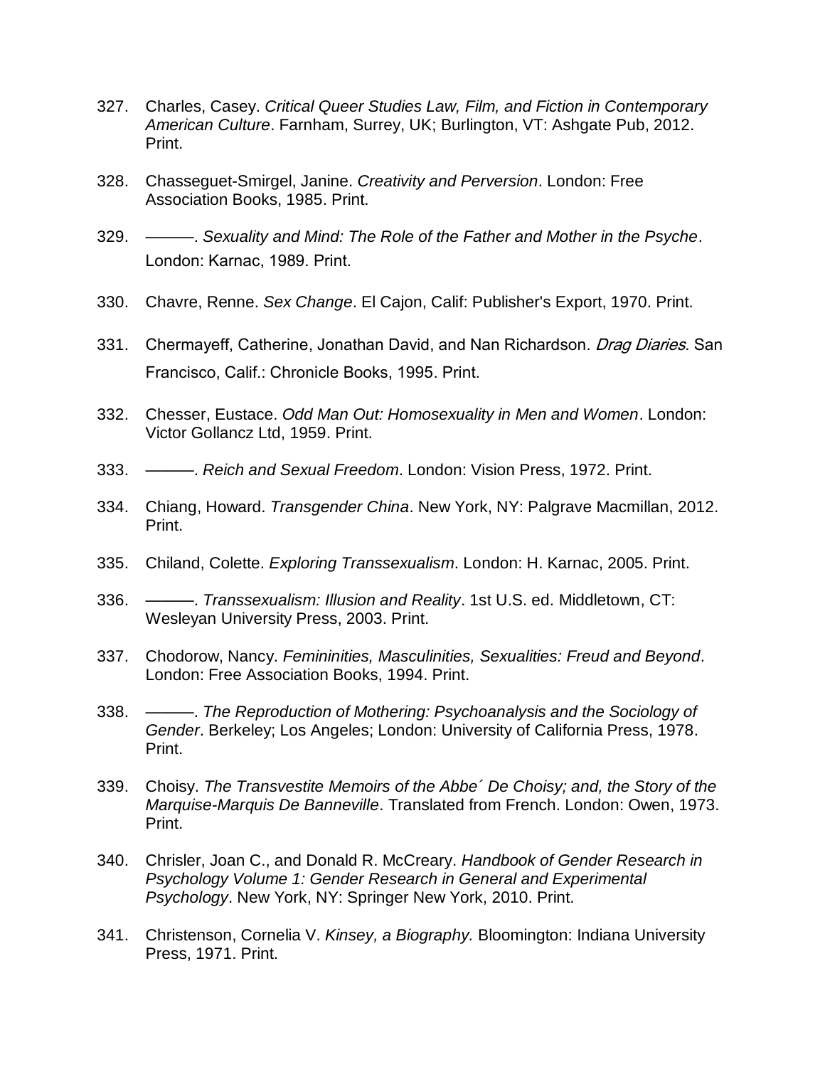327. Charles, Casey. *Critical Queer Studies Law, Film, and Fiction in Contemporary American Culture*. Farnham, Surrey, UK; Burlington, VT: Ashgate Pub, 2012. Print.

328. Chasseguet-Smirgel, Janine. *Creativity and Perversion*. London: Free Association Books, 1985. Print.

329. ———. *Sexuality and Mind: The Role of the Father and Mother in the Psyche*. London: Karnac, 1989. Print.

330. Chavre, Renne. *Sex Change*. El Cajon, Calif: Publisher's Export, 1970. Print.

331. Chermayeff, Catherine, Jonathan David, and Nan Richardson. *Drag Diaries*. San Francisco, Calif.: Chronicle Books, 1995. Print.

332. Chesser, Eustace. *Odd Man Out: Homosexuality in Men and Women*. London: Victor Gollancz Ltd, 1959. Print.

333. ———. *Reich and Sexual Freedom*. London: Vision Press, 1972. Print.

334. Chiang, Howard. *Transgender China*. New York, NY: Palgrave Macmillan, 2012. Print.

335. Chiland, Colette. *Exploring Transsexualism*. London: H. Karnac, 2005. Print.

336. ———. *Transsexualism: Illusion and Reality*. 1st U.S. ed. Middletown, CT: Wesleyan University Press, 2003. Print.

337. Chodorow, Nancy. *Femininities, Masculinities, Sexualities: Freud and Beyond*. London: Free Association Books, 1994. Print.

338. ———. *The Reproduction of Mothering: Psychoanalysis and the Sociology of Gender*. Berkeley; Los Angeles; London: University of California Press, 1978. Print.

339. Choisy. *The Transvestite Memoirs of the Abbe´ De Choisy; and, the Story of the Marquise-Marquis De Banneville*. Translated from French. London: Owen, 1973. Print.

340. Chrisler, Joan C., and Donald R. McCreary. *Handbook of Gender Research in Psychology Volume 1: Gender Research in General and Experimental Psychology*. New York, NY: Springer New York, 2010. Print.

341. Christenson, Cornelia V. *Kinsey, a Biography.* Bloomington: Indiana University Press, 1971. Print.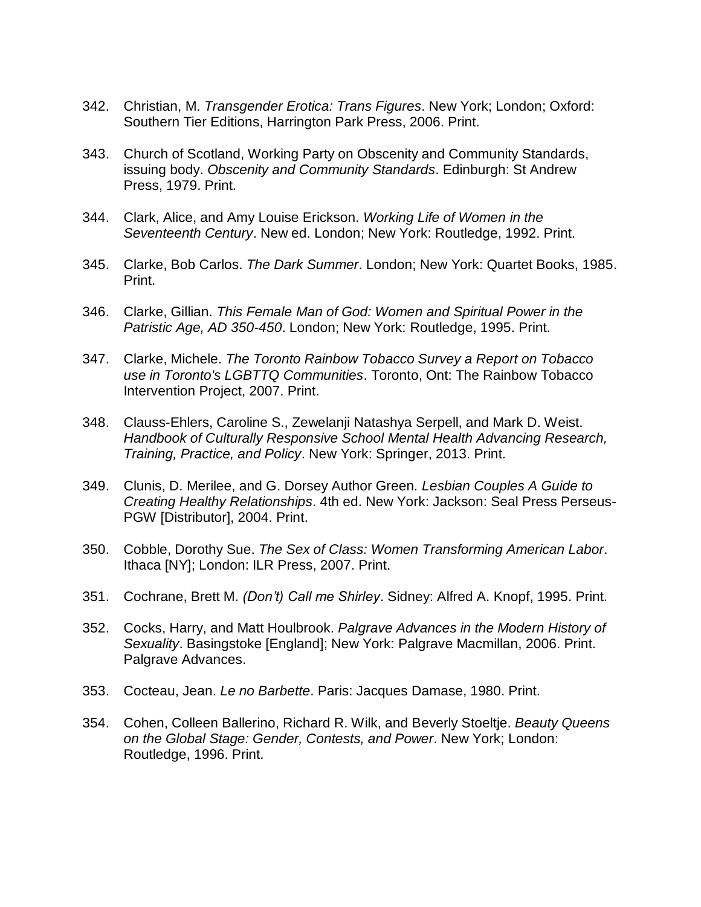342. Christian, M. *Transgender Erotica: Trans Figures*. New York; London; Oxford: Southern Tier Editions, Harrington Park Press, 2006. Print.

343. Church of Scotland, Working Party on Obscenity and Community Standards, issuing body. *Obscenity and Community Standards*. Edinburgh: St Andrew Press, 1979. Print.

344. Clark, Alice, and Amy Louise Erickson. *Working Life of Women in the Seventeenth Century*. New ed. London; New York: Routledge, 1992. Print.

345. Clarke, Bob Carlos. *The Dark Summer*. London; New York: Quartet Books, 1985. Print.

346. Clarke, Gillian. *This Female Man of God: Women and Spiritual Power in the Patristic Age, AD 350-450*. London; New York: Routledge, 1995. Print.

347. Clarke, Michele. *The Toronto Rainbow Tobacco Survey a Report on Tobacco use in Toronto's LGBTTQ Communities*. Toronto, Ont: The Rainbow Tobacco Intervention Project, 2007. Print.

348. Clauss-Ehlers, Caroline S., Zewelanji Natashya Serpell, and Mark D. Weist. *Handbook of Culturally Responsive School Mental Health Advancing Research, Training, Practice, and Policy*. New York: Springer, 2013. Print.

349. Clunis, D. Merilee, and G. Dorsey Author Green. *Lesbian Couples A Guide to Creating Healthy Relationships*. 4th ed. New York: Jackson: Seal Press Perseus-PGW [Distributor], 2004. Print.

350. Cobble, Dorothy Sue. *The Sex of Class: Women Transforming American Labor*. Ithaca [NY]; London: ILR Press, 2007. Print.

351. Cochrane, Brett M. *(Don't) Call me Shirley*. Sidney: Alfred A. Knopf, 1995. Print.

352. Cocks, Harry, and Matt Houlbrook. *Palgrave Advances in the Modern History of Sexuality*. Basingstoke [England]; New York: Palgrave Macmillan, 2006. Print. Palgrave Advances.

353. Cocteau, Jean. *Le no Barbette*. Paris: Jacques Damase, 1980. Print.

354. Cohen, Colleen Ballerino, Richard R. Wilk, and Beverly Stoeltje. *Beauty Queens on the Global Stage: Gender, Contests, and Power*. New York; London: Routledge, 1996. Print.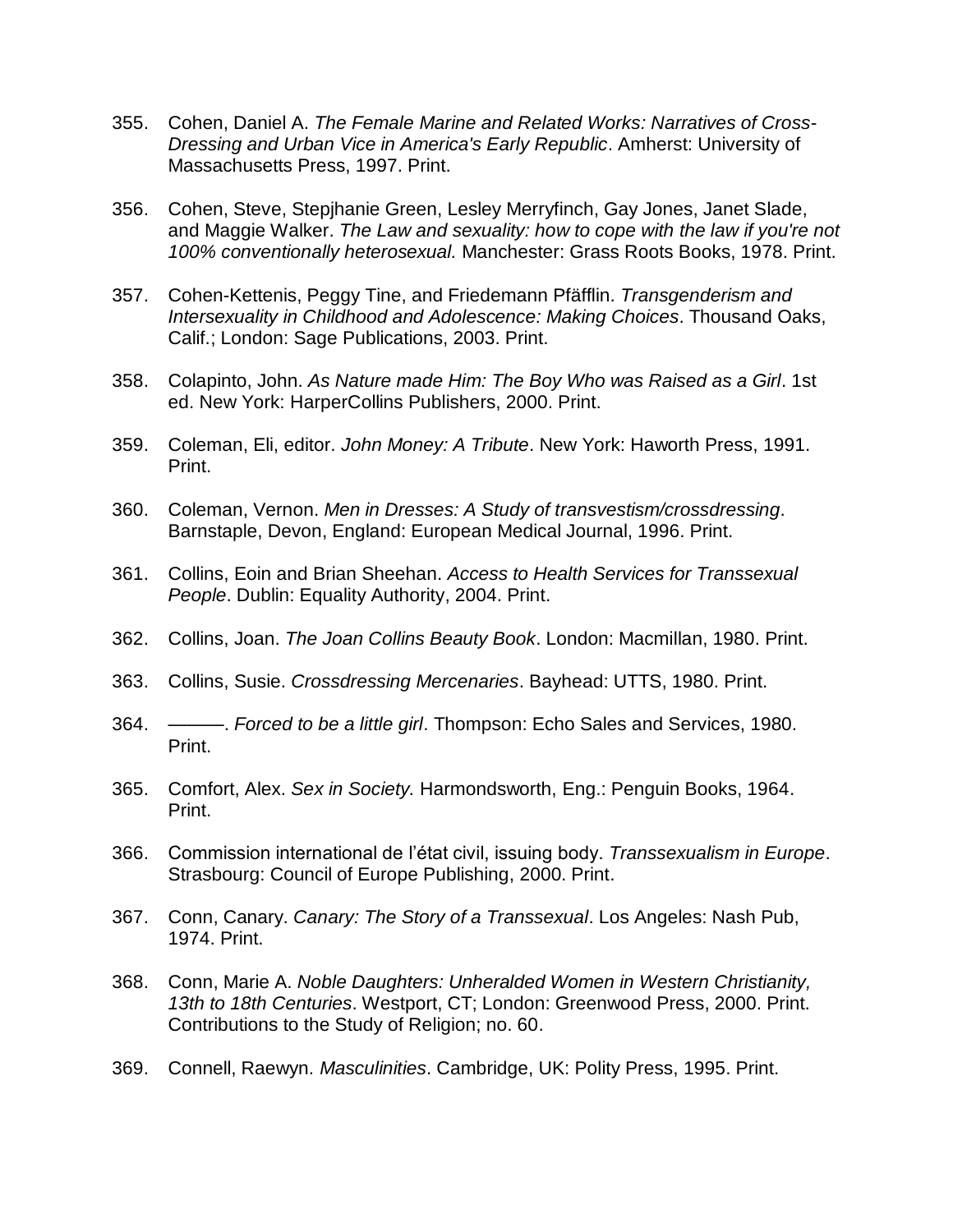355. Cohen, Daniel A. *The Female Marine and Related Works: Narratives of Cross-Dressing and Urban Vice in America's Early Republic*. Amherst: University of Massachusetts Press, 1997. Print.

356. Cohen, Steve, Stepjhanie Green, Lesley Merryfinch, Gay Jones, Janet Slade, and Maggie Walker. *The Law and sexuality: how to cope with the law if you're not 100% conventionally heterosexual.* Manchester: Grass Roots Books, 1978. Print.

357. Cohen-Kettenis, Peggy Tine, and Friedemann Pfäfflin. *Transgenderism and Intersexuality in Childhood and Adolescence: Making Choices*. Thousand Oaks, Calif.; London: Sage Publications, 2003. Print.

358. Colapinto, John. *As Nature made Him: The Boy Who was Raised as a Girl*. 1st ed. New York: HarperCollins Publishers, 2000. Print.

359. Coleman, Eli, editor. *John Money: A Tribute*. New York: Haworth Press, 1991. Print.

360. Coleman, Vernon. *Men in Dresses: A Study of transvestism/crossdressing*. Barnstaple, Devon, England: European Medical Journal, 1996. Print.

361. Collins, Eoin and Brian Sheehan. *Access to Health Services for Transsexual People*. Dublin: Equality Authority, 2004. Print.

362. Collins, Joan. *The Joan Collins Beauty Book*. London: Macmillan, 1980. Print.

363. Collins, Susie. *Crossdressing Mercenaries*. Bayhead: UTTS, 1980. Print.

364. ———. *Forced to be a little girl*. Thompson: Echo Sales and Services, 1980. Print.

365. Comfort, Alex. *Sex in Society.* Harmondsworth, Eng.: Penguin Books, 1964. Print.

366. Commission international de l'état civil, issuing body. *Transsexualism in Europe*. Strasbourg: Council of Europe Publishing, 2000. Print.

367. Conn, Canary. *Canary: The Story of a Transsexual*. Los Angeles: Nash Pub, 1974. Print.

368. Conn, Marie A. *Noble Daughters: Unheralded Women in Western Christianity, 13th to 18th Centuries*. Westport, CT; London: Greenwood Press, 2000. Print. Contributions to the Study of Religion; no. 60.

369. Connell, Raewyn. *Masculinities*. Cambridge, UK: Polity Press, 1995. Print.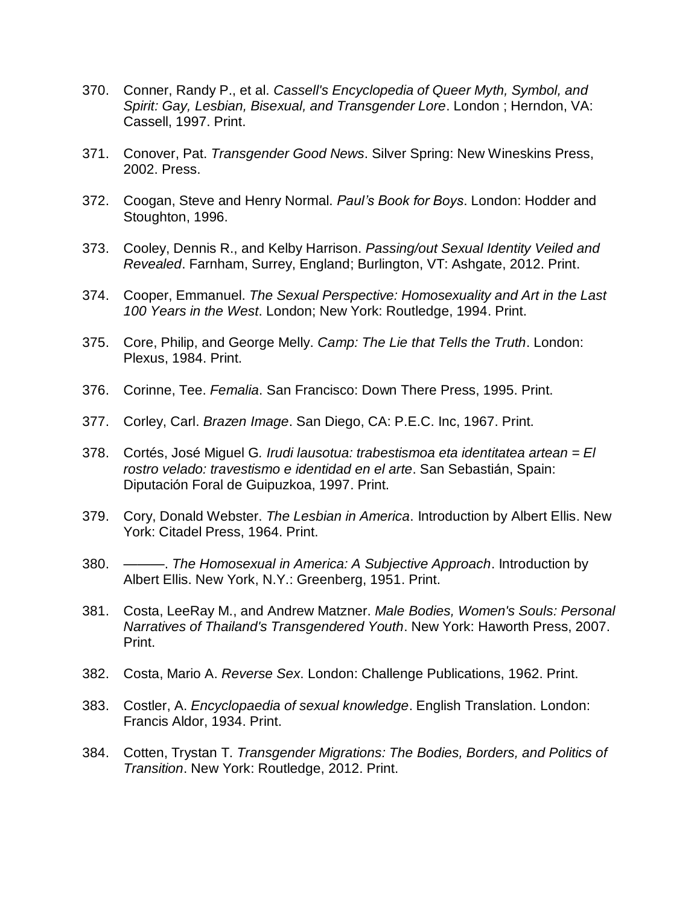370. Conner, Randy P., et al. *Cassell's Encyclopedia of Queer Myth, Symbol, and Spirit: Gay, Lesbian, Bisexual, and Transgender Lore*. London ; Herndon, VA: Cassell, 1997. Print.

371. Conover, Pat. *Transgender Good News*. Silver Spring: New Wineskins Press, 2002. Press.

372. Coogan, Steve and Henry Normal. *Paul's Book for Boys*. London: Hodder and Stoughton, 1996.

373. Cooley, Dennis R., and Kelby Harrison. *Passing/out Sexual Identity Veiled and Revealed*. Farnham, Surrey, England; Burlington, VT: Ashgate, 2012. Print.

374. Cooper, Emmanuel. *The Sexual Perspective: Homosexuality and Art in the Last 100 Years in the West*. London; New York: Routledge, 1994. Print.

375. Core, Philip, and George Melly. *Camp: The Lie that Tells the Truth*. London: Plexus, 1984. Print.

376. Corinne, Tee. *Femalia*. San Francisco: Down There Press, 1995. Print.

377. Corley, Carl. *Brazen Image*. San Diego, CA: P.E.C. Inc, 1967. Print.

378. Cortés, José Miguel G. *Irudi lausotua: trabestismoa eta identitatea artean = El rostro velado: travestismo e identidad en el arte*. San Sebastián, Spain: Diputación Foral de Guipuzkoa, 1997. Print.

379. Cory, Donald Webster. *The Lesbian in America*. Introduction by Albert Ellis. New York: Citadel Press, 1964. Print.

380. ———. *The Homosexual in America: A Subjective Approach*. Introduction by Albert Ellis. New York, N.Y.: Greenberg, 1951. Print.

381. Costa, LeeRay M., and Andrew Matzner. *Male Bodies, Women's Souls: Personal Narratives of Thailand's Transgendered Youth*. New York: Haworth Press, 2007. Print.

382. Costa, Mario A. *Reverse Sex*. London: Challenge Publications, 1962. Print.

383. Costler, A. *Encyclopaedia of sexual knowledge*. English Translation. London: Francis Aldor, 1934. Print.

384. Cotten, Trystan T. *Transgender Migrations: The Bodies, Borders, and Politics of Transition*. New York: Routledge, 2012. Print.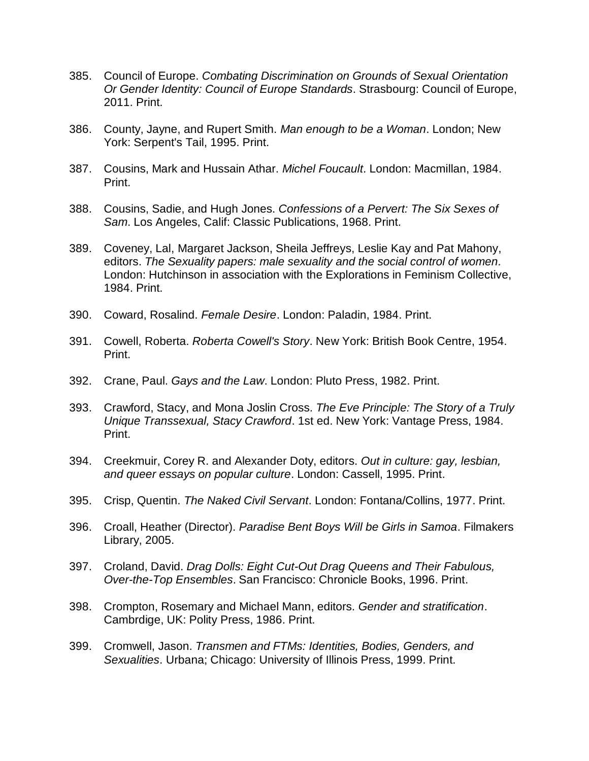385. Council of Europe. *Combating Discrimination on Grounds of Sexual Orientation Or Gender Identity: Council of Europe Standards*. Strasbourg: Council of Europe, 2011. Print.

386. County, Jayne, and Rupert Smith. *Man enough to be a Woman*. London; New York: Serpent's Tail, 1995. Print.

387. Cousins, Mark and Hussain Athar. *Michel Foucault*. London: Macmillan, 1984. Print.

388. Cousins, Sadie, and Hugh Jones. *Confessions of a Pervert: The Six Sexes of Sam*. Los Angeles, Calif: Classic Publications, 1968. Print.

389. Coveney, Lal, Margaret Jackson, Sheila Jeffreys, Leslie Kay and Pat Mahony, editors. *The Sexuality papers: male sexuality and the social control of women.* London: Hutchinson in association with the Explorations in Feminism Collective, 1984. Print.

390. Coward, Rosalind. *Female Desire*. London: Paladin, 1984. Print.

391. Cowell, Roberta. *Roberta Cowell's Story*. New York: British Book Centre, 1954. Print.

392. Crane, Paul. *Gays and the Law*. London: Pluto Press, 1982. Print.

393. Crawford, Stacy, and Mona Joslin Cross. *The Eve Principle: The Story of a Truly Unique Transsexual, Stacy Crawford*. 1st ed. New York: Vantage Press, 1984. Print.

394. Creekmuir, Corey R. and Alexander Doty, editors. *Out in culture: gay, lesbian, and queer essays on popular culture*. London: Cassell, 1995. Print.

395. Crisp, Quentin. *The Naked Civil Servant*. London: Fontana/Collins, 1977. Print.

396. Croall, Heather (Director). *Paradise Bent Boys Will be Girls in Samoa*. Filmakers Library, 2005.

397. Croland, David. *Drag Dolls: Eight Cut-Out Drag Queens and Their Fabulous, Over-the-Top Ensembles*. San Francisco: Chronicle Books, 1996. Print.

398. Crompton, Rosemary and Michael Mann, editors. *Gender and stratification*. Cambrdige, UK: Polity Press, 1986. Print.

399. Cromwell, Jason. *Transmen and FTMs: Identities, Bodies, Genders, and Sexualities*. Urbana; Chicago: University of Illinois Press, 1999. Print.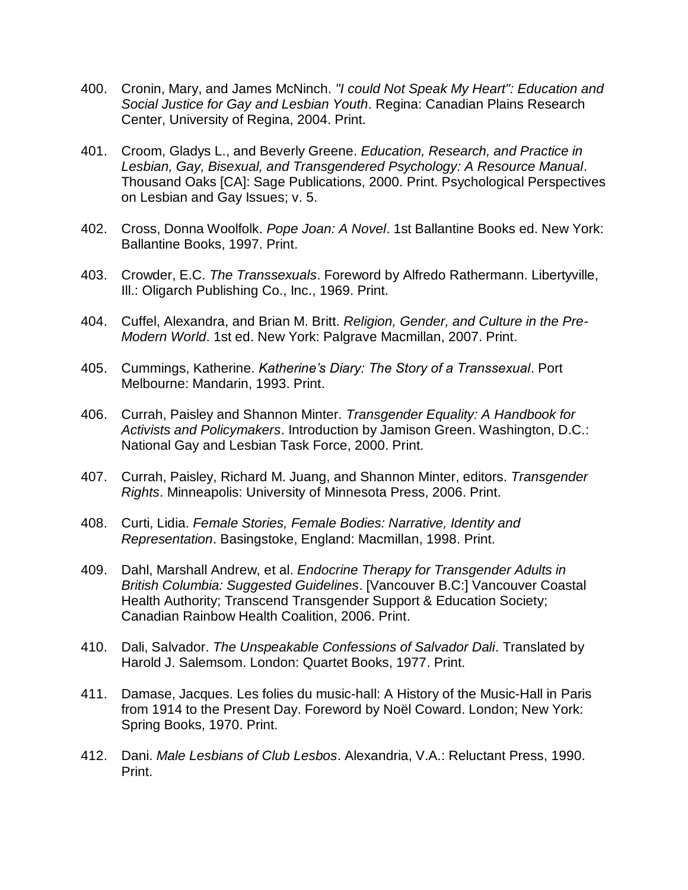400. Cronin, Mary, and James McNinch. *"I could Not Speak My Heart": Education and Social Justice for Gay and Lesbian Youth*. Regina: Canadian Plains Research Center, University of Regina, 2004. Print.

401. Croom, Gladys L., and Beverly Greene. *Education, Research, and Practice in Lesbian, Gay, Bisexual, and Transgendered Psychology: A Resource Manual*. Thousand Oaks [CA]: Sage Publications, 2000. Print. Psychological Perspectives on Lesbian and Gay Issues; v. 5.

402. Cross, Donna Woolfolk. *Pope Joan: A Novel*. 1st Ballantine Books ed. New York: Ballantine Books, 1997. Print.

403. Crowder, E.C. *The Transsexuals*. Foreword by Alfredo Rathermann. Libertyville, Ill.: Oligarch Publishing Co., Inc., 1969. Print.

404. Cuffel, Alexandra, and Brian M. Britt. *Religion, Gender, and Culture in the Pre-Modern World*. 1st ed. New York: Palgrave Macmillan, 2007. Print.

405. Cummings, Katherine. *Katherine's Diary: The Story of a Transsexual*. Port Melbourne: Mandarin, 1993. Print.

406. Currah, Paisley and Shannon Minter. *Transgender Equality: A Handbook for Activists and Policymakers*. Introduction by Jamison Green. Washington, D.C.: National Gay and Lesbian Task Force, 2000. Print.

407. Currah, Paisley, Richard M. Juang, and Shannon Minter, editors. *Transgender Rights*. Minneapolis: University of Minnesota Press, 2006. Print.

408. Curti, Lidia. *Female Stories, Female Bodies: Narrative, Identity and Representation*. Basingstoke, England: Macmillan, 1998. Print.

409. Dahl, Marshall Andrew, et al. *Endocrine Therapy for Transgender Adults in British Columbia: Suggested Guidelines*. [Vancouver B.C:] Vancouver Coastal Health Authority; Transcend Transgender Support & Education Society; Canadian Rainbow Health Coalition, 2006. Print.

410. Dali, Salvador. *The Unspeakable Confessions of Salvador Dali*. Translated by Harold J. Salemsom. London: Quartet Books, 1977. Print.

411. Damase, Jacques. Les folies du music-hall: A History of the Music-Hall in Paris from 1914 to the Present Day. Foreword by Noël Coward. London; New York: Spring Books, 1970. Print.

412. Dani. *Male Lesbians of Club Lesbos*. Alexandria, V.A.: Reluctant Press, 1990. Print.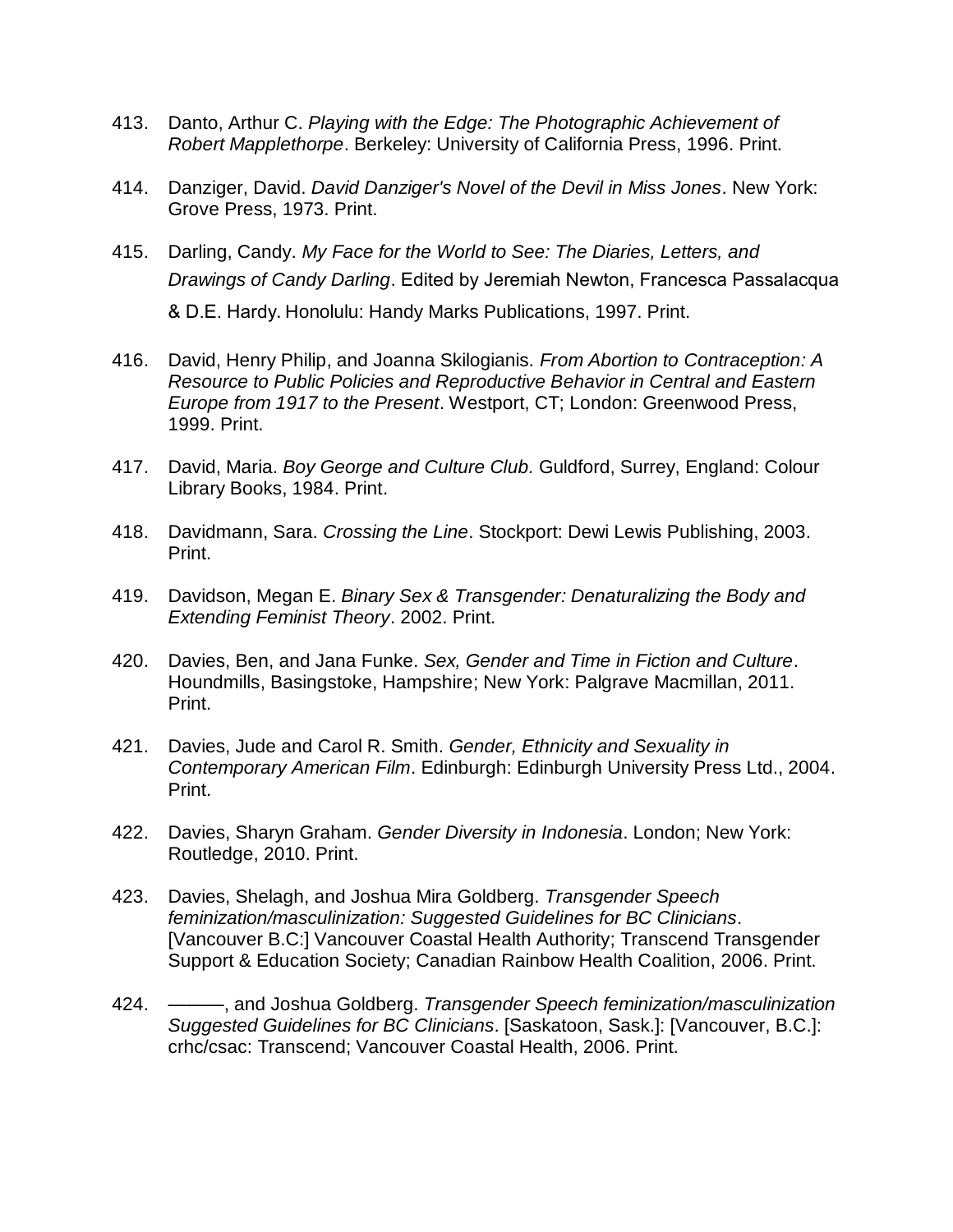413. Danto, Arthur C. *Playing with the Edge: The Photographic Achievement of Robert Mapplethorpe*. Berkeley: University of California Press, 1996. Print.

414. Danziger, David. *David Danziger's Novel of the Devil in Miss Jones*. New York: Grove Press, 1973. Print.

415. Darling, Candy. *My Face for the World to See: The Diaries, Letters, and Drawings of Candy Darling*. Edited by Jeremiah Newton, Francesca Passalacqua & D.E. Hardy. Honolulu: Handy Marks Publications, 1997. Print.

416. David, Henry Philip, and Joanna Skilogianis. *From Abortion to Contraception: A Resource to Public Policies and Reproductive Behavior in Central and Eastern Europe from 1917 to the Present*. Westport, CT; London: Greenwood Press, 1999. Print.

417. David, Maria. *Boy George and Culture Club.* Guldford, Surrey, England: Colour Library Books, 1984. Print.

418. Davidmann, Sara. *Crossing the Line*. Stockport: Dewi Lewis Publishing, 2003. Print.

419. Davidson, Megan E. *Binary Sex & Transgender: Denaturalizing the Body and Extending Feminist Theory*. 2002. Print.

420. Davies, Ben, and Jana Funke. *Sex, Gender and Time in Fiction and Culture*. Houndmills, Basingstoke, Hampshire; New York: Palgrave Macmillan, 2011. Print.

421. Davies, Jude and Carol R. Smith. *Gender, Ethnicity and Sexuality in Contemporary American Film*. Edinburgh: Edinburgh University Press Ltd., 2004. Print.

422. Davies, Sharyn Graham. *Gender Diversity in Indonesia*. London; New York: Routledge, 2010. Print.

423. Davies, Shelagh, and Joshua Mira Goldberg. *Transgender Speech feminization/masculinization: Suggested Guidelines for BC Clinicians*. [Vancouver B.C:] Vancouver Coastal Health Authority; Transcend Transgender Support & Education Society; Canadian Rainbow Health Coalition, 2006. Print.

424. ———, and Joshua Goldberg. *Transgender Speech feminization/masculinization Suggested Guidelines for BC Clinicians*. [Saskatoon, Sask.]: [Vancouver, B.C.]: crhc/csac: Transcend; Vancouver Coastal Health, 2006. Print.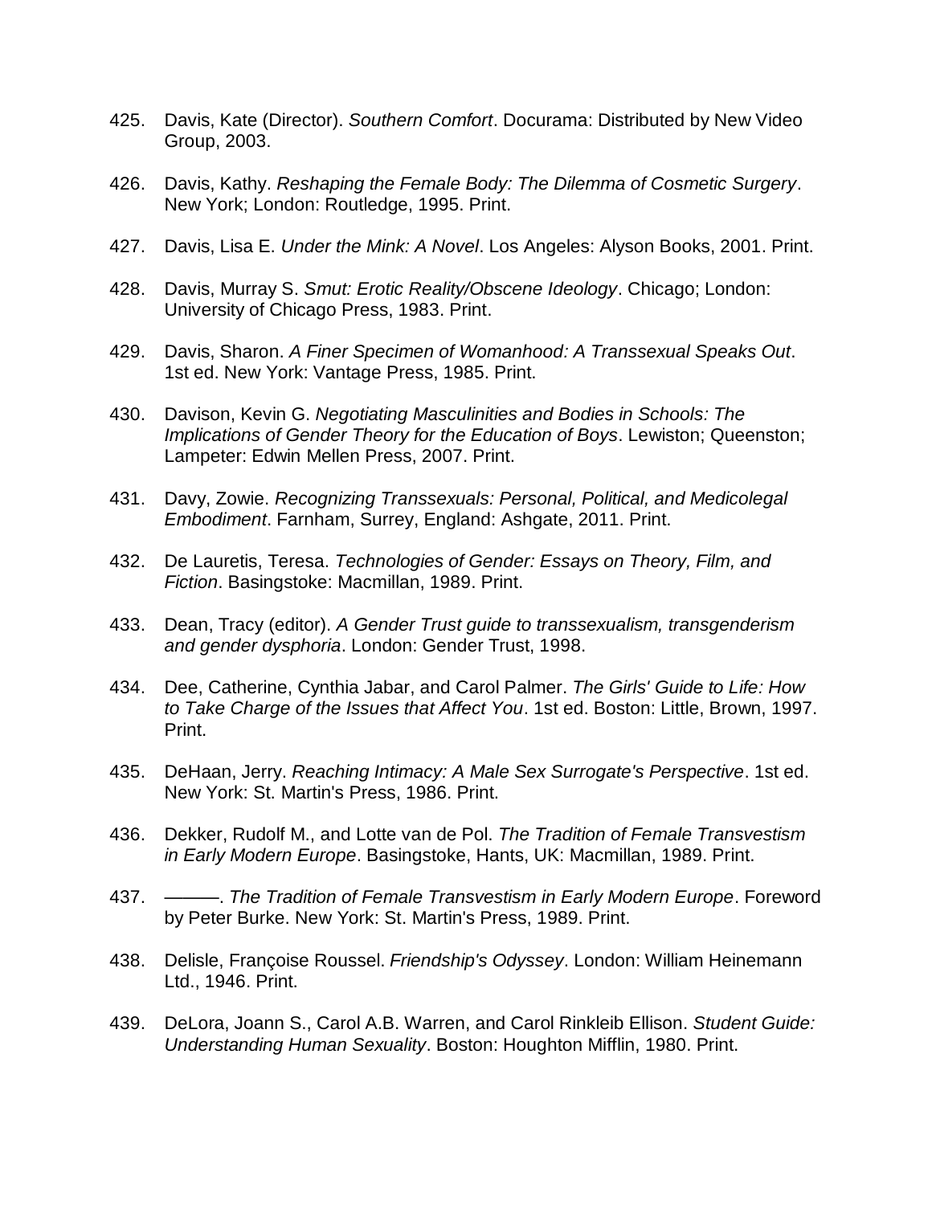425. Davis, Kate (Director). *Southern Comfort*. Docurama: Distributed by New Video Group, 2003.

426. Davis, Kathy. *Reshaping the Female Body: The Dilemma of Cosmetic Surgery*. New York; London: Routledge, 1995. Print.

427. Davis, Lisa E. *Under the Mink: A Novel*. Los Angeles: Alyson Books, 2001. Print.

428. Davis, Murray S. *Smut: Erotic Reality/Obscene Ideology*. Chicago; London: University of Chicago Press, 1983. Print.

429. Davis, Sharon. *A Finer Specimen of Womanhood: A Transsexual Speaks Out*. 1st ed. New York: Vantage Press, 1985. Print.

430. Davison, Kevin G. *Negotiating Masculinities and Bodies in Schools: The Implications of Gender Theory for the Education of Boys*. Lewiston; Queenston; Lampeter: Edwin Mellen Press, 2007. Print.

431. Davy, Zowie. *Recognizing Transsexuals: Personal, Political, and Medicolegal Embodiment*. Farnham, Surrey, England: Ashgate, 2011. Print.

432. De Lauretis, Teresa. *Technologies of Gender: Essays on Theory, Film, and Fiction*. Basingstoke: Macmillan, 1989. Print.

433. Dean, Tracy (editor). *A Gender Trust guide to transsexualism, transgenderism and gender dysphoria*. London: Gender Trust, 1998.

434. Dee, Catherine, Cynthia Jabar, and Carol Palmer. *The Girls' Guide to Life: How to Take Charge of the Issues that Affect You*. 1st ed. Boston: Little, Brown, 1997. Print.

435. DeHaan, Jerry. *Reaching Intimacy: A Male Sex Surrogate's Perspective*. 1st ed. New York: St. Martin's Press, 1986. Print.

436. Dekker, Rudolf M., and Lotte van de Pol. *The Tradition of Female Transvestism in Early Modern Europe*. Basingstoke, Hants, UK: Macmillan, 1989. Print.

437. ———. *The Tradition of Female Transvestism in Early Modern Europe*. Foreword by Peter Burke. New York: St. Martin's Press, 1989. Print.

438. Delisle, Françoise Roussel. *Friendship's Odyssey*. London: William Heinemann Ltd., 1946. Print.

439. DeLora, Joann S., Carol A.B. Warren, and Carol Rinkleib Ellison. *Student Guide: Understanding Human Sexuality*. Boston: Houghton Mifflin, 1980. Print.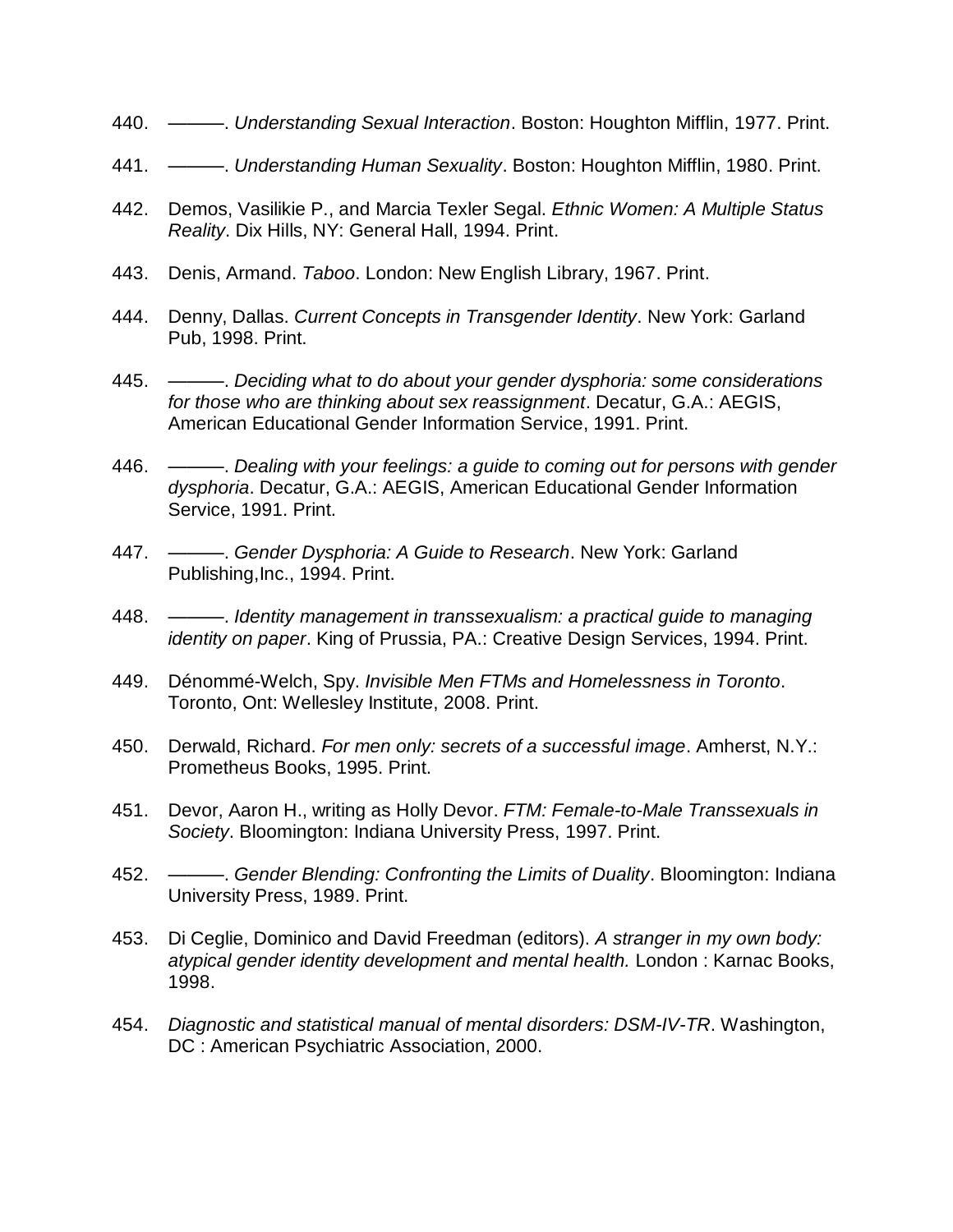440. ———. *Understanding Sexual Interaction*. Boston: Houghton Mifflin, 1977. Print.

441. ———. *Understanding Human Sexuality*. Boston: Houghton Mifflin, 1980. Print.

442. Demos, Vasilikie P., and Marcia Texler Segal. *Ethnic Women: A Multiple Status Reality*. Dix Hills, NY: General Hall, 1994. Print.

443. Denis, Armand. *Taboo*. London: New English Library, 1967. Print.

444. Denny, Dallas. *Current Concepts in Transgender Identity*. New York: Garland Pub, 1998. Print.

445. ———. *Deciding what to do about your gender dysphoria: some considerations for those who are thinking about sex reassignment*. Decatur, G.A.: AEGIS, American Educational Gender Information Service, 1991. Print.

446. ———. *Dealing with your feelings: a guide to coming out for persons with gender dysphoria*. Decatur, G.A.: AEGIS, American Educational Gender Information Service, 1991. Print.

447. ———. *Gender Dysphoria: A Guide to Research*. New York: Garland Publishing,Inc., 1994. Print.

448. ———. *Identity management in transsexualism: a practical guide to managing identity on paper*. King of Prussia, PA.: Creative Design Services, 1994. Print.

449. Dénommé-Welch, Spy. *Invisible Men FTMs and Homelessness in Toronto*. Toronto, Ont: Wellesley Institute, 2008. Print.

450. Derwald, Richard. *For men only: secrets of a successful image*. Amherst, N.Y.: Prometheus Books, 1995. Print.

451. Devor, Aaron H., writing as Holly Devor. *FTM: Female-to-Male Transsexuals in Society*. Bloomington: Indiana University Press, 1997. Print.

452. ———. *Gender Blending: Confronting the Limits of Duality*. Bloomington: Indiana University Press, 1989. Print.

453. Di Ceglie, Dominico and David Freedman (editors). *A stranger in my own body: atypical gender identity development and mental health.* London : Karnac Books, 1998.

454. *Diagnostic and statistical manual of mental disorders: DSM-IV-TR*. Washington, DC : American Psychiatric Association, 2000.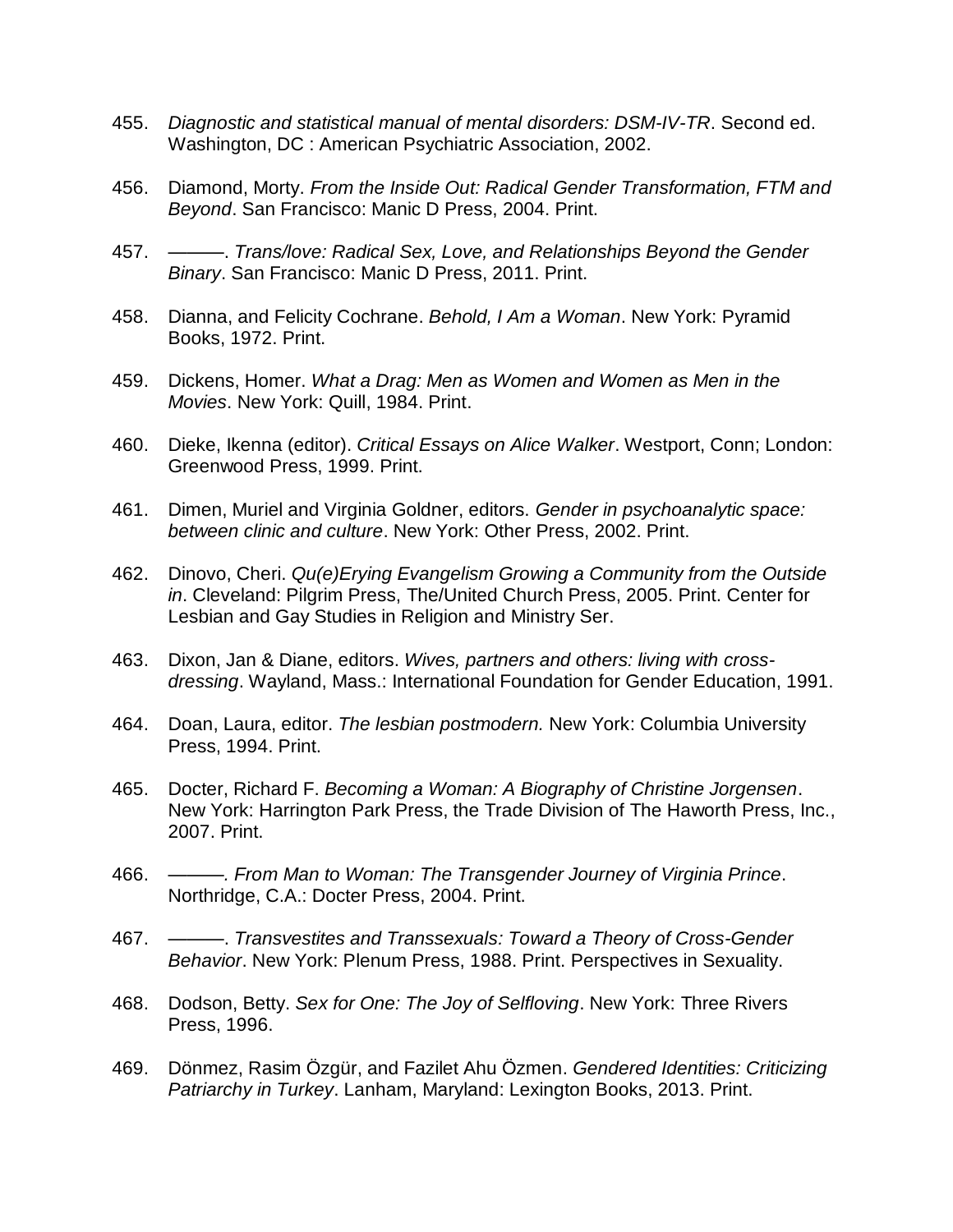455. *Diagnostic and statistical manual of mental disorders: DSM-IV-TR*. Second ed. Washington, DC : American Psychiatric Association, 2002.

456. Diamond, Morty. *From the Inside Out: Radical Gender Transformation, FTM and Beyond*. San Francisco: Manic D Press, 2004. Print.

457. ———. *Trans/love: Radical Sex, Love, and Relationships Beyond the Gender Binary*. San Francisco: Manic D Press, 2011. Print.

458. Dianna, and Felicity Cochrane. *Behold, I Am a Woman*. New York: Pyramid Books, 1972. Print.

459. Dickens, Homer. *What a Drag: Men as Women and Women as Men in the Movies*. New York: Quill, 1984. Print.

460. Dieke, Ikenna (editor). *Critical Essays on Alice Walker*. Westport, Conn; London: Greenwood Press, 1999. Print.

461. Dimen, Muriel and Virginia Goldner, editors. *Gender in psychoanalytic space: between clinic and culture*. New York: Other Press, 2002. Print.

462. Dinovo, Cheri. *Qu(e)Erying Evangelism Growing a Community from the Outside in*. Cleveland: Pilgrim Press, The/United Church Press, 2005. Print. Center for Lesbian and Gay Studies in Religion and Ministry Ser.

463. Dixon, Jan & Diane, editors. *Wives, partners and others: living with cross-dressing*. Wayland, Mass.: International Foundation for Gender Education, 1991.

464. Doan, Laura, editor. *The lesbian postmodern.* New York: Columbia University Press, 1994. Print.

465. Docter, Richard F. *Becoming a Woman: A Biography of Christine Jorgensen*. New York: Harrington Park Press, the Trade Division of The Haworth Press, Inc., 2007. Print.

466. ———*. From Man to Woman: The Transgender Journey of Virginia Prince*. Northridge, C.A.: Docter Press, 2004. Print.

467. ———*. Transvestites and Transsexuals: Toward a Theory of Cross-Gender Behavior*. New York: Plenum Press, 1988. Print. Perspectives in Sexuality.

468. Dodson, Betty. *Sex for One: The Joy of Selfloving*. New York: Three Rivers Press, 1996.

469. Dönmez, Rasim Özgür, and Fazilet Ahu Özmen. *Gendered Identities: Criticizing Patriarchy in Turkey*. Lanham, Maryland: Lexington Books, 2013. Print.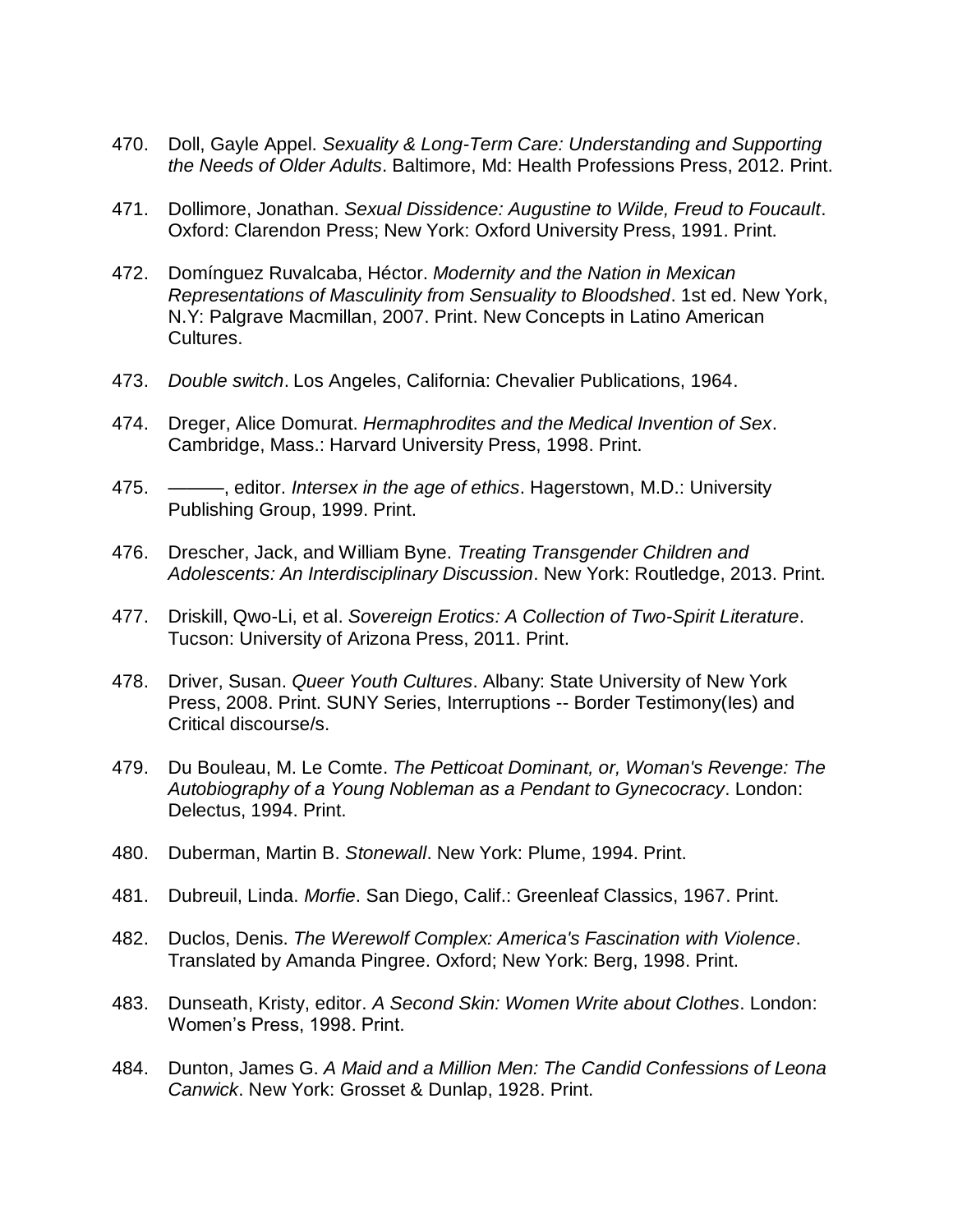470. Doll, Gayle Appel. *Sexuality & Long-Term Care: Understanding and Supporting the Needs of Older Adults*. Baltimore, Md: Health Professions Press, 2012. Print.

471. Dollimore, Jonathan. *Sexual Dissidence: Augustine to Wilde, Freud to Foucault*. Oxford: Clarendon Press; New York: Oxford University Press, 1991. Print.

472. Domínguez Ruvalcaba, Héctor. *Modernity and the Nation in Mexican Representations of Masculinity from Sensuality to Bloodshed*. 1st ed. New York, N.Y: Palgrave Macmillan, 2007. Print. New Concepts in Latino American Cultures.

473. *Double switch*. Los Angeles, California: Chevalier Publications, 1964.

474. Dreger, Alice Domurat. *Hermaphrodites and the Medical Invention of Sex*. Cambridge, Mass.: Harvard University Press, 1998. Print.

475. ———, editor. *Intersex in the age of ethics*. Hagerstown, M.D.: University Publishing Group, 1999. Print.

476. Drescher, Jack, and William Byne. *Treating Transgender Children and Adolescents: An Interdisciplinary Discussion*. New York: Routledge, 2013. Print.

477. Driskill, Qwo-Li, et al. *Sovereign Erotics: A Collection of Two-Spirit Literature*. Tucson: University of Arizona Press, 2011. Print.

478. Driver, Susan. *Queer Youth Cultures*. Albany: State University of New York Press, 2008. Print. SUNY Series, Interruptions -- Border Testimony(Ies) and Critical discourse/s.

479. Du Bouleau, M. Le Comte. *The Petticoat Dominant, or, Woman's Revenge: The Autobiography of a Young Nobleman as a Pendant to Gynecocracy*. London: Delectus, 1994. Print.

480. Duberman, Martin B. *Stonewall*. New York: Plume, 1994. Print.

481. Dubreuil, Linda. *Morfie*. San Diego, Calif.: Greenleaf Classics, 1967. Print.

482. Duclos, Denis. *The Werewolf Complex: America's Fascination with Violence*. Translated by Amanda Pingree. Oxford; New York: Berg, 1998. Print.

483. Dunseath, Kristy, editor. *A Second Skin: Women Write about Clothes*. London: Women's Press, 1998. Print.

484. Dunton, James G. *A Maid and a Million Men: The Candid Confessions of Leona Canwick*. New York: Grosset & Dunlap, 1928. Print.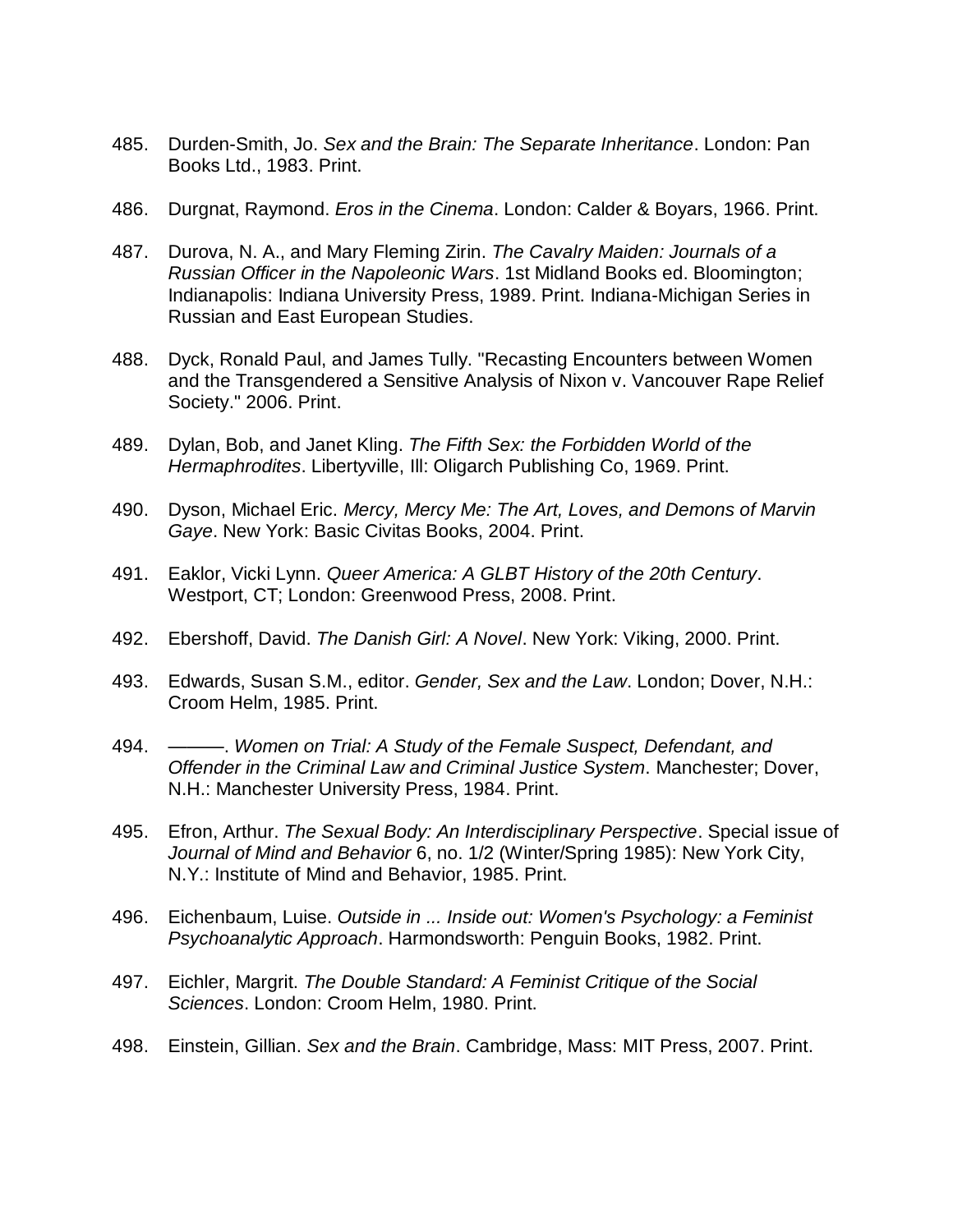485. Durden-Smith, Jo. *Sex and the Brain: The Separate Inheritance*. London: Pan Books Ltd., 1983. Print.

486. Durgnat, Raymond. *Eros in the Cinema*. London: Calder & Boyars, 1966. Print.

487. Durova, N. A., and Mary Fleming Zirin. *The Cavalry Maiden: Journals of a Russian Officer in the Napoleonic Wars*. 1st Midland Books ed. Bloomington; Indianapolis: Indiana University Press, 1989. Print. Indiana-Michigan Series in Russian and East European Studies.

488. Dyck, Ronald Paul, and James Tully. "Recasting Encounters between Women and the Transgendered a Sensitive Analysis of Nixon v. Vancouver Rape Relief Society." 2006. Print.

489. Dylan, Bob, and Janet Kling. *The Fifth Sex: the Forbidden World of the Hermaphrodites*. Libertyville, Ill: Oligarch Publishing Co, 1969. Print.

490. Dyson, Michael Eric. *Mercy, Mercy Me: The Art, Loves, and Demons of Marvin Gaye*. New York: Basic Civitas Books, 2004. Print.

491. Eaklor, Vicki Lynn. *Queer America: A GLBT History of the 20th Century*. Westport, CT; London: Greenwood Press, 2008. Print.

492. Ebershoff, David. *The Danish Girl: A Novel*. New York: Viking, 2000. Print.

493. Edwards, Susan S.M., editor. *Gender, Sex and the Law*. London; Dover, N.H.: Croom Helm, 1985. Print.

494. ———. *Women on Trial: A Study of the Female Suspect, Defendant, and Offender in the Criminal Law and Criminal Justice System*. Manchester; Dover, N.H.: Manchester University Press, 1984. Print.

495. Efron, Arthur. *The Sexual Body: An Interdisciplinary Perspective*. Special issue of *Journal of Mind and Behavior* 6, no. 1/2 (Winter/Spring 1985): New York City, N.Y.: Institute of Mind and Behavior, 1985. Print.

496. Eichenbaum, Luise. *Outside in ... Inside out: Women's Psychology: a Feminist Psychoanalytic Approach*. Harmondsworth: Penguin Books, 1982. Print.

497. Eichler, Margrit. *The Double Standard: A Feminist Critique of the Social Sciences*. London: Croom Helm, 1980. Print.

498. Einstein, Gillian. *Sex and the Brain*. Cambridge, Mass: MIT Press, 2007. Print.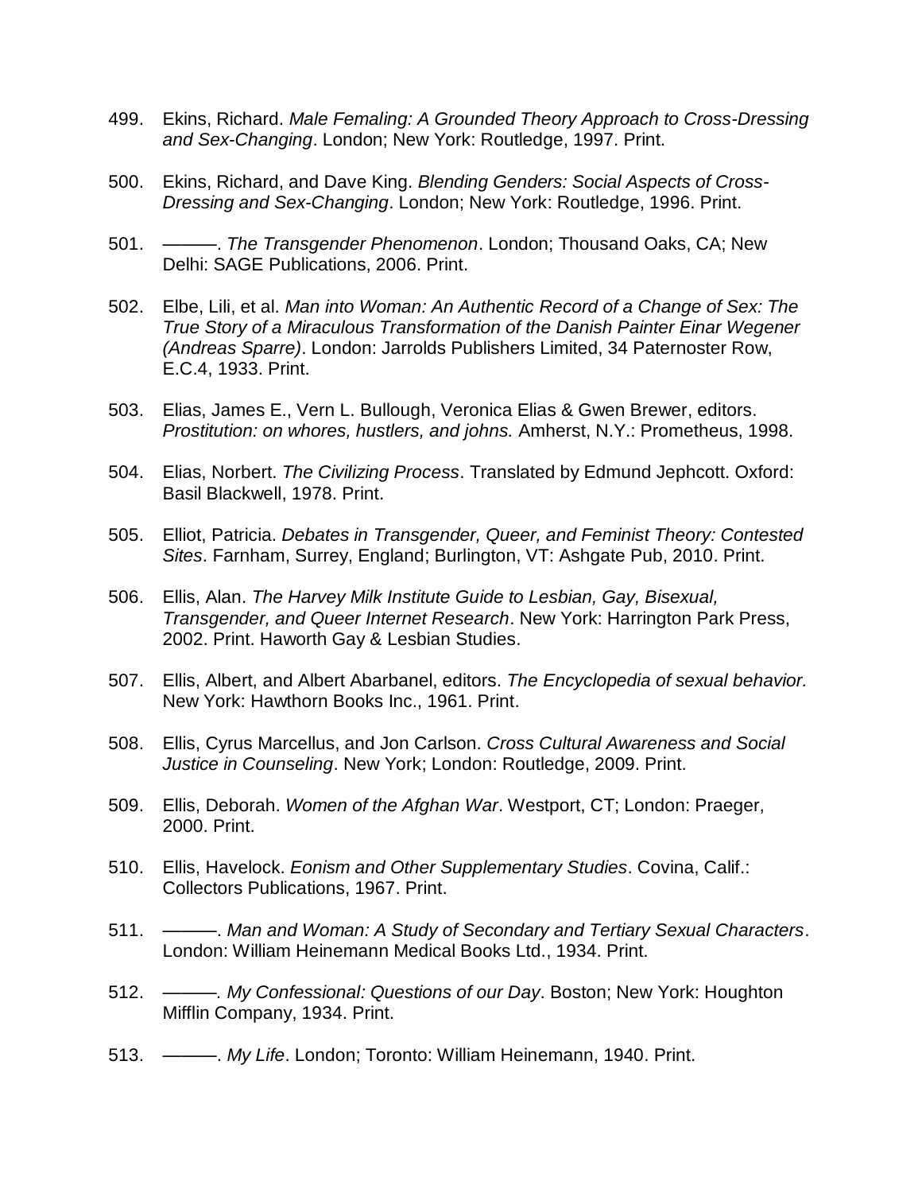499. Ekins, Richard. *Male Femaling: A Grounded Theory Approach to Cross-Dressing and Sex-Changing*. London; New York: Routledge, 1997. Print.

500. Ekins, Richard, and Dave King. *Blending Genders: Social Aspects of Cross-Dressing and Sex-Changing*. London; New York: Routledge, 1996. Print.

501. ———. *The Transgender Phenomenon*. London; Thousand Oaks, CA; New Delhi: SAGE Publications, 2006. Print.

502. Elbe, Lili, et al. *Man into Woman: An Authentic Record of a Change of Sex: The True Story of a Miraculous Transformation of the Danish Painter Einar Wegener (Andreas Sparre)*. London: Jarrolds Publishers Limited, 34 Paternoster Row, E.C.4, 1933. Print.

503. Elias, James E., Vern L. Bullough, Veronica Elias & Gwen Brewer, editors. *Prostitution: on whores, hustlers, and johns.* Amherst, N.Y.: Prometheus, 1998.

504. Elias, Norbert. *The Civilizing Process*. Translated by Edmund Jephcott. Oxford: Basil Blackwell, 1978. Print.

505. Elliot, Patricia. *Debates in Transgender, Queer, and Feminist Theory: Contested Sites*. Farnham, Surrey, England; Burlington, VT: Ashgate Pub, 2010. Print.

506. Ellis, Alan. *The Harvey Milk Institute Guide to Lesbian, Gay, Bisexual, Transgender, and Queer Internet Research*. New York: Harrington Park Press, 2002. Print. Haworth Gay & Lesbian Studies.

507. Ellis, Albert, and Albert Abarbanel, editors. *The Encyclopedia of sexual behavior.* New York: Hawthorn Books Inc., 1961. Print.

508. Ellis, Cyrus Marcellus, and Jon Carlson. *Cross Cultural Awareness and Social Justice in Counseling*. New York; London: Routledge, 2009. Print.

509. Ellis, Deborah. *Women of the Afghan War*. Westport, CT; London: Praeger, 2000. Print.

510. Ellis, Havelock. *Eonism and Other Supplementary Studies*. Covina, Calif.: Collectors Publications, 1967. Print.

511. ———. *Man and Woman: A Study of Secondary and Tertiary Sexual Characters*. London: William Heinemann Medical Books Ltd., 1934. Print.

512. ———*. My Confessional: Questions of our Day*. Boston; New York: Houghton Mifflin Company, 1934. Print.

513. ———. *My Life*. London; Toronto: William Heinemann, 1940. Print.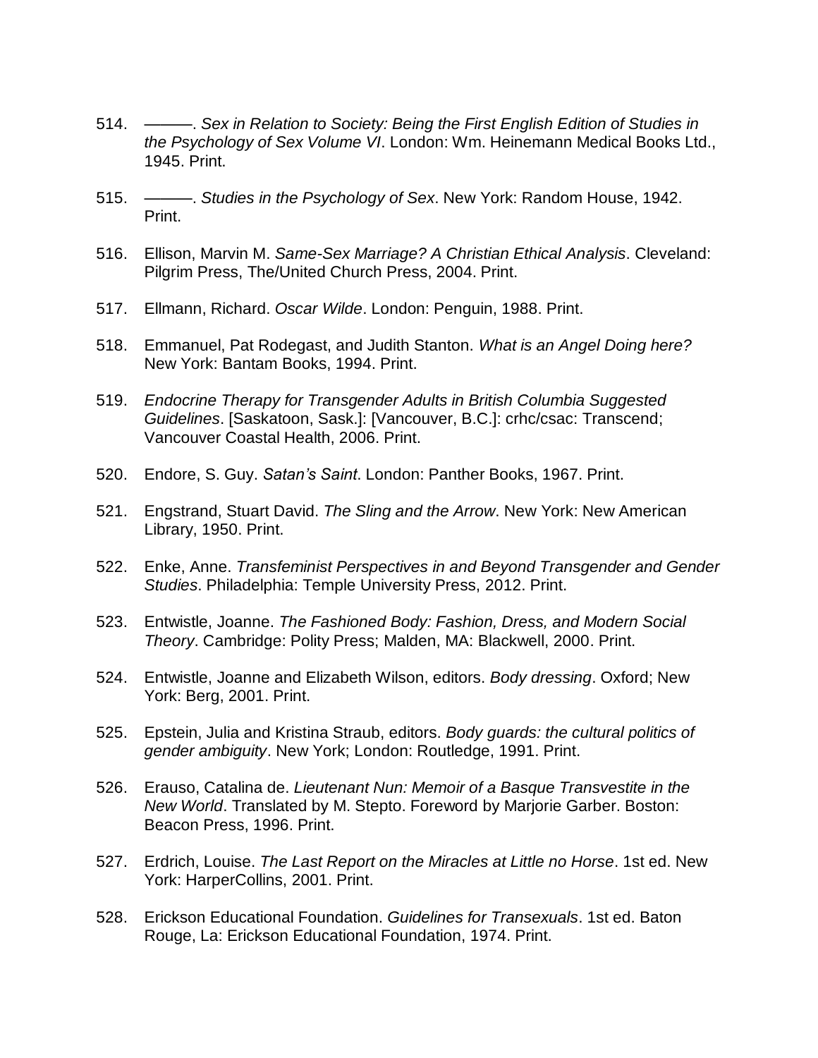514. ———. *Sex in Relation to Society: Being the First English Edition of Studies in the Psychology of Sex Volume VI*. London: Wm. Heinemann Medical Books Ltd., 1945. Print.

515. ———. *Studies in the Psychology of Sex*. New York: Random House, 1942. Print.

516. Ellison, Marvin M. *Same-Sex Marriage? A Christian Ethical Analysis*. Cleveland: Pilgrim Press, The/United Church Press, 2004. Print.

517. Ellmann, Richard. *Oscar Wilde*. London: Penguin, 1988. Print.

518. Emmanuel, Pat Rodegast, and Judith Stanton. *What is an Angel Doing here?* New York: Bantam Books, 1994. Print.

519. *Endocrine Therapy for Transgender Adults in British Columbia Suggested Guidelines*. [Saskatoon, Sask.]: [Vancouver, B.C.]: crhc/csac: Transcend; Vancouver Coastal Health, 2006. Print.

520. Endore, S. Guy. *Satan's Saint*. London: Panther Books, 1967. Print.

521. Engstrand, Stuart David. *The Sling and the Arrow*. New York: New American Library, 1950. Print.

522. Enke, Anne. *Transfeminist Perspectives in and Beyond Transgender and Gender Studies*. Philadelphia: Temple University Press, 2012. Print.

523. Entwistle, Joanne. *The Fashioned Body: Fashion, Dress, and Modern Social Theory*. Cambridge: Polity Press; Malden, MA: Blackwell, 2000. Print.

524. Entwistle, Joanne and Elizabeth Wilson, editors. *Body dressing*. Oxford; New York: Berg, 2001. Print.

525. Epstein, Julia and Kristina Straub, editors. *Body guards: the cultural politics of gender ambiguity*. New York; London: Routledge, 1991. Print.

526. Erauso, Catalina de. *Lieutenant Nun: Memoir of a Basque Transvestite in the New World*. Translated by M. Stepto. Foreword by Marjorie Garber. Boston: Beacon Press, 1996. Print.

527. Erdrich, Louise. *The Last Report on the Miracles at Little no Horse*. 1st ed. New York: HarperCollins, 2001. Print.

528. Erickson Educational Foundation. *Guidelines for Transexuals*. 1st ed. Baton Rouge, La: Erickson Educational Foundation, 1974. Print.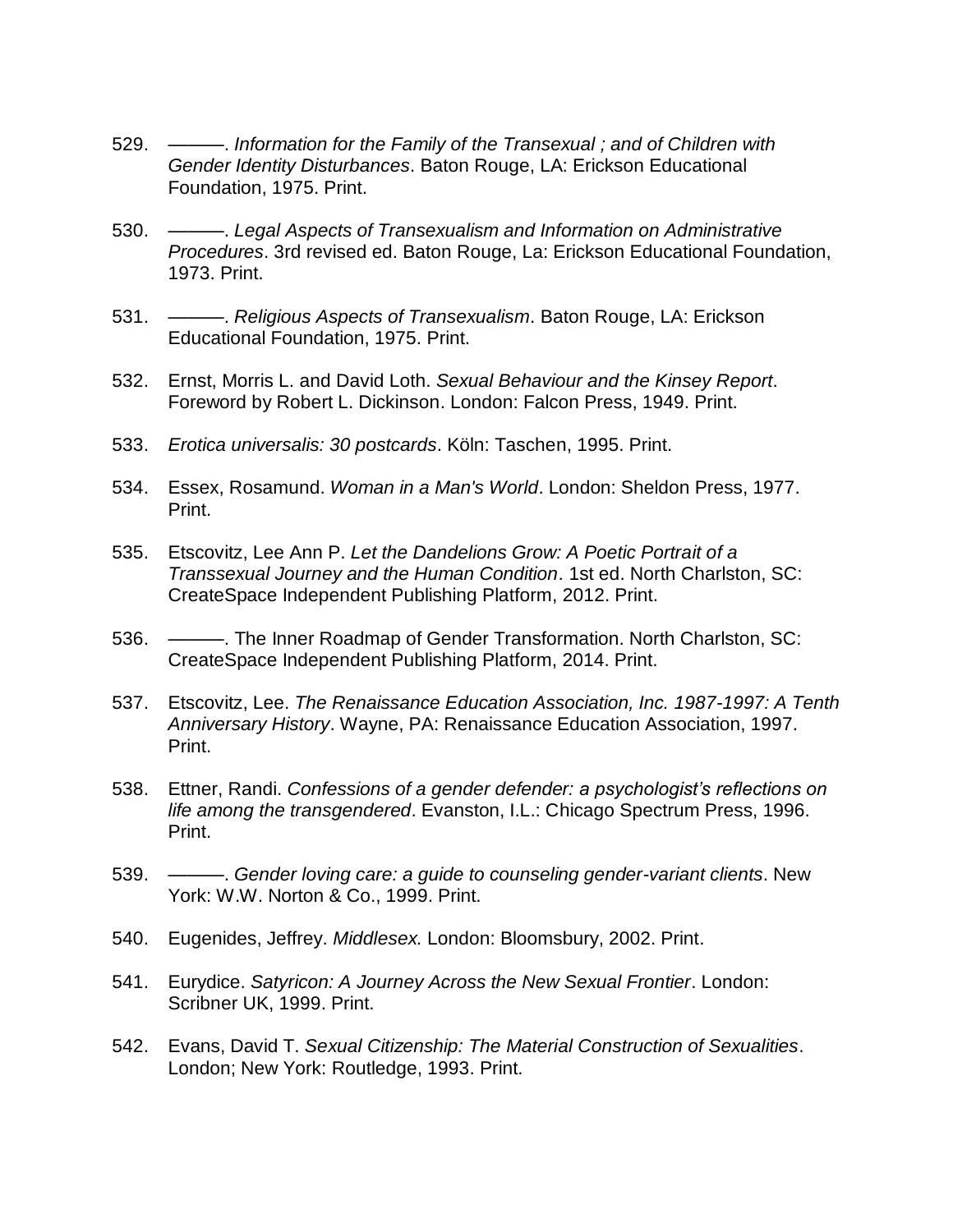529. ———. *Information for the Family of the Transexual ; and of Children with Gender Identity Disturbances*. Baton Rouge, LA: Erickson Educational Foundation, 1975. Print.

530. ———. *Legal Aspects of Transexualism and Information on Administrative Procedures*. 3rd revised ed. Baton Rouge, La: Erickson Educational Foundation, 1973. Print.

531. ———. *Religious Aspects of Transexualism*. Baton Rouge, LA: Erickson Educational Foundation, 1975. Print.

532. Ernst, Morris L. and David Loth. *Sexual Behaviour and the Kinsey Report*. Foreword by Robert L. Dickinson. London: Falcon Press, 1949. Print.

533. *Erotica universalis: 30 postcards*. Köln: Taschen, 1995. Print.

534. Essex, Rosamund. *Woman in a Man's World*. London: Sheldon Press, 1977. Print.

535. Etscovitz, Lee Ann P. *Let the Dandelions Grow: A Poetic Portrait of a Transsexual Journey and the Human Condition*. 1st ed. North Charlston, SC: CreateSpace Independent Publishing Platform, 2012. Print.

536. ———. The Inner Roadmap of Gender Transformation. North Charlston, SC: CreateSpace Independent Publishing Platform, 2014. Print.

537. Etscovitz, Lee. *The Renaissance Education Association, Inc. 1987-1997: A Tenth Anniversary History*. Wayne, PA: Renaissance Education Association, 1997. Print.

538. Ettner, Randi. *Confessions of a gender defender: a psychologist's reflections on life among the transgendered*. Evanston, I.L.: Chicago Spectrum Press, 1996. Print.

539. ———. *Gender loving care: a guide to counseling gender-variant clients*. New York: W.W. Norton & Co., 1999. Print.

540. Eugenides, Jeffrey. *Middlesex.* London: Bloomsbury, 2002. Print.

541. Eurydice. *Satyricon: A Journey Across the New Sexual Frontier*. London: Scribner UK, 1999. Print.

542. Evans, David T. *Sexual Citizenship: The Material Construction of Sexualities*. London; New York: Routledge, 1993. Print.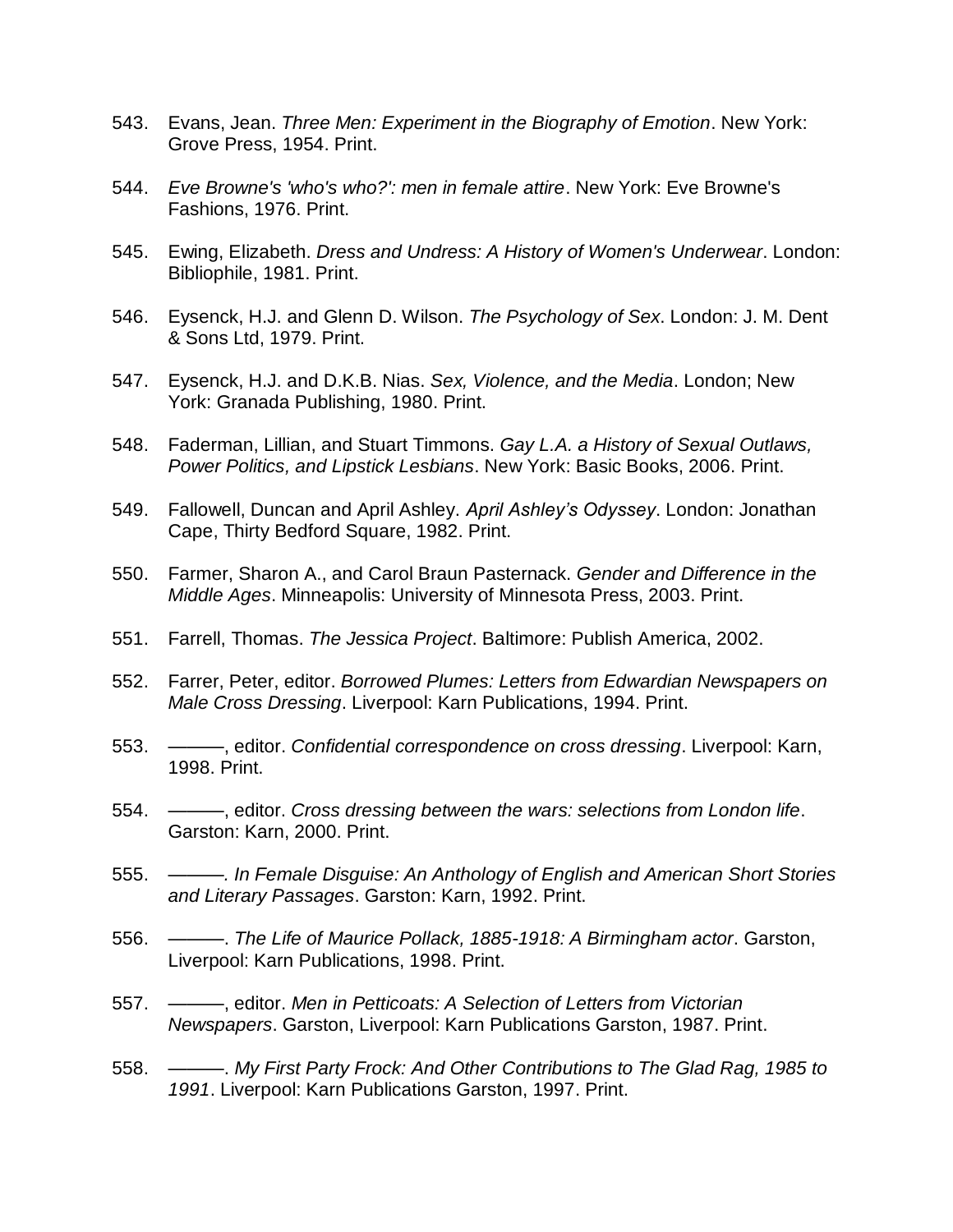543. Evans, Jean. *Three Men: Experiment in the Biography of Emotion*. New York: Grove Press, 1954. Print.

544. *Eve Browne's 'who's who?': men in female attire*. New York: Eve Browne's Fashions, 1976. Print.

545. Ewing, Elizabeth. *Dress and Undress: A History of Women's Underwear*. London: Bibliophile, 1981. Print.

546. Eysenck, H.J. and Glenn D. Wilson. *The Psychology of Sex*. London: J. M. Dent & Sons Ltd, 1979. Print.

547. Eysenck, H.J. and D.K.B. Nias. *Sex, Violence, and the Media*. London; New York: Granada Publishing, 1980. Print.

548. Faderman, Lillian, and Stuart Timmons. *Gay L.A. a History of Sexual Outlaws, Power Politics, and Lipstick Lesbians*. New York: Basic Books, 2006. Print.

549. Fallowell, Duncan and April Ashley. *April Ashley's Odyssey*. London: Jonathan Cape, Thirty Bedford Square, 1982. Print.

550. Farmer, Sharon A., and Carol Braun Pasternack. *Gender and Difference in the Middle Ages*. Minneapolis: University of Minnesota Press, 2003. Print.

551. Farrell, Thomas. *The Jessica Project*. Baltimore: Publish America, 2002.

552. Farrer, Peter, editor. *Borrowed Plumes: Letters from Edwardian Newspapers on Male Cross Dressing*. Liverpool: Karn Publications, 1994. Print.

553. ———, editor. *Confidential correspondence on cross dressing*. Liverpool: Karn, 1998. Print.

554. ———, editor. *Cross dressing between the wars: selections from London life*. Garston: Karn, 2000. Print.

555. ———. *In Female Disguise: An Anthology of English and American Short Stories and Literary Passages*. Garston: Karn, 1992. Print.

556. ———. *The Life of Maurice Pollack, 1885-1918: A Birmingham actor*. Garston, Liverpool: Karn Publications, 1998. Print.

557. ———, editor. *Men in Petticoats: A Selection of Letters from Victorian Newspapers*. Garston, Liverpool: Karn Publications Garston, 1987. Print.

558. ———. *My First Party Frock: And Other Contributions to The Glad Rag, 1985 to 1991*. Liverpool: Karn Publications Garston, 1997. Print.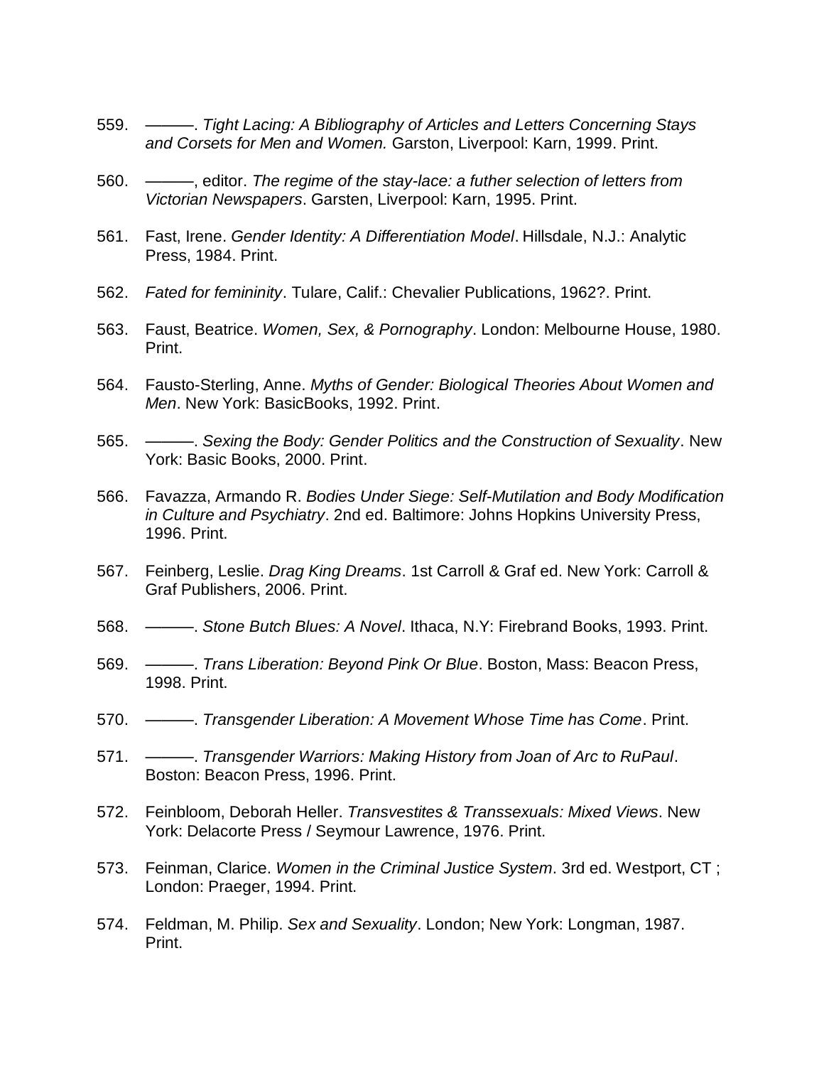559. ———. *Tight Lacing: A Bibliography of Articles and Letters Concerning Stays and Corsets for Men and Women.* Garston, Liverpool: Karn, 1999. Print.

560. ———, editor. *The regime of the stay-lace: a futher selection of letters from Victorian Newspapers*. Garsten, Liverpool: Karn, 1995. Print.

561. Fast, Irene. *Gender Identity: A Differentiation Model*. Hillsdale, N.J.: Analytic Press, 1984. Print.

562. *Fated for femininity*. Tulare, Calif.: Chevalier Publications, 1962?. Print.

563. Faust, Beatrice. *Women, Sex, & Pornography*. London: Melbourne House, 1980. Print.

564. Fausto-Sterling, Anne. *Myths of Gender: Biological Theories About Women and Men*. New York: BasicBooks, 1992. Print.

565. ———. *Sexing the Body: Gender Politics and the Construction of Sexuality*. New York: Basic Books, 2000. Print.

566. Favazza, Armando R. *Bodies Under Siege: Self-Mutilation and Body Modification in Culture and Psychiatry*. 2nd ed. Baltimore: Johns Hopkins University Press, 1996. Print.

567. Feinberg, Leslie. *Drag King Dreams*. 1st Carroll & Graf ed. New York: Carroll & Graf Publishers, 2006. Print.

568. ———. *Stone Butch Blues: A Novel*. Ithaca, N.Y: Firebrand Books, 1993. Print.

569. ———. *Trans Liberation: Beyond Pink Or Blue*. Boston, Mass: Beacon Press, 1998. Print.

570. ———. *Transgender Liberation: A Movement Whose Time has Come*. Print.

571. ———. *Transgender Warriors: Making History from Joan of Arc to RuPaul*. Boston: Beacon Press, 1996. Print.

572. Feinbloom, Deborah Heller. *Transvestites & Transsexuals: Mixed Views*. New York: Delacorte Press / Seymour Lawrence, 1976. Print.

573. Feinman, Clarice. *Women in the Criminal Justice System*. 3rd ed. Westport, CT ; London: Praeger, 1994. Print.

574. Feldman, M. Philip. *Sex and Sexuality*. London; New York: Longman, 1987. Print.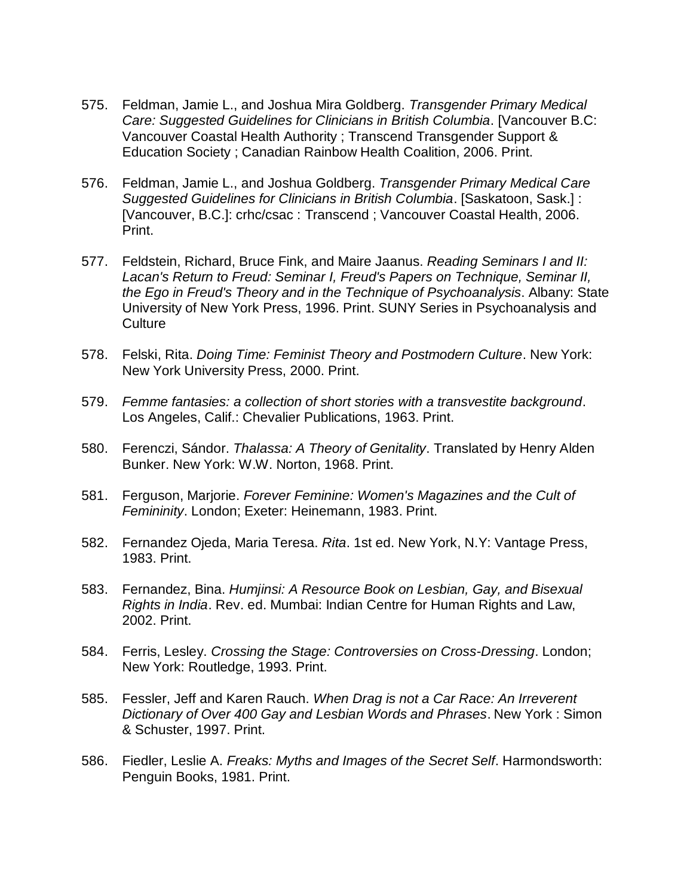575. Feldman, Jamie L., and Joshua Mira Goldberg. *Transgender Primary Medical Care: Suggested Guidelines for Clinicians in British Columbia*. [Vancouver B.C: Vancouver Coastal Health Authority ; Transcend Transgender Support & Education Society ; Canadian Rainbow Health Coalition, 2006. Print.

576. Feldman, Jamie L., and Joshua Goldberg. *Transgender Primary Medical Care Suggested Guidelines for Clinicians in British Columbia*. [Saskatoon, Sask.] : [Vancouver, B.C.]: crhc/csac : Transcend ; Vancouver Coastal Health, 2006. Print.

577. Feldstein, Richard, Bruce Fink, and Maire Jaanus. *Reading Seminars I and II: Lacan's Return to Freud: Seminar I, Freud's Papers on Technique, Seminar II, the Ego in Freud's Theory and in the Technique of Psychoanalysis*. Albany: State University of New York Press, 1996. Print. SUNY Series in Psychoanalysis and Culture

578. Felski, Rita. *Doing Time: Feminist Theory and Postmodern Culture*. New York: New York University Press, 2000. Print.

579. *Femme fantasies: a collection of short stories with a transvestite background*. Los Angeles, Calif.: Chevalier Publications, 1963. Print.

580. Ferenczi, Sándor. *Thalassa: A Theory of Genitality*. Translated by Henry Alden Bunker. New York: W.W. Norton, 1968. Print.

581. Ferguson, Marjorie. *Forever Feminine: Women's Magazines and the Cult of Femininity*. London; Exeter: Heinemann, 1983. Print.

582. Fernandez Ojeda, Maria Teresa. *Rita*. 1st ed. New York, N.Y: Vantage Press, 1983. Print.

583. Fernandez, Bina. *Humjinsi: A Resource Book on Lesbian, Gay, and Bisexual Rights in India*. Rev. ed. Mumbai: Indian Centre for Human Rights and Law, 2002. Print.

584. Ferris, Lesley. *Crossing the Stage: Controversies on Cross-Dressing*. London; New York: Routledge, 1993. Print.

585. Fessler, Jeff and Karen Rauch. *When Drag is not a Car Race: An Irreverent Dictionary of Over 400 Gay and Lesbian Words and Phrases*. New York : Simon & Schuster, 1997. Print.

586. Fiedler, Leslie A. *Freaks: Myths and Images of the Secret Self*. Harmondsworth: Penguin Books, 1981. Print.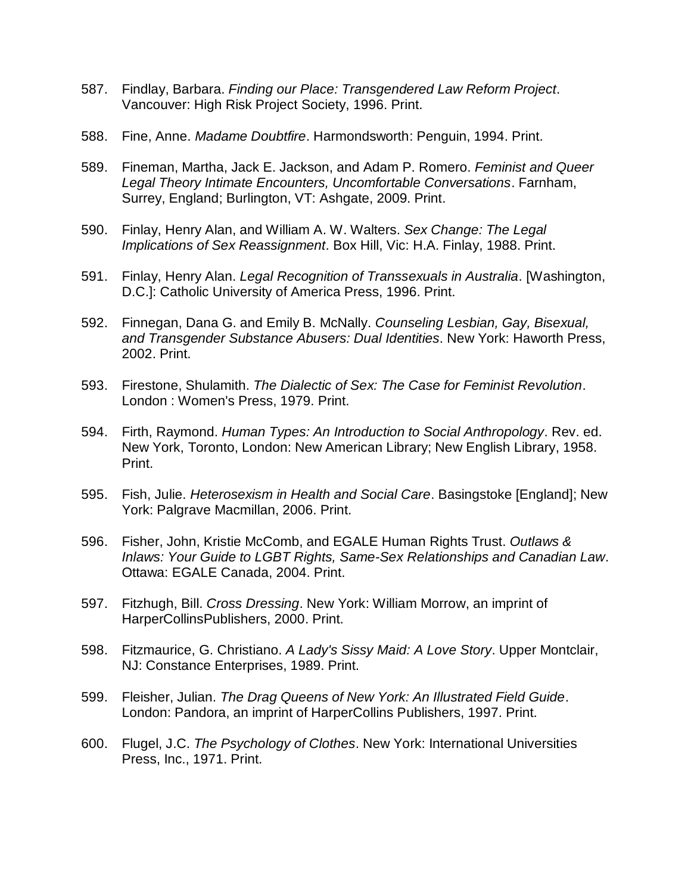587. Findlay, Barbara. *Finding our Place: Transgendered Law Reform Project*. Vancouver: High Risk Project Society, 1996. Print.

588. Fine, Anne. *Madame Doubtfire*. Harmondsworth: Penguin, 1994. Print.

589. Fineman, Martha, Jack E. Jackson, and Adam P. Romero. *Feminist and Queer Legal Theory Intimate Encounters, Uncomfortable Conversations*. Farnham, Surrey, England; Burlington, VT: Ashgate, 2009. Print.

590. Finlay, Henry Alan, and William A. W. Walters. *Sex Change: The Legal Implications of Sex Reassignment*. Box Hill, Vic: H.A. Finlay, 1988. Print.

591. Finlay, Henry Alan. *Legal Recognition of Transsexuals in Australia*. [Washington, D.C.]: Catholic University of America Press, 1996. Print.

592. Finnegan, Dana G. and Emily B. McNally. *Counseling Lesbian, Gay, Bisexual, and Transgender Substance Abusers: Dual Identities*. New York: Haworth Press, 2002. Print.

593. Firestone, Shulamith. *The Dialectic of Sex: The Case for Feminist Revolution*. London : Women's Press, 1979. Print.

594. Firth, Raymond. *Human Types: An Introduction to Social Anthropology*. Rev. ed. New York, Toronto, London: New American Library; New English Library, 1958. Print.

595. Fish, Julie. *Heterosexism in Health and Social Care*. Basingstoke [England]; New York: Palgrave Macmillan, 2006. Print.

596. Fisher, John, Kristie McComb, and EGALE Human Rights Trust. *Outlaws & Inlaws: Your Guide to LGBT Rights, Same-Sex Relationships and Canadian Law*. Ottawa: EGALE Canada, 2004. Print.

597. Fitzhugh, Bill. *Cross Dressing*. New York: William Morrow, an imprint of HarperCollinsPublishers, 2000. Print.

598. Fitzmaurice, G. Christiano. *A Lady's Sissy Maid: A Love Story*. Upper Montclair, NJ: Constance Enterprises, 1989. Print.

599. Fleisher, Julian. *The Drag Queens of New York: An Illustrated Field Guide*. London: Pandora, an imprint of HarperCollins Publishers, 1997. Print.

600. Flugel, J.C. *The Psychology of Clothes*. New York: International Universities Press, Inc., 1971. Print.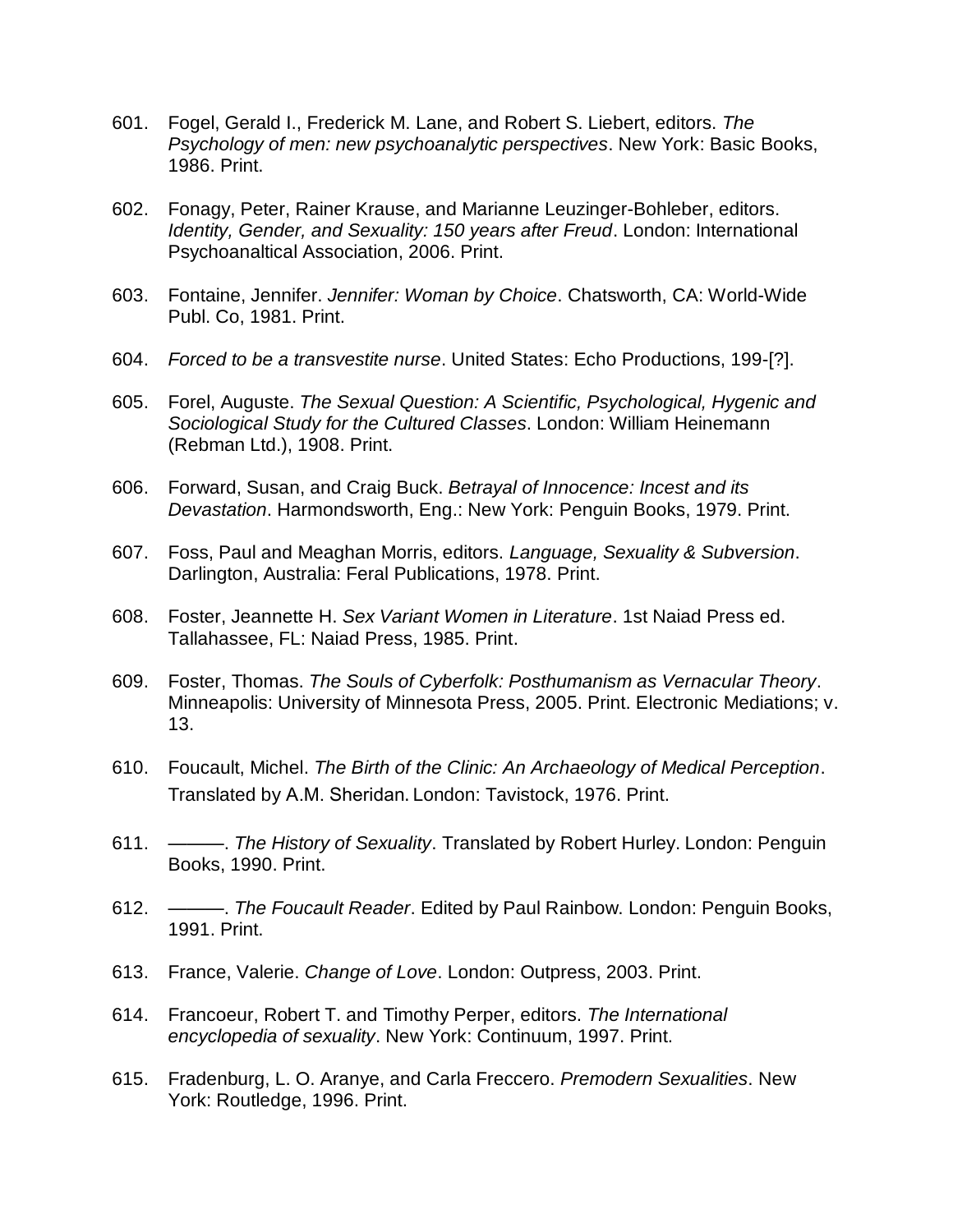601. Fogel, Gerald I., Frederick M. Lane, and Robert S. Liebert, editors. *The Psychology of men: new psychoanalytic perspectives*. New York: Basic Books, 1986. Print.

602. Fonagy, Peter, Rainer Krause, and Marianne Leuzinger-Bohleber, editors. *Identity, Gender, and Sexuality: 150 years after Freud*. London: International Psychoanaltical Association, 2006. Print.

603. Fontaine, Jennifer. *Jennifer: Woman by Choice*. Chatsworth, CA: World-Wide Publ. Co, 1981. Print.

604. *Forced to be a transvestite nurse*. United States: Echo Productions, 199-[?].

605. Forel, Auguste. *The Sexual Question: A Scientific, Psychological, Hygenic and Sociological Study for the Cultured Classes*. London: William Heinemann (Rebman Ltd.), 1908. Print.

606. Forward, Susan, and Craig Buck. *Betrayal of Innocence: Incest and its Devastation*. Harmondsworth, Eng.: New York: Penguin Books, 1979. Print.

607. Foss, Paul and Meaghan Morris, editors. *Language, Sexuality & Subversion*. Darlington, Australia: Feral Publications, 1978. Print.

608. Foster, Jeannette H. *Sex Variant Women in Literature*. 1st Naiad Press ed. Tallahassee, FL: Naiad Press, 1985. Print.

609. Foster, Thomas. *The Souls of Cyberfolk: Posthumanism as Vernacular Theory*. Minneapolis: University of Minnesota Press, 2005. Print. Electronic Mediations; v. 13.

610. Foucault, Michel. *The Birth of the Clinic: An Archaeology of Medical Perception*. Translated by A.M. Sheridan. London: Tavistock, 1976. Print.

611. ———. *The History of Sexuality*. Translated by Robert Hurley. London: Penguin Books, 1990. Print.

612. ———. *The Foucault Reader*. Edited by Paul Rainbow. London: Penguin Books, 1991. Print.

613. France, Valerie. *Change of Love*. London: Outpress, 2003. Print.

614. Francoeur, Robert T. and Timothy Perper, editors. *The International encyclopedia of sexuality*. New York: Continuum, 1997. Print.

615. Fradenburg, L. O. Aranye, and Carla Freccero. *Premodern Sexualities*. New York: Routledge, 1996. Print.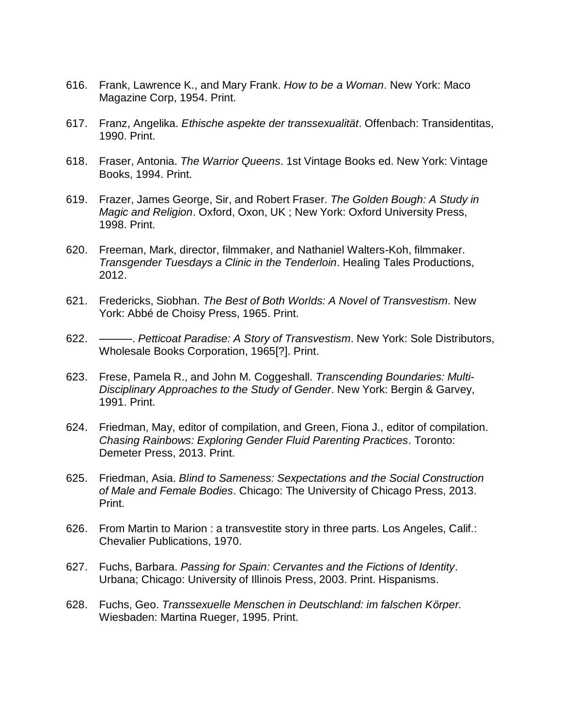616. Frank, Lawrence K., and Mary Frank. *How to be a Woman*. New York: Maco Magazine Corp, 1954. Print.

617. Franz, Angelika. *Ethische aspekte der transsexualität*. Offenbach: Transidentitas, 1990. Print.

618. Fraser, Antonia. *The Warrior Queens*. 1st Vintage Books ed. New York: Vintage Books, 1994. Print.

619. Frazer, James George, Sir, and Robert Fraser. *The Golden Bough: A Study in Magic and Religion*. Oxford, Oxon, UK ; New York: Oxford University Press, 1998. Print.

620. Freeman, Mark, director, filmmaker, and Nathaniel Walters-Koh, filmmaker. *Transgender Tuesdays a Clinic in the Tenderloin*. Healing Tales Productions, 2012.

621. Fredericks, Siobhan. *The Best of Both Worlds: A Novel of Transvestism*. New York: Abbé de Choisy Press, 1965. Print.

622. ———. *Petticoat Paradise: A Story of Transvestism*. New York: Sole Distributors, Wholesale Books Corporation, 1965[?]. Print.

623. Frese, Pamela R., and John M. Coggeshall. *Transcending Boundaries: Multi-Disciplinary Approaches to the Study of Gender*. New York: Bergin & Garvey, 1991. Print.

624. Friedman, May, editor of compilation, and Green, Fiona J., editor of compilation. *Chasing Rainbows: Exploring Gender Fluid Parenting Practices*. Toronto: Demeter Press, 2013. Print.

625. Friedman, Asia. *Blind to Sameness: Sexpectations and the Social Construction of Male and Female Bodies*. Chicago: The University of Chicago Press, 2013. Print.

626. From Martin to Marion : a transvestite story in three parts. Los Angeles, Calif.: Chevalier Publications, 1970.

627. Fuchs, Barbara. *Passing for Spain: Cervantes and the Fictions of Identity*. Urbana; Chicago: University of Illinois Press, 2003. Print. Hispanisms.

628. Fuchs, Geo. *Transsexuelle Menschen in Deutschland: im falschen Körper.* Wiesbaden: Martina Rueger, 1995. Print.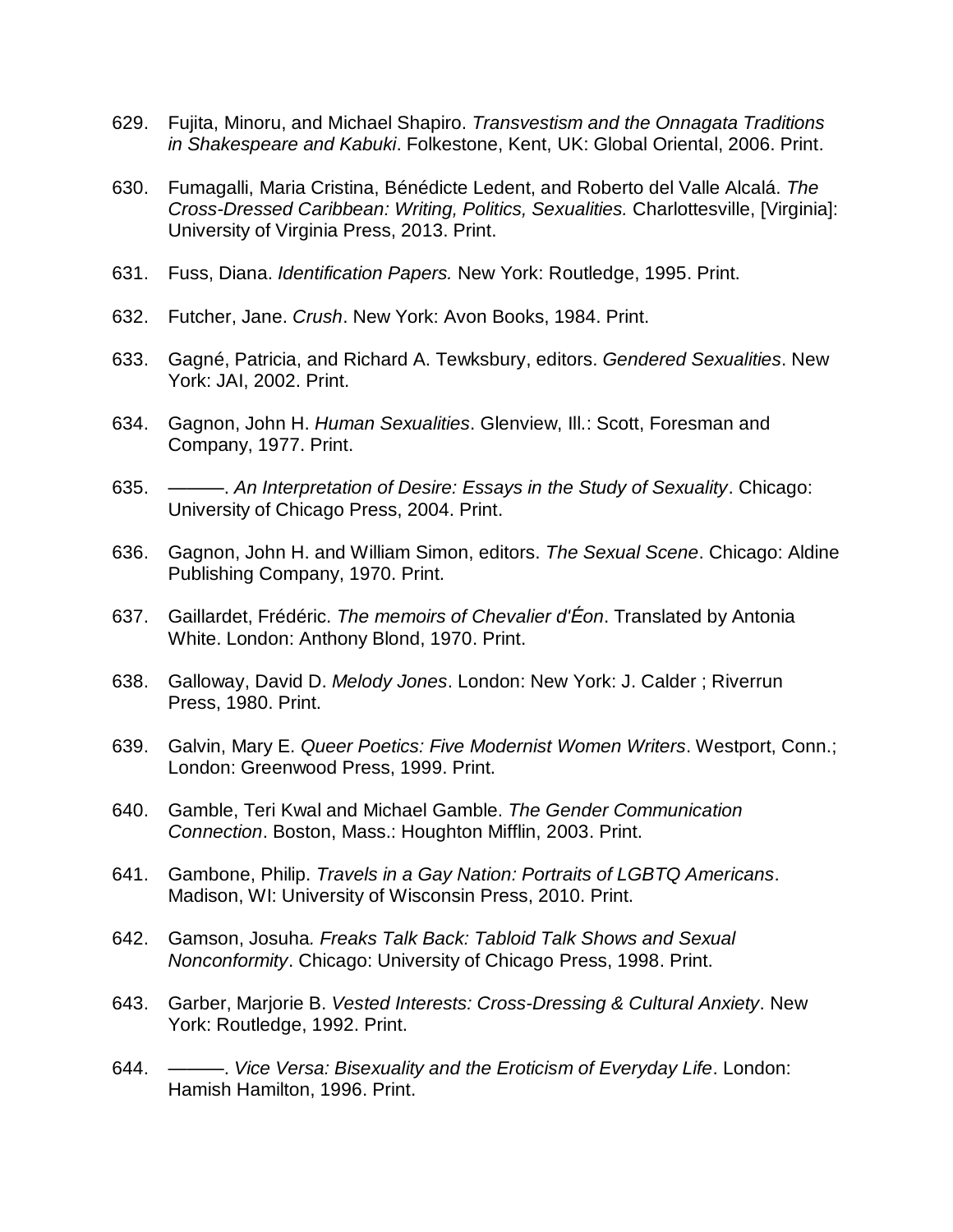629. Fujita, Minoru, and Michael Shapiro. *Transvestism and the Onnagata Traditions in Shakespeare and Kabuki*. Folkestone, Kent, UK: Global Oriental, 2006. Print.

630. Fumagalli, Maria Cristina, Bénédicte Ledent, and Roberto del Valle Alcalá. *The Cross-Dressed Caribbean: Writing, Politics, Sexualities.* Charlottesville, [Virginia]: University of Virginia Press, 2013. Print.

631. Fuss, Diana. *Identification Papers.* New York: Routledge, 1995. Print.

632. Futcher, Jane. *Crush*. New York: Avon Books, 1984. Print.

633. Gagné, Patricia, and Richard A. Tewksbury, editors. *Gendered Sexualities*. New York: JAI, 2002. Print.

634. Gagnon, John H. *Human Sexualities*. Glenview, Ill.: Scott, Foresman and Company, 1977. Print.

635. ———. *An Interpretation of Desire: Essays in the Study of Sexuality*. Chicago: University of Chicago Press, 2004. Print.

636. Gagnon, John H. and William Simon, editors. *The Sexual Scene*. Chicago: Aldine Publishing Company, 1970. Print.

637. Gaillardet, Frédéric. *The memoirs of Chevalier d'Éon*. Translated by Antonia White. London: Anthony Blond, 1970. Print.

638. Galloway, David D. *Melody Jones*. London: New York: J. Calder ; Riverrun Press, 1980. Print.

639. Galvin, Mary E. *Queer Poetics: Five Modernist Women Writers*. Westport, Conn.; London: Greenwood Press, 1999. Print.

640. Gamble, Teri Kwal and Michael Gamble. *The Gender Communication Connection*. Boston, Mass.: Houghton Mifflin, 2003. Print.

641. Gambone, Philip. *Travels in a Gay Nation: Portraits of LGBTQ Americans*. Madison, WI: University of Wisconsin Press, 2010. Print.

642. Gamson, Josuha*. Freaks Talk Back: Tabloid Talk Shows and Sexual Nonconformity*. Chicago: University of Chicago Press, 1998. Print.

643. Garber, Marjorie B. *Vested Interests: Cross-Dressing & Cultural Anxiety*. New York: Routledge, 1992. Print.

644. ———. *Vice Versa: Bisexuality and the Eroticism of Everyday Life*. London: Hamish Hamilton, 1996. Print.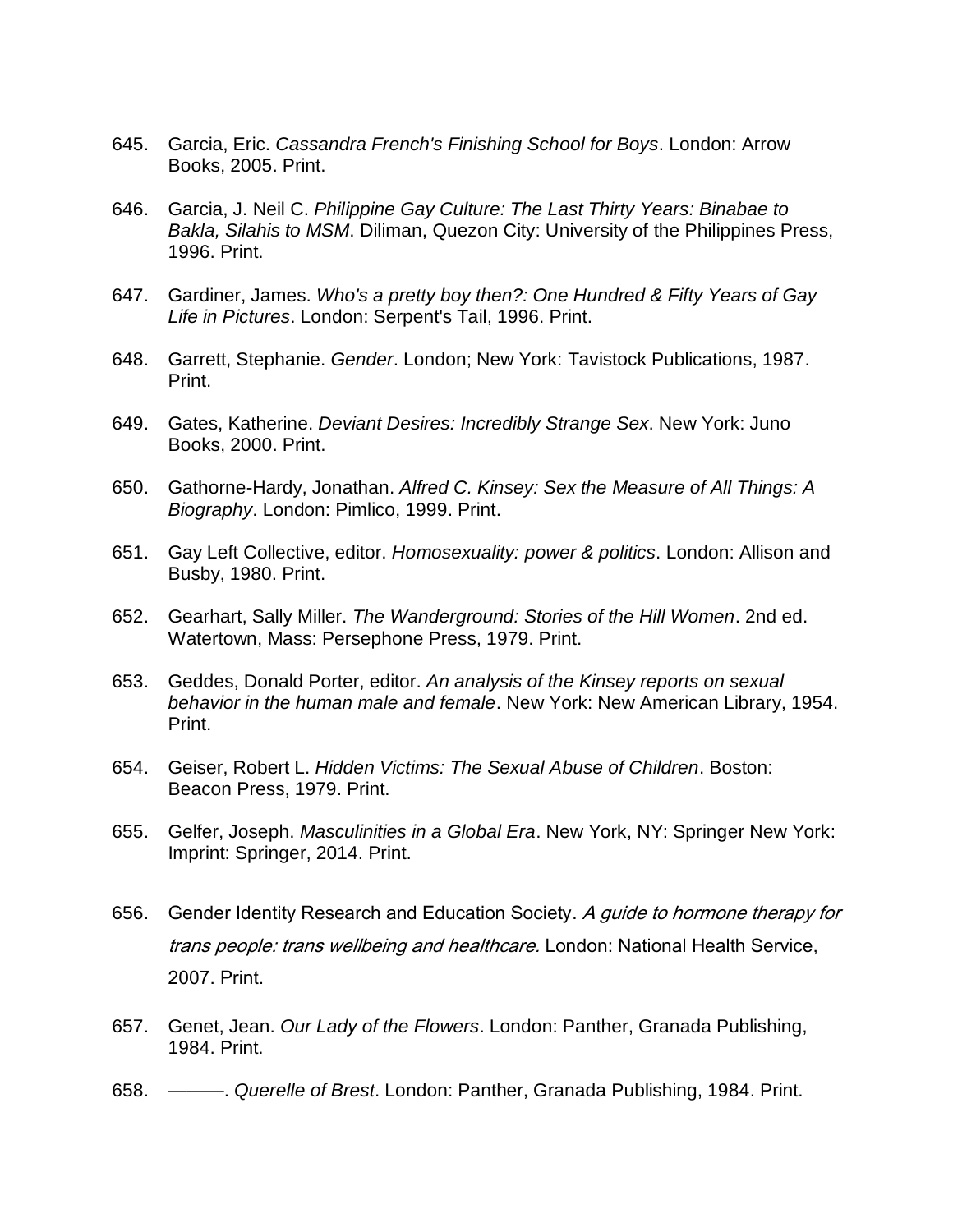645. Garcia, Eric. *Cassandra French's Finishing School for Boys*. London: Arrow Books, 2005. Print.

646. Garcia, J. Neil C. *Philippine Gay Culture: The Last Thirty Years: Binabae to Bakla, Silahis to MSM*. Diliman, Quezon City: University of the Philippines Press, 1996. Print.

647. Gardiner, James. *Who's a pretty boy then?: One Hundred & Fifty Years of Gay Life in Pictures*. London: Serpent's Tail, 1996. Print.

648. Garrett, Stephanie. *Gender*. London; New York: Tavistock Publications, 1987. Print.

649. Gates, Katherine. *Deviant Desires: Incredibly Strange Sex*. New York: Juno Books, 2000. Print.

650. Gathorne-Hardy, Jonathan. *Alfred C. Kinsey: Sex the Measure of All Things: A Biography*. London: Pimlico, 1999. Print.

651. Gay Left Collective, editor. *Homosexuality: power & politics*. London: Allison and Busby, 1980. Print.

652. Gearhart, Sally Miller. *The Wanderground: Stories of the Hill Women*. 2nd ed. Watertown, Mass: Persephone Press, 1979. Print.

653. Geddes, Donald Porter, editor. *An analysis of the Kinsey reports on sexual behavior in the human male and female*. New York: New American Library, 1954. Print.

654. Geiser, Robert L. *Hidden Victims: The Sexual Abuse of Children*. Boston: Beacon Press, 1979. Print.

655. Gelfer, Joseph. *Masculinities in a Global Era*. New York, NY: Springer New York: Imprint: Springer, 2014. Print.

656. Gender Identity Research and Education Society. *A guide to hormone therapy for trans people: trans wellbeing and healthcare.* London: National Health Service, 2007. Print.

657. Genet, Jean. *Our Lady of the Flowers*. London: Panther, Granada Publishing, 1984. Print.

658. ———. *Querelle of Brest*. London: Panther, Granada Publishing, 1984. Print.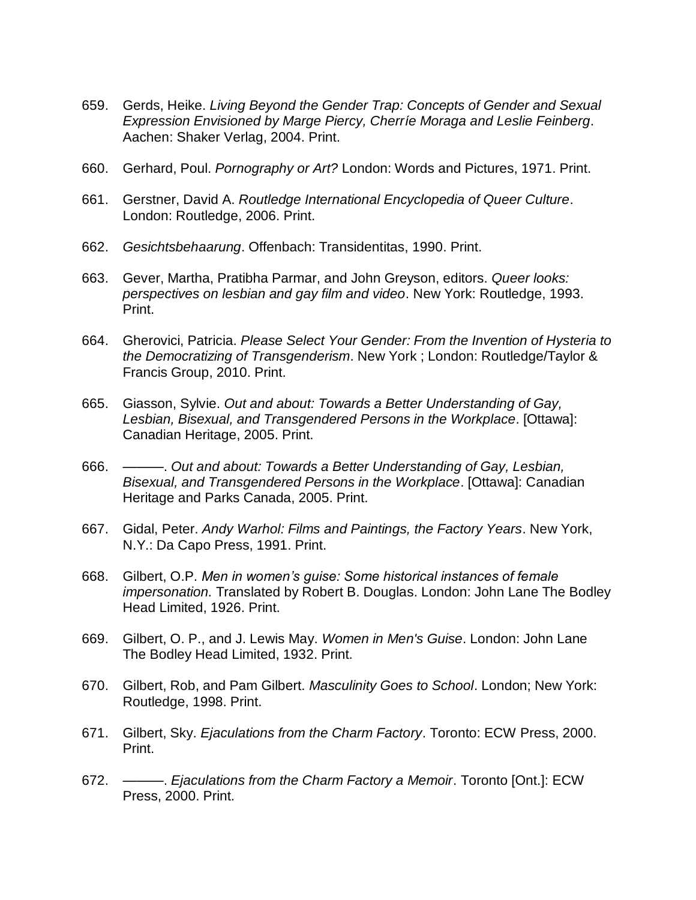659. Gerds, Heike. *Living Beyond the Gender Trap: Concepts of Gender and Sexual Expression Envisioned by Marge Piercy, Cherríe Moraga and Leslie Feinberg*. Aachen: Shaker Verlag, 2004. Print.

660. Gerhard, Poul. *Pornography or Art?* London: Words and Pictures, 1971. Print.

661. Gerstner, David A. *Routledge International Encyclopedia of Queer Culture*. London: Routledge, 2006. Print.

662. *Gesichtsbehaarung*. Offenbach: Transidentitas, 1990. Print.

663. Gever, Martha, Pratibha Parmar, and John Greyson, editors. *Queer looks: perspectives on lesbian and gay film and video*. New York: Routledge, 1993. Print.

664. Gherovici, Patricia. *Please Select Your Gender: From the Invention of Hysteria to the Democratizing of Transgenderism*. New York ; London: Routledge/Taylor & Francis Group, 2010. Print.

665. Giasson, Sylvie. *Out and about: Towards a Better Understanding of Gay, Lesbian, Bisexual, and Transgendered Persons in the Workplace*. [Ottawa]: Canadian Heritage, 2005. Print.

666. ———. *Out and about: Towards a Better Understanding of Gay, Lesbian, Bisexual, and Transgendered Persons in the Workplace*. [Ottawa]: Canadian Heritage and Parks Canada, 2005. Print.

667. Gidal, Peter. *Andy Warhol: Films and Paintings, the Factory Years*. New York, N.Y.: Da Capo Press, 1991. Print.

668. Gilbert, O.P. *Men in women's guise: Some historical instances of female impersonation.* Translated by Robert B. Douglas. London: John Lane The Bodley Head Limited, 1926. Print.

669. Gilbert, O. P., and J. Lewis May. *Women in Men's Guise*. London: John Lane The Bodley Head Limited, 1932. Print.

670. Gilbert, Rob, and Pam Gilbert. *Masculinity Goes to School*. London; New York: Routledge, 1998. Print.

671. Gilbert, Sky. *Ejaculations from the Charm Factory*. Toronto: ECW Press, 2000. Print.

672. ———. *Ejaculations from the Charm Factory a Memoir*. Toronto [Ont.]: ECW Press, 2000. Print.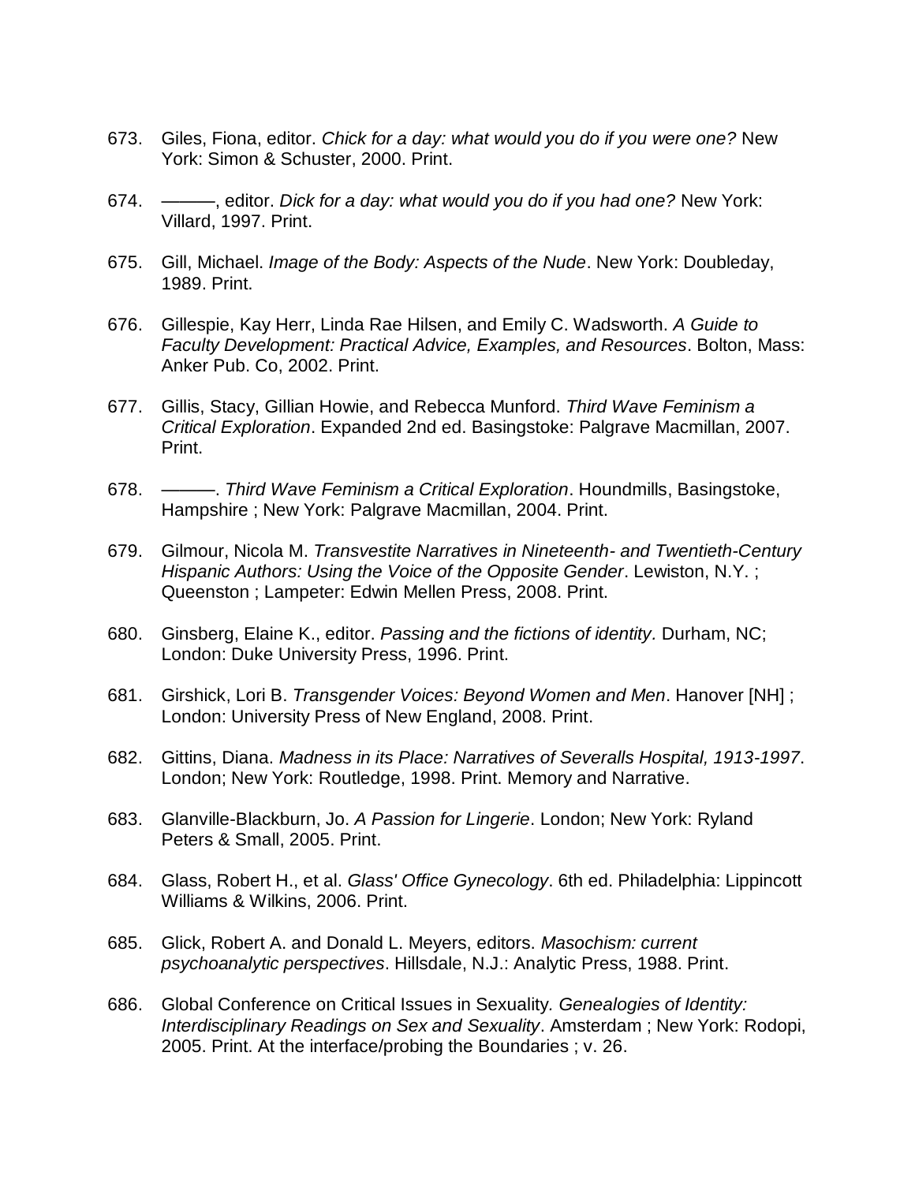673. Giles, Fiona, editor. *Chick for a day: what would you do if you were one?* New York: Simon & Schuster, 2000. Print.

674. ———, editor. *Dick for a day: what would you do if you had one?* New York: Villard, 1997. Print.

675. Gill, Michael. *Image of the Body: Aspects of the Nude*. New York: Doubleday, 1989. Print.

676. Gillespie, Kay Herr, Linda Rae Hilsen, and Emily C. Wadsworth. *A Guide to Faculty Development: Practical Advice, Examples, and Resources*. Bolton, Mass: Anker Pub. Co, 2002. Print.

677. Gillis, Stacy, Gillian Howie, and Rebecca Munford. *Third Wave Feminism a Critical Exploration*. Expanded 2nd ed. Basingstoke: Palgrave Macmillan, 2007. Print.

678. ———. *Third Wave Feminism a Critical Exploration*. Houndmills, Basingstoke, Hampshire ; New York: Palgrave Macmillan, 2004. Print.

679. Gilmour, Nicola M. *Transvestite Narratives in Nineteenth- and Twentieth-Century Hispanic Authors: Using the Voice of the Opposite Gender*. Lewiston, N.Y. ; Queenston ; Lampeter: Edwin Mellen Press, 2008. Print.

680. Ginsberg, Elaine K., editor. *Passing and the fictions of identity.* Durham, NC; London: Duke University Press, 1996. Print.

681. Girshick, Lori B. *Transgender Voices: Beyond Women and Men*. Hanover [NH] ; London: University Press of New England, 2008. Print.

682. Gittins, Diana. *Madness in its Place: Narratives of Severalls Hospital, 1913-1997*. London; New York: Routledge, 1998. Print. Memory and Narrative.

683. Glanville-Blackburn, Jo. *A Passion for Lingerie*. London; New York: Ryland Peters & Small, 2005. Print.

684. Glass, Robert H., et al. *Glass' Office Gynecology*. 6th ed. Philadelphia: Lippincott Williams & Wilkins, 2006. Print.

685. Glick, Robert A. and Donald L. Meyers, editors. *Masochism: current psychoanalytic perspectives*. Hillsdale, N.J.: Analytic Press, 1988. Print.

686. Global Conference on Critical Issues in Sexuality. *Genealogies of Identity: Interdisciplinary Readings on Sex and Sexuality*. Amsterdam ; New York: Rodopi, 2005. Print. At the interface/probing the Boundaries ; v. 26.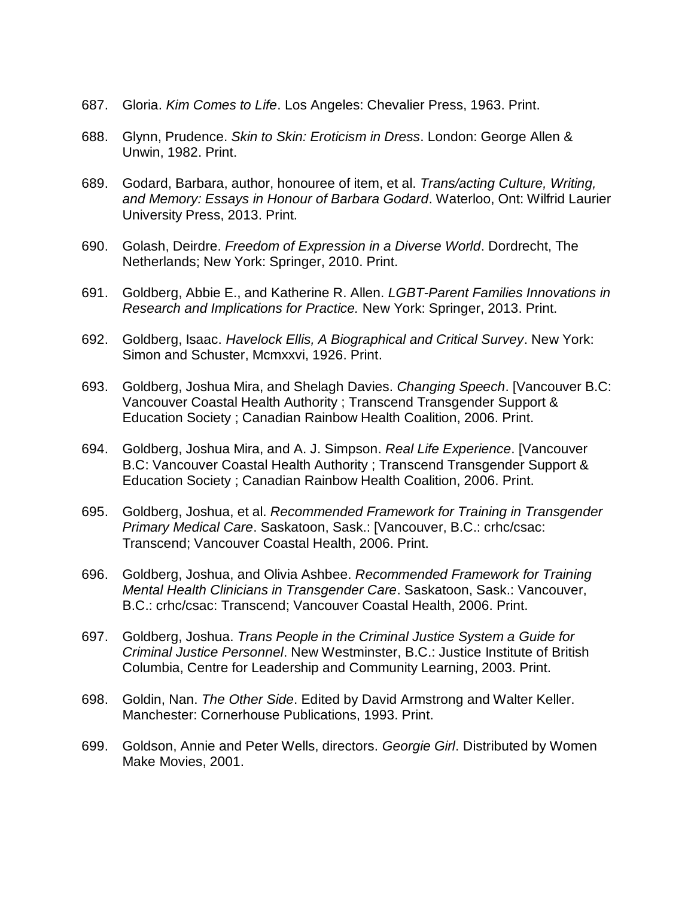687. Gloria. *Kim Comes to Life*. Los Angeles: Chevalier Press, 1963. Print.

688. Glynn, Prudence. *Skin to Skin: Eroticism in Dress*. London: George Allen & Unwin, 1982. Print.

689. Godard, Barbara, author, honouree of item, et al. *Trans/acting Culture, Writing, and Memory: Essays in Honour of Barbara Godard*. Waterloo, Ont: Wilfrid Laurier University Press, 2013. Print.

690. Golash, Deirdre. *Freedom of Expression in a Diverse World*. Dordrecht, The Netherlands; New York: Springer, 2010. Print.

691. Goldberg, Abbie E., and Katherine R. Allen. *LGBT-Parent Families Innovations in Research and Implications for Practice.* New York: Springer, 2013. Print.

692. Goldberg, Isaac. *Havelock Ellis, A Biographical and Critical Survey*. New York: Simon and Schuster, Mcmxxvi, 1926. Print.

693. Goldberg, Joshua Mira, and Shelagh Davies. *Changing Speech*. [Vancouver B.C: Vancouver Coastal Health Authority ; Transcend Transgender Support & Education Society ; Canadian Rainbow Health Coalition, 2006. Print.

694. Goldberg, Joshua Mira, and A. J. Simpson. *Real Life Experience*. [Vancouver B.C: Vancouver Coastal Health Authority ; Transcend Transgender Support & Education Society ; Canadian Rainbow Health Coalition, 2006. Print.

695. Goldberg, Joshua, et al. *Recommended Framework for Training in Transgender Primary Medical Care*. Saskatoon, Sask.: [Vancouver, B.C.: crhc/csac: Transcend; Vancouver Coastal Health, 2006. Print.

696. Goldberg, Joshua, and Olivia Ashbee. *Recommended Framework for Training Mental Health Clinicians in Transgender Care*. Saskatoon, Sask.: Vancouver, B.C.: crhc/csac: Transcend; Vancouver Coastal Health, 2006. Print.

697. Goldberg, Joshua. *Trans People in the Criminal Justice System a Guide for Criminal Justice Personnel*. New Westminster, B.C.: Justice Institute of British Columbia, Centre for Leadership and Community Learning, 2003. Print.

698. Goldin, Nan. *The Other Side*. Edited by David Armstrong and Walter Keller. Manchester: Cornerhouse Publications, 1993. Print.

699. Goldson, Annie and Peter Wells, directors. *Georgie Girl*. Distributed by Women Make Movies, 2001.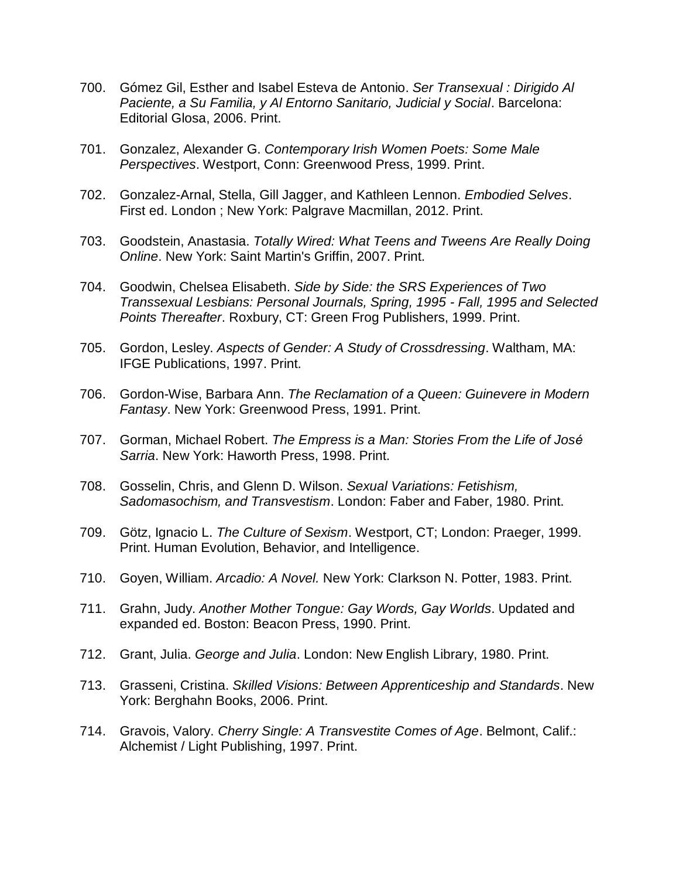700. Gómez Gil, Esther and Isabel Esteva de Antonio. *Ser Transexual : Dirigido Al Paciente, a Su Familia, y Al Entorno Sanitario, Judicial y Social*. Barcelona: Editorial Glosa, 2006. Print.

701. Gonzalez, Alexander G. *Contemporary Irish Women Poets: Some Male Perspectives*. Westport, Conn: Greenwood Press, 1999. Print.

702. Gonzalez-Arnal, Stella, Gill Jagger, and Kathleen Lennon. *Embodied Selves*. First ed. London ; New York: Palgrave Macmillan, 2012. Print.

703. Goodstein, Anastasia. *Totally Wired: What Teens and Tweens Are Really Doing Online*. New York: Saint Martin's Griffin, 2007. Print.

704. Goodwin, Chelsea Elisabeth. *Side by Side: the SRS Experiences of Two Transsexual Lesbians: Personal Journals, Spring, 1995 - Fall, 1995 and Selected Points Thereafter*. Roxbury, CT: Green Frog Publishers, 1999. Print.

705. Gordon, Lesley. *Aspects of Gender: A Study of Crossdressing*. Waltham, MA: IFGE Publications, 1997. Print.

706. Gordon-Wise, Barbara Ann. *The Reclamation of a Queen: Guinevere in Modern Fantasy*. New York: Greenwood Press, 1991. Print.

707. Gorman, Michael Robert. *The Empress is a Man: Stories From the Life of José Sarria*. New York: Haworth Press, 1998. Print.

708. Gosselin, Chris, and Glenn D. Wilson. *Sexual Variations: Fetishism, Sadomasochism, and Transvestism*. London: Faber and Faber, 1980. Print.

709. Götz, Ignacio L. *The Culture of Sexism*. Westport, CT; London: Praeger, 1999. Print. Human Evolution, Behavior, and Intelligence.

710. Goyen, William. *Arcadio: A Novel.* New York: Clarkson N. Potter, 1983. Print.

711. Grahn, Judy. *Another Mother Tongue: Gay Words, Gay Worlds*. Updated and expanded ed. Boston: Beacon Press, 1990. Print.

712. Grant, Julia. *George and Julia*. London: New English Library, 1980. Print.

713. Grasseni, Cristina. *Skilled Visions: Between Apprenticeship and Standards*. New York: Berghahn Books, 2006. Print.

714. Gravois, Valory. *Cherry Single: A Transvestite Comes of Age*. Belmont, Calif.: Alchemist / Light Publishing, 1997. Print.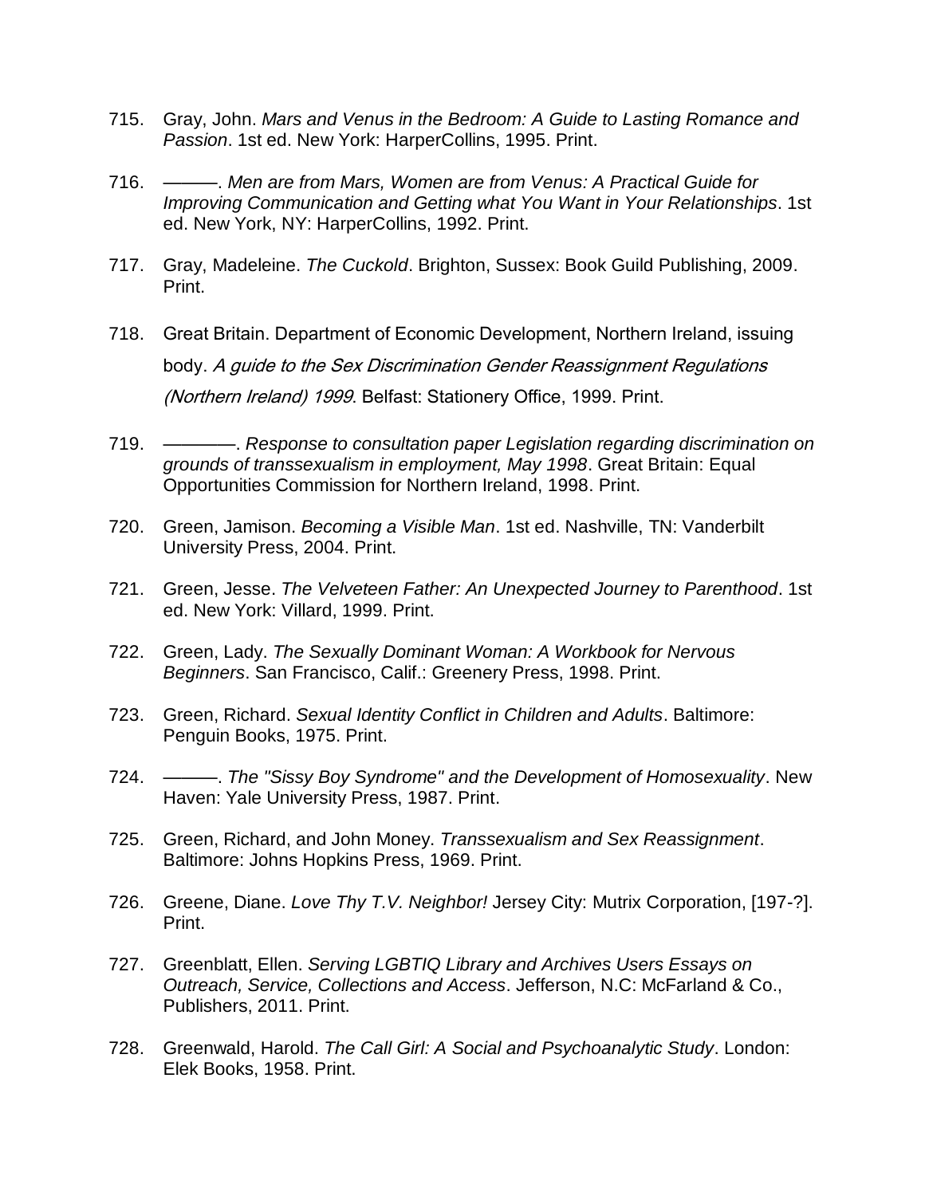715. Gray, John. *Mars and Venus in the Bedroom: A Guide to Lasting Romance and Passion*. 1st ed. New York: HarperCollins, 1995. Print.

716. ———. *Men are from Mars, Women are from Venus: A Practical Guide for Improving Communication and Getting what You Want in Your Relationships*. 1st ed. New York, NY: HarperCollins, 1992. Print.

717. Gray, Madeleine. *The Cuckold*. Brighton, Sussex: Book Guild Publishing, 2009. Print.

718. Great Britain. Department of Economic Development, Northern Ireland, issuing body. *A guide to the Sex Discrimination Gender Reassignment Regulations (Northern Ireland) 1999*. Belfast: Stationery Office, 1999. Print.

719. ————. *Response to consultation paper Legislation regarding discrimination on grounds of transsexualism in employment, May 1998*. Great Britain: Equal Opportunities Commission for Northern Ireland, 1998. Print.

720. Green, Jamison. *Becoming a Visible Man*. 1st ed. Nashville, TN: Vanderbilt University Press, 2004. Print.

721. Green, Jesse. *The Velveteen Father: An Unexpected Journey to Parenthood*. 1st ed. New York: Villard, 1999. Print.

722. Green, Lady. *The Sexually Dominant Woman: A Workbook for Nervous Beginners*. San Francisco, Calif.: Greenery Press, 1998. Print.

723. Green, Richard. *Sexual Identity Conflict in Children and Adults*. Baltimore: Penguin Books, 1975. Print.

724. ———. *The "Sissy Boy Syndrome" and the Development of Homosexuality*. New Haven: Yale University Press, 1987. Print.

725. Green, Richard, and John Money. *Transsexualism and Sex Reassignment*. Baltimore: Johns Hopkins Press, 1969. Print.

726. Greene, Diane. *Love Thy T.V. Neighbor!* Jersey City: Mutrix Corporation, [197-?]. Print.

727. Greenblatt, Ellen. *Serving LGBTIQ Library and Archives Users Essays on Outreach, Service, Collections and Access*. Jefferson, N.C: McFarland & Co., Publishers, 2011. Print.

728. Greenwald, Harold. *The Call Girl: A Social and Psychoanalytic Study*. London: Elek Books, 1958. Print.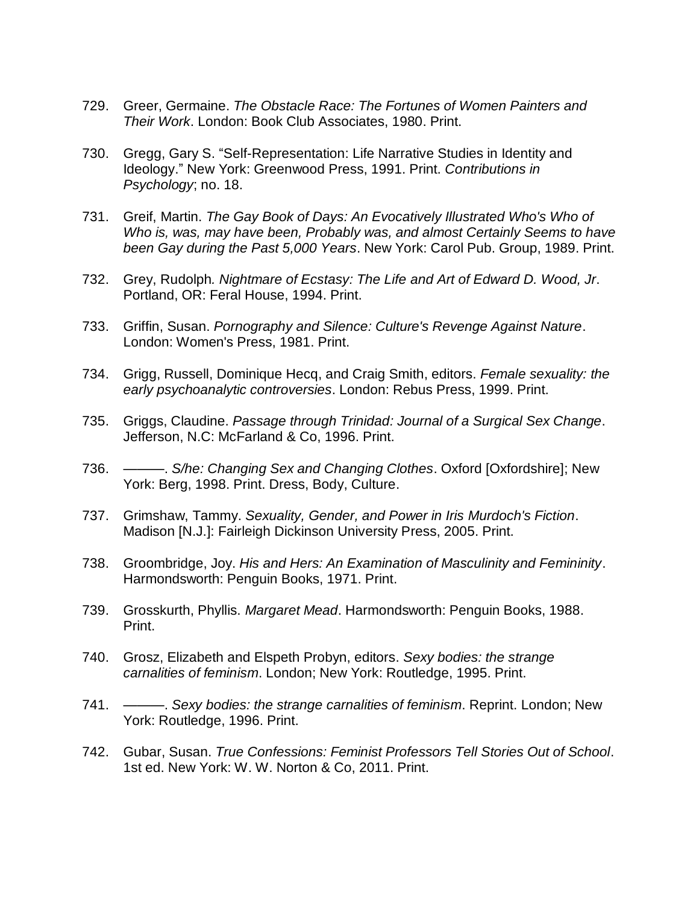729. Greer, Germaine. *The Obstacle Race: The Fortunes of Women Painters and Their Work*. London: Book Club Associates, 1980. Print.

730. Gregg, Gary S. “Self-Representation: Life Narrative Studies in Identity and Ideology.” New York: Greenwood Press, 1991. Print. *Contributions in Psychology*; no. 18.

731. Greif, Martin. *The Gay Book of Days: An Evocatively Illustrated Who's Who of Who is, was, may have been, Probably was, and almost Certainly Seems to have been Gay during the Past 5,000 Years*. New York: Carol Pub. Group, 1989. Print.

732. Grey, Rudolph. *Nightmare of Ecstasy: The Life and Art of Edward D. Wood, Jr*. Portland, OR: Feral House, 1994. Print.

733. Griffin, Susan. *Pornography and Silence: Culture's Revenge Against Nature*. London: Women's Press, 1981. Print.

734. Grigg, Russell, Dominique Hecq, and Craig Smith, editors. *Female sexuality: the early psychoanalytic controversies*. London: Rebus Press, 1999. Print.

735. Griggs, Claudine. *Passage through Trinidad: Journal of a Surgical Sex Change*. Jefferson, N.C: McFarland & Co, 1996. Print.

736. ———. *S/he: Changing Sex and Changing Clothes*. Oxford [Oxfordshire]; New York: Berg, 1998. Print. Dress, Body, Culture.

737. Grimshaw, Tammy. *Sexuality, Gender, and Power in Iris Murdoch's Fiction*. Madison [N.J.]: Fairleigh Dickinson University Press, 2005. Print.

738. Groombridge, Joy. *His and Hers: An Examination of Masculinity and Femininity*. Harmondsworth: Penguin Books, 1971. Print.

739. Grosskurth, Phyllis. *Margaret Mead*. Harmondsworth: Penguin Books, 1988. Print.

740. Grosz, Elizabeth and Elspeth Probyn, editors. *Sexy bodies: the strange carnalities of feminism*. London; New York: Routledge, 1995. Print.

741. ———. *Sexy bodies: the strange carnalities of feminism*. Reprint. London; New York: Routledge, 1996. Print.

742. Gubar, Susan. *True Confessions: Feminist Professors Tell Stories Out of School*. 1st ed. New York: W. W. Norton & Co, 2011. Print.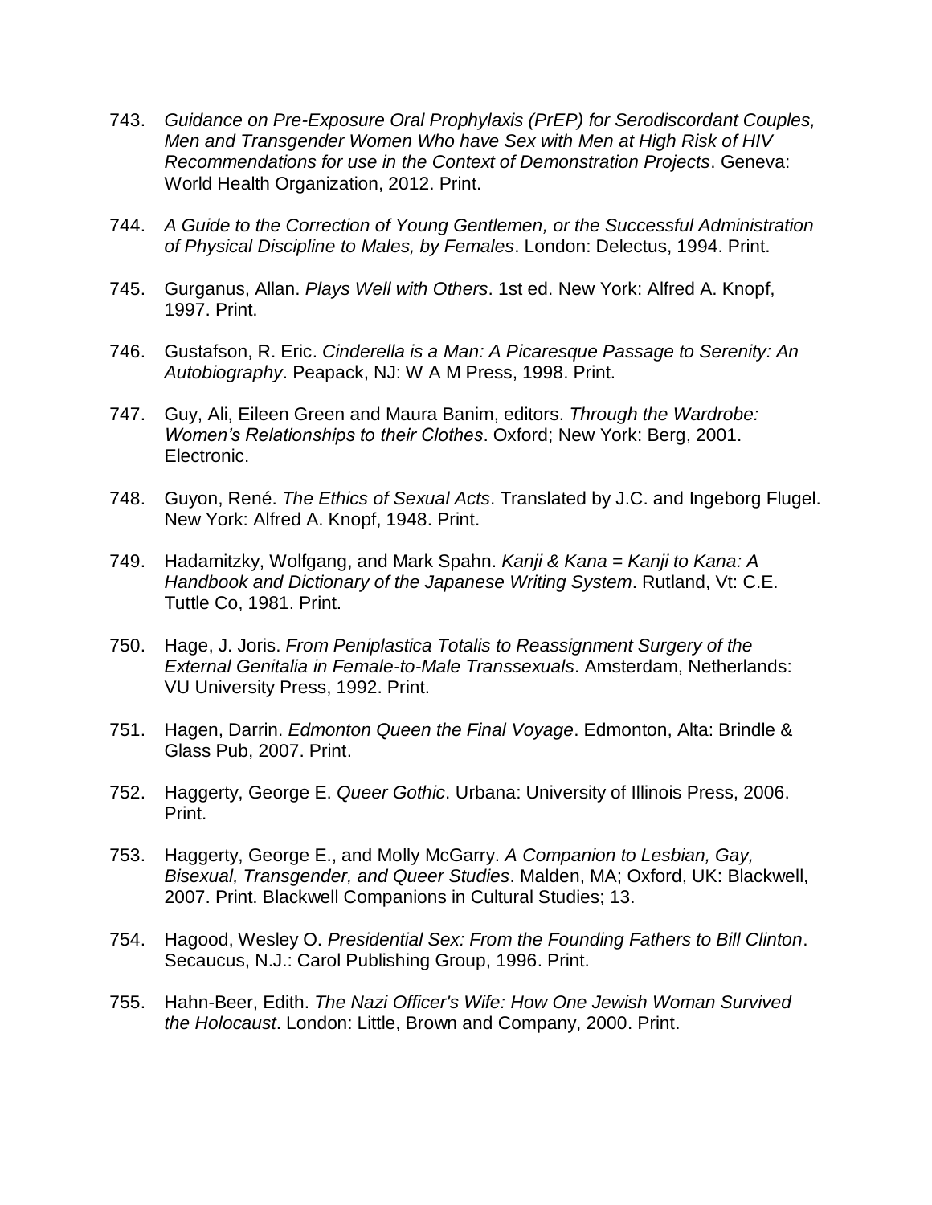743. *Guidance on Pre-Exposure Oral Prophylaxis (PrEP) for Serodiscordant Couples, Men and Transgender Women Who have Sex with Men at High Risk of HIV Recommendations for use in the Context of Demonstration Projects*. Geneva: World Health Organization, 2012. Print.

744. *A Guide to the Correction of Young Gentlemen, or the Successful Administration of Physical Discipline to Males, by Females*. London: Delectus, 1994. Print.

745. Gurganus, Allan. *Plays Well with Others*. 1st ed. New York: Alfred A. Knopf, 1997. Print.

746. Gustafson, R. Eric. *Cinderella is a Man: A Picaresque Passage to Serenity: An Autobiography*. Peapack, NJ: W A M Press, 1998. Print.

747. Guy, Ali, Eileen Green and Maura Banim, editors. *Through the Wardrobe: Women's Relationships to their Clothes*. Oxford; New York: Berg, 2001. Electronic.

748. Guyon, René. *The Ethics of Sexual Acts*. Translated by J.C. and Ingeborg Flugel. New York: Alfred A. Knopf, 1948. Print.

749. Hadamitzky, Wolfgang, and Mark Spahn. *Kanji & Kana = Kanji to Kana: A Handbook and Dictionary of the Japanese Writing System*. Rutland, Vt: C.E. Tuttle Co, 1981. Print.

750. Hage, J. Joris. *From Peniplastica Totalis to Reassignment Surgery of the External Genitalia in Female-to-Male Transsexuals*. Amsterdam, Netherlands: VU University Press, 1992. Print.

751. Hagen, Darrin. *Edmonton Queen the Final Voyage*. Edmonton, Alta: Brindle & Glass Pub, 2007. Print.

752. Haggerty, George E. *Queer Gothic*. Urbana: University of Illinois Press, 2006. Print.

753. Haggerty, George E., and Molly McGarry. *A Companion to Lesbian, Gay, Bisexual, Transgender, and Queer Studies*. Malden, MA; Oxford, UK: Blackwell, 2007. Print. Blackwell Companions in Cultural Studies; 13.

754. Hagood, Wesley O. *Presidential Sex: From the Founding Fathers to Bill Clinton*. Secaucus, N.J.: Carol Publishing Group, 1996. Print.

755. Hahn-Beer, Edith. *The Nazi Officer's Wife: How One Jewish Woman Survived the Holocaust*. London: Little, Brown and Company, 2000. Print.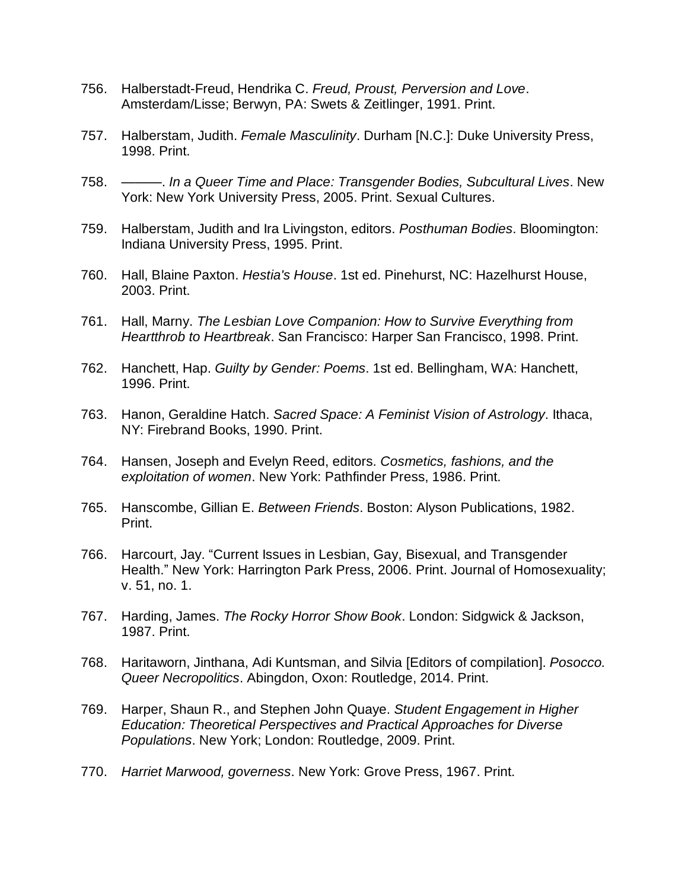756. Halberstadt-Freud, Hendrika C. *Freud, Proust, Perversion and Love*. Amsterdam/Lisse; Berwyn, PA: Swets & Zeitlinger, 1991. Print.

757. Halberstam, Judith. *Female Masculinity*. Durham [N.C.]: Duke University Press, 1998. Print.

758. ———. *In a Queer Time and Place: Transgender Bodies, Subcultural Lives*. New York: New York University Press, 2005. Print. Sexual Cultures.

759. Halberstam, Judith and Ira Livingston, editors. *Posthuman Bodies*. Bloomington: Indiana University Press, 1995. Print.

760. Hall, Blaine Paxton. *Hestia's House*. 1st ed. Pinehurst, NC: Hazelhurst House, 2003. Print.

761. Hall, Marny. *The Lesbian Love Companion: How to Survive Everything from Heartthrob to Heartbreak*. San Francisco: Harper San Francisco, 1998. Print.

762. Hanchett, Hap. *Guilty by Gender: Poems*. 1st ed. Bellingham, WA: Hanchett, 1996. Print.

763. Hanon, Geraldine Hatch. *Sacred Space: A Feminist Vision of Astrology*. Ithaca, NY: Firebrand Books, 1990. Print.

764. Hansen, Joseph and Evelyn Reed, editors. *Cosmetics, fashions, and the exploitation of women*. New York: Pathfinder Press, 1986. Print.

765. Hanscombe, Gillian E. *Between Friends*. Boston: Alyson Publications, 1982. Print.

766. Harcourt, Jay. "Current Issues in Lesbian, Gay, Bisexual, and Transgender Health." New York: Harrington Park Press, 2006. Print. Journal of Homosexuality; v. 51, no. 1.

767. Harding, James. *The Rocky Horror Show Book*. London: Sidgwick & Jackson, 1987. Print.

768. Haritaworn, Jinthana, Adi Kuntsman, and Silvia [Editors of compilation]. *Posocco. Queer Necropolitics*. Abingdon, Oxon: Routledge, 2014. Print.

769. Harper, Shaun R., and Stephen John Quaye. *Student Engagement in Higher Education: Theoretical Perspectives and Practical Approaches for Diverse Populations*. New York; London: Routledge, 2009. Print.

770. *Harriet Marwood, governess*. New York: Grove Press, 1967. Print.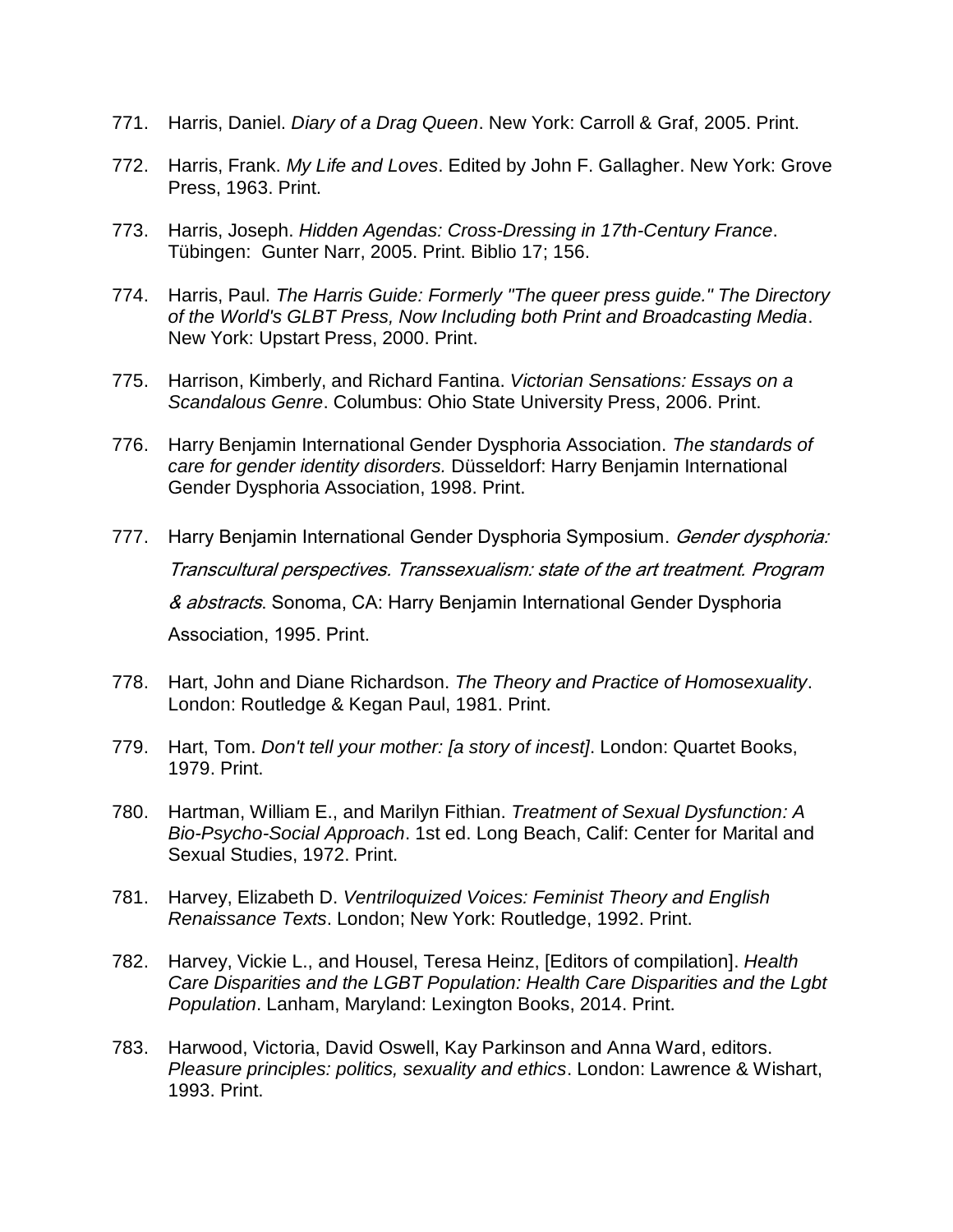771. Harris, Daniel. *Diary of a Drag Queen*. New York: Carroll & Graf, 2005. Print.

772. Harris, Frank. *My Life and Loves*. Edited by John F. Gallagher. New York: Grove Press, 1963. Print.

773. Harris, Joseph. *Hidden Agendas: Cross-Dressing in 17th-Century France*. Tübingen: Gunter Narr, 2005. Print. Biblio 17; 156.

774. Harris, Paul. *The Harris Guide: Formerly "The queer press guide." The Directory of the World's GLBT Press, Now Including both Print and Broadcasting Media*. New York: Upstart Press, 2000. Print.

775. Harrison, Kimberly, and Richard Fantina. *Victorian Sensations: Essays on a Scandalous Genre*. Columbus: Ohio State University Press, 2006. Print.

776. Harry Benjamin International Gender Dysphoria Association. *The standards of care for gender identity disorders.* Düsseldorf: Harry Benjamin International Gender Dysphoria Association, 1998. Print.

777. Harry Benjamin International Gender Dysphoria Symposium. *Gender dysphoria: Transcultural perspectives. Transsexualism: state of the art treatment. Program & abstracts*. Sonoma, CA: Harry Benjamin International Gender Dysphoria Association, 1995. Print.

778. Hart, John and Diane Richardson. *The Theory and Practice of Homosexuality*. London: Routledge & Kegan Paul, 1981. Print.

779. Hart, Tom. *Don't tell your mother: [a story of incest]*. London: Quartet Books, 1979. Print.

780. Hartman, William E., and Marilyn Fithian. *Treatment of Sexual Dysfunction: A Bio-Psycho-Social Approach*. 1st ed. Long Beach, Calif: Center for Marital and Sexual Studies, 1972. Print.

781. Harvey, Elizabeth D. *Ventriloquized Voices: Feminist Theory and English Renaissance Texts*. London; New York: Routledge, 1992. Print.

782. Harvey, Vickie L., and Housel, Teresa Heinz, [Editors of compilation]. *Health Care Disparities and the LGBT Population: Health Care Disparities and the Lgbt Population*. Lanham, Maryland: Lexington Books, 2014. Print.

783. Harwood, Victoria, David Oswell, Kay Parkinson and Anna Ward, editors. *Pleasure principles: politics, sexuality and ethics*. London: Lawrence & Wishart, 1993. Print.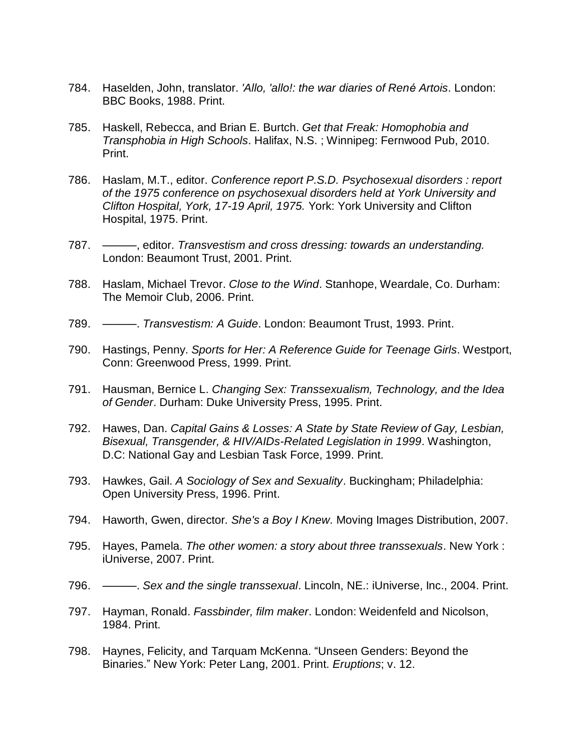784. Haselden, John, translator. *'Allo, 'allo!: the war diaries of René Artois*. London: BBC Books, 1988. Print.

785. Haskell, Rebecca, and Brian E. Burtch. *Get that Freak: Homophobia and Transphobia in High Schools*. Halifax, N.S. ; Winnipeg: Fernwood Pub, 2010. Print.

786. Haslam, M.T., editor. *Conference report P.S.D. Psychosexual disorders : report of the 1975 conference on psychosexual disorders held at York University and Clifton Hospital, York, 17-19 April, 1975.* York: York University and Clifton Hospital, 1975. Print.

787. ———, editor. *Transvestism and cross dressing: towards an understanding.* London: Beaumont Trust, 2001. Print.

788. Haslam, Michael Trevor. *Close to the Wind*. Stanhope, Weardale, Co. Durham: The Memoir Club, 2006. Print.

789. ———. *Transvestism: A Guide*. London: Beaumont Trust, 1993. Print.

790. Hastings, Penny. *Sports for Her: A Reference Guide for Teenage Girls*. Westport, Conn: Greenwood Press, 1999. Print.

791. Hausman, Bernice L. *Changing Sex: Transsexualism, Technology, and the Idea of Gender*. Durham: Duke University Press, 1995. Print.

792. Hawes, Dan. *Capital Gains & Losses: A State by State Review of Gay, Lesbian, Bisexual, Transgender, & HIV/AIDs-Related Legislation in 1999*. Washington, D.C: National Gay and Lesbian Task Force, 1999. Print.

793. Hawkes, Gail. *A Sociology of Sex and Sexuality*. Buckingham; Philadelphia: Open University Press, 1996. Print.

794. Haworth, Gwen, director*. She's a Boy I Knew*. Moving Images Distribution, 2007.

795. Hayes, Pamela. *The other women: a story about three transsexuals*. New York : iUniverse, 2007. Print.

796. ———. *Sex and the single transsexual*. Lincoln, NE.: iUniverse, Inc., 2004. Print.

797. Hayman, Ronald. *Fassbinder, film maker*. London: Weidenfeld and Nicolson, 1984. Print.

798. Haynes, Felicity, and Tarquam McKenna. "Unseen Genders: Beyond the Binaries." New York: Peter Lang, 2001. Print. *Eruptions*; v. 12.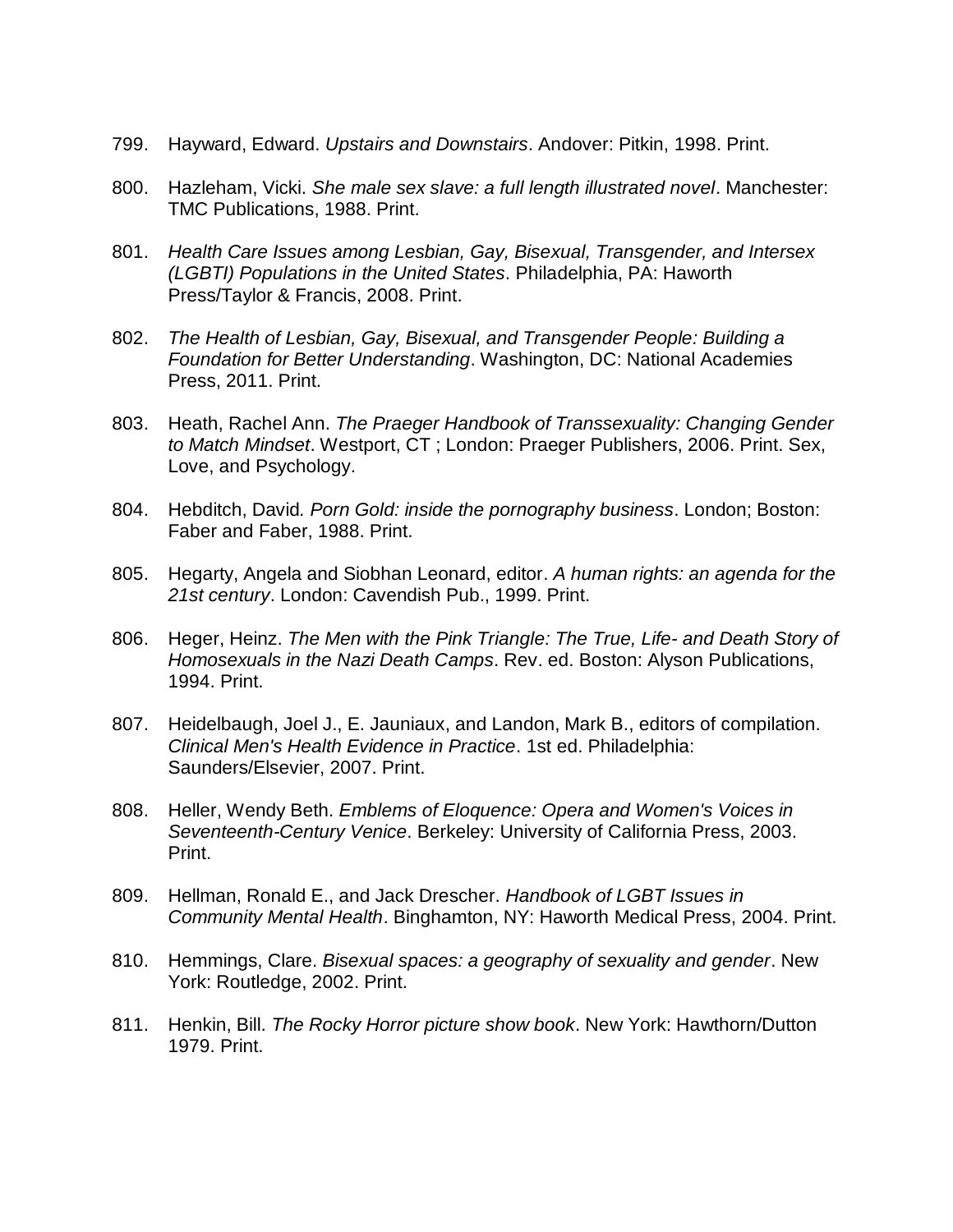799. Hayward, Edward. *Upstairs and Downstairs*. Andover: Pitkin, 1998. Print.

800. Hazleham, Vicki. *She male sex slave: a full length illustrated novel*. Manchester: TMC Publications, 1988. Print.

801. *Health Care Issues among Lesbian, Gay, Bisexual, Transgender, and Intersex (LGBTI) Populations in the United States*. Philadelphia, PA: Haworth Press/Taylor & Francis, 2008. Print.

802. *The Health of Lesbian, Gay, Bisexual, and Transgender People: Building a Foundation for Better Understanding*. Washington, DC: National Academies Press, 2011. Print.

803. Heath, Rachel Ann. *The Praeger Handbook of Transsexuality: Changing Gender to Match Mindset*. Westport, CT ; London: Praeger Publishers, 2006. Print. Sex, Love, and Psychology.

804. Hebditch, David*. Porn Gold: inside the pornography business*. London; Boston: Faber and Faber, 1988. Print.

805. Hegarty, Angela and Siobhan Leonard, editor. *A human rights: an agenda for the 21st century*. London: Cavendish Pub., 1999. Print.

806. Heger, Heinz. *The Men with the Pink Triangle: The True, Life- and Death Story of Homosexuals in the Nazi Death Camps*. Rev. ed. Boston: Alyson Publications, 1994. Print.

807. Heidelbaugh, Joel J., E. Jauniaux, and Landon, Mark B., editors of compilation. *Clinical Men's Health Evidence in Practice*. 1st ed. Philadelphia: Saunders/Elsevier, 2007. Print.

808. Heller, Wendy Beth. *Emblems of Eloquence: Opera and Women's Voices in Seventeenth-Century Venice*. Berkeley: University of California Press, 2003. Print.

809. Hellman, Ronald E., and Jack Drescher. *Handbook of LGBT Issues in Community Mental Health*. Binghamton, NY: Haworth Medical Press, 2004. Print.

810. Hemmings, Clare. *Bisexual spaces: a geography of sexuality and gender*. New York: Routledge, 2002. Print.

811. Henkin, Bill. *The Rocky Horror picture show book*. New York: Hawthorn/Dutton 1979. Print.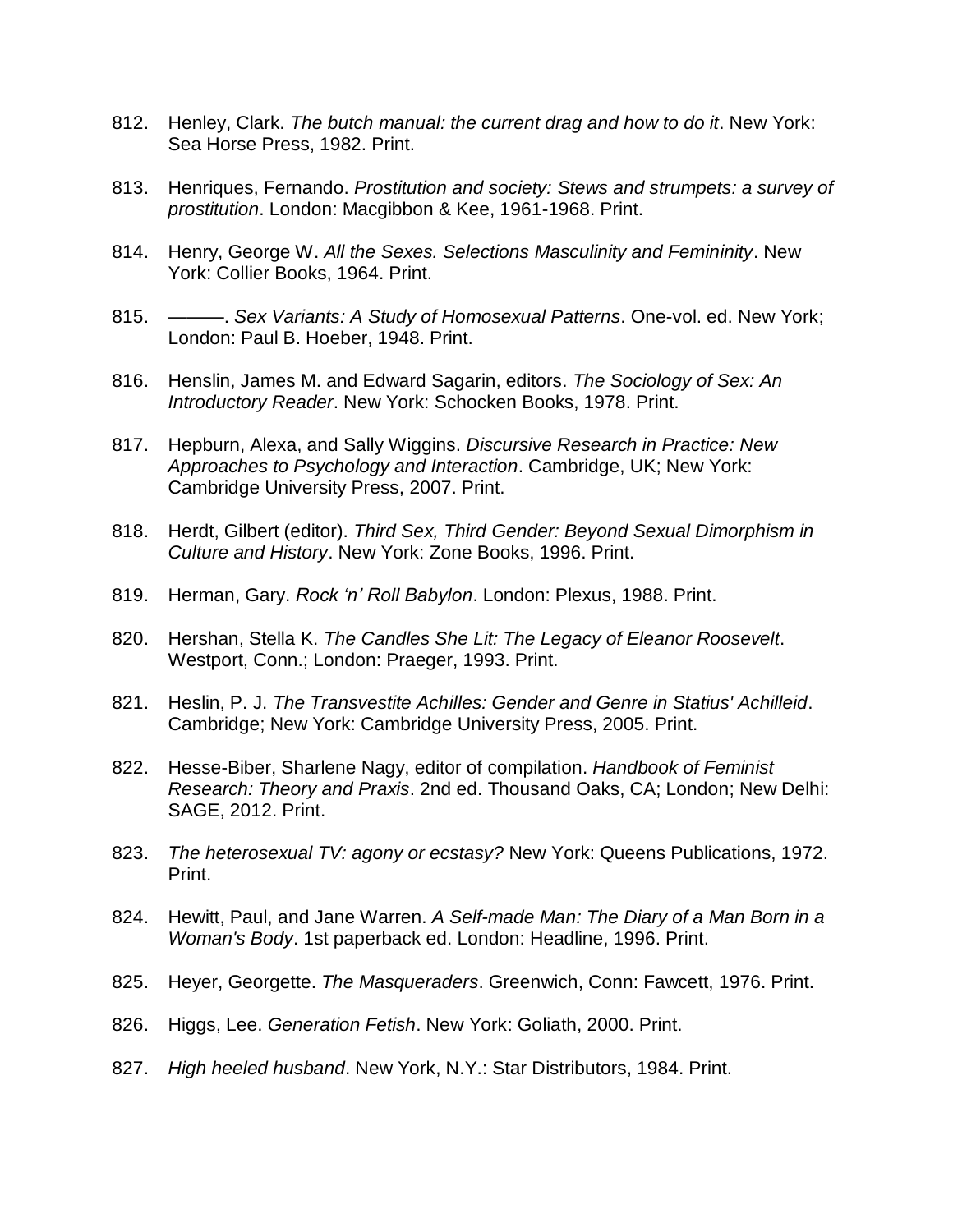812. Henley, Clark. *The butch manual: the current drag and how to do it*. New York: Sea Horse Press, 1982. Print.

813. Henriques, Fernando. *Prostitution and society: Stews and strumpets: a survey of prostitution*. London: Macgibbon & Kee, 1961-1968. Print.

814. Henry, George W. *All the Sexes. Selections Masculinity and Femininity*. New York: Collier Books, 1964. Print.

815. ———. *Sex Variants: A Study of Homosexual Patterns*. One-vol. ed. New York; London: Paul B. Hoeber, 1948. Print.

816. Henslin, James M. and Edward Sagarin, editors. *The Sociology of Sex: An Introductory Reader*. New York: Schocken Books, 1978. Print.

817. Hepburn, Alexa, and Sally Wiggins. *Discursive Research in Practice: New Approaches to Psychology and Interaction*. Cambridge, UK; New York: Cambridge University Press, 2007. Print.

818. Herdt, Gilbert (editor). *Third Sex, Third Gender: Beyond Sexual Dimorphism in Culture and History*. New York: Zone Books, 1996. Print.

819. Herman, Gary. *Rock 'n' Roll Babylon*. London: Plexus, 1988. Print.

820. Hershan, Stella K. *The Candles She Lit: The Legacy of Eleanor Roosevelt*. Westport, Conn.; London: Praeger, 1993. Print.

821. Heslin, P. J. *The Transvestite Achilles: Gender and Genre in Statius' Achilleid*. Cambridge; New York: Cambridge University Press, 2005. Print.

822. Hesse-Biber, Sharlene Nagy, editor of compilation. *Handbook of Feminist Research: Theory and Praxis*. 2nd ed. Thousand Oaks, CA; London; New Delhi: SAGE, 2012. Print.

823. *The heterosexual TV: agony or ecstasy?* New York: Queens Publications, 1972. Print.

824. Hewitt, Paul, and Jane Warren. *A Self-made Man: The Diary of a Man Born in a Woman's Body*. 1st paperback ed. London: Headline, 1996. Print.

825. Heyer, Georgette. *The Masqueraders*. Greenwich, Conn: Fawcett, 1976. Print.

826. Higgs, Lee. *Generation Fetish*. New York: Goliath, 2000. Print.

827. *High heeled husband*. New York, N.Y.: Star Distributors, 1984. Print.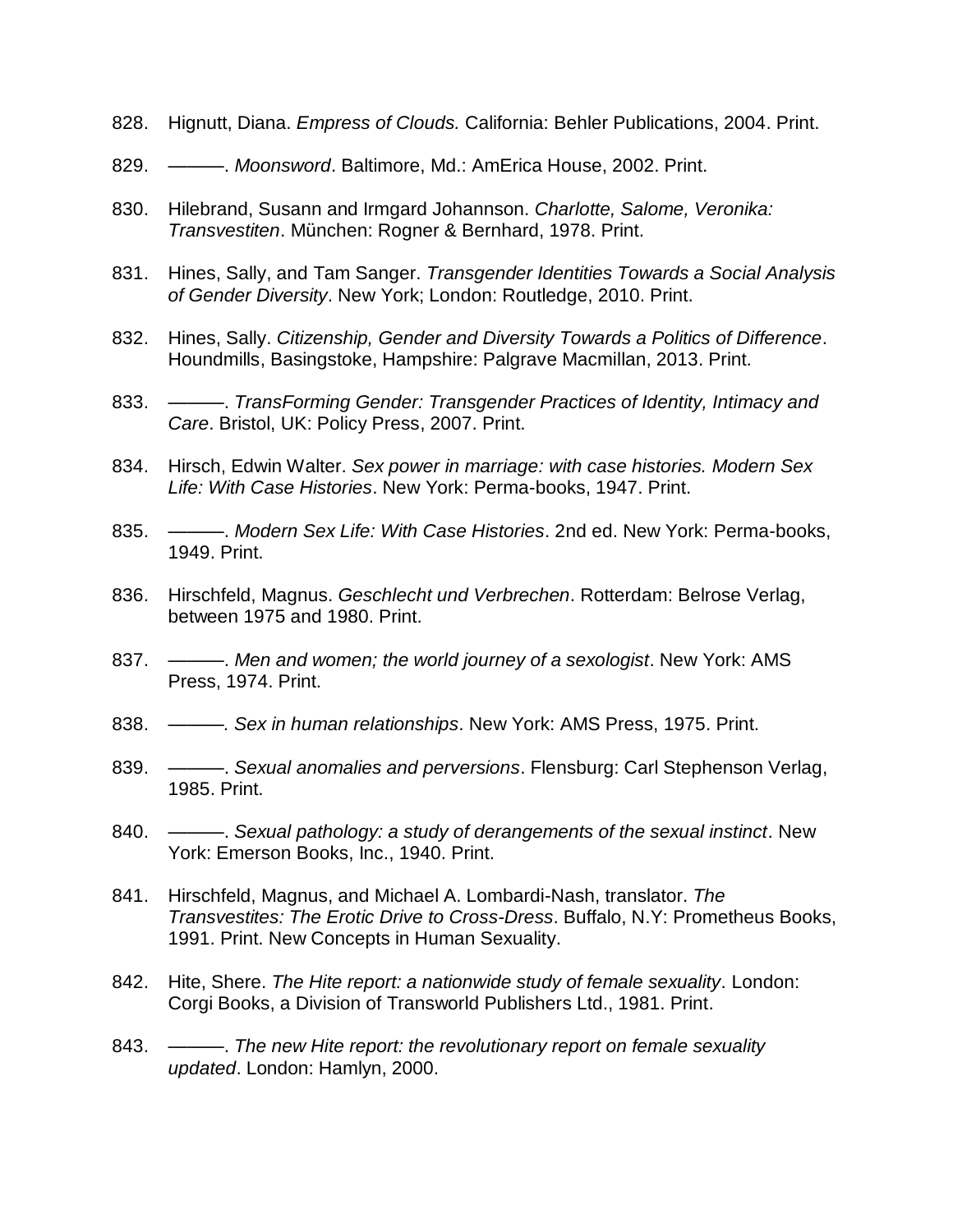828. Hignutt, Diana. *Empress of Clouds.* California: Behler Publications, 2004. Print.

829. ———. *Moonsword*. Baltimore, Md.: AmErica House, 2002. Print.

830. Hilebrand, Susann and Irmgard Johannson. *Charlotte, Salome, Veronika: Transvestiten*. München: Rogner & Bernhard, 1978. Print.

831. Hines, Sally, and Tam Sanger. *Transgender Identities Towards a Social Analysis of Gender Diversity*. New York; London: Routledge, 2010. Print.

832. Hines, Sally. *Citizenship, Gender and Diversity Towards a Politics of Difference*. Houndmills, Basingstoke, Hampshire: Palgrave Macmillan, 2013. Print.

833. ———. *TransForming Gender: Transgender Practices of Identity, Intimacy and Care*. Bristol, UK: Policy Press, 2007. Print.

834. Hirsch, Edwin Walter. *Sex power in marriage: with case histories. Modern Sex Life: With Case Histories*. New York: Perma-books, 1947. Print.

835. ———. *Modern Sex Life: With Case Histories*. 2nd ed. New York: Perma-books, 1949. Print.

836. Hirschfeld, Magnus. *Geschlecht und Verbrechen*. Rotterdam: Belrose Verlag, between 1975 and 1980. Print.

837. ———. *Men and women; the world journey of a sexologist*. New York: AMS Press, 1974. Print.

838. ———. *Sex in human relationships*. New York: AMS Press, 1975. Print.

839. ———. *Sexual anomalies and perversions*. Flensburg: Carl Stephenson Verlag, 1985. Print.

840. ———. *Sexual pathology: a study of derangements of the sexual instinct*. New York: Emerson Books, Inc., 1940. Print.

841. Hirschfeld, Magnus, and Michael A. Lombardi-Nash, translator. *The Transvestites: The Erotic Drive to Cross-Dress*. Buffalo, N.Y: Prometheus Books, 1991. Print. New Concepts in Human Sexuality.

842. Hite, Shere. *The Hite report: a nationwide study of female sexuality*. London: Corgi Books, a Division of Transworld Publishers Ltd., 1981. Print.

843. ———. *The new Hite report: the revolutionary report on female sexuality updated*. London: Hamlyn, 2000.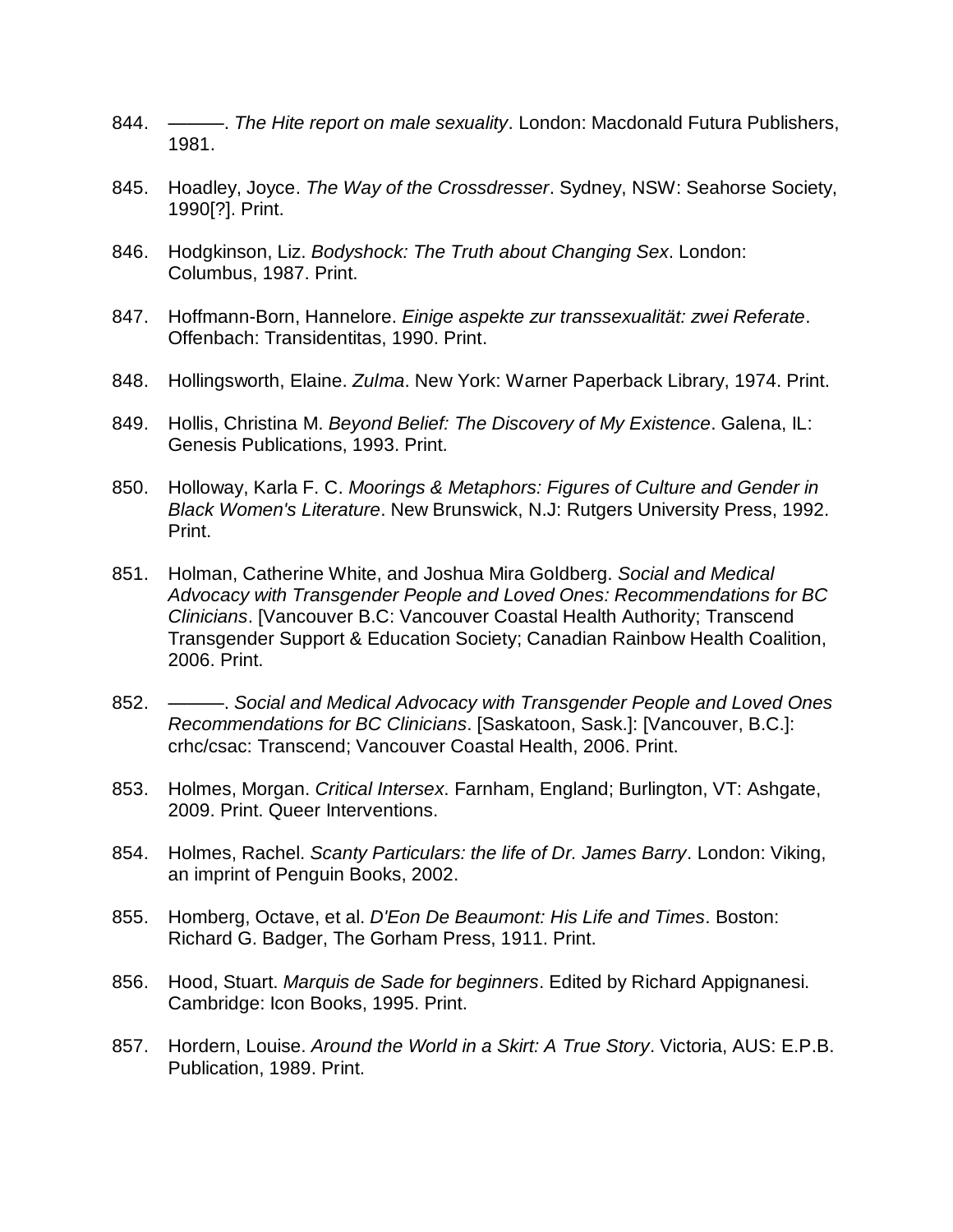844. ———. *The Hite report on male sexuality*. London: Macdonald Futura Publishers, 1981.

845. Hoadley, Joyce. *The Way of the Crossdresser*. Sydney, NSW: Seahorse Society, 1990[?]. Print.

846. Hodgkinson, Liz. *Bodyshock: The Truth about Changing Sex*. London: Columbus, 1987. Print.

847. Hoffmann-Born, Hannelore. *Einige aspekte zur transsexualität: zwei Referate*. Offenbach: Transidentitas, 1990. Print.

848. Hollingsworth, Elaine. *Zulma*. New York: Warner Paperback Library, 1974. Print.

849. Hollis, Christina M. *Beyond Belief: The Discovery of My Existence*. Galena, IL: Genesis Publications, 1993. Print.

850. Holloway, Karla F. C. *Moorings & Metaphors: Figures of Culture and Gender in Black Women's Literature*. New Brunswick, N.J: Rutgers University Press, 1992. Print.

851. Holman, Catherine White, and Joshua Mira Goldberg. *Social and Medical Advocacy with Transgender People and Loved Ones: Recommendations for BC Clinicians*. [Vancouver B.C: Vancouver Coastal Health Authority; Transcend Transgender Support & Education Society; Canadian Rainbow Health Coalition, 2006. Print.

852. ———. *Social and Medical Advocacy with Transgender People and Loved Ones Recommendations for BC Clinicians*. [Saskatoon, Sask.]: [Vancouver, B.C.]: crhc/csac: Transcend; Vancouver Coastal Health, 2006. Print.

853. Holmes, Morgan. *Critical Intersex*. Farnham, England; Burlington, VT: Ashgate, 2009. Print. Queer Interventions.

854. Holmes, Rachel. *Scanty Particulars: the life of Dr. James Barry*. London: Viking, an imprint of Penguin Books, 2002.

855. Homberg, Octave, et al. *D'Eon De Beaumont: His Life and Times*. Boston: Richard G. Badger, The Gorham Press, 1911. Print.

856. Hood, Stuart. *Marquis de Sade for beginners*. Edited by Richard Appignanesi. Cambridge: Icon Books, 1995. Print.

857. Hordern, Louise. *Around the World in a Skirt: A True Story*. Victoria, AUS: E.P.B. Publication, 1989. Print.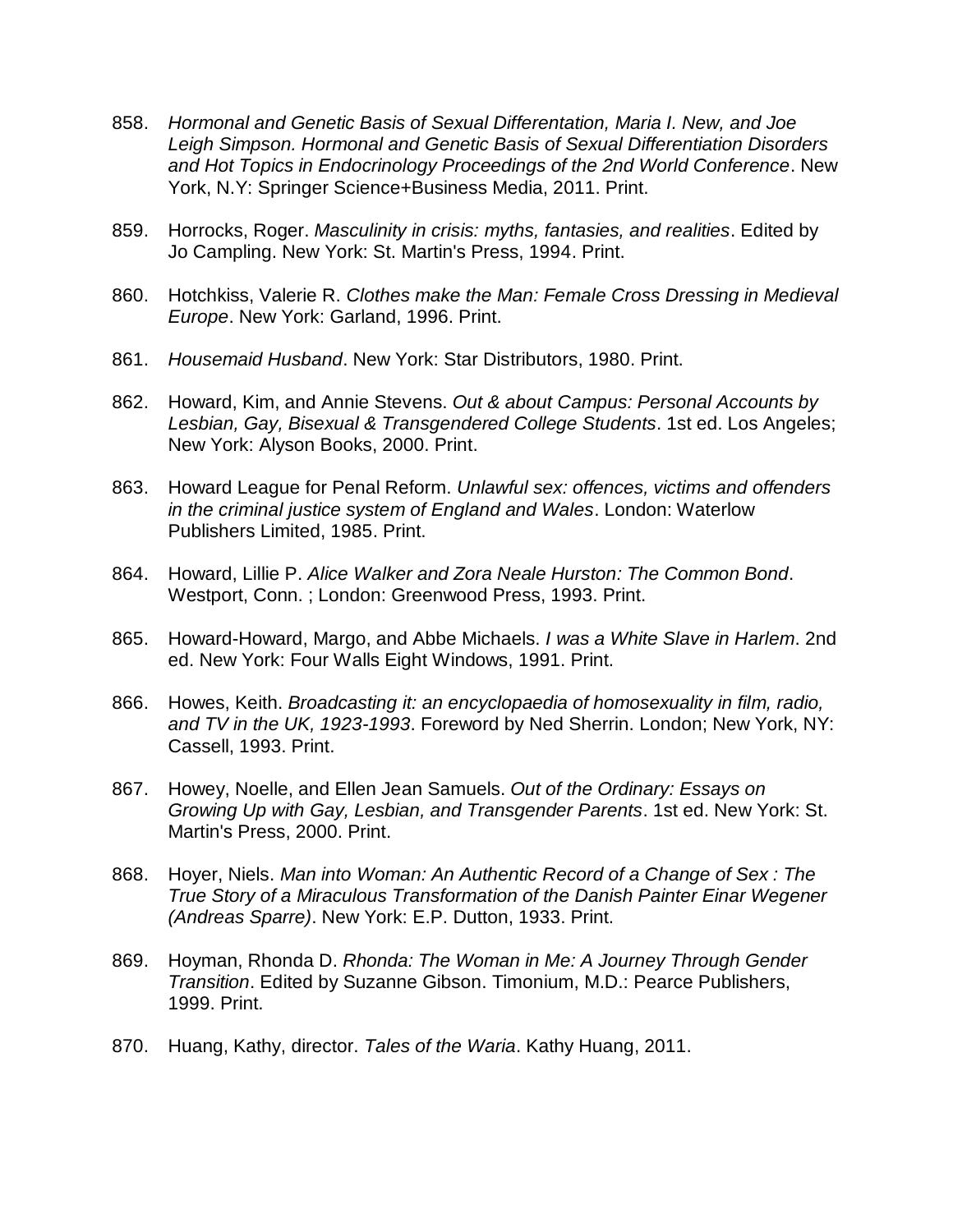858. *Hormonal and Genetic Basis of Sexual Differentation, Maria I. New, and Joe Leigh Simpson. Hormonal and Genetic Basis of Sexual Differentiation Disorders and Hot Topics in Endocrinology Proceedings of the 2nd World Conference*. New York, N.Y: Springer Science+Business Media, 2011. Print.

859. Horrocks, Roger. *Masculinity in crisis: myths, fantasies, and realities*. Edited by Jo Campling. New York: St. Martin's Press, 1994. Print.

860. Hotchkiss, Valerie R. *Clothes make the Man: Female Cross Dressing in Medieval Europe*. New York: Garland, 1996. Print.

861. *Housemaid Husband*. New York: Star Distributors, 1980. Print.

862. Howard, Kim, and Annie Stevens. *Out & about Campus: Personal Accounts by Lesbian, Gay, Bisexual & Transgendered College Students*. 1st ed. Los Angeles; New York: Alyson Books, 2000. Print.

863. Howard League for Penal Reform. *Unlawful sex: offences, victims and offenders in the criminal justice system of England and Wales*. London: Waterlow Publishers Limited, 1985. Print.

864. Howard, Lillie P. *Alice Walker and Zora Neale Hurston: The Common Bond*. Westport, Conn. ; London: Greenwood Press, 1993. Print.

865. Howard-Howard, Margo, and Abbe Michaels. *I was a White Slave in Harlem*. 2nd ed. New York: Four Walls Eight Windows, 1991. Print.

866. Howes, Keith. *Broadcasting it: an encyclopaedia of homosexuality in film, radio, and TV in the UK, 1923-1993*. Foreword by Ned Sherrin. London; New York, NY: Cassell, 1993. Print.

867. Howey, Noelle, and Ellen Jean Samuels. *Out of the Ordinary: Essays on Growing Up with Gay, Lesbian, and Transgender Parents*. 1st ed. New York: St. Martin's Press, 2000. Print.

868. Hoyer, Niels. *Man into Woman: An Authentic Record of a Change of Sex : The True Story of a Miraculous Transformation of the Danish Painter Einar Wegener (Andreas Sparre)*. New York: E.P. Dutton, 1933. Print.

869. Hoyman, Rhonda D. *Rhonda: The Woman in Me: A Journey Through Gender Transition*. Edited by Suzanne Gibson. Timonium, M.D.: Pearce Publishers, 1999. Print.

870. Huang, Kathy, director. *Tales of the Waria*. Kathy Huang, 2011.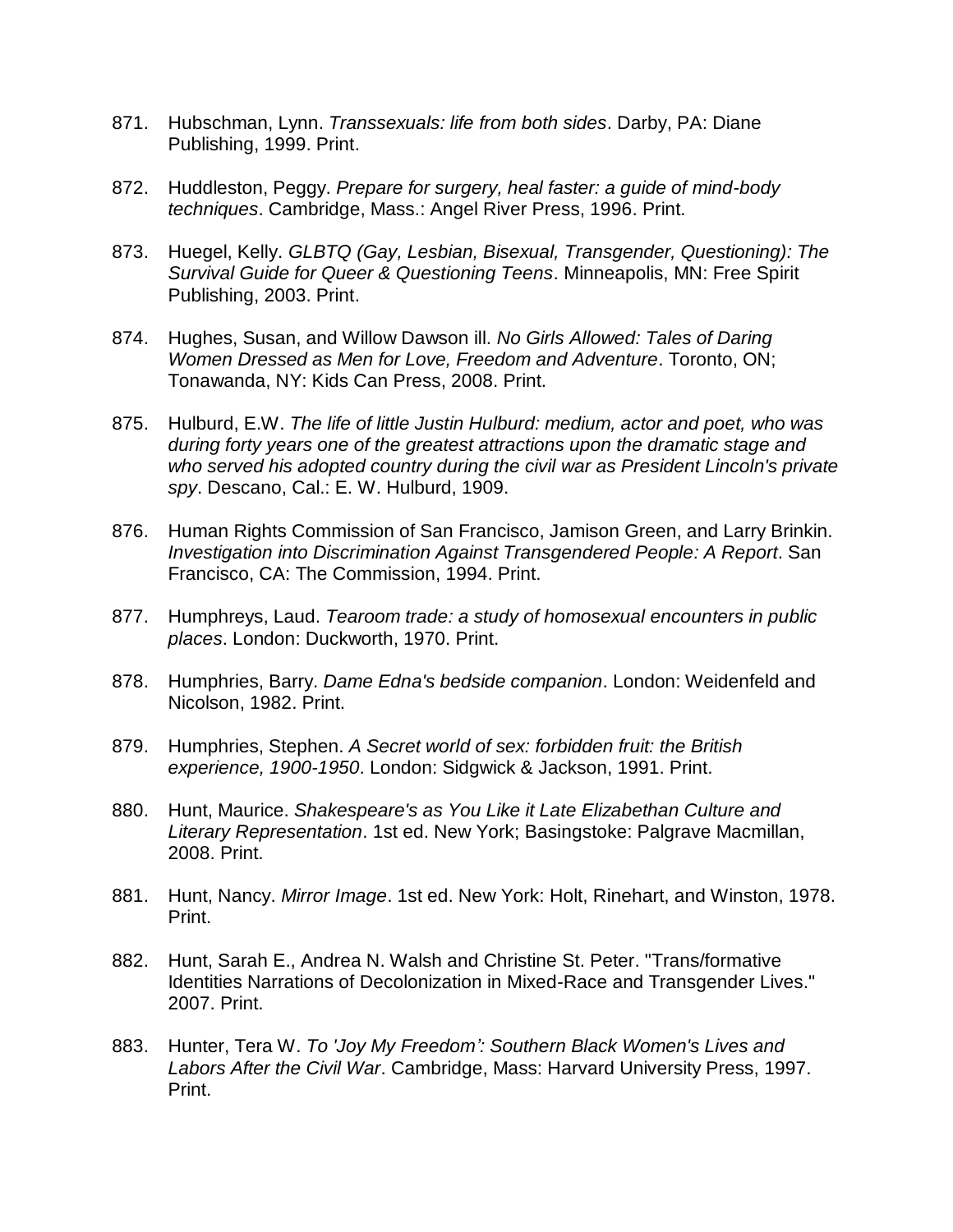871. Hubschman, Lynn. *Transsexuals: life from both sides*. Darby, PA: Diane Publishing, 1999. Print.

872. Huddleston, Peggy. *Prepare for surgery, heal faster: a guide of mind-body techniques*. Cambridge, Mass.: Angel River Press, 1996. Print.

873. Huegel, Kelly. *GLBTQ (Gay, Lesbian, Bisexual, Transgender, Questioning): The Survival Guide for Queer & Questioning Teens*. Minneapolis, MN: Free Spirit Publishing, 2003. Print.

874. Hughes, Susan, and Willow Dawson ill. *No Girls Allowed: Tales of Daring Women Dressed as Men for Love, Freedom and Adventure*. Toronto, ON; Tonawanda, NY: Kids Can Press, 2008. Print.

875. Hulburd, E.W. *The life of little Justin Hulburd: medium, actor and poet, who was during forty years one of the greatest attractions upon the dramatic stage and who served his adopted country during the civil war as President Lincoln's private spy*. Descano, Cal.: E. W. Hulburd, 1909.

876. Human Rights Commission of San Francisco, Jamison Green, and Larry Brinkin. *Investigation into Discrimination Against Transgendered People: A Report*. San Francisco, CA: The Commission, 1994. Print.

877. Humphreys, Laud. *Tearoom trade: a study of homosexual encounters in public places*. London: Duckworth, 1970. Print.

878. Humphries, Barry. *Dame Edna's bedside companion*. London: Weidenfeld and Nicolson, 1982. Print.

879. Humphries, Stephen. *A Secret world of sex: forbidden fruit: the British experience, 1900-1950*. London: Sidgwick & Jackson, 1991. Print.

880. Hunt, Maurice. *Shakespeare's as You Like it Late Elizabethan Culture and Literary Representation*. 1st ed. New York; Basingstoke: Palgrave Macmillan, 2008. Print.

881. Hunt, Nancy. *Mirror Image*. 1st ed. New York: Holt, Rinehart, and Winston, 1978. Print.

882. Hunt, Sarah E., Andrea N. Walsh and Christine St. Peter. "Trans/formative Identities Narrations of Decolonization in Mixed-Race and Transgender Lives." 2007. Print.

883. Hunter, Tera W. *To 'Joy My Freedom': Southern Black Women's Lives and Labors After the Civil War*. Cambridge, Mass: Harvard University Press, 1997. Print.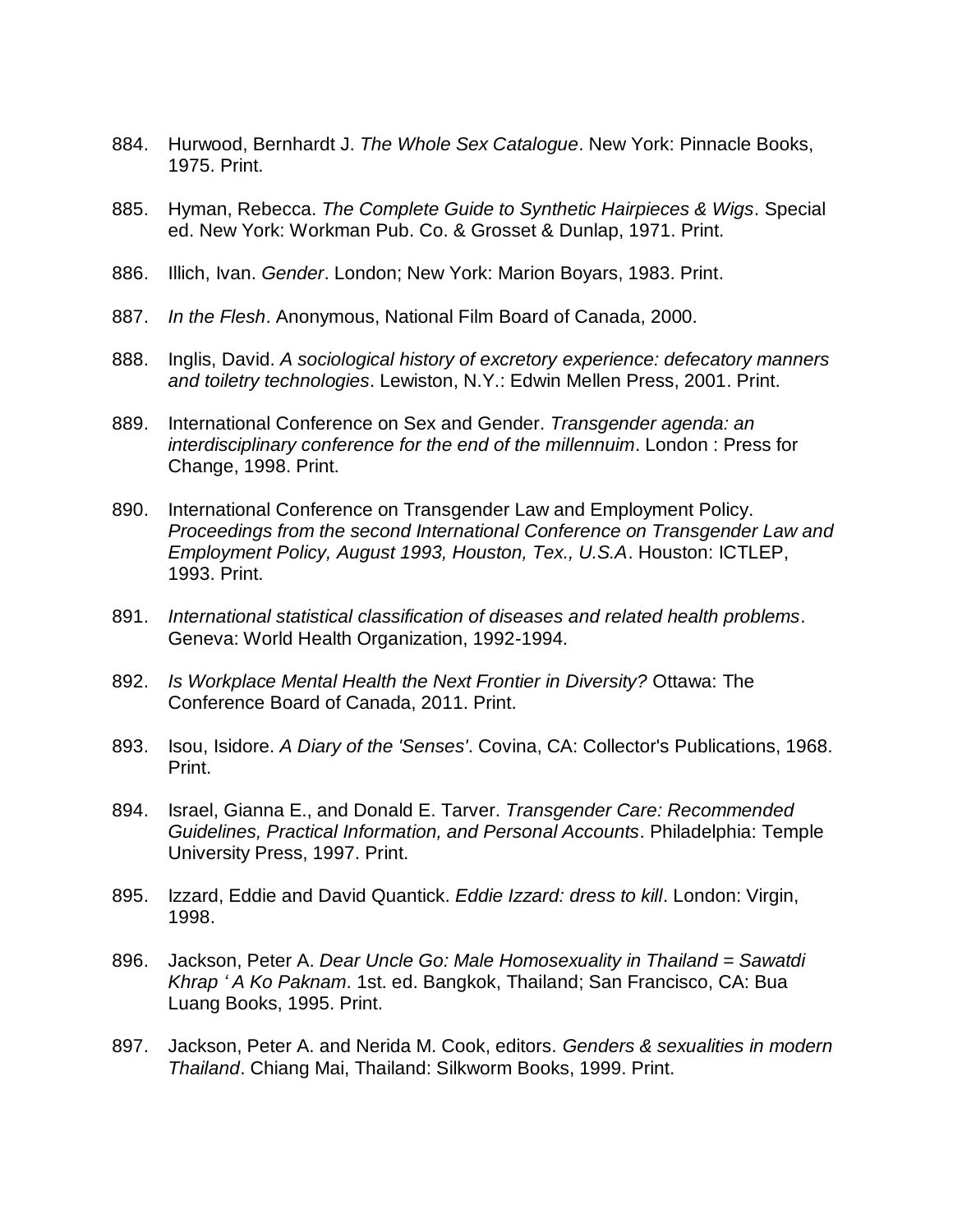884. Hurwood, Bernhardt J. *The Whole Sex Catalogue*. New York: Pinnacle Books, 1975. Print.

885. Hyman, Rebecca. *The Complete Guide to Synthetic Hairpieces & Wigs*. Special ed. New York: Workman Pub. Co. & Grosset & Dunlap, 1971. Print.

886. Illich, Ivan. *Gender*. London; New York: Marion Boyars, 1983. Print.

887. *In the Flesh*. Anonymous, National Film Board of Canada, 2000.

888. Inglis, David. *A sociological history of excretory experience: defecatory manners and toiletry technologies*. Lewiston, N.Y.: Edwin Mellen Press, 2001. Print.

889. International Conference on Sex and Gender. *Transgender agenda: an interdisciplinary conference for the end of the millennuim*. London : Press for Change, 1998. Print.

890. International Conference on Transgender Law and Employment Policy. *Proceedings from the second International Conference on Transgender Law and Employment Policy, August 1993, Houston, Tex., U.S.A*. Houston: ICTLEP, 1993. Print.

891. *International statistical classification of diseases and related health problems*. Geneva: World Health Organization, 1992-1994.

892. *Is Workplace Mental Health the Next Frontier in Diversity?* Ottawa: The Conference Board of Canada, 2011. Print.

893. Isou, Isidore. *A Diary of the 'Senses'*. Covina, CA: Collector's Publications, 1968. Print.

894. Israel, Gianna E., and Donald E. Tarver. *Transgender Care: Recommended Guidelines, Practical Information, and Personal Accounts*. Philadelphia: Temple University Press, 1997. Print.

895. Izzard, Eddie and David Quantick. *Eddie Izzard: dress to kill*. London: Virgin, 1998.

896. Jackson, Peter A. *Dear Uncle Go: Male Homosexuality in Thailand = Sawatdi Khrap ' A Ko Paknam*. 1st. ed. Bangkok, Thailand; San Francisco, CA: Bua Luang Books, 1995. Print.

897. Jackson, Peter A. and Nerida M. Cook, editors. *Genders & sexualities in modern Thailand*. Chiang Mai, Thailand: Silkworm Books, 1999. Print.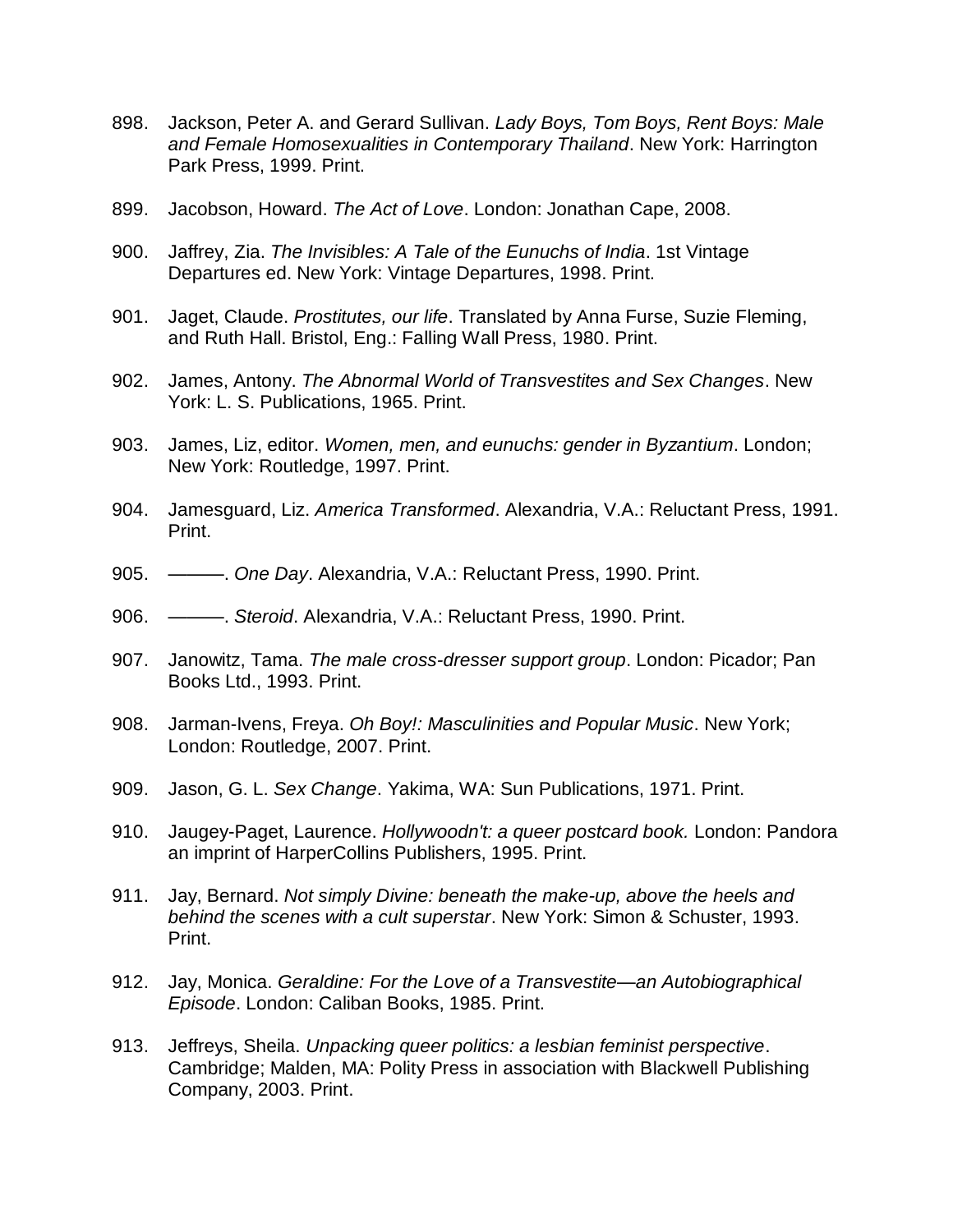898. Jackson, Peter A. and Gerard Sullivan. *Lady Boys, Tom Boys, Rent Boys: Male and Female Homosexualities in Contemporary Thailand*. New York: Harrington Park Press, 1999. Print.

899. Jacobson, Howard. *The Act of Love*. London: Jonathan Cape, 2008.

900. Jaffrey, Zia. *The Invisibles: A Tale of the Eunuchs of India*. 1st Vintage Departures ed. New York: Vintage Departures, 1998. Print.

901. Jaget, Claude. *Prostitutes, our life*. Translated by Anna Furse, Suzie Fleming, and Ruth Hall. Bristol, Eng.: Falling Wall Press, 1980. Print.

902. James, Antony. *The Abnormal World of Transvestites and Sex Changes*. New York: L. S. Publications, 1965. Print.

903. James, Liz, editor. *Women, men, and eunuchs: gender in Byzantium*. London; New York: Routledge, 1997. Print.

904. Jamesguard, Liz. *America Transformed*. Alexandria, V.A.: Reluctant Press, 1991. Print.

905. ———. *One Day*. Alexandria, V.A.: Reluctant Press, 1990. Print.

906. ———. *Steroid*. Alexandria, V.A.: Reluctant Press, 1990. Print.

907. Janowitz, Tama. *The male cross-dresser support group*. London: Picador; Pan Books Ltd., 1993. Print.

908. Jarman-Ivens, Freya. *Oh Boy!: Masculinities and Popular Music*. New York; London: Routledge, 2007. Print.

909. Jason, G. L. *Sex Change*. Yakima, WA: Sun Publications, 1971. Print.

910. Jaugey-Paget, Laurence. *Hollywoodn't: a queer postcard book.* London: Pandora an imprint of HarperCollins Publishers, 1995. Print.

911. Jay, Bernard. *Not simply Divine: beneath the make-up, above the heels and behind the scenes with a cult superstar*. New York: Simon & Schuster, 1993. Print.

912. Jay, Monica. *Geraldine: For the Love of a Transvestite—an Autobiographical Episode*. London: Caliban Books, 1985. Print.

913. Jeffreys, Sheila. *Unpacking queer politics: a lesbian feminist perspective*. Cambridge; Malden, MA: Polity Press in association with Blackwell Publishing Company, 2003. Print.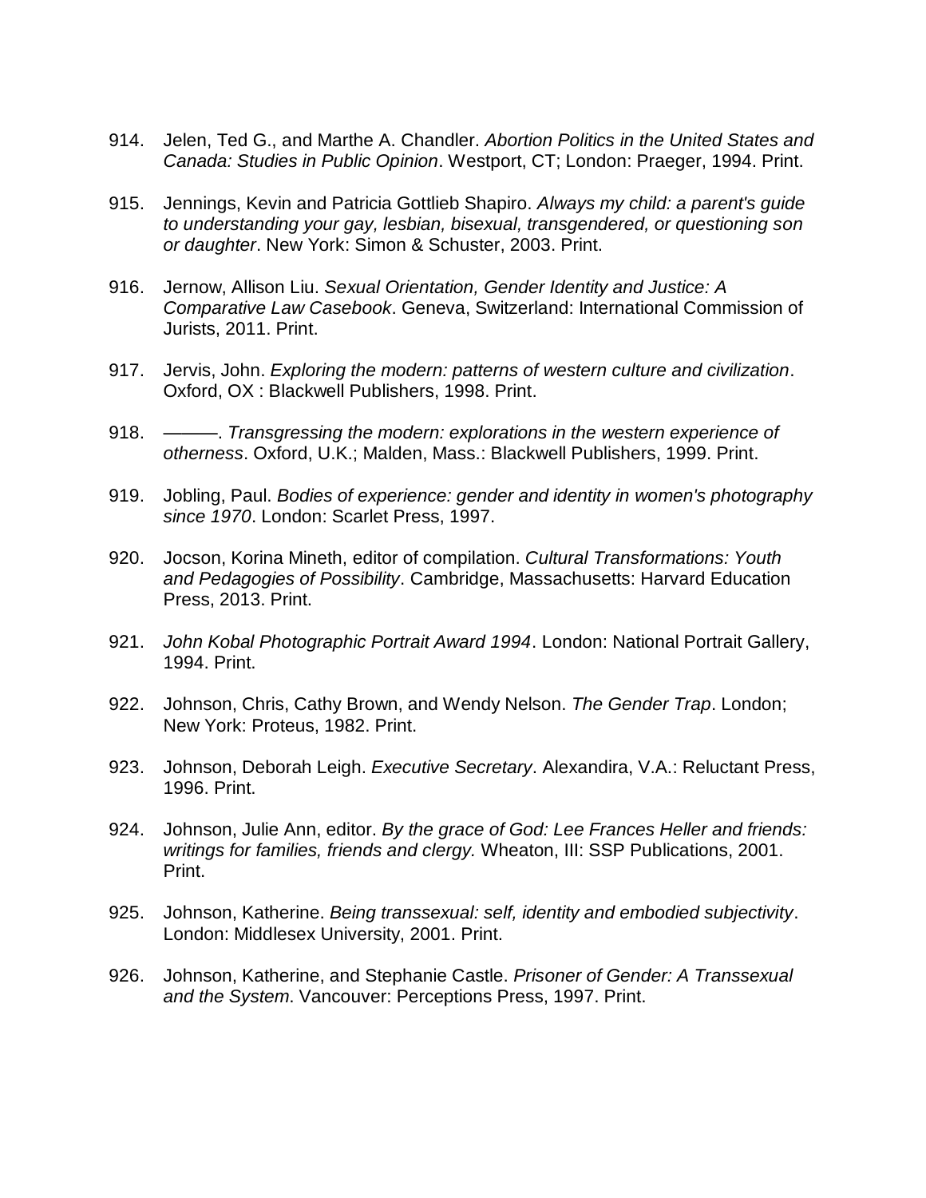914. Jelen, Ted G., and Marthe A. Chandler. *Abortion Politics in the United States and Canada: Studies in Public Opinion*. Westport, CT; London: Praeger, 1994. Print.

915. Jennings, Kevin and Patricia Gottlieb Shapiro. *Always my child: a parent's guide to understanding your gay, lesbian, bisexual, transgendered, or questioning son or daughter*. New York: Simon & Schuster, 2003. Print.

916. Jernow, Allison Liu. *Sexual Orientation, Gender Identity and Justice: A Comparative Law Casebook*. Geneva, Switzerland: International Commission of Jurists, 2011. Print.

917. Jervis, John. *Exploring the modern: patterns of western culture and civilization*. Oxford, OX : Blackwell Publishers, 1998. Print.

918. ———. *Transgressing the modern: explorations in the western experience of otherness*. Oxford, U.K.; Malden, Mass.: Blackwell Publishers, 1999. Print.

919. Jobling, Paul. *Bodies of experience: gender and identity in women's photography since 1970*. London: Scarlet Press, 1997.

920. Jocson, Korina Mineth, editor of compilation. *Cultural Transformations: Youth and Pedagogies of Possibility*. Cambridge, Massachusetts: Harvard Education Press, 2013. Print.

921. *John Kobal Photographic Portrait Award 1994*. London: National Portrait Gallery, 1994. Print.

922. Johnson, Chris, Cathy Brown, and Wendy Nelson. *The Gender Trap*. London; New York: Proteus, 1982. Print.

923. Johnson, Deborah Leigh. *Executive Secretary*. Alexandira, V.A.: Reluctant Press, 1996. Print.

924. Johnson, Julie Ann, editor. *By the grace of God: Lee Frances Heller and friends: writings for families, friends and clergy.* Wheaton, Ill: SSP Publications, 2001. Print.

925. Johnson, Katherine. *Being transsexual: self, identity and embodied subjectivity*. London: Middlesex University, 2001. Print.

926. Johnson, Katherine, and Stephanie Castle. *Prisoner of Gender: A Transsexual and the System*. Vancouver: Perceptions Press, 1997. Print.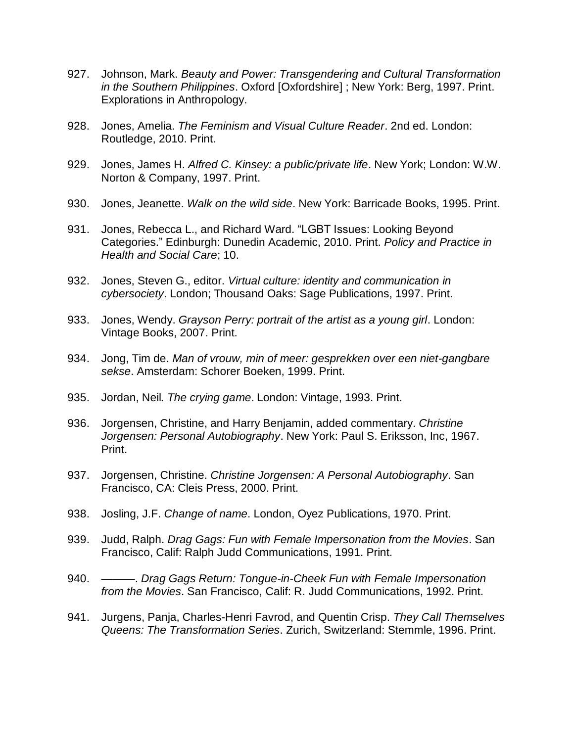927. Johnson, Mark. *Beauty and Power: Transgendering and Cultural Transformation in the Southern Philippines*. Oxford [Oxfordshire] ; New York: Berg, 1997. Print. Explorations in Anthropology.

928. Jones, Amelia. *The Feminism and Visual Culture Reader*. 2nd ed. London: Routledge, 2010. Print.

929. Jones, James H. *Alfred C. Kinsey: a public/private life*. New York; London: W.W. Norton & Company, 1997. Print.

930. Jones, Jeanette. *Walk on the wild side*. New York: Barricade Books, 1995. Print.

931. Jones, Rebecca L., and Richard Ward. "LGBT Issues: Looking Beyond Categories." Edinburgh: Dunedin Academic, 2010. Print. *Policy and Practice in Health and Social Care*; 10.

932. Jones, Steven G., editor. *Virtual culture: identity and communication in cybersociety*. London; Thousand Oaks: Sage Publications, 1997. Print.

933. Jones, Wendy. *Grayson Perry: portrait of the artist as a young girl*. London: Vintage Books, 2007. Print.

934. Jong, Tim de. *Man of vrouw, min of meer: gesprekken over een niet-gangbare sekse*. Amsterdam: Schorer Boeken, 1999. Print.

935. Jordan, Neil*. The crying game*. London: Vintage, 1993. Print.

936. Jorgensen, Christine, and Harry Benjamin, added commentary. *Christine Jorgensen: Personal Autobiography*. New York: Paul S. Eriksson, Inc, 1967. Print.

937. Jorgensen, Christine. *Christine Jorgensen: A Personal Autobiography*. San Francisco, CA: Cleis Press, 2000. Print.

938. Josling, J.F. *Change of name*. London, Oyez Publications, 1970. Print.

939. Judd, Ralph. *Drag Gags: Fun with Female Impersonation from the Movies*. San Francisco, Calif: Ralph Judd Communications, 1991. Print.

940. ———. *Drag Gags Return: Tongue-in-Cheek Fun with Female Impersonation from the Movies*. San Francisco, Calif: R. Judd Communications, 1992. Print.

941. Jurgens, Panja, Charles-Henri Favrod, and Quentin Crisp. *They Call Themselves Queens: The Transformation Series*. Zurich, Switzerland: Stemmle, 1996. Print.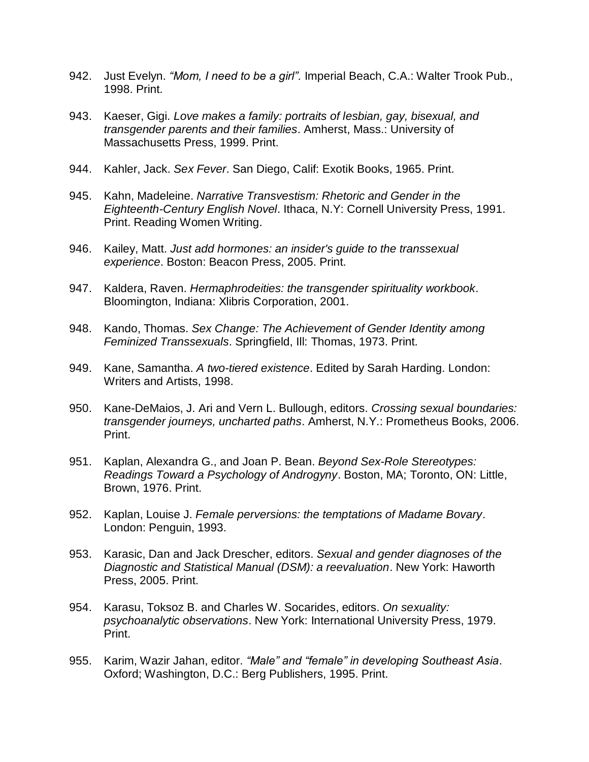942. Just Evelyn. *"Mom, I need to be a girl".* Imperial Beach, C.A.: Walter Trook Pub., 1998. Print.

943. Kaeser, Gigi. *Love makes a family: portraits of lesbian, gay, bisexual, and transgender parents and their families*. Amherst, Mass.: University of Massachusetts Press, 1999. Print.

944. Kahler, Jack. *Sex Fever*. San Diego, Calif: Exotik Books, 1965. Print.

945. Kahn, Madeleine. *Narrative Transvestism: Rhetoric and Gender in the Eighteenth-Century English Novel*. Ithaca, N.Y: Cornell University Press, 1991. Print. Reading Women Writing.

946. Kailey, Matt. *Just add hormones: an insider's guide to the transsexual experience*. Boston: Beacon Press, 2005. Print.

947. Kaldera, Raven. *Hermaphrodeities: the transgender spirituality workbook*. Bloomington, Indiana: Xlibris Corporation, 2001.

948. Kando, Thomas. *Sex Change: The Achievement of Gender Identity among Feminized Transsexuals*. Springfield, Ill: Thomas, 1973. Print.

949. Kane, Samantha. *A two-tiered existence*. Edited by Sarah Harding. London: Writers and Artists, 1998.

950. Kane-DeMaios, J. Ari and Vern L. Bullough, editors. *Crossing sexual boundaries: transgender journeys, uncharted paths*. Amherst, N.Y.: Prometheus Books, 2006. Print.

951. Kaplan, Alexandra G., and Joan P. Bean. *Beyond Sex-Role Stereotypes: Readings Toward a Psychology of Androgyny*. Boston, MA; Toronto, ON: Little, Brown, 1976. Print.

952. Kaplan, Louise J. *Female perversions: the temptations of Madame Bovary*. London: Penguin, 1993.

953. Karasic, Dan and Jack Drescher, editors. *Sexual and gender diagnoses of the Diagnostic and Statistical Manual (DSM): a reevaluation*. New York: Haworth Press, 2005. Print.

954. Karasu, Toksoz B. and Charles W. Socarides, editors. *On sexuality: psychoanalytic observations*. New York: International University Press, 1979. Print.

955. Karim, Wazir Jahan, editor. *"Male" and "female" in developing Southeast Asia*. Oxford; Washington, D.C.: Berg Publishers, 1995. Print.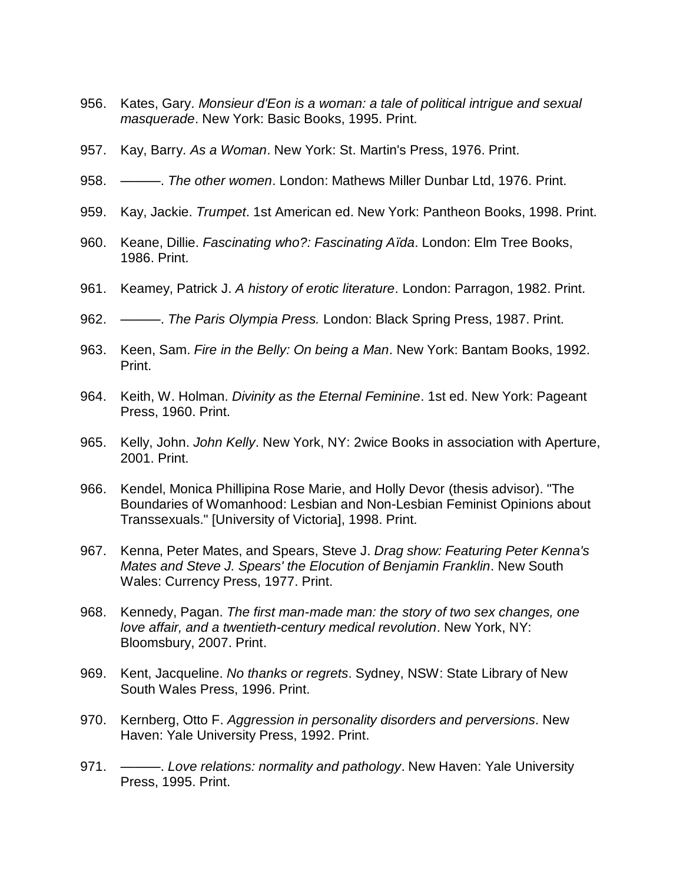956. Kates, Gary. *Monsieur d'Eon is a woman: a tale of political intrigue and sexual masquerade*. New York: Basic Books, 1995. Print.

957. Kay, Barry. *As a Woman*. New York: St. Martin's Press, 1976. Print.

958. ———. *The other women*. London: Mathews Miller Dunbar Ltd, 1976. Print.

959. Kay, Jackie. *Trumpet*. 1st American ed. New York: Pantheon Books, 1998. Print.

960. Keane, Dillie. *Fascinating who?: Fascinating Aïda*. London: Elm Tree Books, 1986. Print.

961. Keamey, Patrick J. *A history of erotic literature*. London: Parragon, 1982. Print.

962. ———. *The Paris Olympia Press.* London: Black Spring Press, 1987. Print.

963. Keen, Sam. *Fire in the Belly: On being a Man*. New York: Bantam Books, 1992. Print.

964. Keith, W. Holman. *Divinity as the Eternal Feminine*. 1st ed. New York: Pageant Press, 1960. Print.

965. Kelly, John. *John Kelly*. New York, NY: 2wice Books in association with Aperture, 2001. Print.

966. Kendel, Monica Phillipina Rose Marie, and Holly Devor (thesis advisor). "The Boundaries of Womanhood: Lesbian and Non-Lesbian Feminist Opinions about Transsexuals." [University of Victoria], 1998. Print.

967. Kenna, Peter Mates, and Spears, Steve J. *Drag show: Featuring Peter Kenna's Mates and Steve J. Spears' the Elocution of Benjamin Franklin*. New South Wales: Currency Press, 1977. Print.

968. Kennedy, Pagan. *The first man-made man: the story of two sex changes, one love affair, and a twentieth-century medical revolution*. New York, NY: Bloomsbury, 2007. Print.

969. Kent, Jacqueline. *No thanks or regrets*. Sydney, NSW: State Library of New South Wales Press, 1996. Print.

970. Kernberg, Otto F. *Aggression in personality disorders and perversions*. New Haven: Yale University Press, 1992. Print.

971. ———. *Love relations: normality and pathology*. New Haven: Yale University Press, 1995. Print.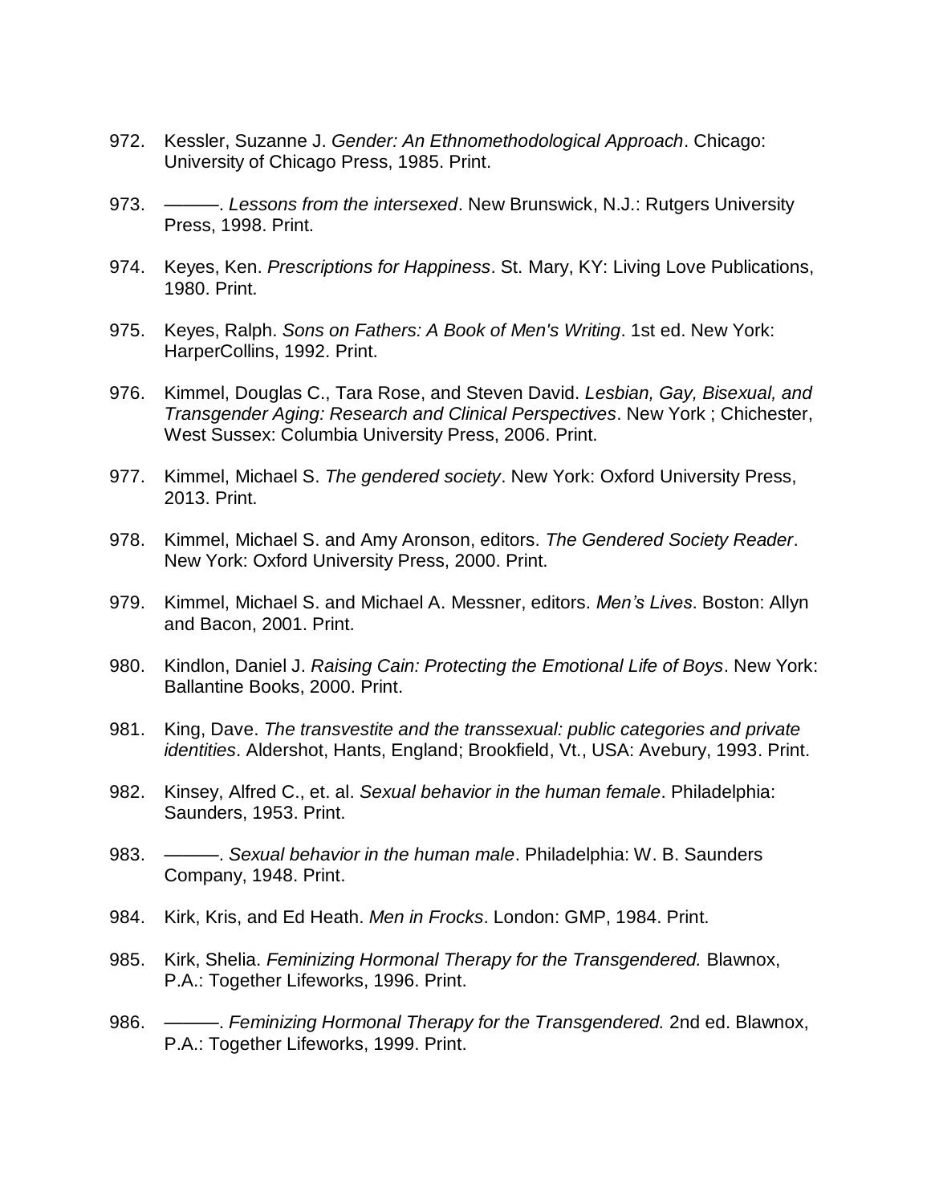972. Kessler, Suzanne J. *Gender: An Ethnomethodological Approach*. Chicago: University of Chicago Press, 1985. Print.

973. ———. *Lessons from the intersexed*. New Brunswick, N.J.: Rutgers University Press, 1998. Print.

974. Keyes, Ken. *Prescriptions for Happiness*. St. Mary, KY: Living Love Publications, 1980. Print.

975. Keyes, Ralph. *Sons on Fathers: A Book of Men's Writing*. 1st ed. New York: HarperCollins, 1992. Print.

976. Kimmel, Douglas C., Tara Rose, and Steven David. *Lesbian, Gay, Bisexual, and Transgender Aging: Research and Clinical Perspectives*. New York ; Chichester, West Sussex: Columbia University Press, 2006. Print.

977. Kimmel, Michael S. *The gendered society*. New York: Oxford University Press, 2013. Print.

978. Kimmel, Michael S. and Amy Aronson, editors. *The Gendered Society Reader*. New York: Oxford University Press, 2000. Print.

979. Kimmel, Michael S. and Michael A. Messner, editors. *Men's Lives*. Boston: Allyn and Bacon, 2001. Print.

980. Kindlon, Daniel J. *Raising Cain: Protecting the Emotional Life of Boys*. New York: Ballantine Books, 2000. Print.

981. King, Dave. *The transvestite and the transsexual: public categories and private identities*. Aldershot, Hants, England; Brookfield, Vt., USA: Avebury, 1993. Print.

982. Kinsey, Alfred C., et. al. *Sexual behavior in the human female*. Philadelphia: Saunders, 1953. Print.

983. ———. *Sexual behavior in the human male*. Philadelphia: W. B. Saunders Company, 1948. Print.

984. Kirk, Kris, and Ed Heath. *Men in Frocks*. London: GMP, 1984. Print.

985. Kirk, Shelia. *Feminizing Hormonal Therapy for the Transgendered.* Blawnox, P.A.: Together Lifeworks, 1996. Print.

986. ———. *Feminizing Hormonal Therapy for the Transgendered.* 2nd ed. Blawnox, P.A.: Together Lifeworks, 1999. Print.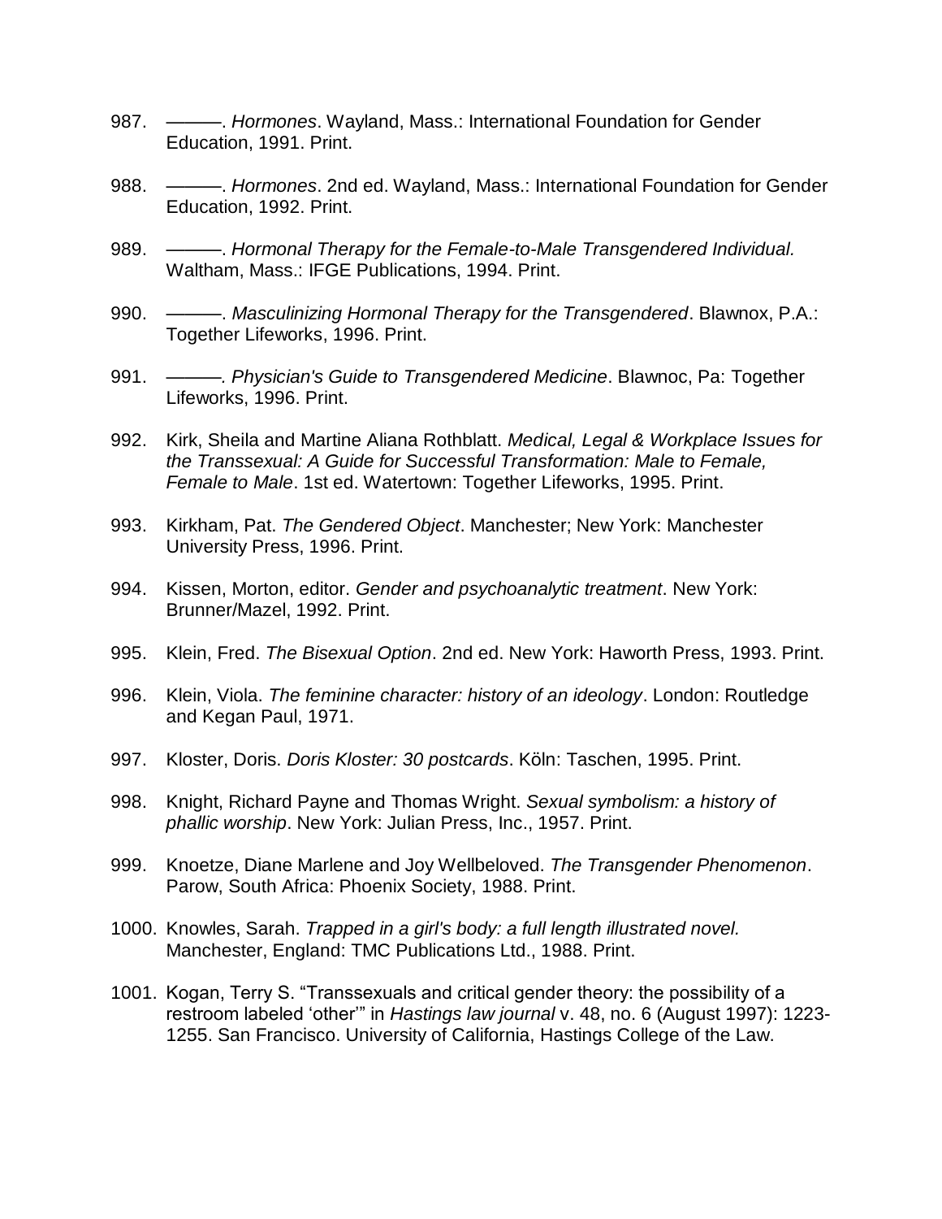987. ———. *Hormones*. Wayland, Mass.: International Foundation for Gender Education, 1991. Print.

988. ———. *Hormones*. 2nd ed. Wayland, Mass.: International Foundation for Gender Education, 1992. Print.

989. ———. *Hormonal Therapy for the Female-to-Male Transgendered Individual.* Waltham, Mass.: IFGE Publications, 1994. Print.

990. ———. *Masculinizing Hormonal Therapy for the Transgendered*. Blawnox, P.A.: Together Lifeworks, 1996. Print.

991. ———. *Physician's Guide to Transgendered Medicine*. Blawnoc, Pa: Together Lifeworks, 1996. Print.

992. Kirk, Sheila and Martine Aliana Rothblatt. *Medical, Legal & Workplace Issues for the Transsexual: A Guide for Successful Transformation: Male to Female, Female to Male*. 1st ed. Watertown: Together Lifeworks, 1995. Print.

993. Kirkham, Pat. *The Gendered Object*. Manchester; New York: Manchester University Press, 1996. Print.

994. Kissen, Morton, editor. *Gender and psychoanalytic treatment*. New York: Brunner/Mazel, 1992. Print.

995. Klein, Fred. *The Bisexual Option*. 2nd ed. New York: Haworth Press, 1993. Print.

996. Klein, Viola. *The feminine character: history of an ideology*. London: Routledge and Kegan Paul, 1971.

997. Kloster, Doris. *Doris Kloster: 30 postcards*. Köln: Taschen, 1995. Print.

998. Knight, Richard Payne and Thomas Wright. *Sexual symbolism: a history of phallic worship*. New York: Julian Press, Inc., 1957. Print.

999. Knoetze, Diane Marlene and Joy Wellbeloved. *The Transgender Phenomenon*. Parow, South Africa: Phoenix Society, 1988. Print.

1000. Knowles, Sarah. *Trapped in a girl's body: a full length illustrated novel.* Manchester, England: TMC Publications Ltd., 1988. Print.

1001. Kogan, Terry S. "Transsexuals and critical gender theory: the possibility of a restroom labeled 'other'" in *Hastings law journal* v. 48, no. 6 (August 1997): 1223-1255. San Francisco. University of California, Hastings College of the Law.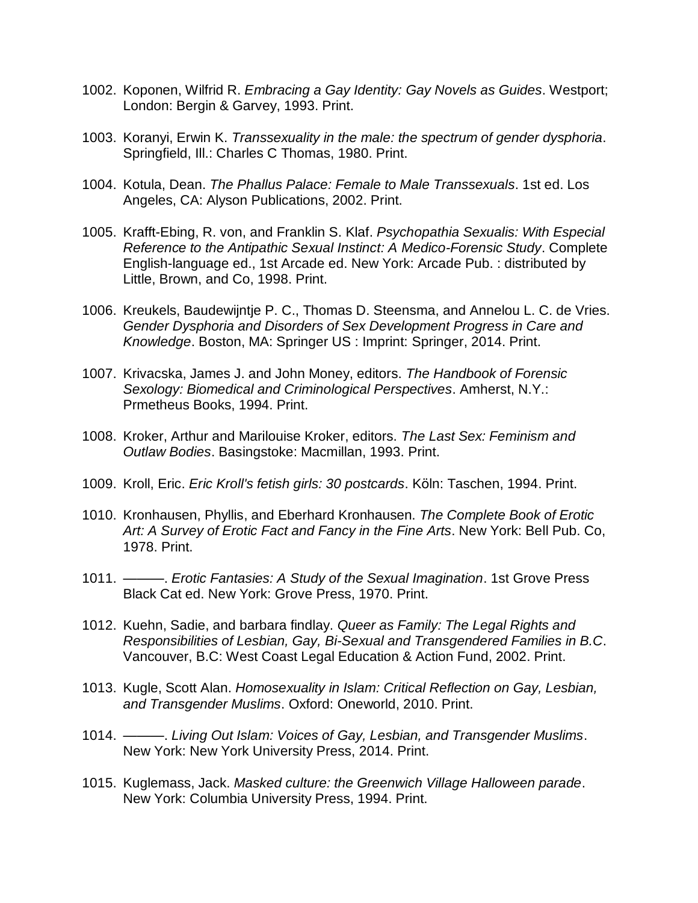1002. Koponen, Wilfrid R. *Embracing a Gay Identity: Gay Novels as Guides*. Westport; London: Bergin & Garvey, 1993. Print.

1003. Koranyi, Erwin K. *Transsexuality in the male: the spectrum of gender dysphoria*. Springfield, Ill.: Charles C Thomas, 1980. Print.

1004. Kotula, Dean. *The Phallus Palace: Female to Male Transsexuals*. 1st ed. Los Angeles, CA: Alyson Publications, 2002. Print.

1005. Krafft-Ebing, R. von, and Franklin S. Klaf. *Psychopathia Sexualis: With Especial Reference to the Antipathic Sexual Instinct: A Medico-Forensic Study*. Complete English-language ed., 1st Arcade ed. New York: Arcade Pub. : distributed by Little, Brown, and Co, 1998. Print.

1006. Kreukels, Baudewijntje P. C., Thomas D. Steensma, and Annelou L. C. de Vries. *Gender Dysphoria and Disorders of Sex Development Progress in Care and Knowledge*. Boston, MA: Springer US : Imprint: Springer, 2014. Print.

1007. Krivacska, James J. and John Money, editors. *The Handbook of Forensic Sexology: Biomedical and Criminological Perspectives*. Amherst, N.Y.: Prmetheus Books, 1994. Print.

1008. Kroker, Arthur and Marilouise Kroker, editors. *The Last Sex: Feminism and Outlaw Bodies*. Basingstoke: Macmillan, 1993. Print.

1009. Kroll, Eric. *Eric Kroll's fetish girls: 30 postcards*. Köln: Taschen, 1994. Print.

1010. Kronhausen, Phyllis, and Eberhard Kronhausen. *The Complete Book of Erotic Art: A Survey of Erotic Fact and Fancy in the Fine Arts*. New York: Bell Pub. Co, 1978. Print.

1011. ———. *Erotic Fantasies: A Study of the Sexual Imagination*. 1st Grove Press Black Cat ed. New York: Grove Press, 1970. Print.

1012. Kuehn, Sadie, and barbara findlay. *Queer as Family: The Legal Rights and Responsibilities of Lesbian, Gay, Bi-Sexual and Transgendered Families in B.C*. Vancouver, B.C: West Coast Legal Education & Action Fund, 2002. Print.

1013. Kugle, Scott Alan. *Homosexuality in Islam: Critical Reflection on Gay, Lesbian, and Transgender Muslims*. Oxford: Oneworld, 2010. Print.

1014. ———. *Living Out Islam: Voices of Gay, Lesbian, and Transgender Muslims*. New York: New York University Press, 2014. Print.

1015. Kuglemass, Jack. *Masked culture: the Greenwich Village Halloween parade*. New York: Columbia University Press, 1994. Print.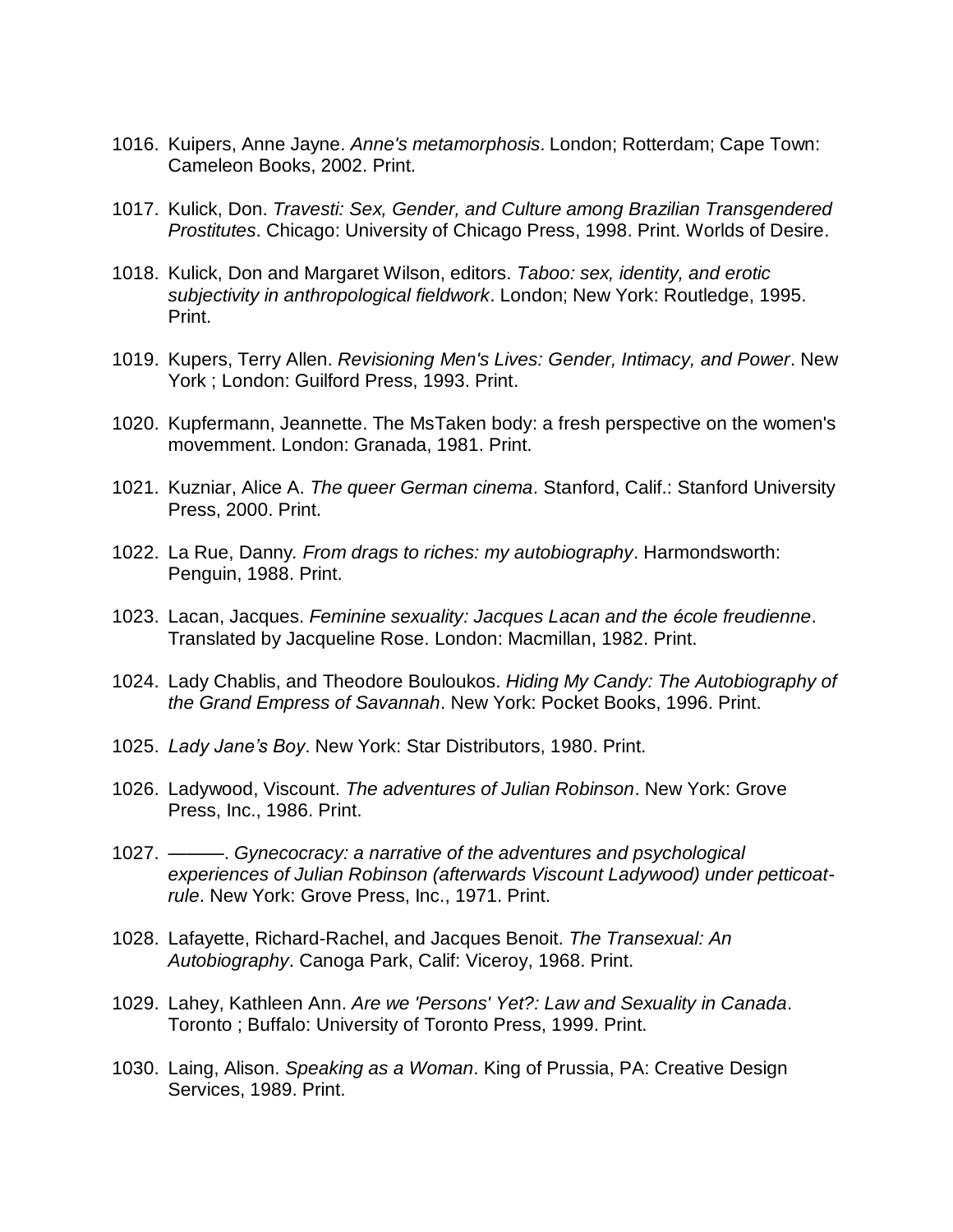1016. Kuipers, Anne Jayne. *Anne's metamorphosis*. London; Rotterdam; Cape Town: Cameleon Books, 2002. Print.

1017. Kulick, Don. *Travesti: Sex, Gender, and Culture among Brazilian Transgendered Prostitutes*. Chicago: University of Chicago Press, 1998. Print. Worlds of Desire.

1018. Kulick, Don and Margaret Wilson, editors. *Taboo: sex, identity, and erotic subjectivity in anthropological fieldwork*. London; New York: Routledge, 1995. Print.

1019. Kupers, Terry Allen. *Revisioning Men's Lives: Gender, Intimacy, and Power*. New York ; London: Guilford Press, 1993. Print.

1020. Kupfermann, Jeannette. The MsTaken body: a fresh perspective on the women's movemment. London: Granada, 1981. Print.

1021. Kuzniar, Alice A. *The queer German cinema*. Stanford, Calif.: Stanford University Press, 2000. Print.

1022. La Rue, Danny. *From drags to riches: my autobiography*. Harmondsworth: Penguin, 1988. Print.

1023. Lacan, Jacques. *Feminine sexuality: Jacques Lacan and the école freudienne*. Translated by Jacqueline Rose. London: Macmillan, 1982. Print.

1024. Lady Chablis, and Theodore Bouloukos. *Hiding My Candy: The Autobiography of the Grand Empress of Savannah*. New York: Pocket Books, 1996. Print.

1025. *Lady Jane's Boy*. New York: Star Distributors, 1980. Print.

1026. Ladywood, Viscount. *The adventures of Julian Robinson*. New York: Grove Press, Inc., 1986. Print.

1027. ———. *Gynecocracy: a narrative of the adventures and psychological experiences of Julian Robinson (afterwards Viscount Ladywood) under petticoat-rule*. New York: Grove Press, Inc., 1971. Print.

1028. Lafayette, Richard-Rachel, and Jacques Benoit. *The Transexual: An Autobiography*. Canoga Park, Calif: Viceroy, 1968. Print.

1029. Lahey, Kathleen Ann. *Are we 'Persons' Yet?: Law and Sexuality in Canada*. Toronto ; Buffalo: University of Toronto Press, 1999. Print.

1030. Laing, Alison. *Speaking as a Woman*. King of Prussia, PA: Creative Design Services, 1989. Print.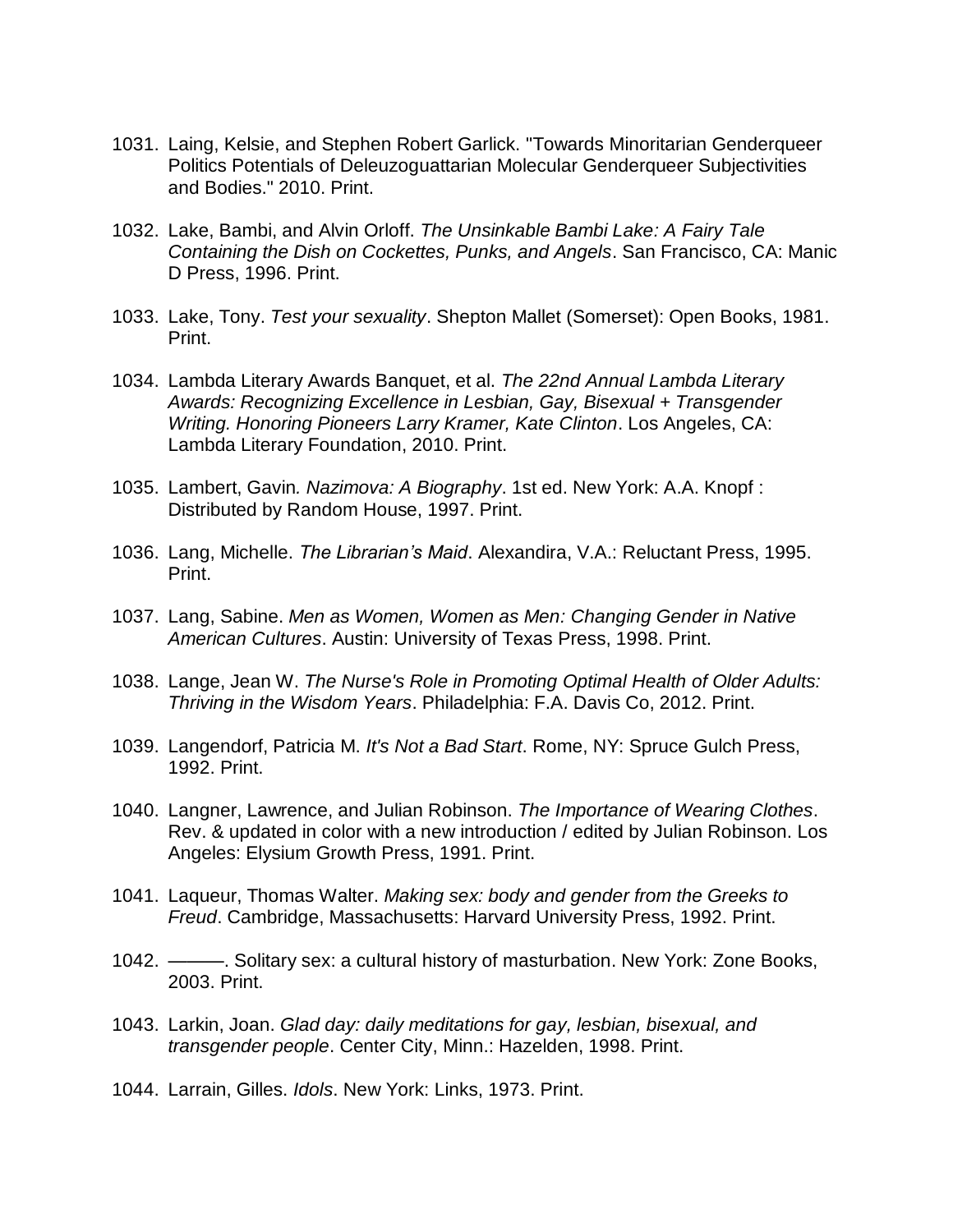1031. Laing, Kelsie, and Stephen Robert Garlick. "Towards Minoritarian Genderqueer Politics Potentials of Deleuzoguattarian Molecular Genderqueer Subjectivities and Bodies." 2010. Print.

1032. Lake, Bambi, and Alvin Orloff. *The Unsinkable Bambi Lake: A Fairy Tale Containing the Dish on Cockettes, Punks, and Angels*. San Francisco, CA: Manic D Press, 1996. Print.

1033. Lake, Tony. *Test your sexuality*. Shepton Mallet (Somerset): Open Books, 1981. Print.

1034. Lambda Literary Awards Banquet, et al. *The 22nd Annual Lambda Literary Awards: Recognizing Excellence in Lesbian, Gay, Bisexual + Transgender Writing. Honoring Pioneers Larry Kramer, Kate Clinton*. Los Angeles, CA: Lambda Literary Foundation, 2010. Print.

1035. Lambert, Gavin. *Nazimova: A Biography*. 1st ed. New York: A.A. Knopf : Distributed by Random House, 1997. Print.

1036. Lang, Michelle. *The Librarian's Maid*. Alexandira, V.A.: Reluctant Press, 1995. Print.

1037. Lang, Sabine. *Men as Women, Women as Men: Changing Gender in Native American Cultures*. Austin: University of Texas Press, 1998. Print.

1038. Lange, Jean W. *The Nurse's Role in Promoting Optimal Health of Older Adults: Thriving in the Wisdom Years*. Philadelphia: F.A. Davis Co, 2012. Print.

1039. Langendorf, Patricia M. *It's Not a Bad Start*. Rome, NY: Spruce Gulch Press, 1992. Print.

1040. Langner, Lawrence, and Julian Robinson. *The Importance of Wearing Clothes*. Rev. & updated in color with a new introduction / edited by Julian Robinson. Los Angeles: Elysium Growth Press, 1991. Print.

1041. Laqueur, Thomas Walter. *Making sex: body and gender from the Greeks to Freud*. Cambridge, Massachusetts: Harvard University Press, 1992. Print.

1042. ———. Solitary sex: a cultural history of masturbation. New York: Zone Books, 2003. Print.

1043. Larkin, Joan. *Glad day: daily meditations for gay, lesbian, bisexual, and transgender people*. Center City, Minn.: Hazelden, 1998. Print.

1044. Larrain, Gilles. *Idols*. New York: Links, 1973. Print.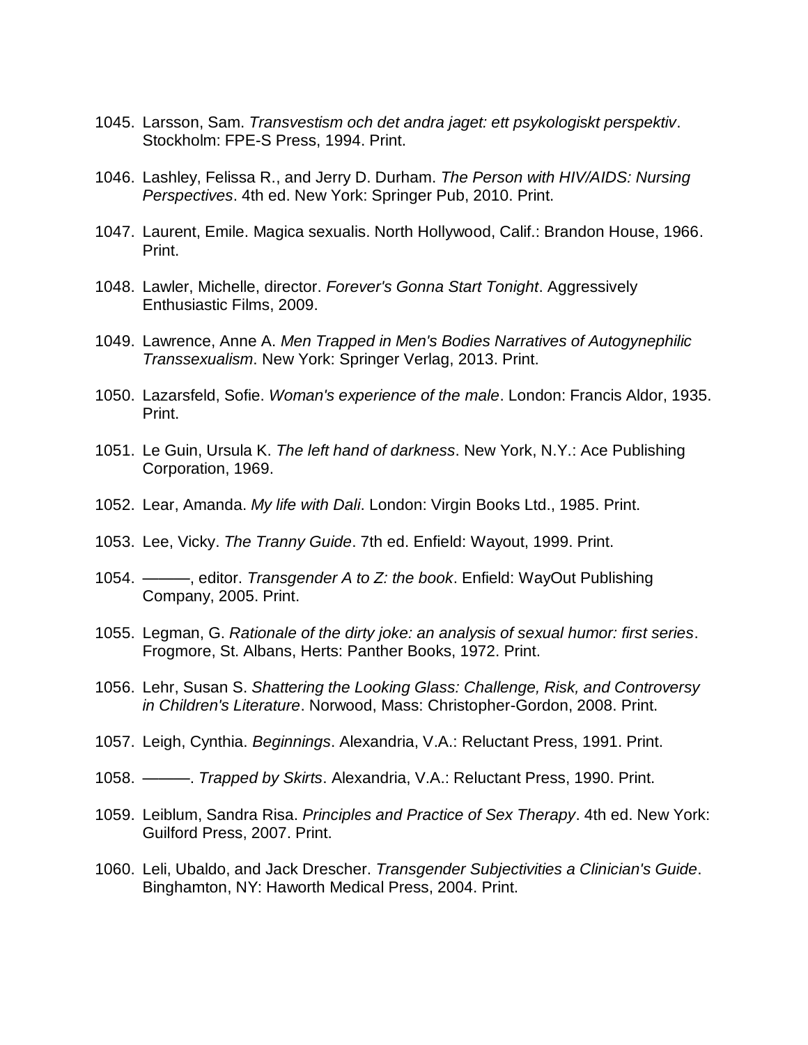1045. Larsson, Sam. *Transvestism och det andra jaget: ett psykologiskt perspektiv*. Stockholm: FPE-S Press, 1994. Print.

1046. Lashley, Felissa R., and Jerry D. Durham. *The Person with HIV/AIDS: Nursing Perspectives*. 4th ed. New York: Springer Pub, 2010. Print.

1047. Laurent, Emile. Magica sexualis. North Hollywood, Calif.: Brandon House, 1966. Print.

1048. Lawler, Michelle, director. *Forever's Gonna Start Tonight*. Aggressively Enthusiastic Films, 2009.

1049. Lawrence, Anne A. *Men Trapped in Men's Bodies Narratives of Autogynephilic Transsexualism*. New York: Springer Verlag, 2013. Print.

1050. Lazarsfeld, Sofie. *Woman's experience of the male*. London: Francis Aldor, 1935. Print.

1051. Le Guin, Ursula K. *The left hand of darkness*. New York, N.Y.: Ace Publishing Corporation, 1969.

1052. Lear, Amanda. *My life with Dali*. London: Virgin Books Ltd., 1985. Print.

1053. Lee, Vicky. *The Tranny Guide*. 7th ed. Enfield: Wayout, 1999. Print.

1054. ———, editor. *Transgender A to Z: the book*. Enfield: WayOut Publishing Company, 2005. Print.

1055. Legman, G. *Rationale of the dirty joke: an analysis of sexual humor: first series*. Frogmore, St. Albans, Herts: Panther Books, 1972. Print.

1056. Lehr, Susan S. *Shattering the Looking Glass: Challenge, Risk, and Controversy in Children's Literature*. Norwood, Mass: Christopher-Gordon, 2008. Print.

1057. Leigh, Cynthia. *Beginnings*. Alexandria, V.A.: Reluctant Press, 1991. Print.

1058. ———. *Trapped by Skirts*. Alexandria, V.A.: Reluctant Press, 1990. Print.

1059. Leiblum, Sandra Risa. *Principles and Practice of Sex Therapy*. 4th ed. New York: Guilford Press, 2007. Print.

1060. Leli, Ubaldo, and Jack Drescher. *Transgender Subjectivities a Clinician's Guide*. Binghamton, NY: Haworth Medical Press, 2004. Print.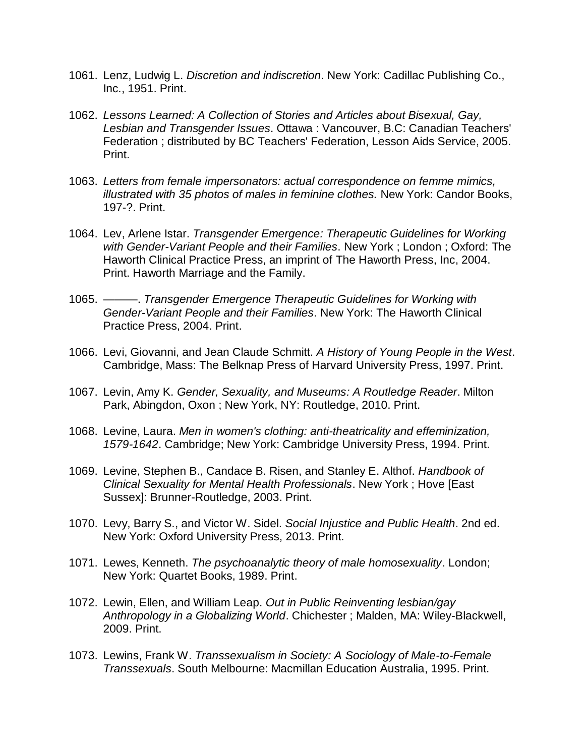1061. Lenz, Ludwig L. *Discretion and indiscretion*. New York: Cadillac Publishing Co., Inc., 1951. Print.

1062. *Lessons Learned: A Collection of Stories and Articles about Bisexual, Gay, Lesbian and Transgender Issues*. Ottawa : Vancouver, B.C: Canadian Teachers' Federation ; distributed by BC Teachers' Federation, Lesson Aids Service, 2005. Print.

1063. *Letters from female impersonators: actual correspondence on femme mimics, illustrated with 35 photos of males in feminine clothes.* New York: Candor Books, 197-?. Print.

1064. Lev, Arlene Istar. *Transgender Emergence: Therapeutic Guidelines for Working with Gender-Variant People and their Families*. New York ; London ; Oxford: The Haworth Clinical Practice Press, an imprint of The Haworth Press, Inc, 2004. Print. Haworth Marriage and the Family.

1065. ———. *Transgender Emergence Therapeutic Guidelines for Working with Gender-Variant People and their Families*. New York: The Haworth Clinical Practice Press, 2004. Print.

1066. Levi, Giovanni, and Jean Claude Schmitt. *A History of Young People in the West*. Cambridge, Mass: The Belknap Press of Harvard University Press, 1997. Print.

1067. Levin, Amy K. *Gender, Sexuality, and Museums: A Routledge Reader*. Milton Park, Abingdon, Oxon ; New York, NY: Routledge, 2010. Print.

1068. Levine, Laura. *Men in women's clothing: anti-theatricality and effeminization, 1579-1642*. Cambridge; New York: Cambridge University Press, 1994. Print.

1069. Levine, Stephen B., Candace B. Risen, and Stanley E. Althof. *Handbook of Clinical Sexuality for Mental Health Professionals*. New York ; Hove [East Sussex]: Brunner-Routledge, 2003. Print.

1070. Levy, Barry S., and Victor W. Sidel. *Social Injustice and Public Health*. 2nd ed. New York: Oxford University Press, 2013. Print.

1071. Lewes, Kenneth. *The psychoanalytic theory of male homosexuality*. London; New York: Quartet Books, 1989. Print.

1072. Lewin, Ellen, and William Leap. *Out in Public Reinventing lesbian/gay Anthropology in a Globalizing World*. Chichester ; Malden, MA: Wiley-Blackwell, 2009. Print.

1073. Lewins, Frank W. *Transsexualism in Society: A Sociology of Male-to-Female Transsexuals*. South Melbourne: Macmillan Education Australia, 1995. Print.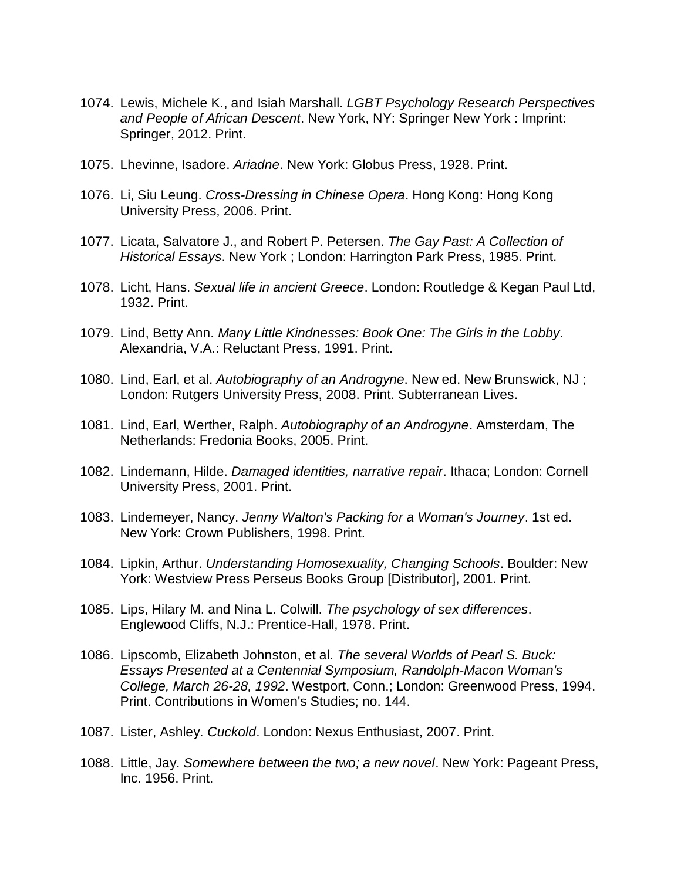1074. Lewis, Michele K., and Isiah Marshall. *LGBT Psychology Research Perspectives and People of African Descent*. New York, NY: Springer New York : Imprint: Springer, 2012. Print.

1075. Lhevinne, Isadore. *Ariadne*. New York: Globus Press, 1928. Print.

1076. Li, Siu Leung. *Cross-Dressing in Chinese Opera*. Hong Kong: Hong Kong University Press, 2006. Print.

1077. Licata, Salvatore J., and Robert P. Petersen. *The Gay Past: A Collection of Historical Essays*. New York ; London: Harrington Park Press, 1985. Print.

1078. Licht, Hans. *Sexual life in ancient Greece*. London: Routledge & Kegan Paul Ltd, 1932. Print.

1079. Lind, Betty Ann. *Many Little Kindnesses: Book One: The Girls in the Lobby*. Alexandria, V.A.: Reluctant Press, 1991. Print.

1080. Lind, Earl, et al. *Autobiography of an Androgyne*. New ed. New Brunswick, NJ ; London: Rutgers University Press, 2008. Print. Subterranean Lives.

1081. Lind, Earl, Werther, Ralph. *Autobiography of an Androgyne*. Amsterdam, The Netherlands: Fredonia Books, 2005. Print.

1082. Lindemann, Hilde. *Damaged identities, narrative repair*. Ithaca; London: Cornell University Press, 2001. Print.

1083. Lindemeyer, Nancy. *Jenny Walton's Packing for a Woman's Journey*. 1st ed. New York: Crown Publishers, 1998. Print.

1084. Lipkin, Arthur. *Understanding Homosexuality, Changing Schools*. Boulder: New York: Westview Press Perseus Books Group [Distributor], 2001. Print.

1085. Lips, Hilary M. and Nina L. Colwill. *The psychology of sex differences*. Englewood Cliffs, N.J.: Prentice-Hall, 1978. Print.

1086. Lipscomb, Elizabeth Johnston, et al. *The several Worlds of Pearl S. Buck: Essays Presented at a Centennial Symposium, Randolph-Macon Woman's College, March 26-28, 1992*. Westport, Conn.; London: Greenwood Press, 1994. Print. Contributions in Women's Studies; no. 144.

1087. Lister, Ashley. *Cuckold*. London: Nexus Enthusiast, 2007. Print.

1088. Little, Jay. *Somewhere between the two; a new novel*. New York: Pageant Press, Inc. 1956. Print.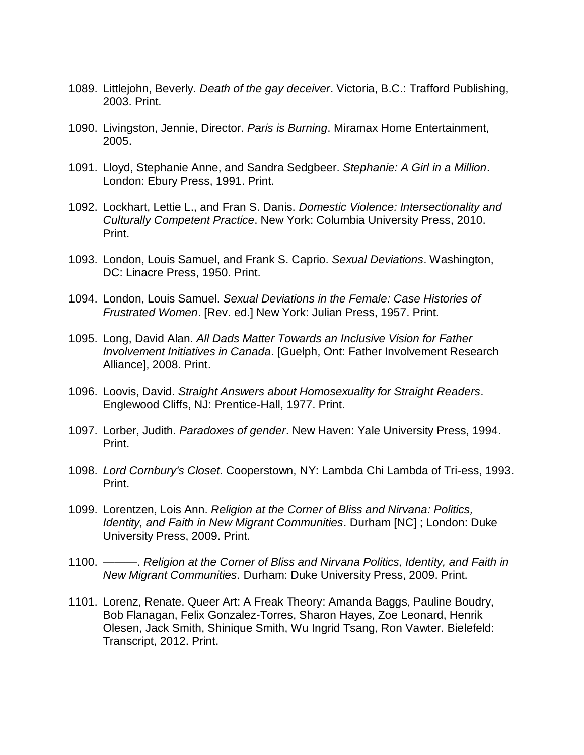1089. Littlejohn, Beverly. *Death of the gay deceiver*. Victoria, B.C.: Trafford Publishing, 2003. Print.

1090. Livingston, Jennie, Director. *Paris is Burning*. Miramax Home Entertainment, 2005.

1091. Lloyd, Stephanie Anne, and Sandra Sedgbeer. *Stephanie: A Girl in a Million*. London: Ebury Press, 1991. Print.

1092. Lockhart, Lettie L., and Fran S. Danis. *Domestic Violence: Intersectionality and Culturally Competent Practice*. New York: Columbia University Press, 2010. Print.

1093. London, Louis Samuel, and Frank S. Caprio. *Sexual Deviations*. Washington, DC: Linacre Press, 1950. Print.

1094. London, Louis Samuel. *Sexual Deviations in the Female: Case Histories of Frustrated Women*. [Rev. ed.] New York: Julian Press, 1957. Print.

1095. Long, David Alan. *All Dads Matter Towards an Inclusive Vision for Father Involvement Initiatives in Canada*. [Guelph, Ont: Father Involvement Research Alliance], 2008. Print.

1096. Loovis, David. *Straight Answers about Homosexuality for Straight Readers*. Englewood Cliffs, NJ: Prentice-Hall, 1977. Print.

1097. Lorber, Judith. *Paradoxes of gender*. New Haven: Yale University Press, 1994. Print.

1098. *Lord Cornbury's Closet*. Cooperstown, NY: Lambda Chi Lambda of Tri-ess, 1993. Print.

1099. Lorentzen, Lois Ann. *Religion at the Corner of Bliss and Nirvana: Politics, Identity, and Faith in New Migrant Communities*. Durham [NC] ; London: Duke University Press, 2009. Print.

1100. ———. *Religion at the Corner of Bliss and Nirvana Politics, Identity, and Faith in New Migrant Communities*. Durham: Duke University Press, 2009. Print.

1101. Lorenz, Renate. Queer Art: A Freak Theory: Amanda Baggs, Pauline Boudry, Bob Flanagan, Felix Gonzalez-Torres, Sharon Hayes, Zoe Leonard, Henrik Olesen, Jack Smith, Shinique Smith, Wu Ingrid Tsang, Ron Vawter. Bielefeld: Transcript, 2012. Print.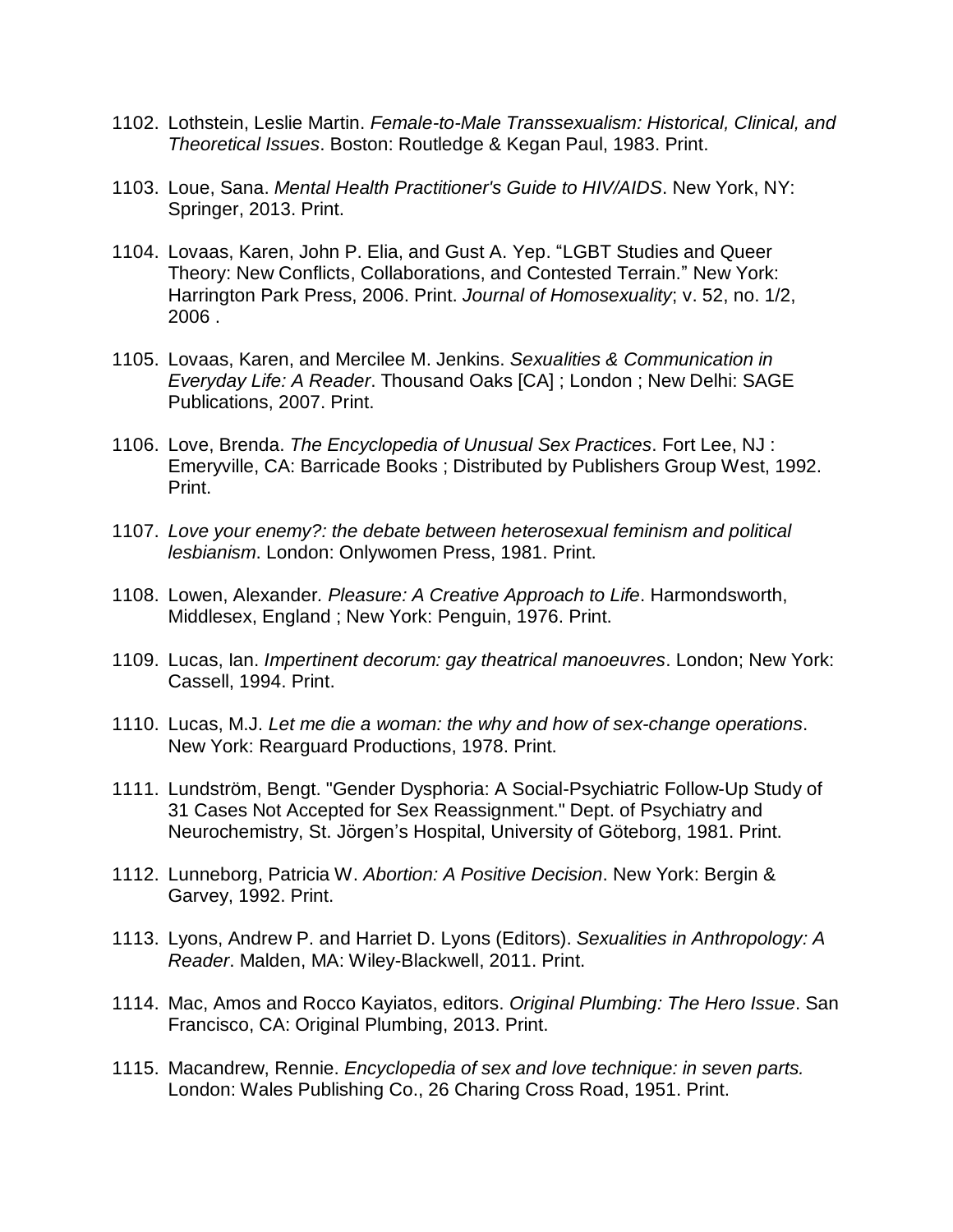1102. Lothstein, Leslie Martin. *Female-to-Male Transsexualism: Historical, Clinical, and Theoretical Issues*. Boston: Routledge & Kegan Paul, 1983. Print.

1103. Loue, Sana. *Mental Health Practitioner's Guide to HIV/AIDS*. New York, NY: Springer, 2013. Print.

1104. Lovaas, Karen, John P. Elia, and Gust A. Yep. "LGBT Studies and Queer Theory: New Conflicts, Collaborations, and Contested Terrain." New York: Harrington Park Press, 2006. Print. *Journal of Homosexuality*; v. 52, no. 1/2, 2006 .

1105. Lovaas, Karen, and Mercilee M. Jenkins. *Sexualities & Communication in Everyday Life: A Reader*. Thousand Oaks [CA] ; London ; New Delhi: SAGE Publications, 2007. Print.

1106. Love, Brenda. *The Encyclopedia of Unusual Sex Practices*. Fort Lee, NJ : Emeryville, CA: Barricade Books ; Distributed by Publishers Group West, 1992. Print.

1107. *Love your enemy?: the debate between heterosexual feminism and political lesbianism*. London: Onlywomen Press, 1981. Print.

1108. Lowen, Alexander. *Pleasure: A Creative Approach to Life*. Harmondsworth, Middlesex, England ; New York: Penguin, 1976. Print.

1109. Lucas, Ian. *Impertinent decorum: gay theatrical manoeuvres*. London; New York: Cassell, 1994. Print.

1110. Lucas, M.J. *Let me die a woman: the why and how of sex-change operations*. New York: Rearguard Productions, 1978. Print.

1111. Lundström, Bengt. "Gender Dysphoria: A Social-Psychiatric Follow-Up Study of 31 Cases Not Accepted for Sex Reassignment." Dept. of Psychiatry and Neurochemistry, St. Jörgen's Hospital, University of Göteborg, 1981. Print.

1112. Lunneborg, Patricia W. *Abortion: A Positive Decision*. New York: Bergin & Garvey, 1992. Print.

1113. Lyons, Andrew P. and Harriet D. Lyons (Editors). *Sexualities in Anthropology: A Reader*. Malden, MA: Wiley-Blackwell, 2011. Print.

1114. Mac, Amos and Rocco Kayiatos, editors. *Original Plumbing: The Hero Issue*. San Francisco, CA: Original Plumbing, 2013. Print.

1115. Macandrew, Rennie. *Encyclopedia of sex and love technique: in seven parts.* London: Wales Publishing Co., 26 Charing Cross Road, 1951. Print.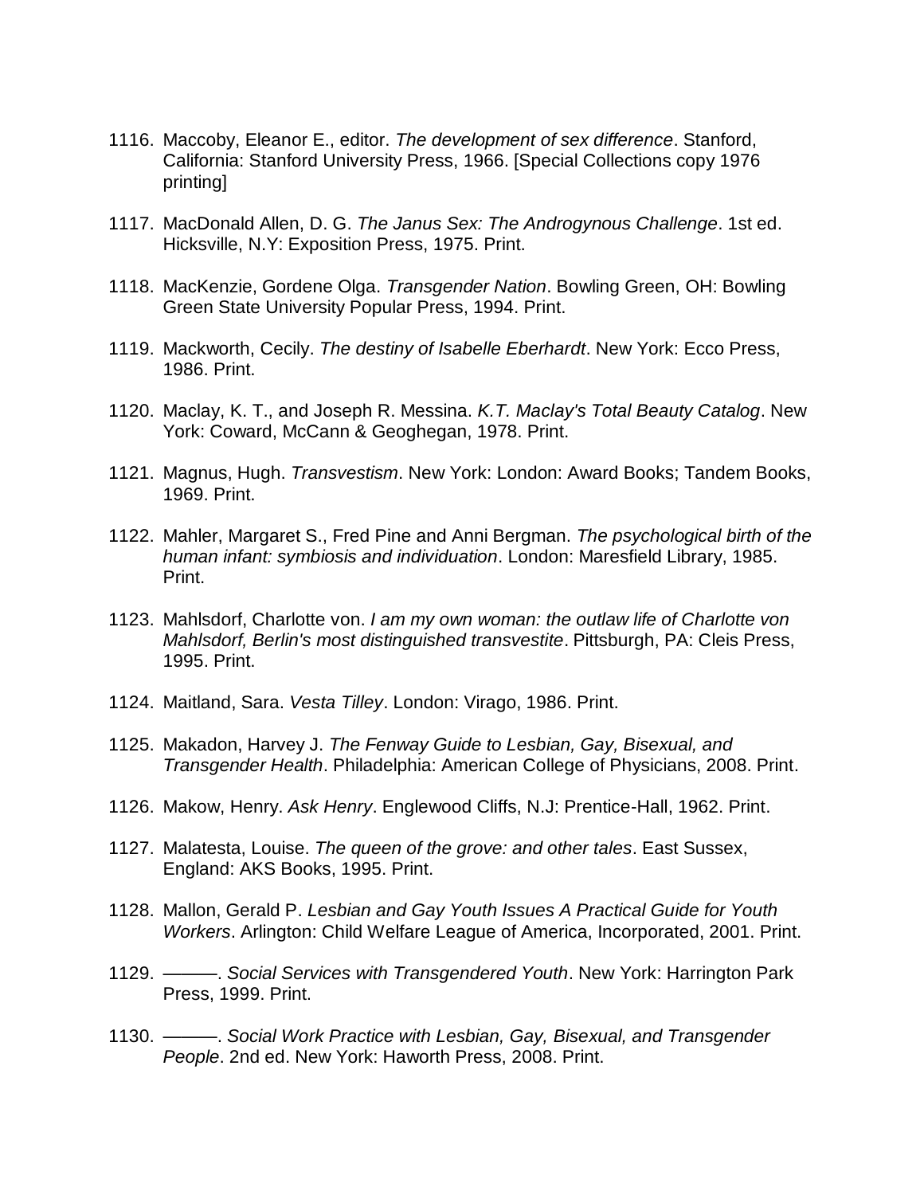1116. Maccoby, Eleanor E., editor. *The development of sex difference*. Stanford, California: Stanford University Press, 1966. [Special Collections copy 1976 printing]

1117. MacDonald Allen, D. G. *The Janus Sex: The Androgynous Challenge*. 1st ed. Hicksville, N.Y: Exposition Press, 1975. Print.

1118. MacKenzie, Gordene Olga. *Transgender Nation*. Bowling Green, OH: Bowling Green State University Popular Press, 1994. Print.

1119. Mackworth, Cecily. *The destiny of Isabelle Eberhardt*. New York: Ecco Press, 1986. Print.

1120. Maclay, K. T., and Joseph R. Messina. *K.T. Maclay's Total Beauty Catalog*. New York: Coward, McCann & Geoghegan, 1978. Print.

1121. Magnus, Hugh. *Transvestism*. New York: London: Award Books; Tandem Books, 1969. Print.

1122. Mahler, Margaret S., Fred Pine and Anni Bergman. *The psychological birth of the human infant: symbiosis and individuation*. London: Maresfield Library, 1985. Print.

1123. Mahlsdorf, Charlotte von. *I am my own woman: the outlaw life of Charlotte von Mahlsdorf, Berlin's most distinguished transvestite*. Pittsburgh, PA: Cleis Press, 1995. Print.

1124. Maitland, Sara. *Vesta Tilley*. London: Virago, 1986. Print.

1125. Makadon, Harvey J. *The Fenway Guide to Lesbian, Gay, Bisexual, and Transgender Health*. Philadelphia: American College of Physicians, 2008. Print.

1126. Makow, Henry. *Ask Henry*. Englewood Cliffs, N.J: Prentice-Hall, 1962. Print.

1127. Malatesta, Louise. *The queen of the grove: and other tales*. East Sussex, England: AKS Books, 1995. Print.

1128. Mallon, Gerald P. *Lesbian and Gay Youth Issues A Practical Guide for Youth Workers*. Arlington: Child Welfare League of America, Incorporated, 2001. Print.

1129. ———. *Social Services with Transgendered Youth*. New York: Harrington Park Press, 1999. Print.

1130. ———. *Social Work Practice with Lesbian, Gay, Bisexual, and Transgender People*. 2nd ed. New York: Haworth Press, 2008. Print.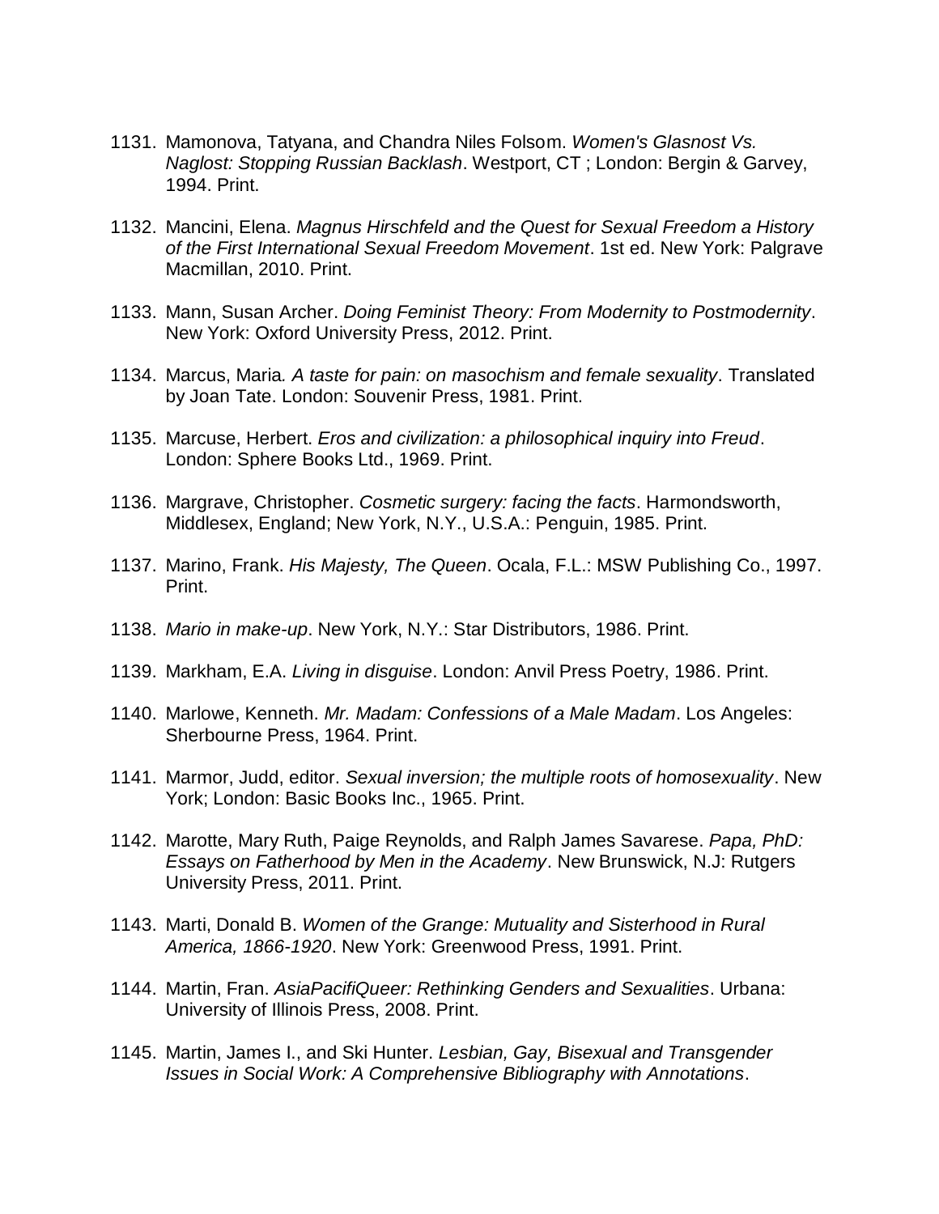1131. Mamonova, Tatyana, and Chandra Niles Folsom. *Women's Glasnost Vs. Naglost: Stopping Russian Backlash*. Westport, CT ; London: Bergin & Garvey, 1994. Print.

1132. Mancini, Elena. *Magnus Hirschfeld and the Quest for Sexual Freedom a History of the First International Sexual Freedom Movement*. 1st ed. New York: Palgrave Macmillan, 2010. Print.

1133. Mann, Susan Archer. *Doing Feminist Theory: From Modernity to Postmodernity*. New York: Oxford University Press, 2012. Print.

1134. Marcus, Maria. *A taste for pain: on masochism and female sexuality*. Translated by Joan Tate. London: Souvenir Press, 1981. Print.

1135. Marcuse, Herbert. *Eros and civilization: a philosophical inquiry into Freud*. London: Sphere Books Ltd., 1969. Print.

1136. Margrave, Christopher. *Cosmetic surgery: facing the facts*. Harmondsworth, Middlesex, England; New York, N.Y., U.S.A.: Penguin, 1985. Print.

1137. Marino, Frank. *His Majesty, The Queen*. Ocala, F.L.: MSW Publishing Co., 1997. Print.

1138. *Mario in make-up*. New York, N.Y.: Star Distributors, 1986. Print.

1139. Markham, E.A. *Living in disguise*. London: Anvil Press Poetry, 1986. Print.

1140. Marlowe, Kenneth. *Mr. Madam: Confessions of a Male Madam*. Los Angeles: Sherbourne Press, 1964. Print.

1141. Marmor, Judd, editor. *Sexual inversion; the multiple roots of homosexuality*. New York; London: Basic Books Inc., 1965. Print.

1142. Marotte, Mary Ruth, Paige Reynolds, and Ralph James Savarese. *Papa, PhD: Essays on Fatherhood by Men in the Academy*. New Brunswick, N.J: Rutgers University Press, 2011. Print.

1143. Marti, Donald B. *Women of the Grange: Mutuality and Sisterhood in Rural America, 1866-1920*. New York: Greenwood Press, 1991. Print.

1144. Martin, Fran. *AsiaPacifiQueer: Rethinking Genders and Sexualities*. Urbana: University of Illinois Press, 2008. Print.

1145. Martin, James I., and Ski Hunter. *Lesbian, Gay, Bisexual and Transgender Issues in Social Work: A Comprehensive Bibliography with Annotations*.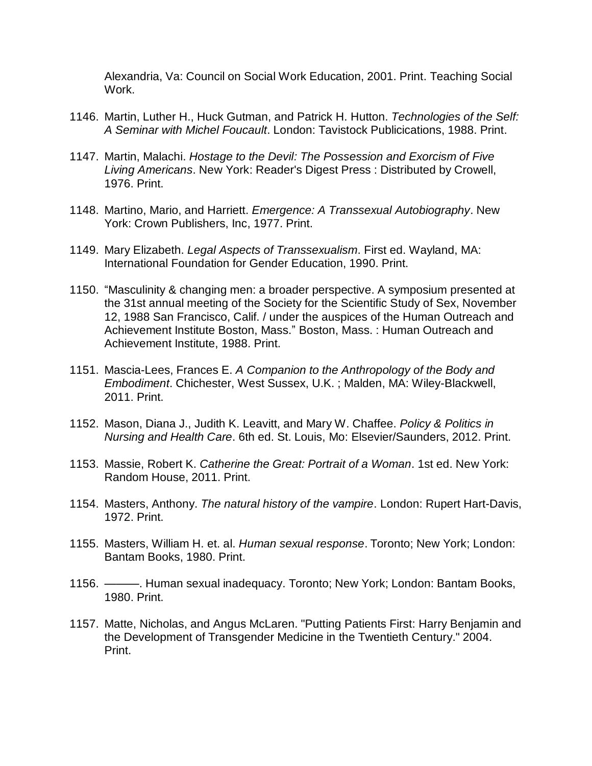Alexandria, Va: Council on Social Work Education, 2001. Print. Teaching Social Work.

1146. Martin, Luther H., Huck Gutman, and Patrick H. Hutton. *Technologies of the Self: A Seminar with Michel Foucault*. London: Tavistock Publicications, 1988. Print.

1147. Martin, Malachi. *Hostage to the Devil: The Possession and Exorcism of Five Living Americans*. New York: Reader's Digest Press : Distributed by Crowell, 1976. Print.

1148. Martino, Mario, and Harriett. *Emergence: A Transsexual Autobiography*. New York: Crown Publishers, Inc, 1977. Print.

1149. Mary Elizabeth. *Legal Aspects of Transsexualism*. First ed. Wayland, MA: International Foundation for Gender Education, 1990. Print.

1150. "Masculinity & changing men: a broader perspective. A symposium presented at the 31st annual meeting of the Society for the Scientific Study of Sex, November 12, 1988 San Francisco, Calif. / under the auspices of the Human Outreach and Achievement Institute Boston, Mass." Boston, Mass. : Human Outreach and Achievement Institute, 1988. Print.

1151. Mascia-Lees, Frances E. *A Companion to the Anthropology of the Body and Embodiment*. Chichester, West Sussex, U.K. ; Malden, MA: Wiley-Blackwell, 2011. Print.

1152. Mason, Diana J., Judith K. Leavitt, and Mary W. Chaffee. *Policy & Politics in Nursing and Health Care*. 6th ed. St. Louis, Mo: Elsevier/Saunders, 2012. Print.

1153. Massie, Robert K. *Catherine the Great: Portrait of a Woman*. 1st ed. New York: Random House, 2011. Print.

1154. Masters, Anthony. *The natural history of the vampire*. London: Rupert Hart-Davis, 1972. Print.

1155. Masters, William H. et. al. *Human sexual response*. Toronto; New York; London: Bantam Books, 1980. Print.

1156. ———. Human sexual inadequacy. Toronto; New York; London: Bantam Books, 1980. Print.

1157. Matte, Nicholas, and Angus McLaren. "Putting Patients First: Harry Benjamin and the Development of Transgender Medicine in the Twentieth Century." 2004. Print.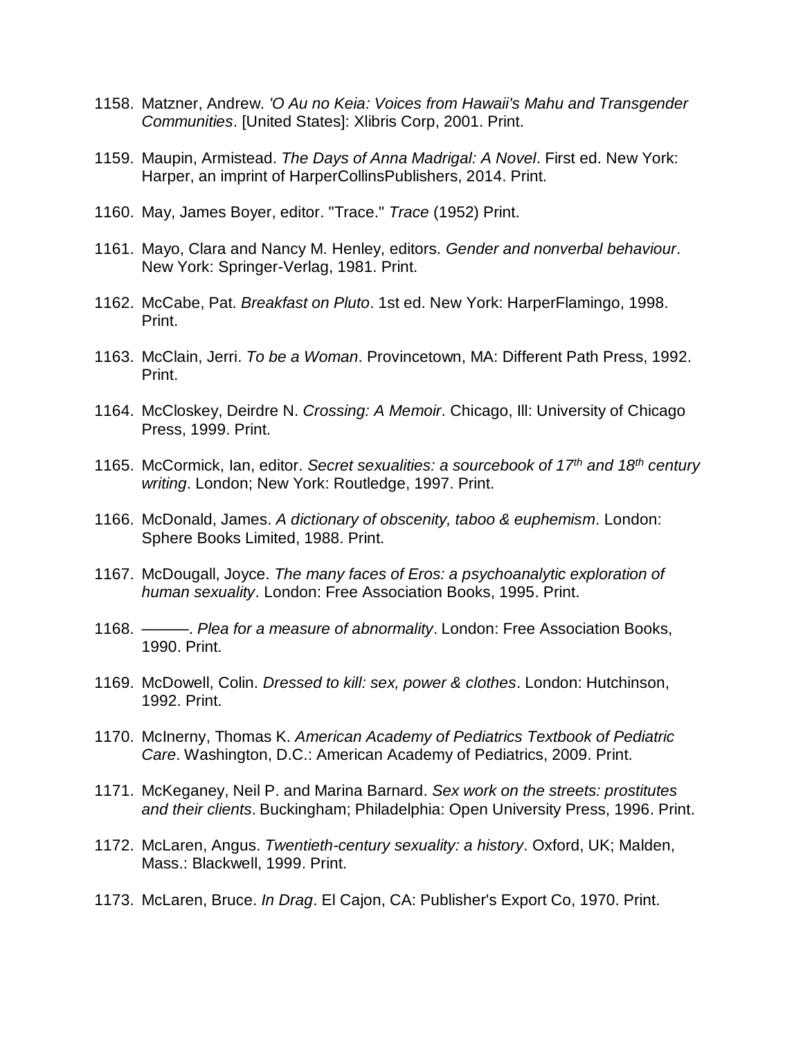1158. Matzner, Andrew. *'O Au no Keia: Voices from Hawaii's Mahu and Transgender Communities*. [United States]: Xlibris Corp, 2001. Print.

1159. Maupin, Armistead. *The Days of Anna Madrigal: A Novel*. First ed. New York: Harper, an imprint of HarperCollinsPublishers, 2014. Print.

1160. May, James Boyer, editor. "Trace." *Trace* (1952) Print.

1161. Mayo, Clara and Nancy M. Henley, editors. *Gender and nonverbal behaviour*. New York: Springer-Verlag, 1981. Print.

1162. McCabe, Pat. *Breakfast on Pluto*. 1st ed. New York: HarperFlamingo, 1998. Print.

1163. McClain, Jerri. *To be a Woman*. Provincetown, MA: Different Path Press, 1992. Print.

1164. McCloskey, Deirdre N. *Crossing: A Memoir*. Chicago, Ill: University of Chicago Press, 1999. Print.

1165. McCormick, Ian, editor. *Secret sexualities: a sourcebook of 17th and 18th century writing*. London; New York: Routledge, 1997. Print.

1166. McDonald, James. *A dictionary of obscenity, taboo & euphemism*. London: Sphere Books Limited, 1988. Print.

1167. McDougall, Joyce. *The many faces of Eros: a psychoanalytic exploration of human sexuality*. London: Free Association Books, 1995. Print.

1168. ———. *Plea for a measure of abnormality*. London: Free Association Books, 1990. Print.

1169. McDowell, Colin. *Dressed to kill: sex, power & clothes*. London: Hutchinson, 1992. Print.

1170. McInerny, Thomas K. *American Academy of Pediatrics Textbook of Pediatric Care*. Washington, D.C.: American Academy of Pediatrics, 2009. Print.

1171. McKeganey, Neil P. and Marina Barnard. *Sex work on the streets: prostitutes and their clients*. Buckingham; Philadelphia: Open University Press, 1996. Print.

1172. McLaren, Angus. *Twentieth-century sexuality: a history*. Oxford, UK; Malden, Mass.: Blackwell, 1999. Print.

1173. McLaren, Bruce. *In Drag*. El Cajon, CA: Publisher's Export Co, 1970. Print.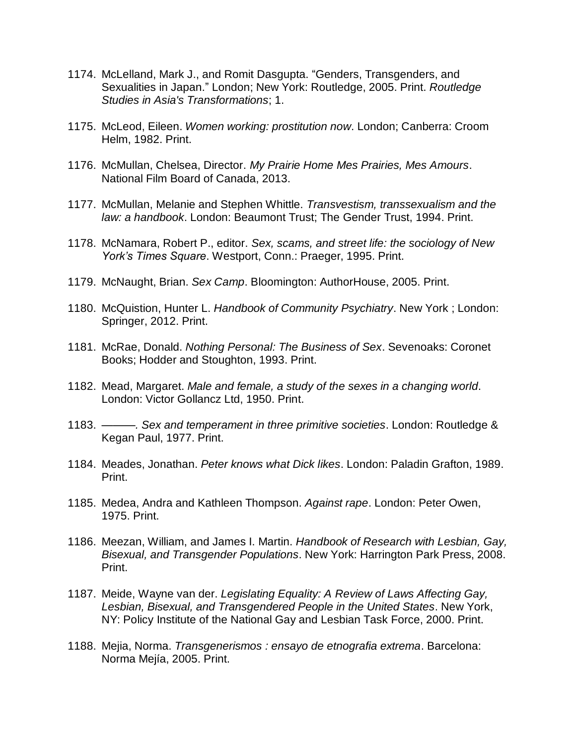1174. McLelland, Mark J., and Romit Dasgupta. “Genders, Transgenders, and Sexualities in Japan.” London; New York: Routledge, 2005. Print. *Routledge Studies in Asia's Transformations*; 1.

1175. McLeod, Eileen. *Women working: prostitution now*. London; Canberra: Croom Helm, 1982. Print.

1176. McMullan, Chelsea, Director. *My Prairie Home Mes Prairies, Mes Amours*. National Film Board of Canada, 2013.

1177. McMullan, Melanie and Stephen Whittle. *Transvestism, transsexualism and the law: a handbook*. London: Beaumont Trust; The Gender Trust, 1994. Print.

1178. McNamara, Robert P., editor. *Sex, scams, and street life: the sociology of New York’s Times Square*. Westport, Conn.: Praeger, 1995. Print.

1179. McNaught, Brian. *Sex Camp*. Bloomington: AuthorHouse, 2005. Print.

1180. McQuistion, Hunter L. *Handbook of Community Psychiatry*. New York ; London: Springer, 2012. Print.

1181. McRae, Donald. *Nothing Personal: The Business of Sex*. Sevenoaks: Coronet Books; Hodder and Stoughton, 1993. Print.

1182. Mead, Margaret. *Male and female, a study of the sexes in a changing world*. London: Victor Gollancz Ltd, 1950. Print.

1183. ———. *Sex and temperament in three primitive societies*. London: Routledge & Kegan Paul, 1977. Print.

1184. Meades, Jonathan. *Peter knows what Dick likes*. London: Paladin Grafton, 1989. Print.

1185. Medea, Andra and Kathleen Thompson. *Against rape*. London: Peter Owen, 1975. Print.

1186. Meezan, William, and James I. Martin. *Handbook of Research with Lesbian, Gay, Bisexual, and Transgender Populations*. New York: Harrington Park Press, 2008. Print.

1187. Meide, Wayne van der. *Legislating Equality: A Review of Laws Affecting Gay, Lesbian, Bisexual, and Transgendered People in the United States*. New York, NY: Policy Institute of the National Gay and Lesbian Task Force, 2000. Print.

1188. Mejia, Norma. *Transgenerismos : ensayo de etnografia extrema*. Barcelona: Norma Mejía, 2005. Print.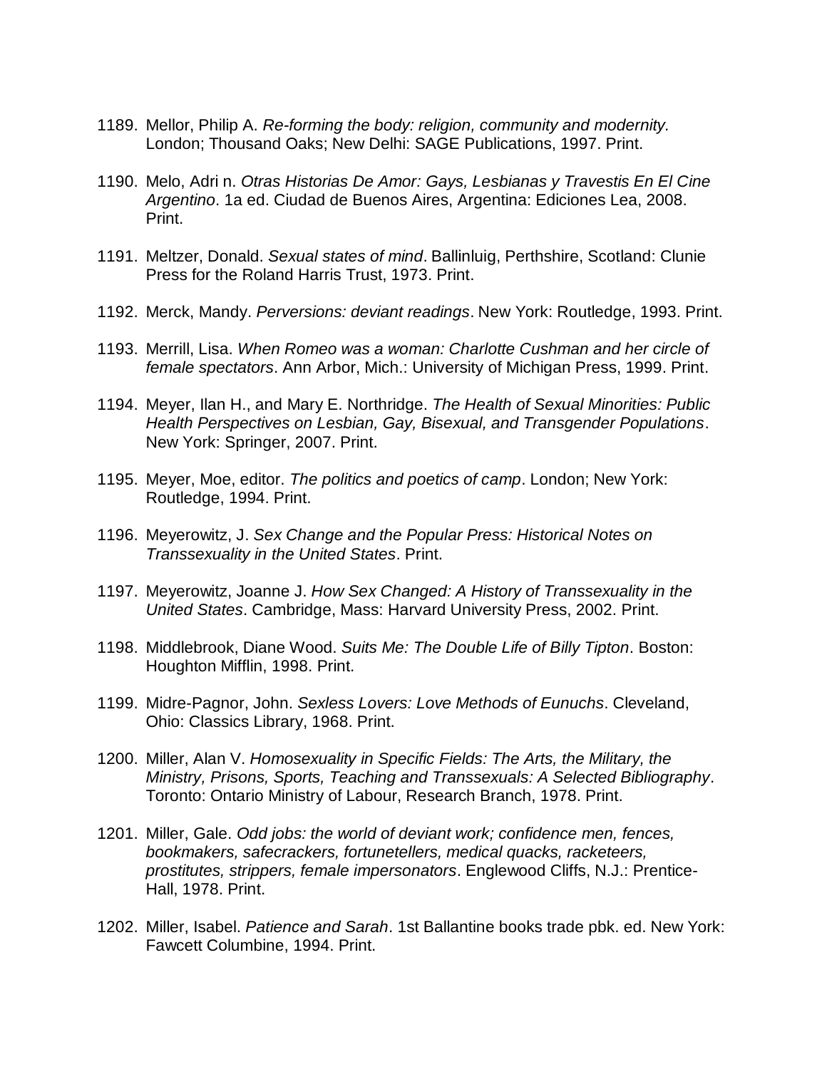1189. Mellor, Philip A. *Re-forming the body: religion, community and modernity.* London; Thousand Oaks; New Delhi: SAGE Publications, 1997. Print.

1190. Melo, Adri n. *Otras Historias De Amor: Gays, Lesbianas y Travestis En El Cine Argentino*. 1a ed. Ciudad de Buenos Aires, Argentina: Ediciones Lea, 2008. Print.

1191. Meltzer, Donald. *Sexual states of mind*. Ballinluig, Perthshire, Scotland: Clunie Press for the Roland Harris Trust, 1973. Print.

1192. Merck, Mandy. *Perversions: deviant readings*. New York: Routledge, 1993. Print.

1193. Merrill, Lisa. *When Romeo was a woman: Charlotte Cushman and her circle of female spectators*. Ann Arbor, Mich.: University of Michigan Press, 1999. Print.

1194. Meyer, Ilan H., and Mary E. Northridge. *The Health of Sexual Minorities: Public Health Perspectives on Lesbian, Gay, Bisexual, and Transgender Populations*. New York: Springer, 2007. Print.

1195. Meyer, Moe, editor. *The politics and poetics of camp*. London; New York: Routledge, 1994. Print.

1196. Meyerowitz, J. *Sex Change and the Popular Press: Historical Notes on Transsexuality in the United States*. Print.

1197. Meyerowitz, Joanne J. *How Sex Changed: A History of Transsexuality in the United States*. Cambridge, Mass: Harvard University Press, 2002. Print.

1198. Middlebrook, Diane Wood. *Suits Me: The Double Life of Billy Tipton*. Boston: Houghton Mifflin, 1998. Print.

1199. Midre-Pagnor, John. *Sexless Lovers: Love Methods of Eunuchs*. Cleveland, Ohio: Classics Library, 1968. Print.

1200. Miller, Alan V. *Homosexuality in Specific Fields: The Arts, the Military, the Ministry, Prisons, Sports, Teaching and Transsexuals: A Selected Bibliography*. Toronto: Ontario Ministry of Labour, Research Branch, 1978. Print.

1201. Miller, Gale. *Odd jobs: the world of deviant work; confidence men, fences, bookmakers, safecrackers, fortunetellers, medical quacks, racketeers, prostitutes, strippers, female impersonators*. Englewood Cliffs, N.J.: Prentice-Hall, 1978. Print.

1202. Miller, Isabel. *Patience and Sarah*. 1st Ballantine books trade pbk. ed. New York: Fawcett Columbine, 1994. Print.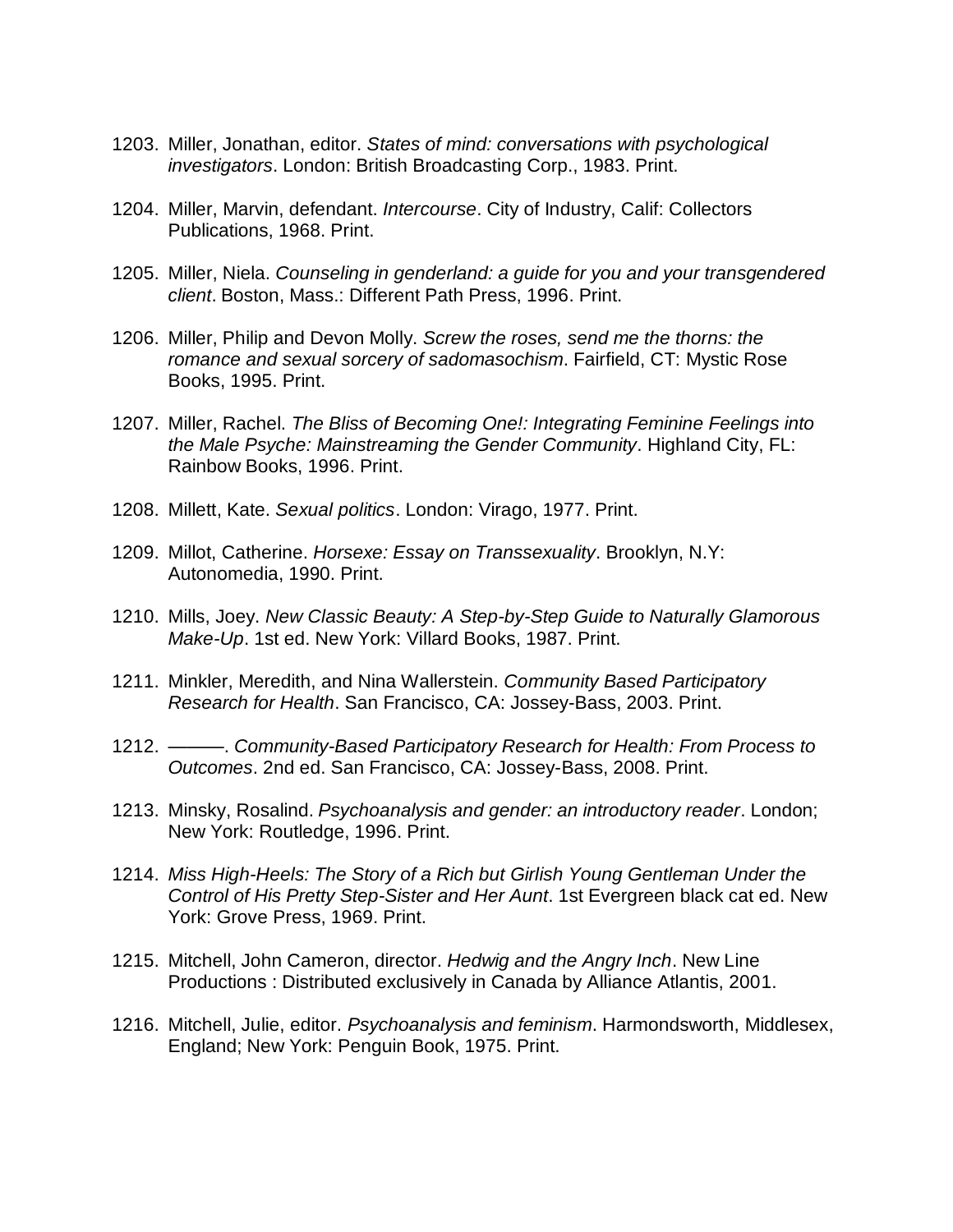1203. Miller, Jonathan, editor. *States of mind: conversations with psychological investigators*. London: British Broadcasting Corp., 1983. Print.

1204. Miller, Marvin, defendant. *Intercourse*. City of Industry, Calif: Collectors Publications, 1968. Print.

1205. Miller, Niela. *Counseling in genderland: a guide for you and your transgendered client*. Boston, Mass.: Different Path Press, 1996. Print.

1206. Miller, Philip and Devon Molly. *Screw the roses, send me the thorns: the romance and sexual sorcery of sadomasochism*. Fairfield, CT: Mystic Rose Books, 1995. Print.

1207. Miller, Rachel. *The Bliss of Becoming One!: Integrating Feminine Feelings into the Male Psyche: Mainstreaming the Gender Community*. Highland City, FL: Rainbow Books, 1996. Print.

1208. Millett, Kate. *Sexual politics*. London: Virago, 1977. Print.

1209. Millot, Catherine. *Horsexe: Essay on Transsexuality*. Brooklyn, N.Y: Autonomedia, 1990. Print.

1210. Mills, Joey. *New Classic Beauty: A Step-by-Step Guide to Naturally Glamorous Make-Up*. 1st ed. New York: Villard Books, 1987. Print.

1211. Minkler, Meredith, and Nina Wallerstein. *Community Based Participatory Research for Health*. San Francisco, CA: Jossey-Bass, 2003. Print.

1212. ———. *Community-Based Participatory Research for Health: From Process to Outcomes*. 2nd ed. San Francisco, CA: Jossey-Bass, 2008. Print.

1213. Minsky, Rosalind. *Psychoanalysis and gender: an introductory reader*. London; New York: Routledge, 1996. Print.

1214. *Miss High-Heels: The Story of a Rich but Girlish Young Gentleman Under the Control of His Pretty Step-Sister and Her Aunt*. 1st Evergreen black cat ed. New York: Grove Press, 1969. Print.

1215. Mitchell, John Cameron, director. *Hedwig and the Angry Inch*. New Line Productions : Distributed exclusively in Canada by Alliance Atlantis, 2001.

1216. Mitchell, Julie, editor. *Psychoanalysis and feminism*. Harmondsworth, Middlesex, England; New York: Penguin Book, 1975. Print.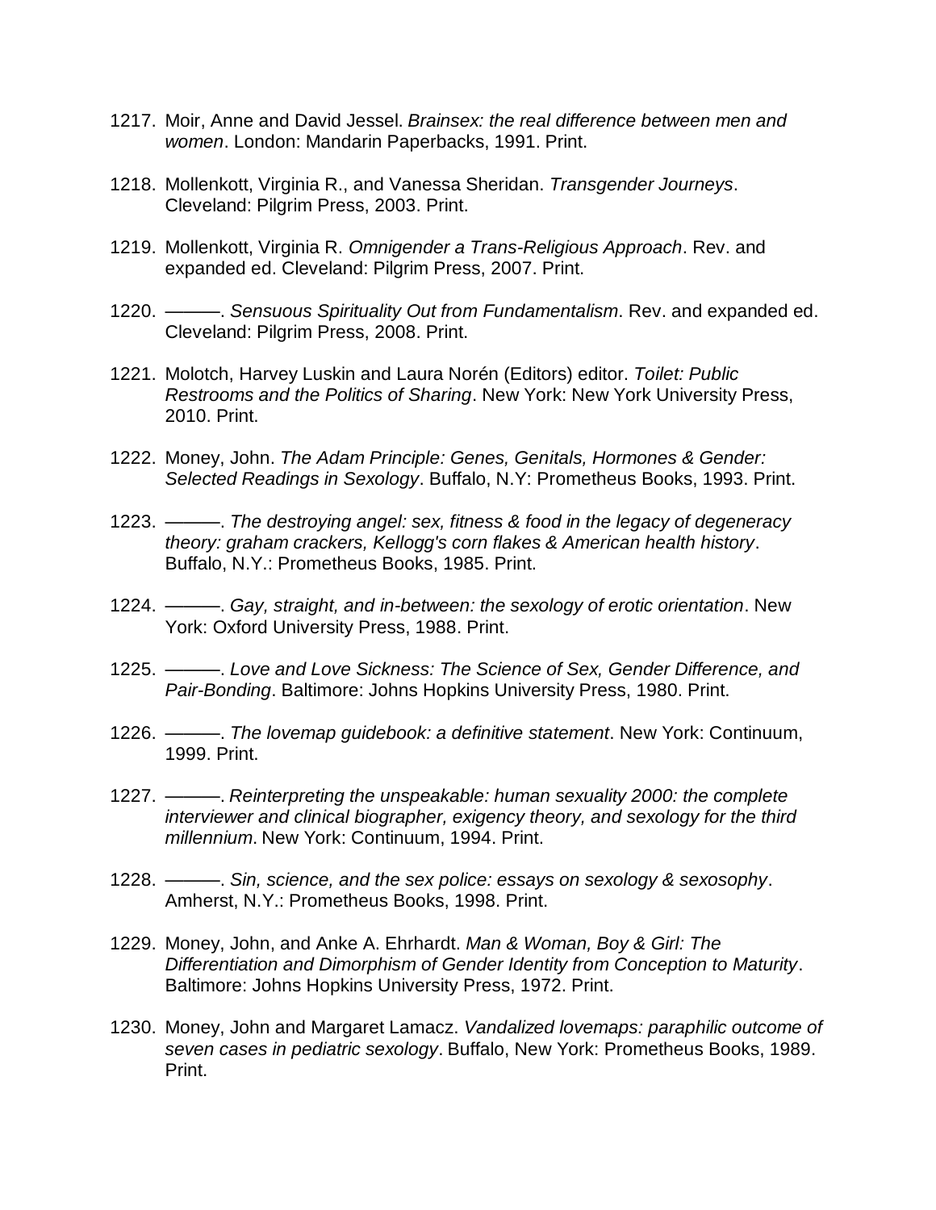1217. Moir, Anne and David Jessel. *Brainsex: the real difference between men and women*. London: Mandarin Paperbacks, 1991. Print.

1218. Mollenkott, Virginia R., and Vanessa Sheridan. *Transgender Journeys*. Cleveland: Pilgrim Press, 2003. Print.

1219. Mollenkott, Virginia R. *Omnigender a Trans-Religious Approach*. Rev. and expanded ed. Cleveland: Pilgrim Press, 2007. Print.

1220. ———. *Sensuous Spirituality Out from Fundamentalism*. Rev. and expanded ed. Cleveland: Pilgrim Press, 2008. Print.

1221. Molotch, Harvey Luskin and Laura Norén (Editors) editor. *Toilet: Public Restrooms and the Politics of Sharing*. New York: New York University Press, 2010. Print.

1222. Money, John. *The Adam Principle: Genes, Genitals, Hormones & Gender: Selected Readings in Sexology*. Buffalo, N.Y: Prometheus Books, 1993. Print.

1223. ———. *The destroying angel: sex, fitness & food in the legacy of degeneracy theory: graham crackers, Kellogg's corn flakes & American health history*. Buffalo, N.Y.: Prometheus Books, 1985. Print.

1224. ———. *Gay, straight, and in-between: the sexology of erotic orientation*. New York: Oxford University Press, 1988. Print.

1225. ———. *Love and Love Sickness: The Science of Sex, Gender Difference, and Pair-Bonding*. Baltimore: Johns Hopkins University Press, 1980. Print.

1226. ———. *The lovemap guidebook: a definitive statement*. New York: Continuum, 1999. Print.

1227. ———. *Reinterpreting the unspeakable: human sexuality 2000: the complete interviewer and clinical biographer, exigency theory, and sexology for the third millennium*. New York: Continuum, 1994. Print.

1228. ———. *Sin, science, and the sex police: essays on sexology & sexosophy*. Amherst, N.Y.: Prometheus Books, 1998. Print.

1229. Money, John, and Anke A. Ehrhardt. *Man & Woman, Boy & Girl: The Differentiation and Dimorphism of Gender Identity from Conception to Maturity*. Baltimore: Johns Hopkins University Press, 1972. Print.

1230. Money, John and Margaret Lamacz. *Vandalized lovemaps: paraphilic outcome of seven cases in pediatric sexology*. Buffalo, New York: Prometheus Books, 1989. Print.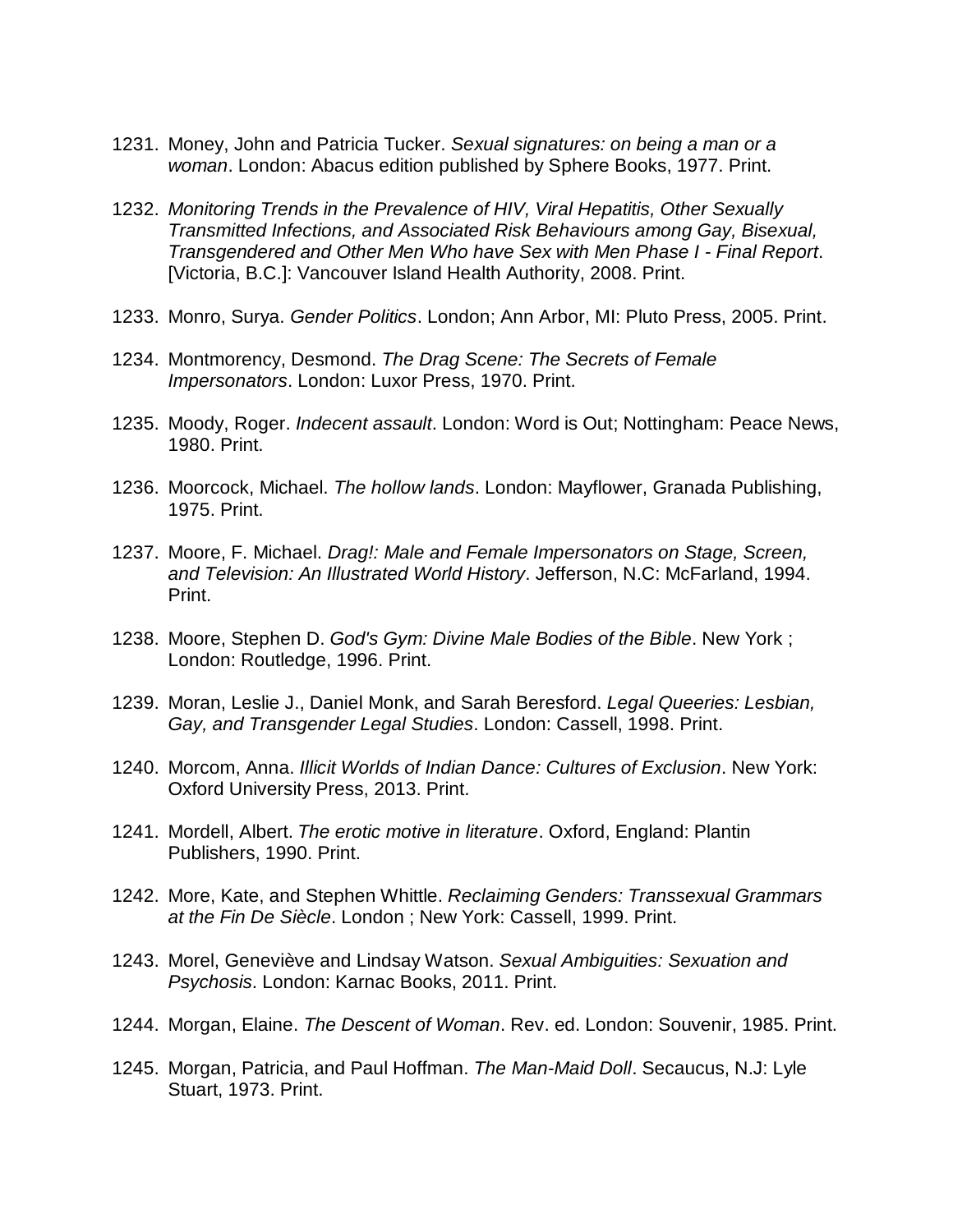1231. Money, John and Patricia Tucker. *Sexual signatures: on being a man or a woman*. London: Abacus edition published by Sphere Books, 1977. Print.

1232. *Monitoring Trends in the Prevalence of HIV, Viral Hepatitis, Other Sexually Transmitted Infections, and Associated Risk Behaviours among Gay, Bisexual, Transgendered and Other Men Who have Sex with Men Phase I - Final Report*. [Victoria, B.C.]: Vancouver Island Health Authority, 2008. Print.

1233. Monro, Surya. *Gender Politics*. London; Ann Arbor, MI: Pluto Press, 2005. Print.

1234. Montmorency, Desmond. *The Drag Scene: The Secrets of Female Impersonators*. London: Luxor Press, 1970. Print.

1235. Moody, Roger. *Indecent assault*. London: Word is Out; Nottingham: Peace News, 1980. Print.

1236. Moorcock, Michael. *The hollow lands*. London: Mayflower, Granada Publishing, 1975. Print.

1237. Moore, F. Michael. *Drag!: Male and Female Impersonators on Stage, Screen, and Television: An Illustrated World History*. Jefferson, N.C: McFarland, 1994. Print.

1238. Moore, Stephen D. *God's Gym: Divine Male Bodies of the Bible*. New York ; London: Routledge, 1996. Print.

1239. Moran, Leslie J., Daniel Monk, and Sarah Beresford. *Legal Queeries: Lesbian, Gay, and Transgender Legal Studies*. London: Cassell, 1998. Print.

1240. Morcom, Anna. *Illicit Worlds of Indian Dance: Cultures of Exclusion*. New York: Oxford University Press, 2013. Print.

1241. Mordell, Albert. *The erotic motive in literature*. Oxford, England: Plantin Publishers, 1990. Print.

1242. More, Kate, and Stephen Whittle. *Reclaiming Genders: Transsexual Grammars at the Fin De Siècle*. London ; New York: Cassell, 1999. Print.

1243. Morel, Geneviève and Lindsay Watson. *Sexual Ambiguities: Sexuation and Psychosis*. London: Karnac Books, 2011. Print.

1244. Morgan, Elaine. *The Descent of Woman*. Rev. ed. London: Souvenir, 1985. Print.

1245. Morgan, Patricia, and Paul Hoffman. *The Man-Maid Doll*. Secaucus, N.J: Lyle Stuart, 1973. Print.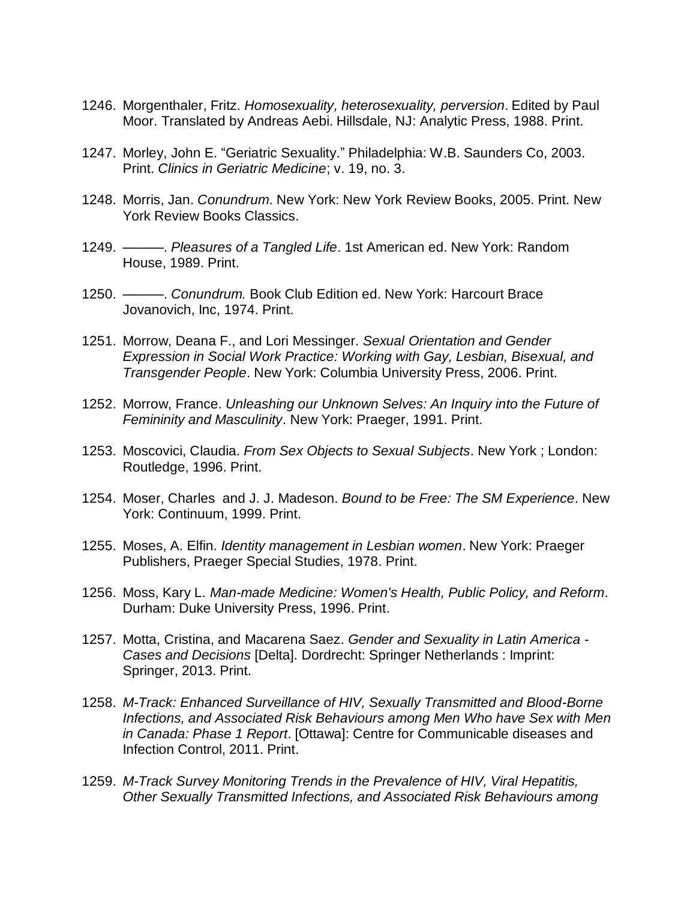1246. Morgenthaler, Fritz. *Homosexuality, heterosexuality, perversion*. Edited by Paul Moor. Translated by Andreas Aebi. Hillsdale, NJ: Analytic Press, 1988. Print.

1247. Morley, John E. "Geriatric Sexuality." Philadelphia: W.B. Saunders Co, 2003. Print. *Clinics in Geriatric Medicine*; v. 19, no. 3.

1248. Morris, Jan. *Conundrum*. New York: New York Review Books, 2005. Print. New York Review Books Classics.

1249. ———. *Pleasures of a Tangled Life*. 1st American ed. New York: Random House, 1989. Print.

1250. ———. *Conundrum.* Book Club Edition ed. New York: Harcourt Brace Jovanovich, Inc, 1974. Print.

1251. Morrow, Deana F., and Lori Messinger. *Sexual Orientation and Gender Expression in Social Work Practice: Working with Gay, Lesbian, Bisexual, and Transgender People*. New York: Columbia University Press, 2006. Print.

1252. Morrow, France. *Unleashing our Unknown Selves: An Inquiry into the Future of Femininity and Masculinity*. New York: Praeger, 1991. Print.

1253. Moscovici, Claudia. *From Sex Objects to Sexual Subjects*. New York ; London: Routledge, 1996. Print.

1254. Moser, Charles and J. J. Madeson. *Bound to be Free: The SM Experience*. New York: Continuum, 1999. Print.

1255. Moses, A. Elfin. *Identity management in Lesbian women*. New York: Praeger Publishers, Praeger Special Studies, 1978. Print.

1256. Moss, Kary L. *Man-made Medicine: Women's Health, Public Policy, and Reform*. Durham: Duke University Press, 1996. Print.

1257. Motta, Cristina, and Macarena Saez. *Gender and Sexuality in Latin America - Cases and Decisions* [Delta]. Dordrecht: Springer Netherlands : Imprint: Springer, 2013. Print.

1258. *M-Track: Enhanced Surveillance of HIV, Sexually Transmitted and Blood-Borne Infections, and Associated Risk Behaviours among Men Who have Sex with Men in Canada: Phase 1 Report*. [Ottawa]: Centre for Communicable diseases and Infection Control, 2011. Print.

1259. *M-Track Survey Monitoring Trends in the Prevalence of HIV, Viral Hepatitis, Other Sexually Transmitted Infections, and Associated Risk Behaviours among*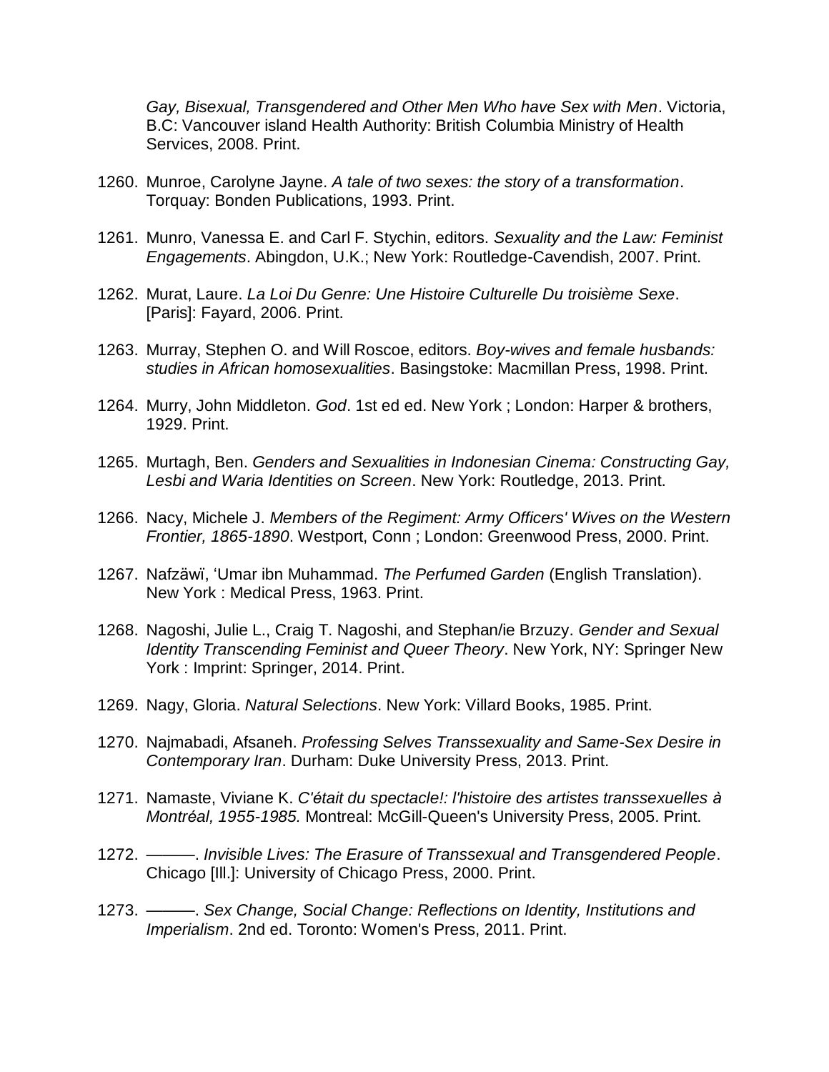*Gay, Bisexual, Transgendered and Other Men Who have Sex with Men*. Victoria, B.C: Vancouver island Health Authority: British Columbia Ministry of Health Services, 2008. Print.

1260. Munroe, Carolyne Jayne. *A tale of two sexes: the story of a transformation*. Torquay: Bonden Publications, 1993. Print.

1261. Munro, Vanessa E. and Carl F. Stychin, editors. *Sexuality and the Law: Feminist Engagements*. Abingdon, U.K.; New York: Routledge-Cavendish, 2007. Print.

1262. Murat, Laure. *La Loi Du Genre: Une Histoire Culturelle Du troisième Sexe*. [Paris]: Fayard, 2006. Print.

1263. Murray, Stephen O. and Will Roscoe, editors. *Boy-wives and female husbands: studies in African homosexualities*. Basingstoke: Macmillan Press, 1998. Print.

1264. Murry, John Middleton. *God*. 1st ed ed. New York ; London: Harper & brothers, 1929. Print.

1265. Murtagh, Ben. *Genders and Sexualities in Indonesian Cinema: Constructing Gay, Lesbi and Waria Identities on Screen*. New York: Routledge, 2013. Print.

1266. Nacy, Michele J. *Members of the Regiment: Army Officers' Wives on the Western Frontier, 1865-1890*. Westport, Conn ; London: Greenwood Press, 2000. Print.

1267. Nafzäwï, 'Umar ibn Muhammad. *The Perfumed Garden* (English Translation). New York : Medical Press, 1963. Print.

1268. Nagoshi, Julie L., Craig T. Nagoshi, and Stephan/ie Brzuzy. *Gender and Sexual Identity Transcending Feminist and Queer Theory*. New York, NY: Springer New York : Imprint: Springer, 2014. Print.

1269. Nagy, Gloria. *Natural Selections*. New York: Villard Books, 1985. Print.

1270. Najmabadi, Afsaneh. *Professing Selves Transsexuality and Same-Sex Desire in Contemporary Iran*. Durham: Duke University Press, 2013. Print.

1271. Namaste, Viviane K. *C'était du spectacle!: l'histoire des artistes transsexuelles à Montréal, 1955-1985.* Montreal: McGill-Queen's University Press, 2005. Print.

1272. ———. *Invisible Lives: The Erasure of Transsexual and Transgendered People*. Chicago [Ill.]: University of Chicago Press, 2000. Print.

1273. ———. *Sex Change, Social Change: Reflections on Identity, Institutions and Imperialism*. 2nd ed. Toronto: Women's Press, 2011. Print.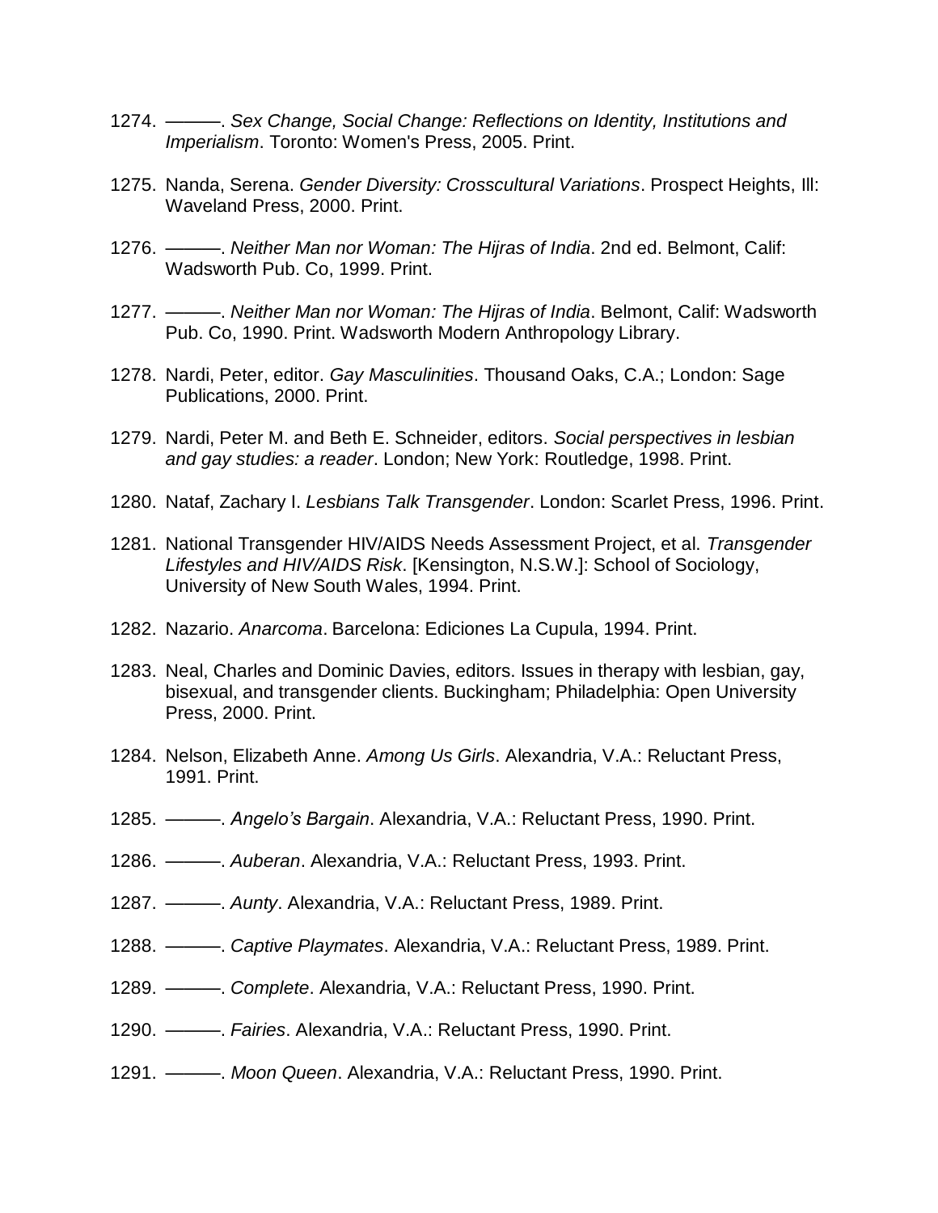1274. ———. *Sex Change, Social Change: Reflections on Identity, Institutions and Imperialism*. Toronto: Women's Press, 2005. Print.

1275. Nanda, Serena. *Gender Diversity: Crosscultural Variations*. Prospect Heights, Ill: Waveland Press, 2000. Print.

1276. ———. *Neither Man nor Woman: The Hijras of India*. 2nd ed. Belmont, Calif: Wadsworth Pub. Co, 1999. Print.

1277. ———. *Neither Man nor Woman: The Hijras of India*. Belmont, Calif: Wadsworth Pub. Co, 1990. Print. Wadsworth Modern Anthropology Library.

1278. Nardi, Peter, editor. *Gay Masculinities*. Thousand Oaks, C.A.; London: Sage Publications, 2000. Print.

1279. Nardi, Peter M. and Beth E. Schneider, editors. *Social perspectives in lesbian and gay studies: a reader*. London; New York: Routledge, 1998. Print.

1280. Nataf, Zachary I. *Lesbians Talk Transgender*. London: Scarlet Press, 1996. Print.

1281. National Transgender HIV/AIDS Needs Assessment Project, et al. *Transgender Lifestyles and HIV/AIDS Risk*. [Kensington, N.S.W.]: School of Sociology, University of New South Wales, 1994. Print.

1282. Nazario. *Anarcoma*. Barcelona: Ediciones La Cupula, 1994. Print.

1283. Neal, Charles and Dominic Davies, editors. Issues in therapy with lesbian, gay, bisexual, and transgender clients. Buckingham; Philadelphia: Open University Press, 2000. Print.

1284. Nelson, Elizabeth Anne. *Among Us Girls*. Alexandria, V.A.: Reluctant Press, 1991. Print.

1285. ———. *Angelo's Bargain*. Alexandria, V.A.: Reluctant Press, 1990. Print.

1286. ———. *Auberan*. Alexandria, V.A.: Reluctant Press, 1993. Print.

1287. ———. *Aunty*. Alexandria, V.A.: Reluctant Press, 1989. Print.

1288. ———. *Captive Playmates*. Alexandria, V.A.: Reluctant Press, 1989. Print.

1289. ———. *Complete*. Alexandria, V.A.: Reluctant Press, 1990. Print.

1290. ———. *Fairies*. Alexandria, V.A.: Reluctant Press, 1990. Print.

1291. ———. *Moon Queen*. Alexandria, V.A.: Reluctant Press, 1990. Print.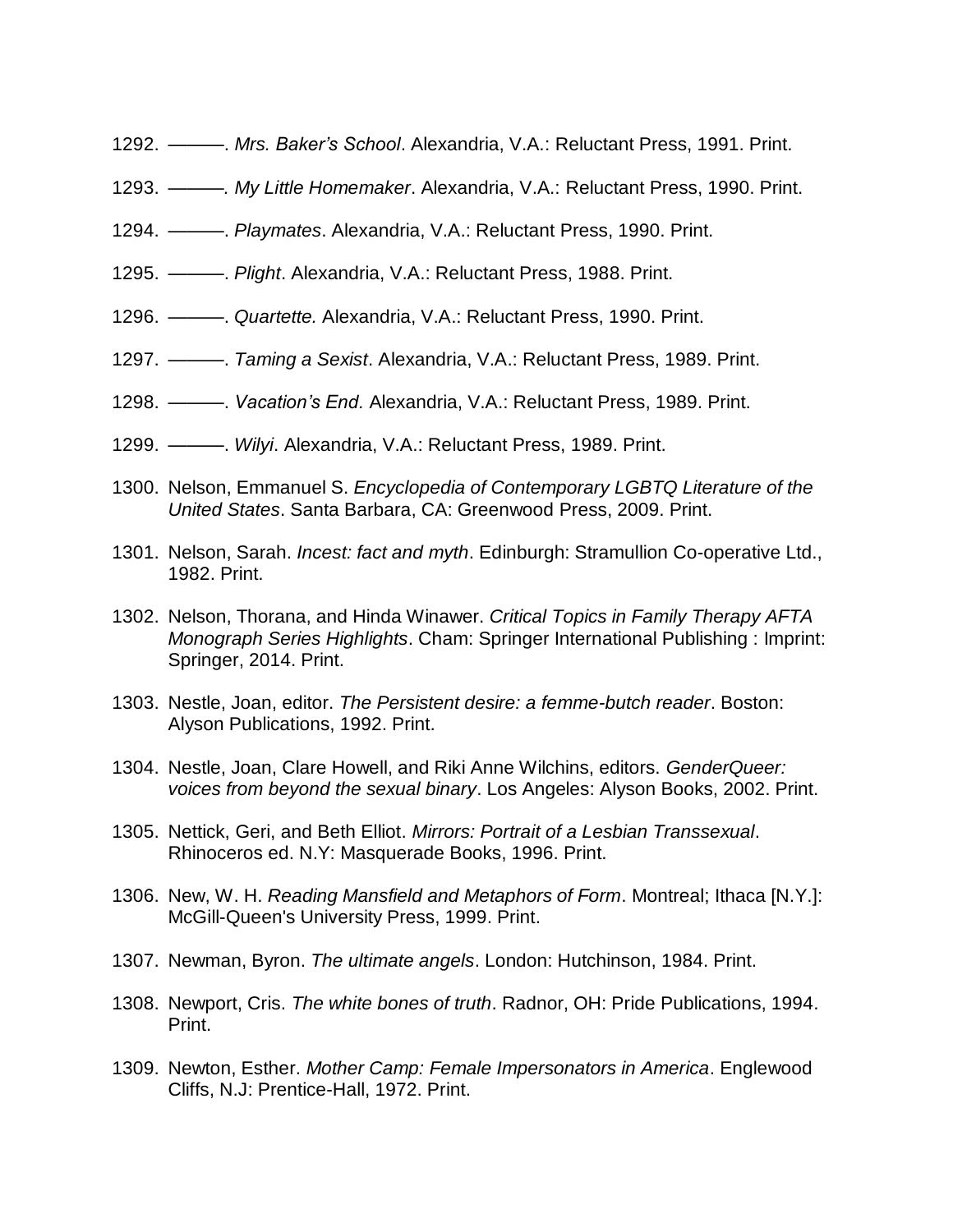1292. ———. *Mrs. Baker's School*. Alexandria, V.A.: Reluctant Press, 1991. Print.

1293. ———. *My Little Homemaker*. Alexandria, V.A.: Reluctant Press, 1990. Print.

1294. ———. *Playmates*. Alexandria, V.A.: Reluctant Press, 1990. Print.

1295. ———. *Plight*. Alexandria, V.A.: Reluctant Press, 1988. Print.

1296. ———. *Quartette.* Alexandria, V.A.: Reluctant Press, 1990. Print.

1297. ———. *Taming a Sexist*. Alexandria, V.A.: Reluctant Press, 1989. Print.

1298. ———. *Vacation's End.* Alexandria, V.A.: Reluctant Press, 1989. Print.

1299. ———. *Wilyi*. Alexandria, V.A.: Reluctant Press, 1989. Print.

1300. Nelson, Emmanuel S. *Encyclopedia of Contemporary LGBTQ Literature of the United States*. Santa Barbara, CA: Greenwood Press, 2009. Print.

1301. Nelson, Sarah. *Incest: fact and myth*. Edinburgh: Stramullion Co-operative Ltd., 1982. Print.

1302. Nelson, Thorana, and Hinda Winawer. *Critical Topics in Family Therapy AFTA Monograph Series Highlights*. Cham: Springer International Publishing : Imprint: Springer, 2014. Print.

1303. Nestle, Joan, editor. *The Persistent desire: a femme-butch reader*. Boston: Alyson Publications, 1992. Print.

1304. Nestle, Joan, Clare Howell, and Riki Anne Wilchins, editors. *GenderQueer: voices from beyond the sexual binary*. Los Angeles: Alyson Books, 2002. Print.

1305. Nettick, Geri, and Beth Elliot. *Mirrors: Portrait of a Lesbian Transsexual*. Rhinoceros ed. N.Y: Masquerade Books, 1996. Print.

1306. New, W. H. *Reading Mansfield and Metaphors of Form*. Montreal; Ithaca [N.Y.]: McGill-Queen's University Press, 1999. Print.

1307. Newman, Byron. *The ultimate angels*. London: Hutchinson, 1984. Print.

1308. Newport, Cris. *The white bones of truth*. Radnor, OH: Pride Publications, 1994. Print.

1309. Newton, Esther. *Mother Camp: Female Impersonators in America*. Englewood Cliffs, N.J: Prentice-Hall, 1972. Print.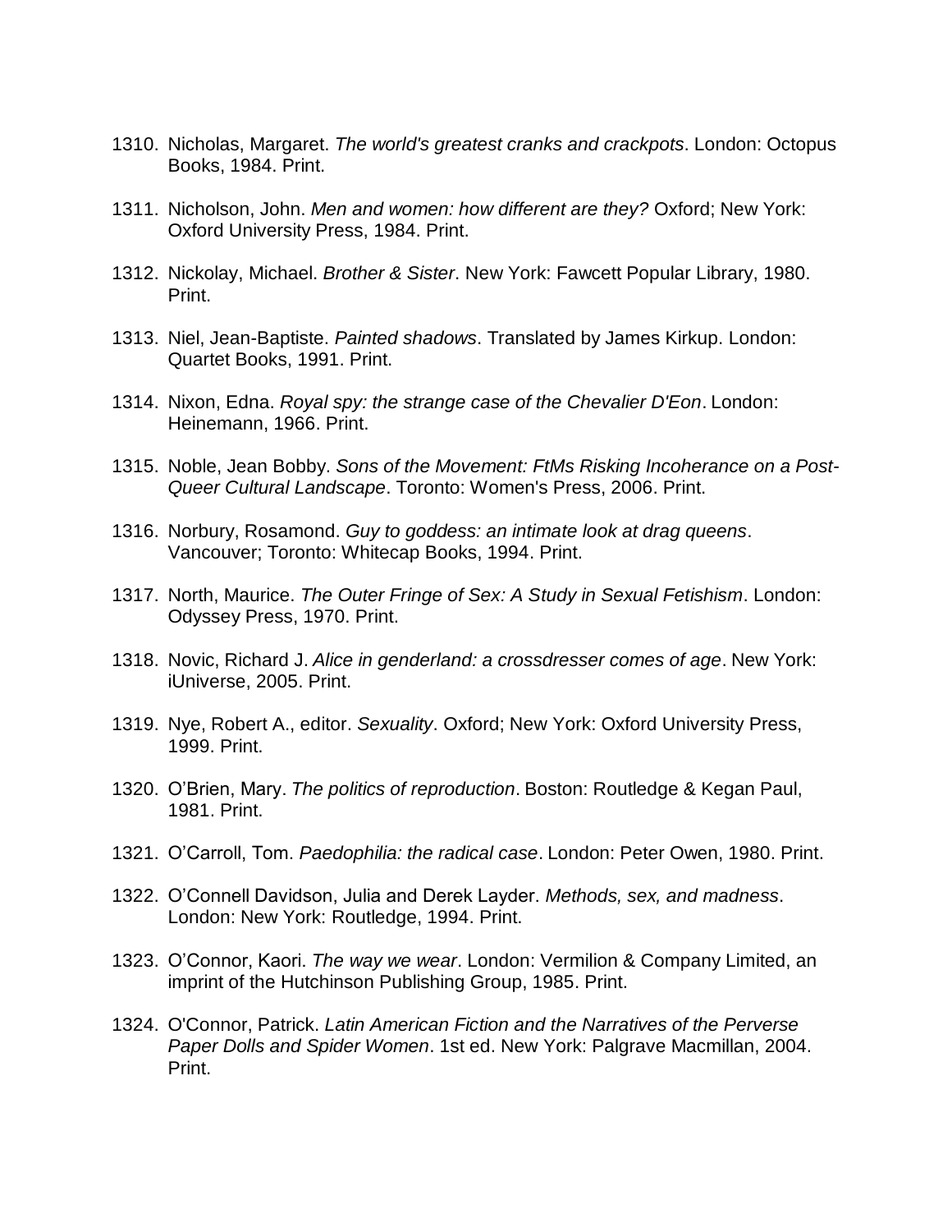1310. Nicholas, Margaret. *The world's greatest cranks and crackpots*. London: Octopus Books, 1984. Print.

1311. Nicholson, John. *Men and women: how different are they?* Oxford; New York: Oxford University Press, 1984. Print.

1312. Nickolay, Michael. *Brother & Sister*. New York: Fawcett Popular Library, 1980. Print.

1313. Niel, Jean-Baptiste. *Painted shadows*. Translated by James Kirkup. London: Quartet Books, 1991. Print.

1314. Nixon, Edna. *Royal spy: the strange case of the Chevalier D'Eon*. London: Heinemann, 1966. Print.

1315. Noble, Jean Bobby. *Sons of the Movement: FtMs Risking Incoherance on a Post-Queer Cultural Landscape*. Toronto: Women's Press, 2006. Print.

1316. Norbury, Rosamond. *Guy to goddess: an intimate look at drag queens*. Vancouver; Toronto: Whitecap Books, 1994. Print.

1317. North, Maurice. *The Outer Fringe of Sex: A Study in Sexual Fetishism*. London: Odyssey Press, 1970. Print.

1318. Novic, Richard J. *Alice in genderland: a crossdresser comes of age*. New York: iUniverse, 2005. Print.

1319. Nye, Robert A., editor. *Sexuality*. Oxford; New York: Oxford University Press, 1999. Print.

1320. O'Brien, Mary. *The politics of reproduction*. Boston: Routledge & Kegan Paul, 1981. Print.

1321. O'Carroll, Tom. *Paedophilia: the radical case*. London: Peter Owen, 1980. Print.

1322. O'Connell Davidson, Julia and Derek Layder. *Methods, sex, and madness*. London: New York: Routledge, 1994. Print.

1323. O'Connor, Kaori. *The way we wear*. London: Vermilion & Company Limited, an imprint of the Hutchinson Publishing Group, 1985. Print.

1324. O'Connor, Patrick. *Latin American Fiction and the Narratives of the Perverse Paper Dolls and Spider Women*. 1st ed. New York: Palgrave Macmillan, 2004. Print.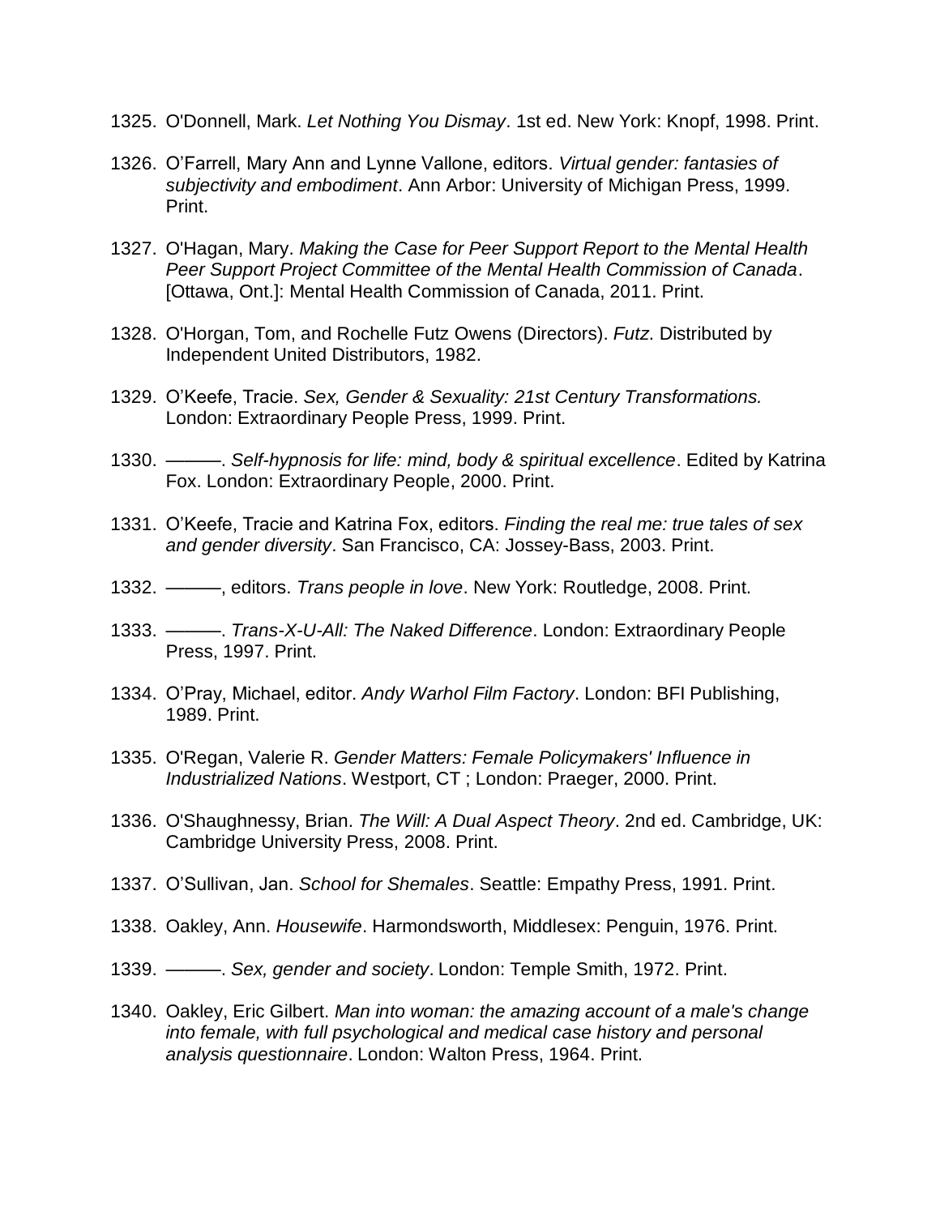1325. O'Donnell, Mark. *Let Nothing You Dismay*. 1st ed. New York: Knopf, 1998. Print.

1326. O'Farrell, Mary Ann and Lynne Vallone, editors. *Virtual gender: fantasies of subjectivity and embodiment*. Ann Arbor: University of Michigan Press, 1999. Print.

1327. O'Hagan, Mary. *Making the Case for Peer Support Report to the Mental Health Peer Support Project Committee of the Mental Health Commission of Canada*. [Ottawa, Ont.]: Mental Health Commission of Canada, 2011. Print.

1328. O'Horgan, Tom, and Rochelle Futz Owens (Directors). *Futz*. Distributed by Independent United Distributors, 1982.

1329. O'Keefe, Tracie. *Sex, Gender & Sexuality: 21st Century Transformations.* London: Extraordinary People Press, 1999. Print.

1330. ———. *Self-hypnosis for life: mind, body & spiritual excellence*. Edited by Katrina Fox. London: Extraordinary People, 2000. Print.

1331. O'Keefe, Tracie and Katrina Fox, editors. *Finding the real me: true tales of sex and gender diversity*. San Francisco, CA: Jossey-Bass, 2003. Print.

1332. ———, editors. *Trans people in love*. New York: Routledge, 2008. Print.

1333. ———. *Trans-X-U-All: The Naked Difference*. London: Extraordinary People Press, 1997. Print.

1334. O'Pray, Michael, editor. *Andy Warhol Film Factory*. London: BFI Publishing, 1989. Print.

1335. O'Regan, Valerie R. *Gender Matters: Female Policymakers' Influence in Industrialized Nations*. Westport, CT ; London: Praeger, 2000. Print.

1336. O'Shaughnessy, Brian. *The Will: A Dual Aspect Theory*. 2nd ed. Cambridge, UK: Cambridge University Press, 2008. Print.

1337. O'Sullivan, Jan. *School for Shemales*. Seattle: Empathy Press, 1991. Print.

1338. Oakley, Ann. *Housewife*. Harmondsworth, Middlesex: Penguin, 1976. Print.

1339. ———. *Sex, gender and society*. London: Temple Smith, 1972. Print.

1340. Oakley, Eric Gilbert. *Man into woman: the amazing account of a male's change into female, with full psychological and medical case history and personal analysis questionnaire*. London: Walton Press, 1964. Print.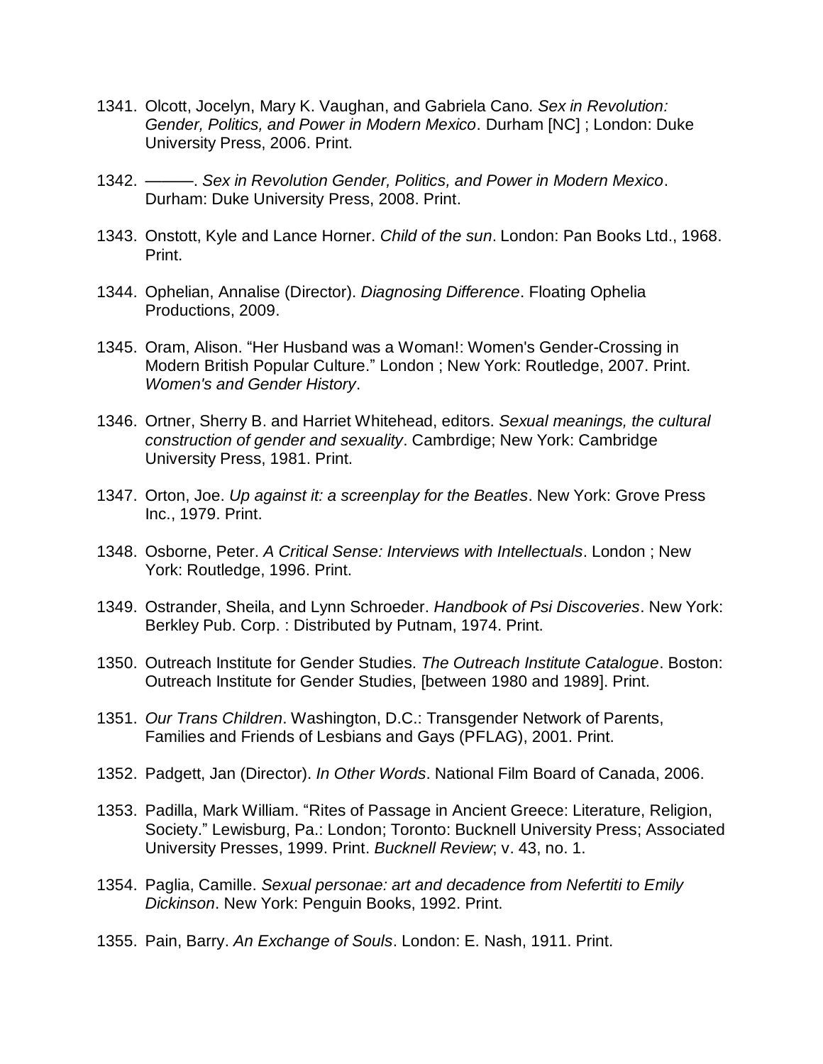1341. Olcott, Jocelyn, Mary K. Vaughan, and Gabriela Cano. *Sex in Revolution: Gender, Politics, and Power in Modern Mexico*. Durham [NC] ; London: Duke University Press, 2006. Print.

1342. ———. *Sex in Revolution Gender, Politics, and Power in Modern Mexico*. Durham: Duke University Press, 2008. Print.

1343. Onstott, Kyle and Lance Horner. *Child of the sun*. London: Pan Books Ltd., 1968. Print.

1344. Ophelian, Annalise (Director). *Diagnosing Difference*. Floating Ophelia Productions, 2009.

1345. Oram, Alison. "Her Husband was a Woman!: Women's Gender-Crossing in Modern British Popular Culture." London ; New York: Routledge, 2007. Print. *Women's and Gender History*.

1346. Ortner, Sherry B. and Harriet Whitehead, editors. *Sexual meanings, the cultural construction of gender and sexuality*. Cambrdige; New York: Cambridge University Press, 1981. Print.

1347. Orton, Joe. *Up against it: a screenplay for the Beatles*. New York: Grove Press Inc., 1979. Print.

1348. Osborne, Peter. *A Critical Sense: Interviews with Intellectuals*. London ; New York: Routledge, 1996. Print.

1349. Ostrander, Sheila, and Lynn Schroeder. *Handbook of Psi Discoveries*. New York: Berkley Pub. Corp. : Distributed by Putnam, 1974. Print.

1350. Outreach Institute for Gender Studies. *The Outreach Institute Catalogue*. Boston: Outreach Institute for Gender Studies, [between 1980 and 1989]. Print.

1351. *Our Trans Children*. Washington, D.C.: Transgender Network of Parents, Families and Friends of Lesbians and Gays (PFLAG), 2001. Print.

1352. Padgett, Jan (Director). *In Other Words*. National Film Board of Canada, 2006.

1353. Padilla, Mark William. "Rites of Passage in Ancient Greece: Literature, Religion, Society." Lewisburg, Pa.: London; Toronto: Bucknell University Press; Associated University Presses, 1999. Print. *Bucknell Review*; v. 43, no. 1.

1354. Paglia, Camille. *Sexual personae: art and decadence from Nefertiti to Emily Dickinson*. New York: Penguin Books, 1992. Print.

1355. Pain, Barry. *An Exchange of Souls*. London: E. Nash, 1911. Print.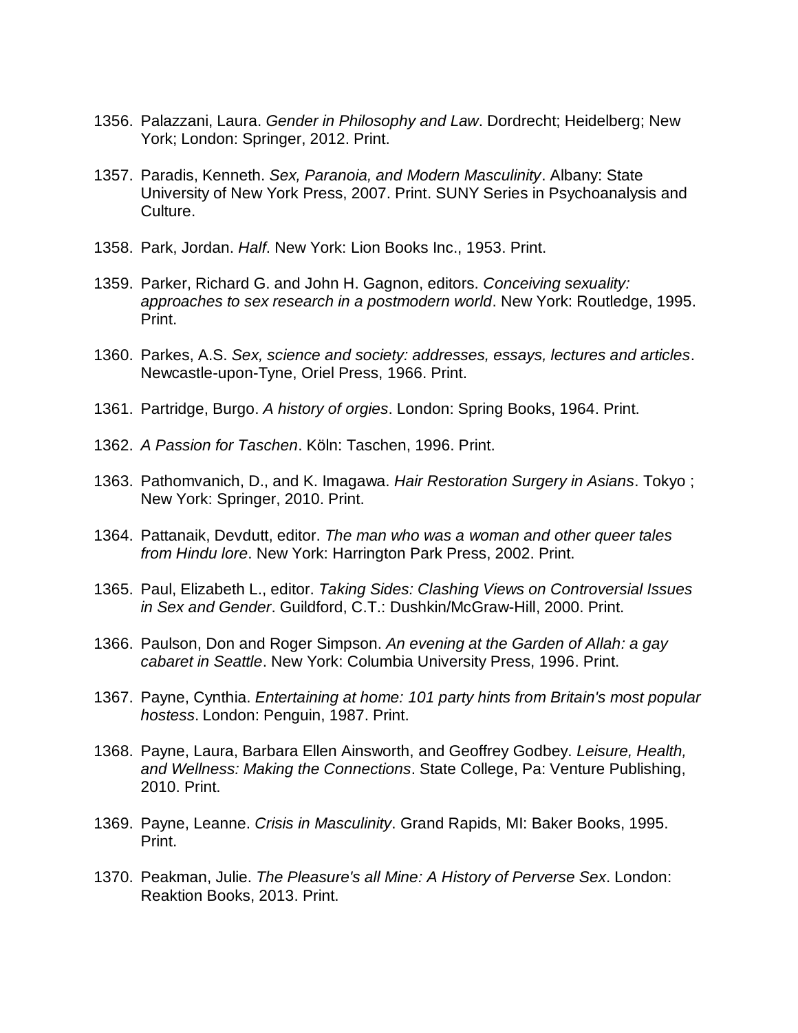1356. Palazzani, Laura. *Gender in Philosophy and Law*. Dordrecht; Heidelberg; New York; London: Springer, 2012. Print.

1357. Paradis, Kenneth. *Sex, Paranoia, and Modern Masculinity*. Albany: State University of New York Press, 2007. Print. SUNY Series in Psychoanalysis and Culture.

1358. Park, Jordan. *Half*. New York: Lion Books Inc., 1953. Print.

1359. Parker, Richard G. and John H. Gagnon, editors. *Conceiving sexuality: approaches to sex research in a postmodern world*. New York: Routledge, 1995. Print.

1360. Parkes, A.S. *Sex, science and society: addresses, essays, lectures and articles*. Newcastle-upon-Tyne, Oriel Press, 1966. Print.

1361. Partridge, Burgo. *A history of orgies*. London: Spring Books, 1964. Print.

1362. *A Passion for Taschen*. Köln: Taschen, 1996. Print.

1363. Pathomvanich, D., and K. Imagawa. *Hair Restoration Surgery in Asians*. Tokyo ; New York: Springer, 2010. Print.

1364. Pattanaik, Devdutt, editor. *The man who was a woman and other queer tales from Hindu lore*. New York: Harrington Park Press, 2002. Print.

1365. Paul, Elizabeth L., editor. *Taking Sides: Clashing Views on Controversial Issues in Sex and Gender*. Guildford, C.T.: Dushkin/McGraw-Hill, 2000. Print.

1366. Paulson, Don and Roger Simpson. *An evening at the Garden of Allah: a gay cabaret in Seattle*. New York: Columbia University Press, 1996. Print.

1367. Payne, Cynthia. *Entertaining at home: 101 party hints from Britain's most popular hostess*. London: Penguin, 1987. Print.

1368. Payne, Laura, Barbara Ellen Ainsworth, and Geoffrey Godbey. *Leisure, Health, and Wellness: Making the Connections*. State College, Pa: Venture Publishing, 2010. Print.

1369. Payne, Leanne. *Crisis in Masculinity*. Grand Rapids, MI: Baker Books, 1995. Print.

1370. Peakman, Julie. *The Pleasure's all Mine: A History of Perverse Sex*. London: Reaktion Books, 2013. Print.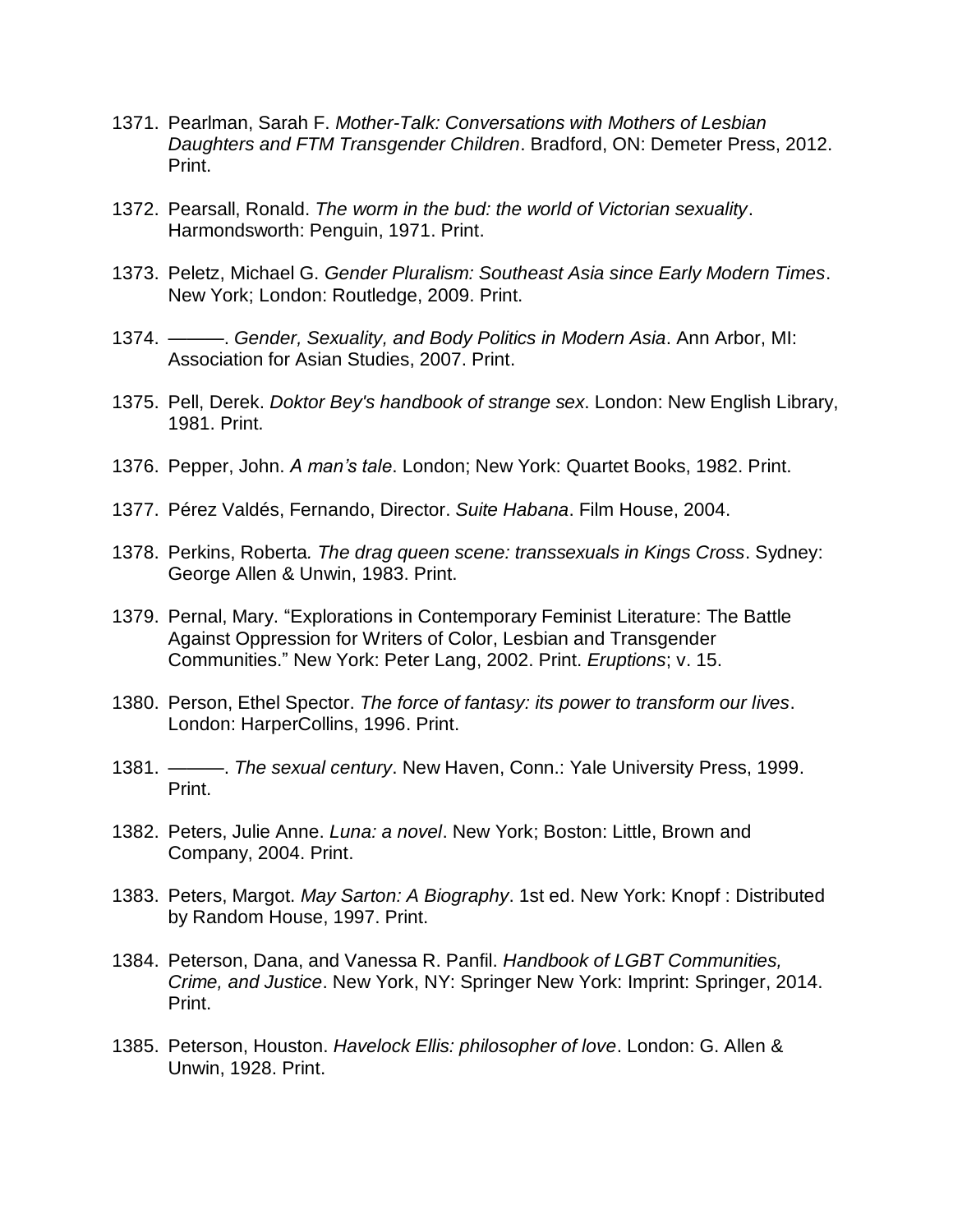1371. Pearlman, Sarah F. *Mother-Talk: Conversations with Mothers of Lesbian Daughters and FTM Transgender Children*. Bradford, ON: Demeter Press, 2012. Print.

1372. Pearsall, Ronald. *The worm in the bud: the world of Victorian sexuality*. Harmondsworth: Penguin, 1971. Print.

1373. Peletz, Michael G. *Gender Pluralism: Southeast Asia since Early Modern Times*. New York; London: Routledge, 2009. Print.

1374. ———. *Gender, Sexuality, and Body Politics in Modern Asia*. Ann Arbor, MI: Association for Asian Studies, 2007. Print.

1375. Pell, Derek. *Doktor Bey's handbook of strange sex*. London: New English Library, 1981. Print.

1376. Pepper, John. *A man's tale*. London; New York: Quartet Books, 1982. Print.

1377. Pérez Valdés, Fernando, Director. *Suite Habana*. Film House, 2004.

1378. Perkins, Roberta. *The drag queen scene: transsexuals in Kings Cross*. Sydney: George Allen & Unwin, 1983. Print.

1379. Pernal, Mary. "Explorations in Contemporary Feminist Literature: The Battle Against Oppression for Writers of Color, Lesbian and Transgender Communities." New York: Peter Lang, 2002. Print. *Eruptions*; v. 15.

1380. Person, Ethel Spector. *The force of fantasy: its power to transform our lives*. London: HarperCollins, 1996. Print.

1381. ———. *The sexual century*. New Haven, Conn.: Yale University Press, 1999. Print.

1382. Peters, Julie Anne. *Luna: a novel*. New York; Boston: Little, Brown and Company, 2004. Print.

1383. Peters, Margot. *May Sarton: A Biography*. 1st ed. New York: Knopf : Distributed by Random House, 1997. Print.

1384. Peterson, Dana, and Vanessa R. Panfil. *Handbook of LGBT Communities, Crime, and Justice*. New York, NY: Springer New York: Imprint: Springer, 2014. Print.

1385. Peterson, Houston. *Havelock Ellis: philosopher of love*. London: G. Allen & Unwin, 1928. Print.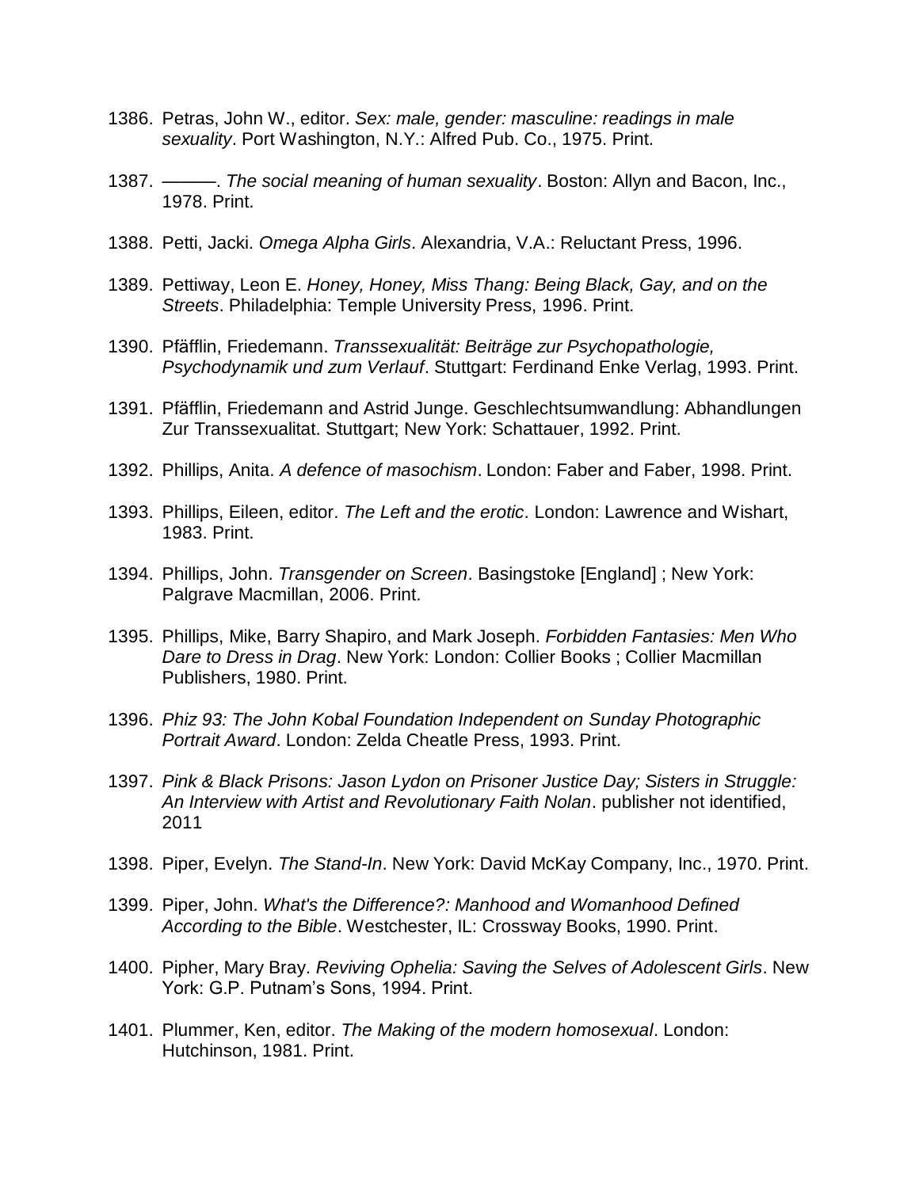1386. Petras, John W., editor. *Sex: male, gender: masculine: readings in male sexuality*. Port Washington, N.Y.: Alfred Pub. Co., 1975. Print.

1387. ———. *The social meaning of human sexuality*. Boston: Allyn and Bacon, Inc., 1978. Print.

1388. Petti, Jacki. *Omega Alpha Girls*. Alexandria, V.A.: Reluctant Press, 1996.

1389. Pettiway, Leon E. *Honey, Honey, Miss Thang: Being Black, Gay, and on the Streets*. Philadelphia: Temple University Press, 1996. Print.

1390. Pfäfflin, Friedemann. *Transsexualität: Beiträge zur Psychopathologie, Psychodynamik und zum Verlauf*. Stuttgart: Ferdinand Enke Verlag, 1993. Print.

1391. Pfäfflin, Friedemann and Astrid Junge. Geschlechtsumwandlung: Abhandlungen Zur Transsexualitat. Stuttgart; New York: Schattauer, 1992. Print.

1392. Phillips, Anita. *A defence of masochism*. London: Faber and Faber, 1998. Print.

1393. Phillips, Eileen, editor. *The Left and the erotic*. London: Lawrence and Wishart, 1983. Print.

1394. Phillips, John. *Transgender on Screen*. Basingstoke [England] ; New York: Palgrave Macmillan, 2006. Print.

1395. Phillips, Mike, Barry Shapiro, and Mark Joseph. *Forbidden Fantasies: Men Who Dare to Dress in Drag*. New York: London: Collier Books ; Collier Macmillan Publishers, 1980. Print.

1396. *Phiz 93: The John Kobal Foundation Independent on Sunday Photographic Portrait Award*. London: Zelda Cheatle Press, 1993. Print.

1397. *Pink & Black Prisons: Jason Lydon on Prisoner Justice Day; Sisters in Struggle: An Interview with Artist and Revolutionary Faith Nolan*. publisher not identified, 2011

1398. Piper, Evelyn. *The Stand-In*. New York: David McKay Company, Inc., 1970. Print.

1399. Piper, John. *What's the Difference?: Manhood and Womanhood Defined According to the Bible*. Westchester, IL: Crossway Books, 1990. Print.

1400. Pipher, Mary Bray. *Reviving Ophelia: Saving the Selves of Adolescent Girls*. New York: G.P. Putnam's Sons, 1994. Print.

1401. Plummer, Ken, editor. *The Making of the modern homosexual*. London: Hutchinson, 1981. Print.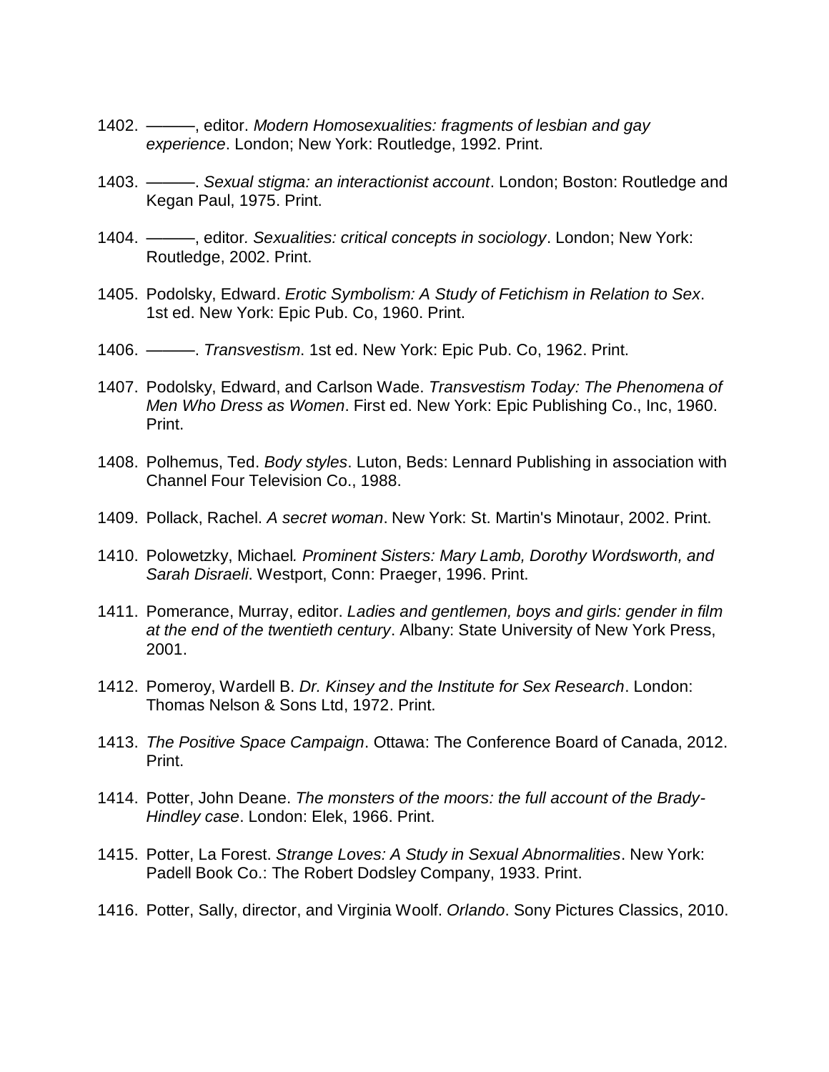1402. ———, editor. *Modern Homosexualities: fragments of lesbian and gay experience*. London; New York: Routledge, 1992. Print.

1403. ———. *Sexual stigma: an interactionist account*. London; Boston: Routledge and Kegan Paul, 1975. Print.

1404. ———, editor. *Sexualities: critical concepts in sociology*. London; New York: Routledge, 2002. Print.

1405. Podolsky, Edward. *Erotic Symbolism: A Study of Fetichism in Relation to Sex*. 1st ed. New York: Epic Pub. Co, 1960. Print.

1406. ———. *Transvestism*. 1st ed. New York: Epic Pub. Co, 1962. Print.

1407. Podolsky, Edward, and Carlson Wade. *Transvestism Today: The Phenomena of Men Who Dress as Women*. First ed. New York: Epic Publishing Co., Inc, 1960. Print.

1408. Polhemus, Ted. *Body styles*. Luton, Beds: Lennard Publishing in association with Channel Four Television Co., 1988.

1409. Pollack, Rachel. *A secret woman*. New York: St. Martin's Minotaur, 2002. Print.

1410. Polowetzky, Michael. *Prominent Sisters: Mary Lamb, Dorothy Wordsworth, and Sarah Disraeli*. Westport, Conn: Praeger, 1996. Print.

1411. Pomerance, Murray, editor. *Ladies and gentlemen, boys and girls: gender in film at the end of the twentieth century*. Albany: State University of New York Press, 2001.

1412. Pomeroy, Wardell B. *Dr. Kinsey and the Institute for Sex Research*. London: Thomas Nelson & Sons Ltd, 1972. Print.

1413. *The Positive Space Campaign*. Ottawa: The Conference Board of Canada, 2012. Print.

1414. Potter, John Deane. *The monsters of the moors: the full account of the Brady-Hindley case*. London: Elek, 1966. Print.

1415. Potter, La Forest. *Strange Loves: A Study in Sexual Abnormalities*. New York: Padell Book Co.: The Robert Dodsley Company, 1933. Print.

1416. Potter, Sally, director, and Virginia Woolf. *Orlando*. Sony Pictures Classics, 2010.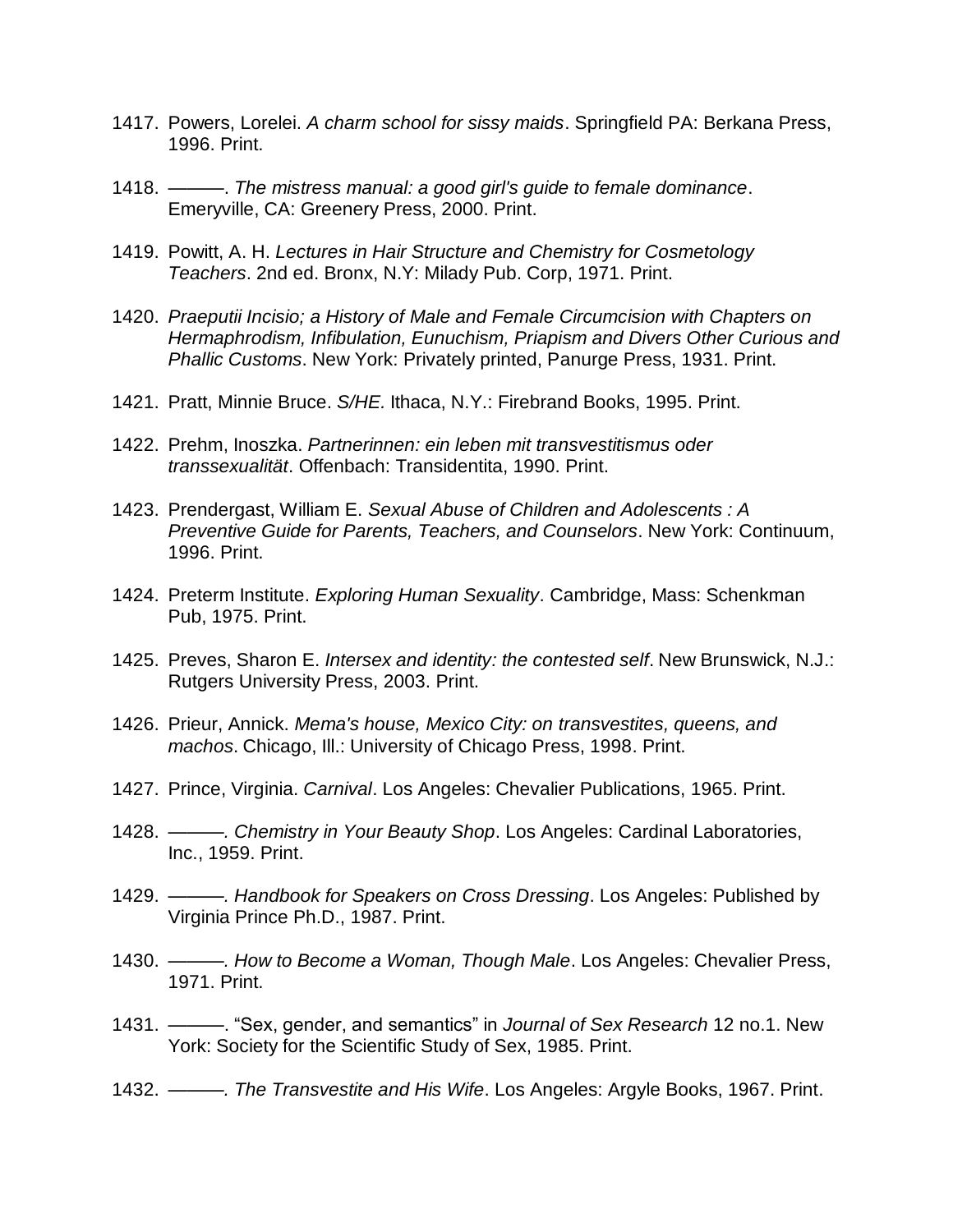1417. Powers, Lorelei. *A charm school for sissy maids*. Springfield PA: Berkana Press, 1996. Print.

1418. ———. *The mistress manual: a good girl's guide to female dominance*. Emeryville, CA: Greenery Press, 2000. Print.

1419. Powitt, A. H. *Lectures in Hair Structure and Chemistry for Cosmetology Teachers*. 2nd ed. Bronx, N.Y: Milady Pub. Corp, 1971. Print.

1420. *Praeputii Incisio; a History of Male and Female Circumcision with Chapters on Hermaphrodism, Infibulation, Eunuchism, Priapism and Divers Other Curious and Phallic Customs*. New York: Privately printed, Panurge Press, 1931. Print.

1421. Pratt, Minnie Bruce. *S/HE.* Ithaca, N.Y.: Firebrand Books, 1995. Print.

1422. Prehm, Inoszka. *Partnerinnen: ein leben mit transvestitismus oder transsexualität*. Offenbach: Transidentita, 1990. Print.

1423. Prendergast, William E. *Sexual Abuse of Children and Adolescents : A Preventive Guide for Parents, Teachers, and Counselors*. New York: Continuum, 1996. Print.

1424. Preterm Institute. *Exploring Human Sexuality*. Cambridge, Mass: Schenkman Pub, 1975. Print.

1425. Preves, Sharon E. *Intersex and identity: the contested self*. New Brunswick, N.J.: Rutgers University Press, 2003. Print.

1426. Prieur, Annick. *Mema's house, Mexico City: on transvestites, queens, and machos*. Chicago, Ill.: University of Chicago Press, 1998. Print.

1427. Prince, Virginia. *Carnival*. Los Angeles: Chevalier Publications, 1965. Print.

1428. ———. *Chemistry in Your Beauty Shop*. Los Angeles: Cardinal Laboratories, Inc., 1959. Print.

1429. ———. *Handbook for Speakers on Cross Dressing*. Los Angeles: Published by Virginia Prince Ph.D., 1987. Print.

1430. ———. *How to Become a Woman, Though Male*. Los Angeles: Chevalier Press, 1971. Print.

1431. ———. "Sex, gender, and semantics" in *Journal of Sex Research* 12 no.1. New York: Society for the Scientific Study of Sex, 1985. Print.

1432. ———. *The Transvestite and His Wife*. Los Angeles: Argyle Books, 1967. Print.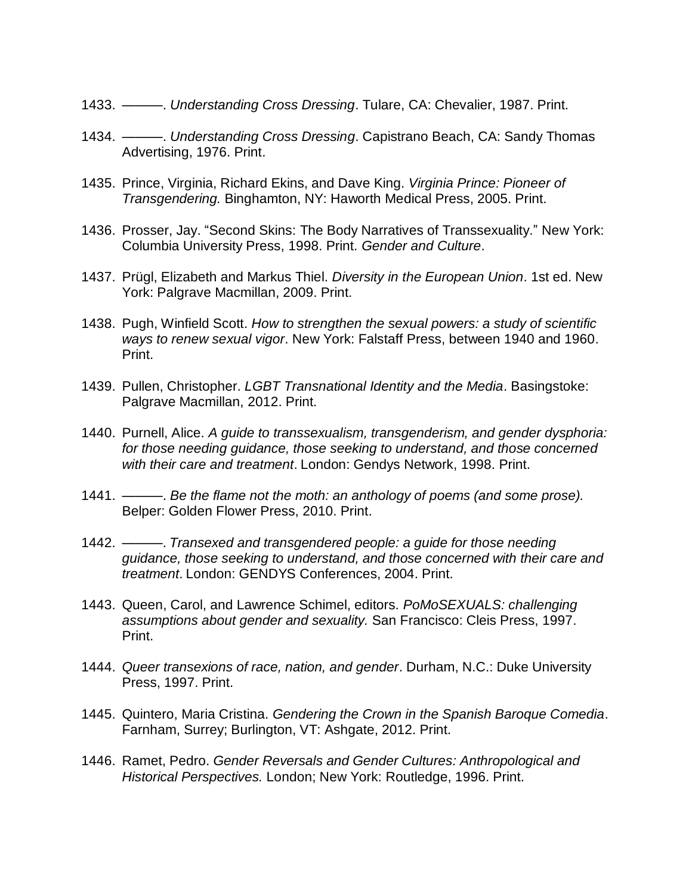1433. ———. *Understanding Cross Dressing*. Tulare, CA: Chevalier, 1987. Print.

1434. ———. *Understanding Cross Dressing*. Capistrano Beach, CA: Sandy Thomas Advertising, 1976. Print.

1435. Prince, Virginia, Richard Ekins, and Dave King. *Virginia Prince: Pioneer of Transgendering.* Binghamton, NY: Haworth Medical Press, 2005. Print.

1436. Prosser, Jay. "Second Skins: The Body Narratives of Transsexuality." New York: Columbia University Press, 1998. Print. *Gender and Culture*.

1437. Prügl, Elizabeth and Markus Thiel. *Diversity in the European Union*. 1st ed. New York: Palgrave Macmillan, 2009. Print.

1438. Pugh, Winfield Scott. *How to strengthen the sexual powers: a study of scientific ways to renew sexual vigor*. New York: Falstaff Press, between 1940 and 1960. Print.

1439. Pullen, Christopher. *LGBT Transnational Identity and the Media*. Basingstoke: Palgrave Macmillan, 2012. Print.

1440. Purnell, Alice. *A guide to transsexualism, transgenderism, and gender dysphoria: for those needing guidance, those seeking to understand, and those concerned with their care and treatment*. London: Gendys Network, 1998. Print.

1441. ———. *Be the flame not the moth: an anthology of poems (and some prose).* Belper: Golden Flower Press, 2010. Print.

1442. ———. *Transexed and transgendered people: a guide for those needing guidance, those seeking to understand, and those concerned with their care and treatment*. London: GENDYS Conferences, 2004. Print.

1443. Queen, Carol, and Lawrence Schimel, editors. *PoMoSEXUALS: challenging assumptions about gender and sexuality.* San Francisco: Cleis Press, 1997. Print.

1444. *Queer transexions of race, nation, and gender*. Durham, N.C.: Duke University Press, 1997. Print.

1445. Quintero, Maria Cristina. *Gendering the Crown in the Spanish Baroque Comedia*. Farnham, Surrey; Burlington, VT: Ashgate, 2012. Print.

1446. Ramet, Pedro. *Gender Reversals and Gender Cultures: Anthropological and Historical Perspectives.* London; New York: Routledge, 1996. Print.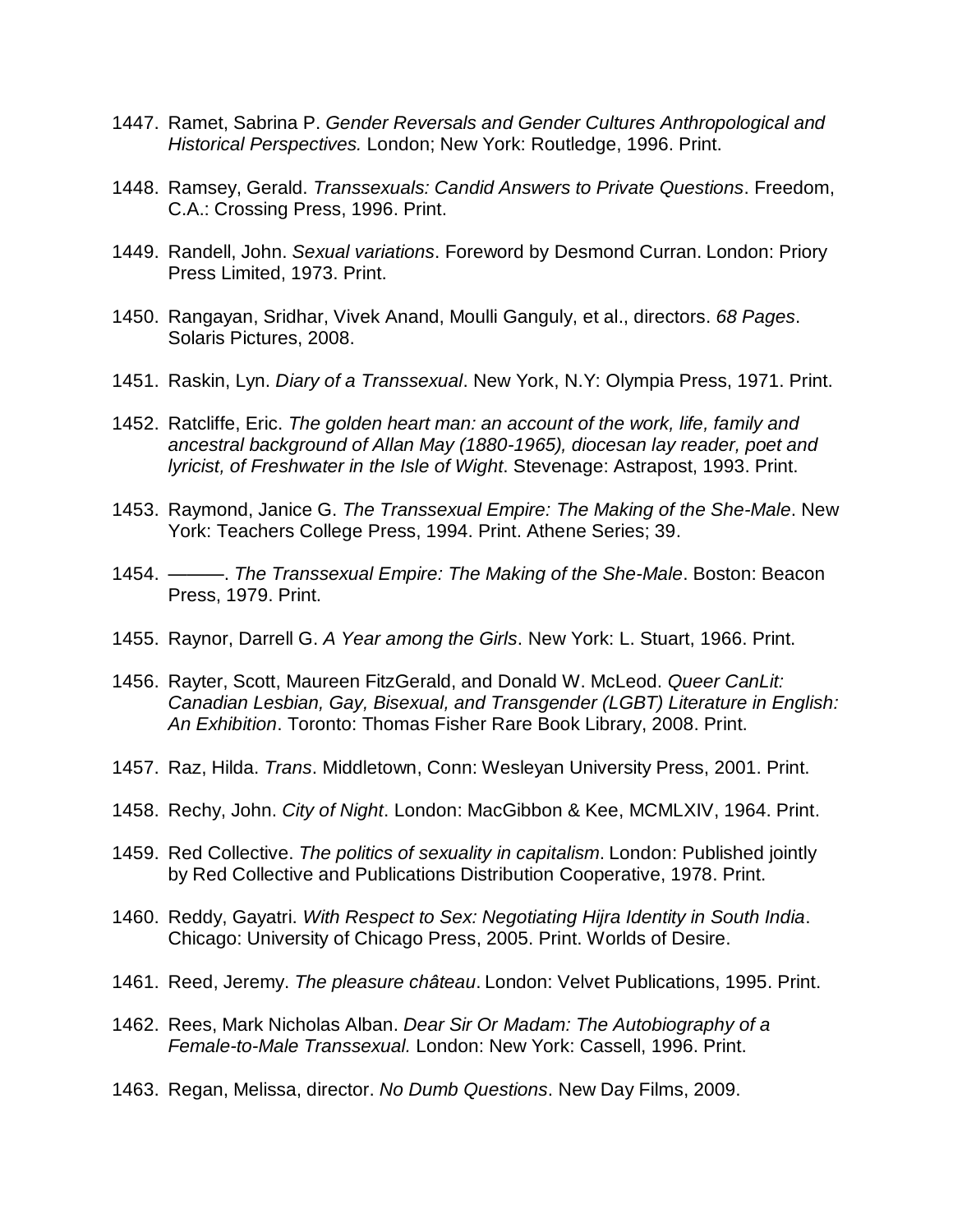1447. Ramet, Sabrina P. *Gender Reversals and Gender Cultures Anthropological and Historical Perspectives.* London; New York: Routledge, 1996. Print.

1448. Ramsey, Gerald. *Transsexuals: Candid Answers to Private Questions*. Freedom, C.A.: Crossing Press, 1996. Print.

1449. Randell, John. *Sexual variations*. Foreword by Desmond Curran. London: Priory Press Limited, 1973. Print.

1450. Rangayan, Sridhar, Vivek Anand, Moulli Ganguly, et al., directors. *68 Pages*. Solaris Pictures, 2008.

1451. Raskin, Lyn. *Diary of a Transsexual*. New York, N.Y: Olympia Press, 1971. Print.

1452. Ratcliffe, Eric. *The golden heart man: an account of the work, life, family and ancestral background of Allan May (1880-1965), diocesan lay reader, poet and lyricist, of Freshwater in the Isle of Wight*. Stevenage: Astrapost, 1993. Print.

1453. Raymond, Janice G. *The Transsexual Empire: The Making of the She-Male*. New York: Teachers College Press, 1994. Print. Athene Series; 39.

1454. ———. *The Transsexual Empire: The Making of the She-Male*. Boston: Beacon Press, 1979. Print.

1455. Raynor, Darrell G. *A Year among the Girls*. New York: L. Stuart, 1966. Print.

1456. Rayter, Scott, Maureen FitzGerald, and Donald W. McLeod. *Queer CanLit: Canadian Lesbian, Gay, Bisexual, and Transgender (LGBT) Literature in English: An Exhibition*. Toronto: Thomas Fisher Rare Book Library, 2008. Print.

1457. Raz, Hilda. *Trans*. Middletown, Conn: Wesleyan University Press, 2001. Print.

1458. Rechy, John. *City of Night*. London: MacGibbon & Kee, MCMLXIV, 1964. Print.

1459. Red Collective. *The politics of sexuality in capitalism*. London: Published jointly by Red Collective and Publications Distribution Cooperative, 1978. Print.

1460. Reddy, Gayatri. *With Respect to Sex: Negotiating Hijra Identity in South India*. Chicago: University of Chicago Press, 2005. Print. Worlds of Desire.

1461. Reed, Jeremy. *The pleasure château*. London: Velvet Publications, 1995. Print.

1462. Rees, Mark Nicholas Alban. *Dear Sir Or Madam: The Autobiography of a Female-to-Male Transsexual.* London: New York: Cassell, 1996. Print.

1463. Regan, Melissa, director. *No Dumb Questions*. New Day Films, 2009.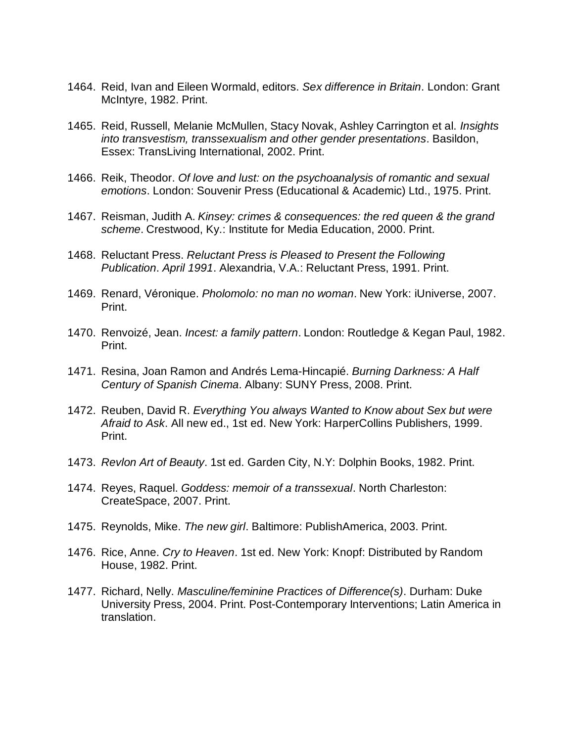1464. Reid, Ivan and Eileen Wormald, editors. *Sex difference in Britain*. London: Grant McIntyre, 1982. Print.

1465. Reid, Russell, Melanie McMullen, Stacy Novak, Ashley Carrington et al. *Insights into transvestism, transsexualism and other gender presentations*. Basildon, Essex: TransLiving International, 2002. Print.

1466. Reik, Theodor. *Of love and lust: on the psychoanalysis of romantic and sexual emotions*. London: Souvenir Press (Educational & Academic) Ltd., 1975. Print.

1467. Reisman, Judith A. *Kinsey: crimes & consequences: the red queen & the grand scheme*. Crestwood, Ky.: Institute for Media Education, 2000. Print.

1468. Reluctant Press. *Reluctant Press is Pleased to Present the Following Publication*. *April 1991*. Alexandria, V.A.: Reluctant Press, 1991. Print.

1469. Renard, Véronique. *Pholomolo: no man no woman*. New York: iUniverse, 2007. Print.

1470. Renvoizé, Jean. *Incest: a family pattern*. London: Routledge & Kegan Paul, 1982. Print.

1471. Resina, Joan Ramon and Andrés Lema-Hincapié. *Burning Darkness: A Half Century of Spanish Cinema*. Albany: SUNY Press, 2008. Print.

1472. Reuben, David R. *Everything You always Wanted to Know about Sex but were Afraid to Ask*. All new ed., 1st ed. New York: HarperCollins Publishers, 1999. Print.

1473. *Revlon Art of Beauty*. 1st ed. Garden City, N.Y: Dolphin Books, 1982. Print.

1474. Reyes, Raquel. *Goddess: memoir of a transsexual*. North Charleston: CreateSpace, 2007. Print.

1475. Reynolds, Mike. *The new girl*. Baltimore: PublishAmerica, 2003. Print.

1476. Rice, Anne. *Cry to Heaven*. 1st ed. New York: Knopf: Distributed by Random House, 1982. Print.

1477. Richard, Nelly. *Masculine/feminine Practices of Difference(s)*. Durham: Duke University Press, 2004. Print. Post-Contemporary Interventions; Latin America in translation.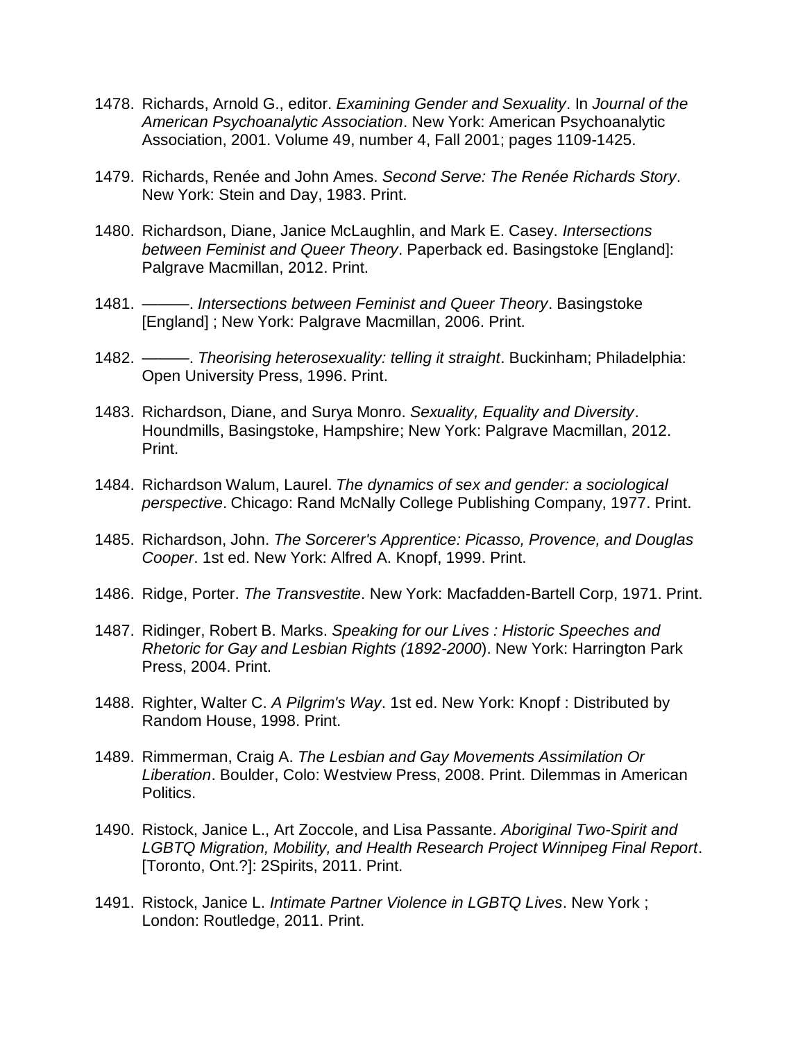1478. Richards, Arnold G., editor. *Examining Gender and Sexuality*. In *Journal of the American Psychoanalytic Association*. New York: American Psychoanalytic Association, 2001. Volume 49, number 4, Fall 2001; pages 1109-1425.

1479. Richards, Renée and John Ames. *Second Serve: The Renée Richards Story*. New York: Stein and Day, 1983. Print.

1480. Richardson, Diane, Janice McLaughlin, and Mark E. Casey. *Intersections between Feminist and Queer Theory*. Paperback ed. Basingstoke [England]: Palgrave Macmillan, 2012. Print.

1481. ———. *Intersections between Feminist and Queer Theory*. Basingstoke [England] ; New York: Palgrave Macmillan, 2006. Print.

1482. ———. *Theorising heterosexuality: telling it straight*. Buckinham; Philadelphia: Open University Press, 1996. Print.

1483. Richardson, Diane, and Surya Monro. *Sexuality, Equality and Diversity*. Houndmills, Basingstoke, Hampshire; New York: Palgrave Macmillan, 2012. Print.

1484. Richardson Walum, Laurel. *The dynamics of sex and gender: a sociological perspective*. Chicago: Rand McNally College Publishing Company, 1977. Print.

1485. Richardson, John. *The Sorcerer's Apprentice: Picasso, Provence, and Douglas Cooper*. 1st ed. New York: Alfred A. Knopf, 1999. Print.

1486. Ridge, Porter. *The Transvestite*. New York: Macfadden-Bartell Corp, 1971. Print.

1487. Ridinger, Robert B. Marks. *Speaking for our Lives : Historic Speeches and Rhetoric for Gay and Lesbian Rights (1892-2000*). New York: Harrington Park Press, 2004. Print.

1488. Righter, Walter C. *A Pilgrim's Way*. 1st ed. New York: Knopf : Distributed by Random House, 1998. Print.

1489. Rimmerman, Craig A. *The Lesbian and Gay Movements Assimilation Or Liberation*. Boulder, Colo: Westview Press, 2008. Print. Dilemmas in American Politics.

1490. Ristock, Janice L., Art Zoccole, and Lisa Passante. *Aboriginal Two-Spirit and LGBTQ Migration, Mobility, and Health Research Project Winnipeg Final Report*. [Toronto, Ont.?]: 2Spirits, 2011. Print.

1491. Ristock, Janice L. *Intimate Partner Violence in LGBTQ Lives*. New York ; London: Routledge, 2011. Print.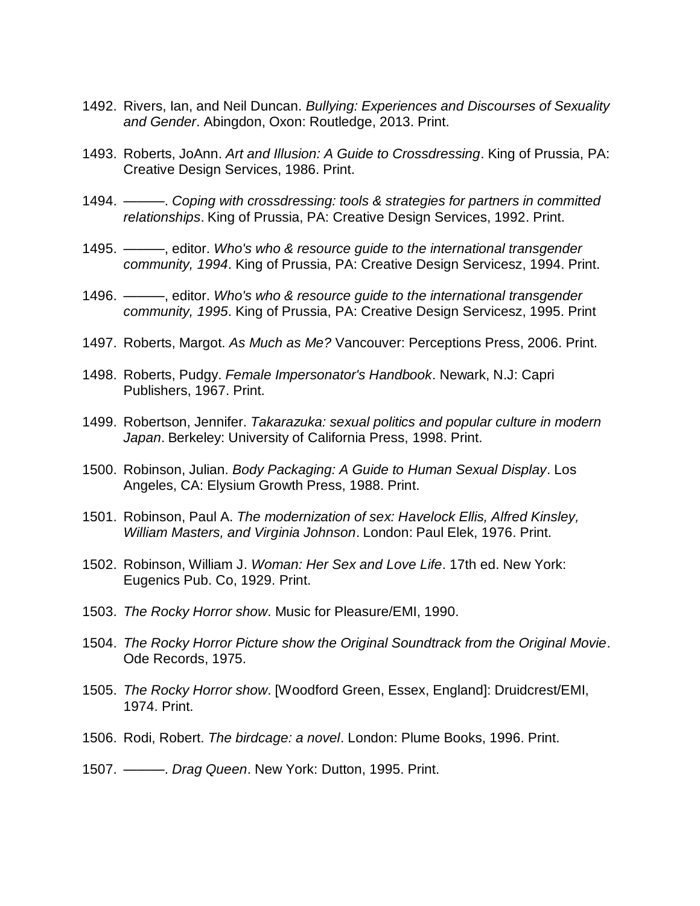1492. Rivers, Ian, and Neil Duncan. *Bullying: Experiences and Discourses of Sexuality and Gender*. Abingdon, Oxon: Routledge, 2013. Print.

1493. Roberts, JoAnn. *Art and Illusion: A Guide to Crossdressing*. King of Prussia, PA: Creative Design Services, 1986. Print.

1494. ———. *Coping with crossdressing: tools & strategies for partners in committed relationships*. King of Prussia, PA: Creative Design Services, 1992. Print.

1495. ———, editor. *Who's who & resource guide to the international transgender community, 1994*. King of Prussia, PA: Creative Design Servicesz, 1994. Print.

1496. ———, editor. *Who's who & resource guide to the international transgender community, 1995*. King of Prussia, PA: Creative Design Servicesz, 1995. Print

1497. Roberts, Margot. *As Much as Me?* Vancouver: Perceptions Press, 2006. Print.

1498. Roberts, Pudgy. *Female Impersonator's Handbook*. Newark, N.J: Capri Publishers, 1967. Print.

1499. Robertson, Jennifer. *Takarazuka: sexual politics and popular culture in modern Japan*. Berkeley: University of California Press, 1998. Print.

1500. Robinson, Julian. *Body Packaging: A Guide to Human Sexual Display*. Los Angeles, CA: Elysium Growth Press, 1988. Print.

1501. Robinson, Paul A. *The modernization of sex: Havelock Ellis, Alfred Kinsley, William Masters, and Virginia Johnson*. London: Paul Elek, 1976. Print.

1502. Robinson, William J. *Woman: Her Sex and Love Life*. 17th ed. New York: Eugenics Pub. Co, 1929. Print.

1503. *The Rocky Horror show*. Music for Pleasure/EMI, 1990.

1504. *The Rocky Horror Picture show the Original Soundtrack from the Original Movie*. Ode Records, 1975.

1505. *The Rocky Horror show*. [Woodford Green, Essex, England]: Druidcrest/EMI, 1974. Print.

1506. Rodi, Robert. *The birdcage: a novel*. London: Plume Books, 1996. Print.

1507. ———. *Drag Queen*. New York: Dutton, 1995. Print.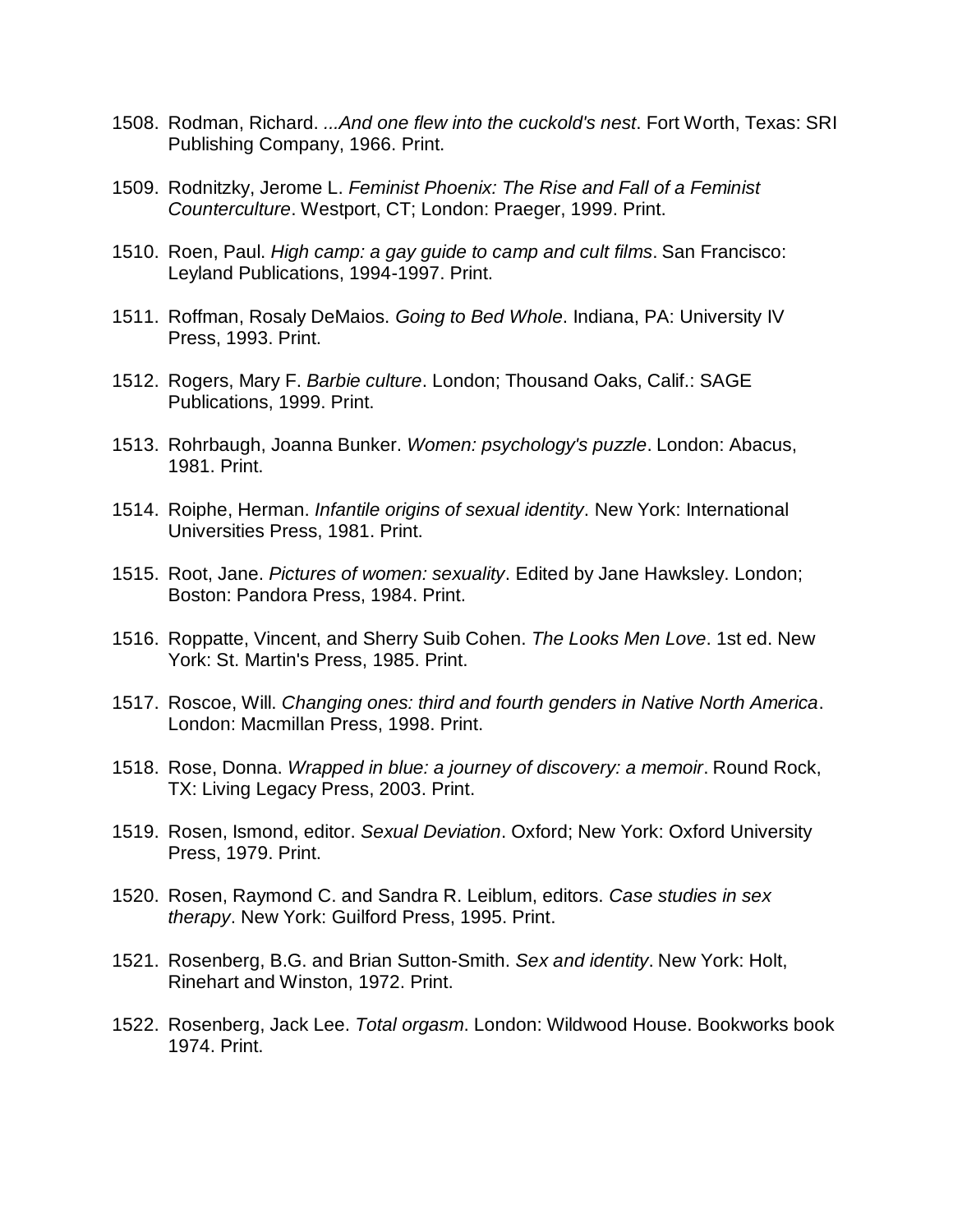1508. Rodman, Richard. *...And one flew into the cuckold's nest*. Fort Worth, Texas: SRI Publishing Company, 1966. Print.

1509. Rodnitzky, Jerome L. *Feminist Phoenix: The Rise and Fall of a Feminist Counterculture*. Westport, CT; London: Praeger, 1999. Print.

1510. Roen, Paul. *High camp: a gay guide to camp and cult films*. San Francisco: Leyland Publications, 1994-1997. Print.

1511. Roffman, Rosaly DeMaios. *Going to Bed Whole*. Indiana, PA: University IV Press, 1993. Print.

1512. Rogers, Mary F. *Barbie culture*. London; Thousand Oaks, Calif.: SAGE Publications, 1999. Print.

1513. Rohrbaugh, Joanna Bunker. *Women: psychology's puzzle*. London: Abacus, 1981. Print.

1514. Roiphe, Herman. *Infantile origins of sexual identity*. New York: International Universities Press, 1981. Print.

1515. Root, Jane. *Pictures of women: sexuality*. Edited by Jane Hawksley. London; Boston: Pandora Press, 1984. Print.

1516. Roppatte, Vincent, and Sherry Suib Cohen. *The Looks Men Love*. 1st ed. New York: St. Martin's Press, 1985. Print.

1517. Roscoe, Will. *Changing ones: third and fourth genders in Native North America*. London: Macmillan Press, 1998. Print.

1518. Rose, Donna. *Wrapped in blue: a journey of discovery: a memoir*. Round Rock, TX: Living Legacy Press, 2003. Print.

1519. Rosen, Ismond, editor. *Sexual Deviation*. Oxford; New York: Oxford University Press, 1979. Print.

1520. Rosen, Raymond C. and Sandra R. Leiblum, editors. *Case studies in sex therapy*. New York: Guilford Press, 1995. Print.

1521. Rosenberg, B.G. and Brian Sutton-Smith. *Sex and identity*. New York: Holt, Rinehart and Winston, 1972. Print.

1522. Rosenberg, Jack Lee. *Total orgasm*. London: Wildwood House. Bookworks book 1974. Print.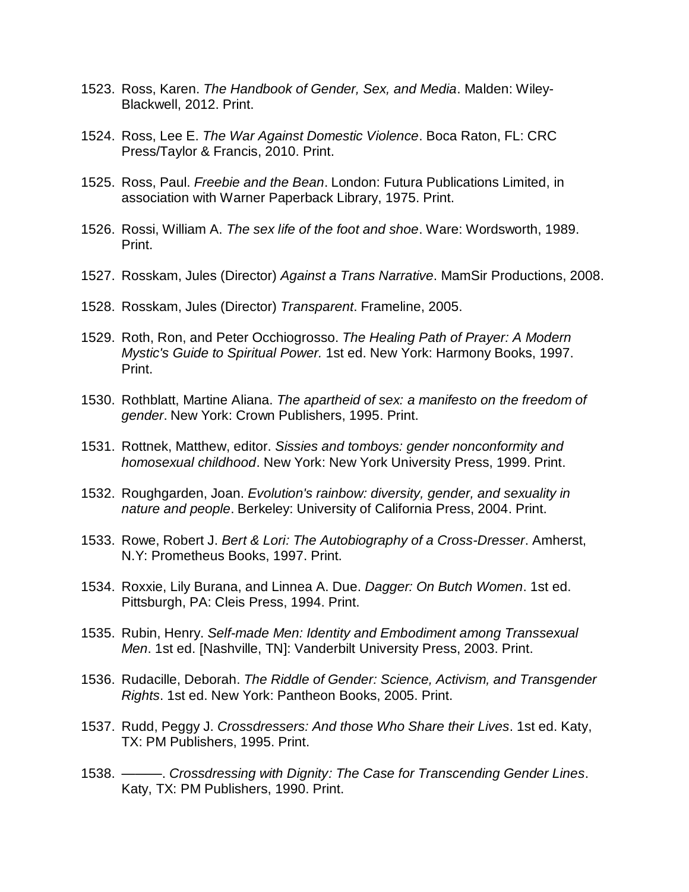1523. Ross, Karen. *The Handbook of Gender, Sex, and Media*. Malden: Wiley-Blackwell, 2012. Print.

1524. Ross, Lee E. *The War Against Domestic Violence*. Boca Raton, FL: CRC Press/Taylor & Francis, 2010. Print.

1525. Ross, Paul. *Freebie and the Bean*. London: Futura Publications Limited, in association with Warner Paperback Library, 1975. Print.

1526. Rossi, William A. *The sex life of the foot and shoe*. Ware: Wordsworth, 1989. Print.

1527. Rosskam, Jules (Director) *Against a Trans Narrative*. MamSir Productions, 2008.

1528. Rosskam, Jules (Director) *Transparent*. Frameline, 2005.

1529. Roth, Ron, and Peter Occhiogrosso. *The Healing Path of Prayer: A Modern Mystic's Guide to Spiritual Power.* 1st ed. New York: Harmony Books, 1997. Print.

1530. Rothblatt, Martine Aliana. *The apartheid of sex: a manifesto on the freedom of gender*. New York: Crown Publishers, 1995. Print.

1531. Rottnek, Matthew, editor. *Sissies and tomboys: gender nonconformity and homosexual childhood*. New York: New York University Press, 1999. Print.

1532. Roughgarden, Joan. *Evolution's rainbow: diversity, gender, and sexuality in nature and people*. Berkeley: University of California Press, 2004. Print.

1533. Rowe, Robert J. *Bert & Lori: The Autobiography of a Cross-Dresser*. Amherst, N.Y: Prometheus Books, 1997. Print.

1534. Roxxie, Lily Burana, and Linnea A. Due. *Dagger: On Butch Women*. 1st ed. Pittsburgh, PA: Cleis Press, 1994. Print.

1535. Rubin, Henry. *Self-made Men: Identity and Embodiment among Transsexual Men*. 1st ed. [Nashville, TN]: Vanderbilt University Press, 2003. Print.

1536. Rudacille, Deborah. *The Riddle of Gender: Science, Activism, and Transgender Rights*. 1st ed. New York: Pantheon Books, 2005. Print.

1537. Rudd, Peggy J. *Crossdressers: And those Who Share their Lives*. 1st ed. Katy, TX: PM Publishers, 1995. Print.

1538. ———. *Crossdressing with Dignity: The Case for Transcending Gender Lines*. Katy, TX: PM Publishers, 1990. Print.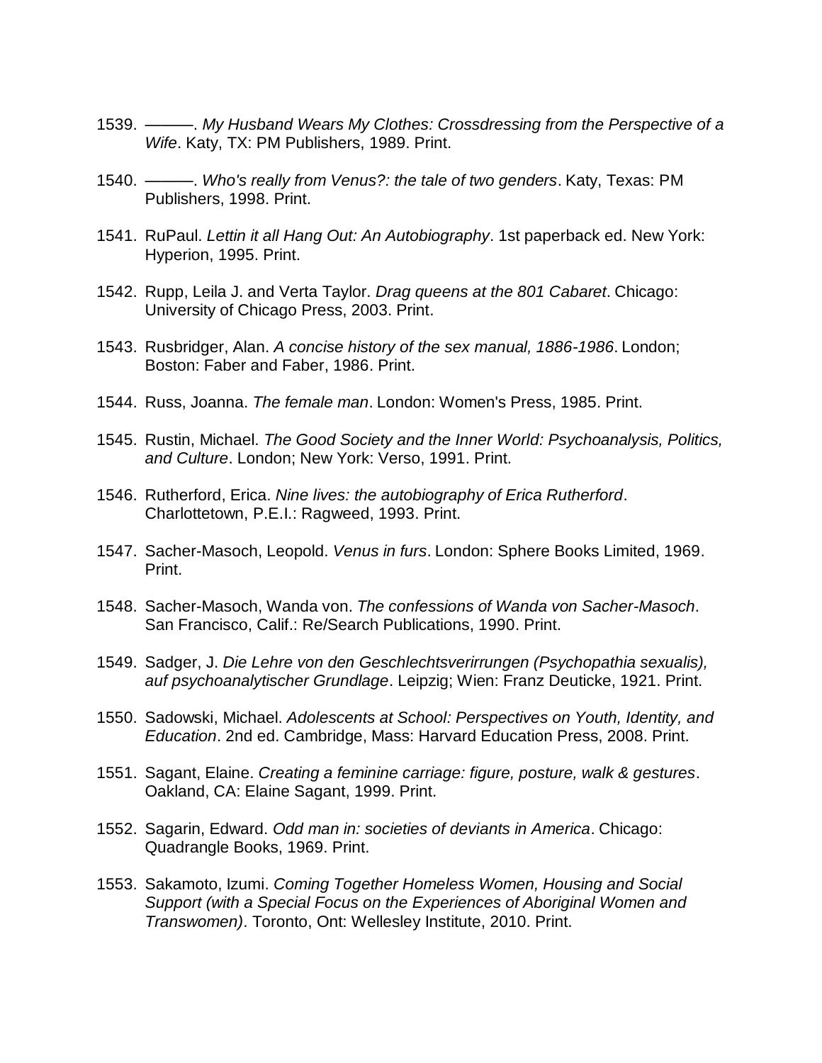1539. ———. *My Husband Wears My Clothes: Crossdressing from the Perspective of a Wife*. Katy, TX: PM Publishers, 1989. Print.

1540. ———. *Who's really from Venus?: the tale of two genders*. Katy, Texas: PM Publishers, 1998. Print.

1541. RuPaul. *Lettin it all Hang Out: An Autobiography*. 1st paperback ed. New York: Hyperion, 1995. Print.

1542. Rupp, Leila J. and Verta Taylor. *Drag queens at the 801 Cabaret*. Chicago: University of Chicago Press, 2003. Print.

1543. Rusbridger, Alan. *A concise history of the sex manual, 1886-1986*. London; Boston: Faber and Faber, 1986. Print.

1544. Russ, Joanna. *The female man*. London: Women's Press, 1985. Print.

1545. Rustin, Michael. *The Good Society and the Inner World: Psychoanalysis, Politics, and Culture*. London; New York: Verso, 1991. Print.

1546. Rutherford, Erica. *Nine lives: the autobiography of Erica Rutherford*. Charlottetown, P.E.I.: Ragweed, 1993. Print.

1547. Sacher-Masoch, Leopold. *Venus in furs*. London: Sphere Books Limited, 1969. Print.

1548. Sacher-Masoch, Wanda von. *The confessions of Wanda von Sacher-Masoch*. San Francisco, Calif.: Re/Search Publications, 1990. Print.

1549. Sadger, J. *Die Lehre von den Geschlechtsverirrungen (Psychopathia sexualis), auf psychoanalytischer Grundlage*. Leipzig; Wien: Franz Deuticke, 1921. Print.

1550. Sadowski, Michael. *Adolescents at School: Perspectives on Youth, Identity, and Education*. 2nd ed. Cambridge, Mass: Harvard Education Press, 2008. Print.

1551. Sagant, Elaine. *Creating a feminine carriage: figure, posture, walk & gestures*. Oakland, CA: Elaine Sagant, 1999. Print.

1552. Sagarin, Edward. *Odd man in: societies of deviants in America*. Chicago: Quadrangle Books, 1969. Print.

1553. Sakamoto, Izumi. *Coming Together Homeless Women, Housing and Social Support (with a Special Focus on the Experiences of Aboriginal Women and Transwomen)*. Toronto, Ont: Wellesley Institute, 2010. Print.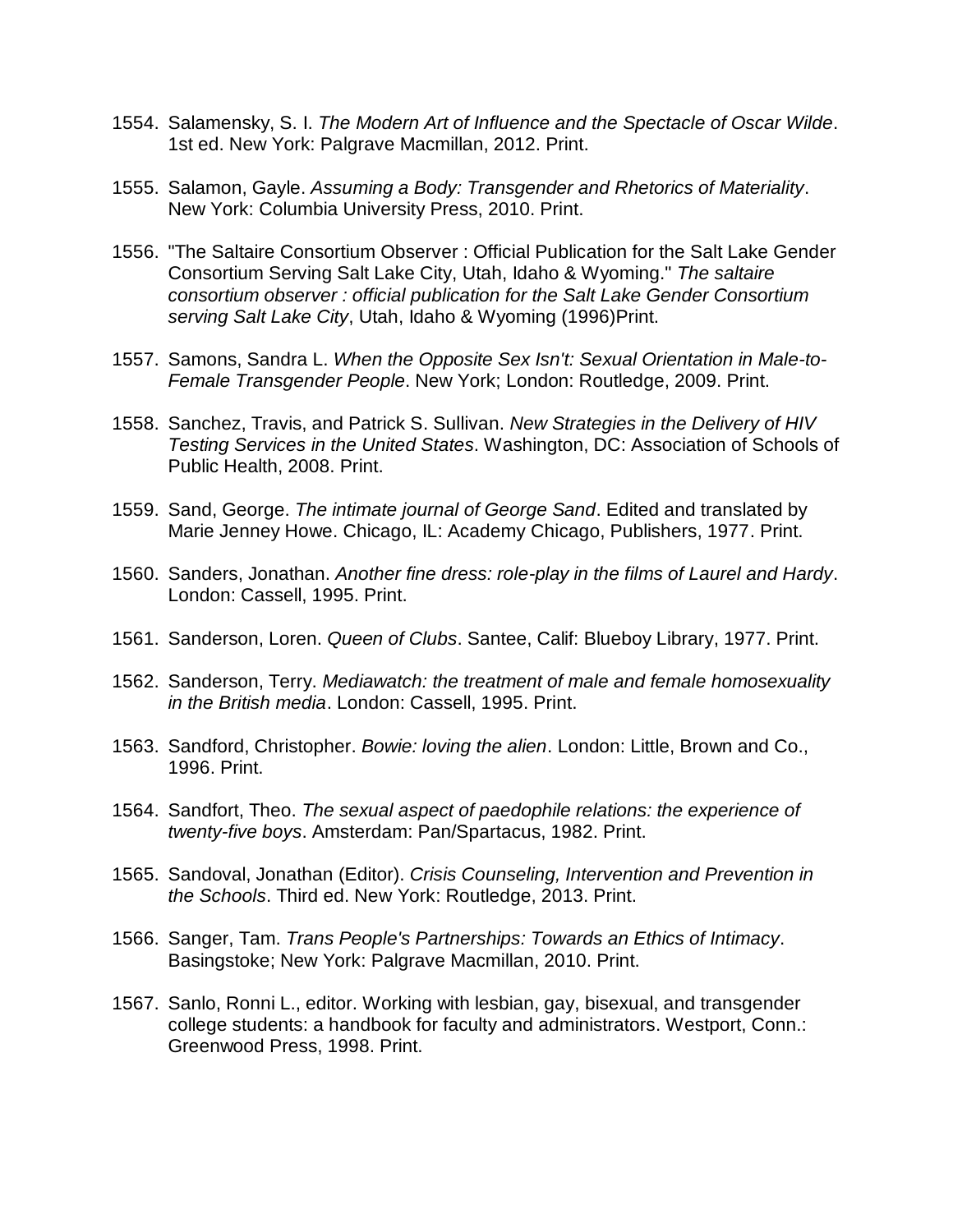1554. Salamensky, S. I. *The Modern Art of Influence and the Spectacle of Oscar Wilde*. 1st ed. New York: Palgrave Macmillan, 2012. Print.

1555. Salamon, Gayle. *Assuming a Body: Transgender and Rhetorics of Materiality*. New York: Columbia University Press, 2010. Print.

1556. "The Saltaire Consortium Observer : Official Publication for the Salt Lake Gender Consortium Serving Salt Lake City, Utah, Idaho & Wyoming." *The saltaire consortium observer : official publication for the Salt Lake Gender Consortium serving Salt Lake City*, Utah, Idaho & Wyoming (1996)Print.

1557. Samons, Sandra L. *When the Opposite Sex Isn't: Sexual Orientation in Male-to-Female Transgender People*. New York; London: Routledge, 2009. Print.

1558. Sanchez, Travis, and Patrick S. Sullivan. *New Strategies in the Delivery of HIV Testing Services in the United States*. Washington, DC: Association of Schools of Public Health, 2008. Print.

1559. Sand, George. *The intimate journal of George Sand*. Edited and translated by Marie Jenney Howe. Chicago, IL: Academy Chicago, Publishers, 1977. Print.

1560. Sanders, Jonathan. *Another fine dress: role-play in the films of Laurel and Hardy*. London: Cassell, 1995. Print.

1561. Sanderson, Loren. *Queen of Clubs*. Santee, Calif: Blueboy Library, 1977. Print.

1562. Sanderson, Terry. *Mediawatch: the treatment of male and female homosexuality in the British media*. London: Cassell, 1995. Print.

1563. Sandford, Christopher. *Bowie: loving the alien*. London: Little, Brown and Co., 1996. Print.

1564. Sandfort, Theo. *The sexual aspect of paedophile relations: the experience of twenty-five boys*. Amsterdam: Pan/Spartacus, 1982. Print.

1565. Sandoval, Jonathan (Editor). *Crisis Counseling, Intervention and Prevention in the Schools*. Third ed. New York: Routledge, 2013. Print.

1566. Sanger, Tam. *Trans People's Partnerships: Towards an Ethics of Intimacy*. Basingstoke; New York: Palgrave Macmillan, 2010. Print.

1567. Sanlo, Ronni L., editor. Working with lesbian, gay, bisexual, and transgender college students: a handbook for faculty and administrators. Westport, Conn.: Greenwood Press, 1998. Print.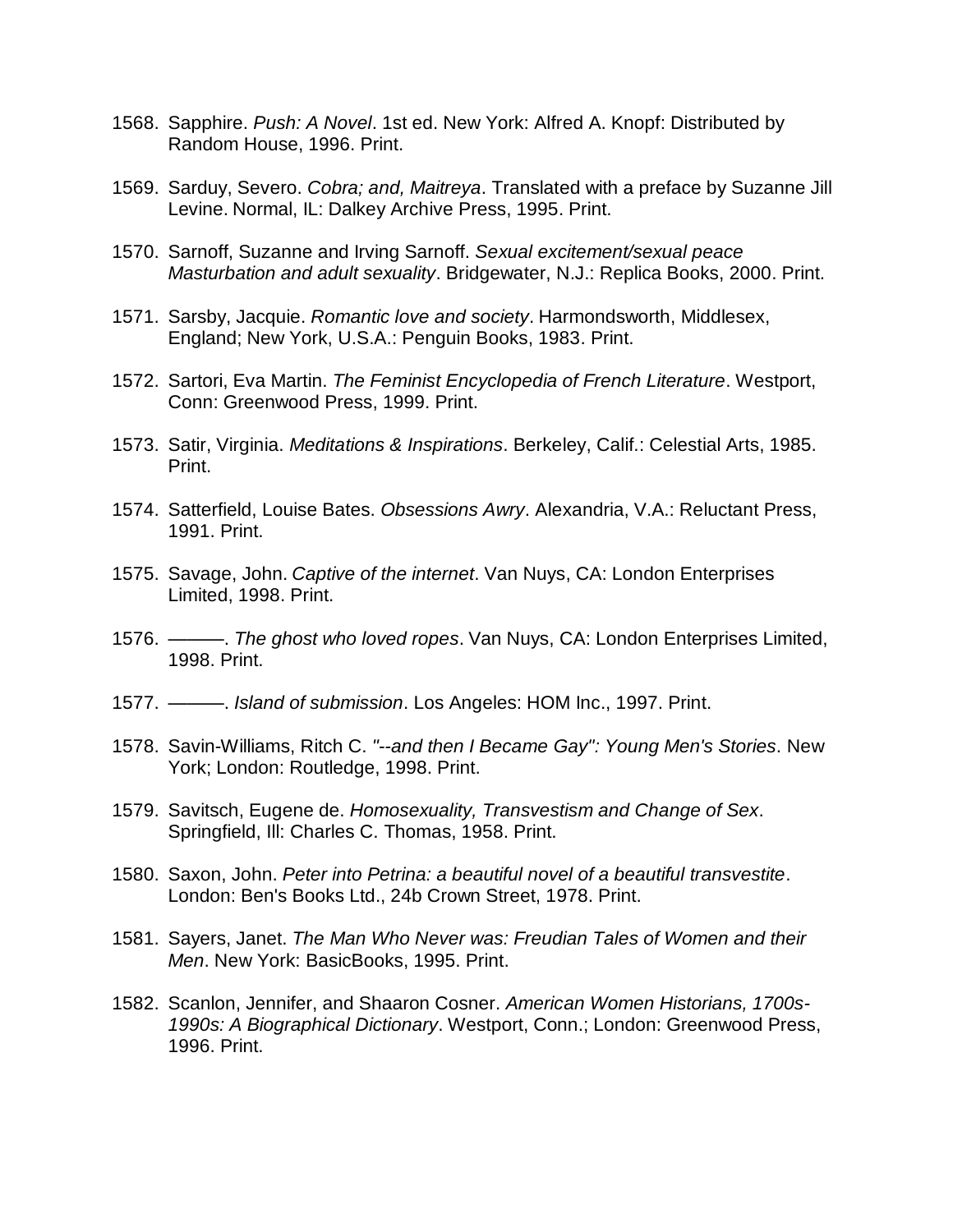1568. Sapphire. *Push: A Novel*. 1st ed. New York: Alfred A. Knopf: Distributed by Random House, 1996. Print.

1569. Sarduy, Severo. *Cobra; and, Maitreya*. Translated with a preface by Suzanne Jill Levine. Normal, IL: Dalkey Archive Press, 1995. Print.

1570. Sarnoff, Suzanne and Irving Sarnoff. *Sexual excitement/sexual peace Masturbation and adult sexuality*. Bridgewater, N.J.: Replica Books, 2000. Print.

1571. Sarsby, Jacquie. *Romantic love and society*. Harmondsworth, Middlesex, England; New York, U.S.A.: Penguin Books, 1983. Print.

1572. Sartori, Eva Martin. *The Feminist Encyclopedia of French Literature*. Westport, Conn: Greenwood Press, 1999. Print.

1573. Satir, Virginia. *Meditations & Inspirations*. Berkeley, Calif.: Celestial Arts, 1985. Print.

1574. Satterfield, Louise Bates. *Obsessions Awry*. Alexandria, V.A.: Reluctant Press, 1991. Print.

1575. Savage, John. *Captive of the internet*. Van Nuys, CA: London Enterprises Limited, 1998. Print.

1576. ———. *The ghost who loved ropes*. Van Nuys, CA: London Enterprises Limited, 1998. Print.

1577. ———. *Island of submission*. Los Angeles: HOM Inc., 1997. Print.

1578. Savin-Williams, Ritch C. *"--and then I Became Gay": Young Men's Stories*. New York; London: Routledge, 1998. Print.

1579. Savitsch, Eugene de. *Homosexuality, Transvestism and Change of Sex*. Springfield, Ill: Charles C. Thomas, 1958. Print.

1580. Saxon, John. *Peter into Petrina: a beautiful novel of a beautiful transvestite*. London: Ben's Books Ltd., 24b Crown Street, 1978. Print.

1581. Sayers, Janet. *The Man Who Never was: Freudian Tales of Women and their Men*. New York: BasicBooks, 1995. Print.

1582. Scanlon, Jennifer, and Shaaron Cosner. *American Women Historians, 1700s-1990s: A Biographical Dictionary*. Westport, Conn.; London: Greenwood Press, 1996. Print.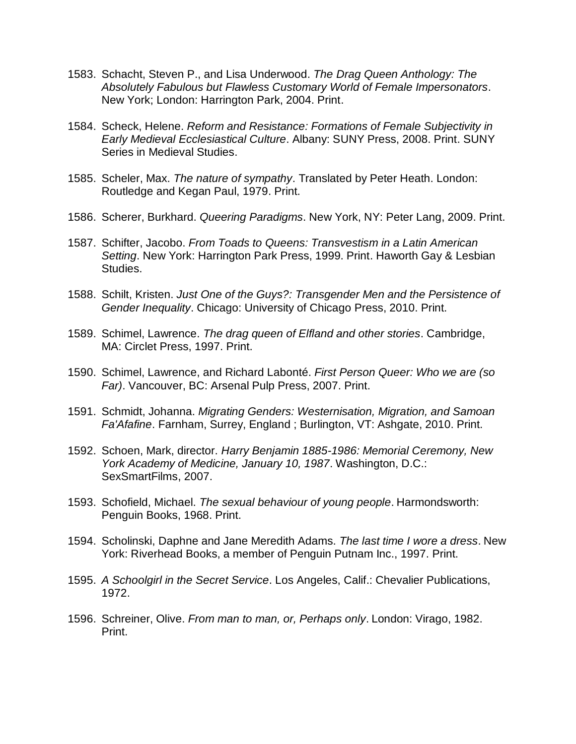1583. Schacht, Steven P., and Lisa Underwood. *The Drag Queen Anthology: The Absolutely Fabulous but Flawless Customary World of Female Impersonators*. New York; London: Harrington Park, 2004. Print.

1584. Scheck, Helene. *Reform and Resistance: Formations of Female Subjectivity in Early Medieval Ecclesiastical Culture*. Albany: SUNY Press, 2008. Print. SUNY Series in Medieval Studies.

1585. Scheler, Max. *The nature of sympathy*. Translated by Peter Heath. London: Routledge and Kegan Paul, 1979. Print.

1586. Scherer, Burkhard. *Queering Paradigms*. New York, NY: Peter Lang, 2009. Print.

1587. Schifter, Jacobo. *From Toads to Queens: Transvestism in a Latin American Setting*. New York: Harrington Park Press, 1999. Print. Haworth Gay & Lesbian Studies.

1588. Schilt, Kristen. *Just One of the Guys?: Transgender Men and the Persistence of Gender Inequality*. Chicago: University of Chicago Press, 2010. Print.

1589. Schimel, Lawrence. *The drag queen of Elfland and other stories*. Cambridge, MA: Circlet Press, 1997. Print.

1590. Schimel, Lawrence, and Richard Labonté. *First Person Queer: Who we are (so Far)*. Vancouver, BC: Arsenal Pulp Press, 2007. Print.

1591. Schmidt, Johanna. *Migrating Genders: Westernisation, Migration, and Samoan Fa'Afafine*. Farnham, Surrey, England ; Burlington, VT: Ashgate, 2010. Print.

1592. Schoen, Mark, director. *Harry Benjamin 1885-1986: Memorial Ceremony, New York Academy of Medicine, January 10, 1987*. Washington, D.C.: SexSmartFilms, 2007.

1593. Schofield, Michael. *The sexual behaviour of young people*. Harmondsworth: Penguin Books, 1968. Print.

1594. Scholinski, Daphne and Jane Meredith Adams. *The last time I wore a dress*. New York: Riverhead Books, a member of Penguin Putnam Inc., 1997. Print.

1595. *A Schoolgirl in the Secret Service*. Los Angeles, Calif.: Chevalier Publications, 1972.

1596. Schreiner, Olive. *From man to man, or, Perhaps only*. London: Virago, 1982. Print.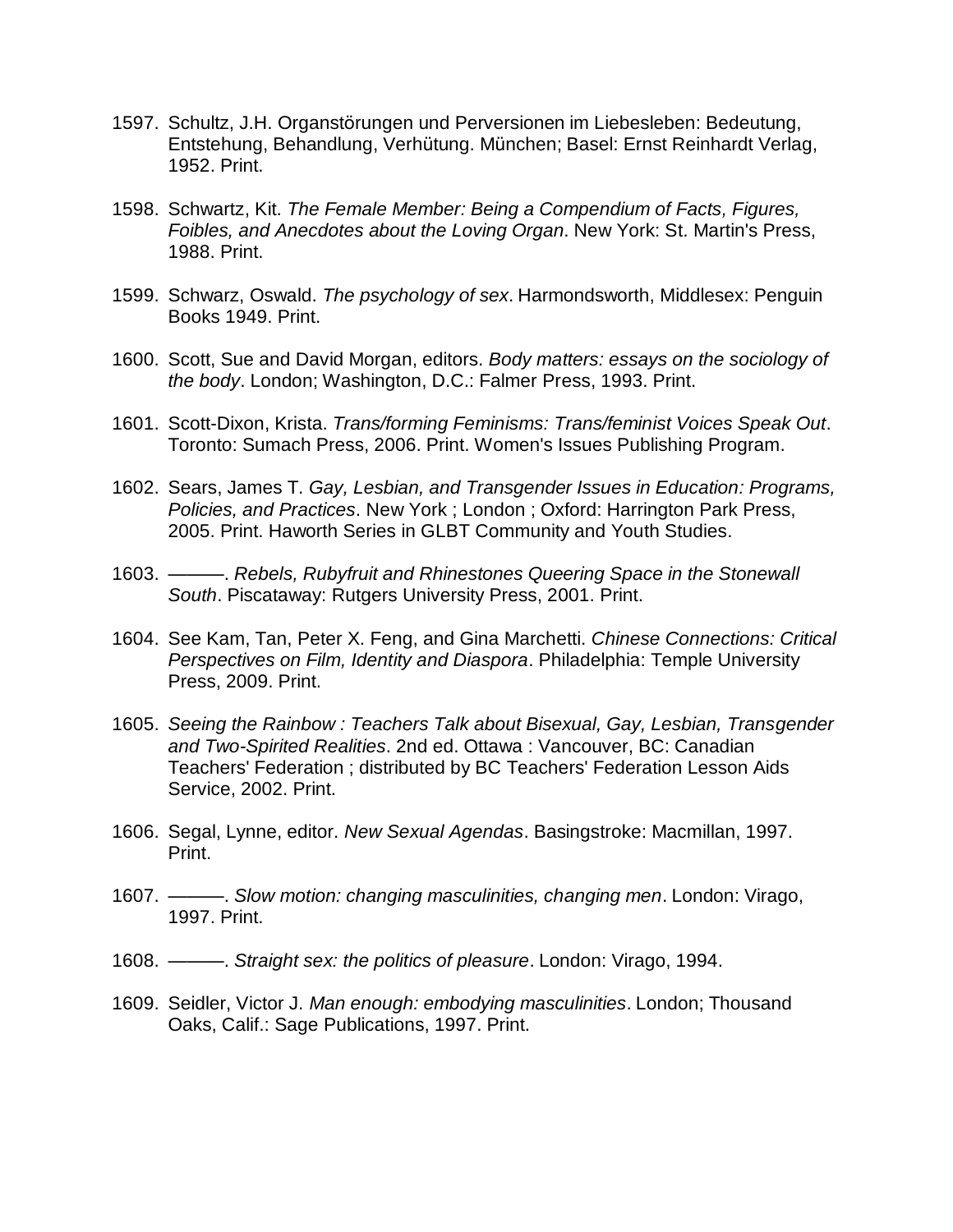1597. Schultz, J.H. Organstörungen und Perversionen im Liebesleben: Bedeutung, Entstehung, Behandlung, Verhütung. München; Basel: Ernst Reinhardt Verlag, 1952. Print.

1598. Schwartz, Kit. *The Female Member: Being a Compendium of Facts, Figures, Foibles, and Anecdotes about the Loving Organ*. New York: St. Martin's Press, 1988. Print.

1599. Schwarz, Oswald. *The psychology of sex*. Harmondsworth, Middlesex: Penguin Books 1949. Print.

1600. Scott, Sue and David Morgan, editors. *Body matters: essays on the sociology of the body*. London; Washington, D.C.: Falmer Press, 1993. Print.

1601. Scott-Dixon, Krista. *Trans/forming Feminisms: Trans/feminist Voices Speak Out*. Toronto: Sumach Press, 2006. Print. Women's Issues Publishing Program.

1602. Sears, James T. *Gay, Lesbian, and Transgender Issues in Education: Programs, Policies, and Practices*. New York ; London ; Oxford: Harrington Park Press, 2005. Print. Haworth Series in GLBT Community and Youth Studies.

1603. ———. *Rebels, Rubyfruit and Rhinestones Queering Space in the Stonewall South*. Piscataway: Rutgers University Press, 2001. Print.

1604. See Kam, Tan, Peter X. Feng, and Gina Marchetti. *Chinese Connections: Critical Perspectives on Film, Identity and Diaspora*. Philadelphia: Temple University Press, 2009. Print.

1605. *Seeing the Rainbow : Teachers Talk about Bisexual, Gay, Lesbian, Transgender and Two-Spirited Realities*. 2nd ed. Ottawa : Vancouver, BC: Canadian Teachers' Federation ; distributed by BC Teachers' Federation Lesson Aids Service, 2002. Print.

1606. Segal, Lynne, editor. *New Sexual Agendas*. Basingstroke: Macmillan, 1997. Print.

1607. ———. *Slow motion: changing masculinities, changing men*. London: Virago, 1997. Print.

1608. ———. *Straight sex: the politics of pleasure*. London: Virago, 1994.

1609. Seidler, Victor J. *Man enough: embodying masculinities*. London; Thousand Oaks, Calif.: Sage Publications, 1997. Print.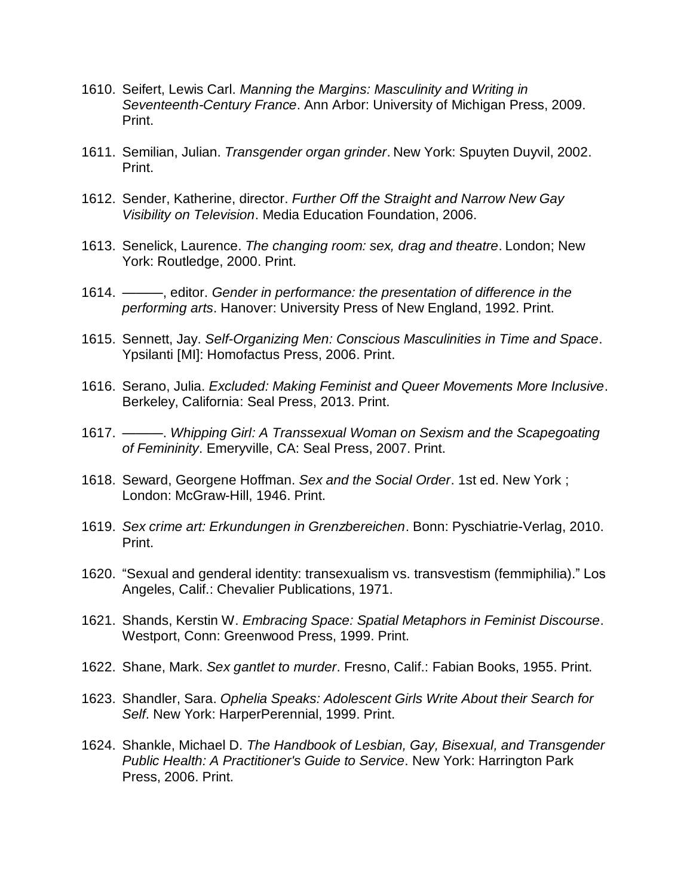1610. Seifert, Lewis Carl. *Manning the Margins: Masculinity and Writing in Seventeenth-Century France*. Ann Arbor: University of Michigan Press, 2009. Print.

1611. Semilian, Julian. *Transgender organ grinder*. New York: Spuyten Duyvil, 2002. Print.

1612. Sender, Katherine, director. *Further Off the Straight and Narrow New Gay Visibility on Television*. Media Education Foundation, 2006.

1613. Senelick, Laurence. *The changing room: sex, drag and theatre*. London; New York: Routledge, 2000. Print.

1614. ———, editor. *Gender in performance: the presentation of difference in the performing arts*. Hanover: University Press of New England, 1992. Print.

1615. Sennett, Jay. *Self-Organizing Men: Conscious Masculinities in Time and Space*. Ypsilanti [MI]: Homofactus Press, 2006. Print.

1616. Serano, Julia. *Excluded: Making Feminist and Queer Movements More Inclusive*. Berkeley, California: Seal Press, 2013. Print.

1617. ———. *Whipping Girl: A Transsexual Woman on Sexism and the Scapegoating of Femininity*. Emeryville, CA: Seal Press, 2007. Print.

1618. Seward, Georgene Hoffman. *Sex and the Social Order*. 1st ed. New York ; London: McGraw-Hill, 1946. Print.

1619. *Sex crime art: Erkundungen in Grenzbereichen*. Bonn: Pyschiatrie-Verlag, 2010. Print.

1620. "Sexual and genderal identity: transexualism vs. transvestism (femmiphilia)." Los Angeles, Calif.: Chevalier Publications, 1971.

1621. Shands, Kerstin W. *Embracing Space: Spatial Metaphors in Feminist Discourse*. Westport, Conn: Greenwood Press, 1999. Print.

1622. Shane, Mark. *Sex gantlet to murder*. Fresno, Calif.: Fabian Books, 1955. Print.

1623. Shandler, Sara. *Ophelia Speaks: Adolescent Girls Write About their Search for Self*. New York: HarperPerennial, 1999. Print.

1624. Shankle, Michael D. *The Handbook of Lesbian, Gay, Bisexual, and Transgender Public Health: A Practitioner's Guide to Service*. New York: Harrington Park Press, 2006. Print.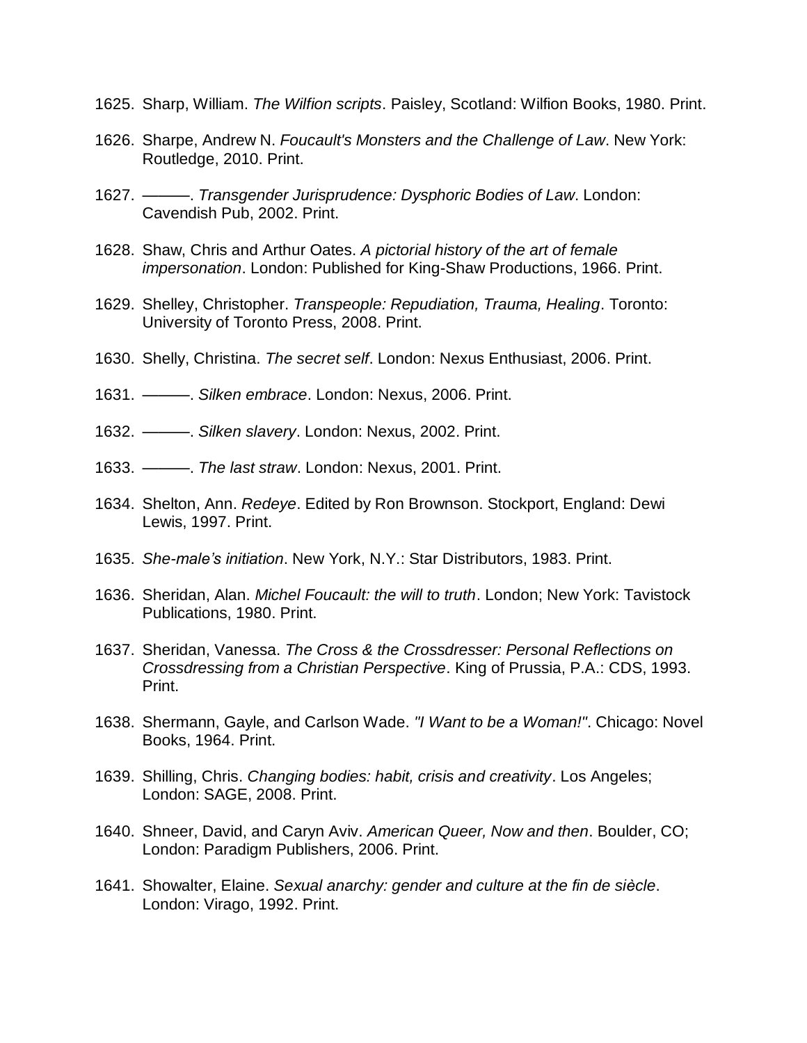1625. Sharp, William. *The Wilfion scripts*. Paisley, Scotland: Wilfion Books, 1980. Print.

1626. Sharpe, Andrew N. *Foucault's Monsters and the Challenge of Law*. New York: Routledge, 2010. Print.

1627. ———. *Transgender Jurisprudence: Dysphoric Bodies of Law*. London: Cavendish Pub, 2002. Print.

1628. Shaw, Chris and Arthur Oates. *A pictorial history of the art of female impersonation*. London: Published for King-Shaw Productions, 1966. Print.

1629. Shelley, Christopher. *Transpeople: Repudiation, Trauma, Healing*. Toronto: University of Toronto Press, 2008. Print.

1630. Shelly, Christina. *The secret self*. London: Nexus Enthusiast, 2006. Print.

1631. ———. *Silken embrace*. London: Nexus, 2006. Print.

1632. ———. *Silken slavery*. London: Nexus, 2002. Print.

1633. ———. *The last straw*. London: Nexus, 2001. Print.

1634. Shelton, Ann. *Redeye*. Edited by Ron Brownson. Stockport, England: Dewi Lewis, 1997. Print.

1635. *She-male's initiation*. New York, N.Y.: Star Distributors, 1983. Print.

1636. Sheridan, Alan. *Michel Foucault: the will to truth*. London; New York: Tavistock Publications, 1980. Print.

1637. Sheridan, Vanessa. *The Cross & the Crossdresser: Personal Reflections on Crossdressing from a Christian Perspective*. King of Prussia, P.A.: CDS, 1993. Print.

1638. Shermann, Gayle, and Carlson Wade. *"I Want to be a Woman!"*. Chicago: Novel Books, 1964. Print.

1639. Shilling, Chris. *Changing bodies: habit, crisis and creativity*. Los Angeles; London: SAGE, 2008. Print.

1640. Shneer, David, and Caryn Aviv. *American Queer, Now and then*. Boulder, CO; London: Paradigm Publishers, 2006. Print.

1641. Showalter, Elaine. *Sexual anarchy: gender and culture at the fin de siècle*. London: Virago, 1992. Print.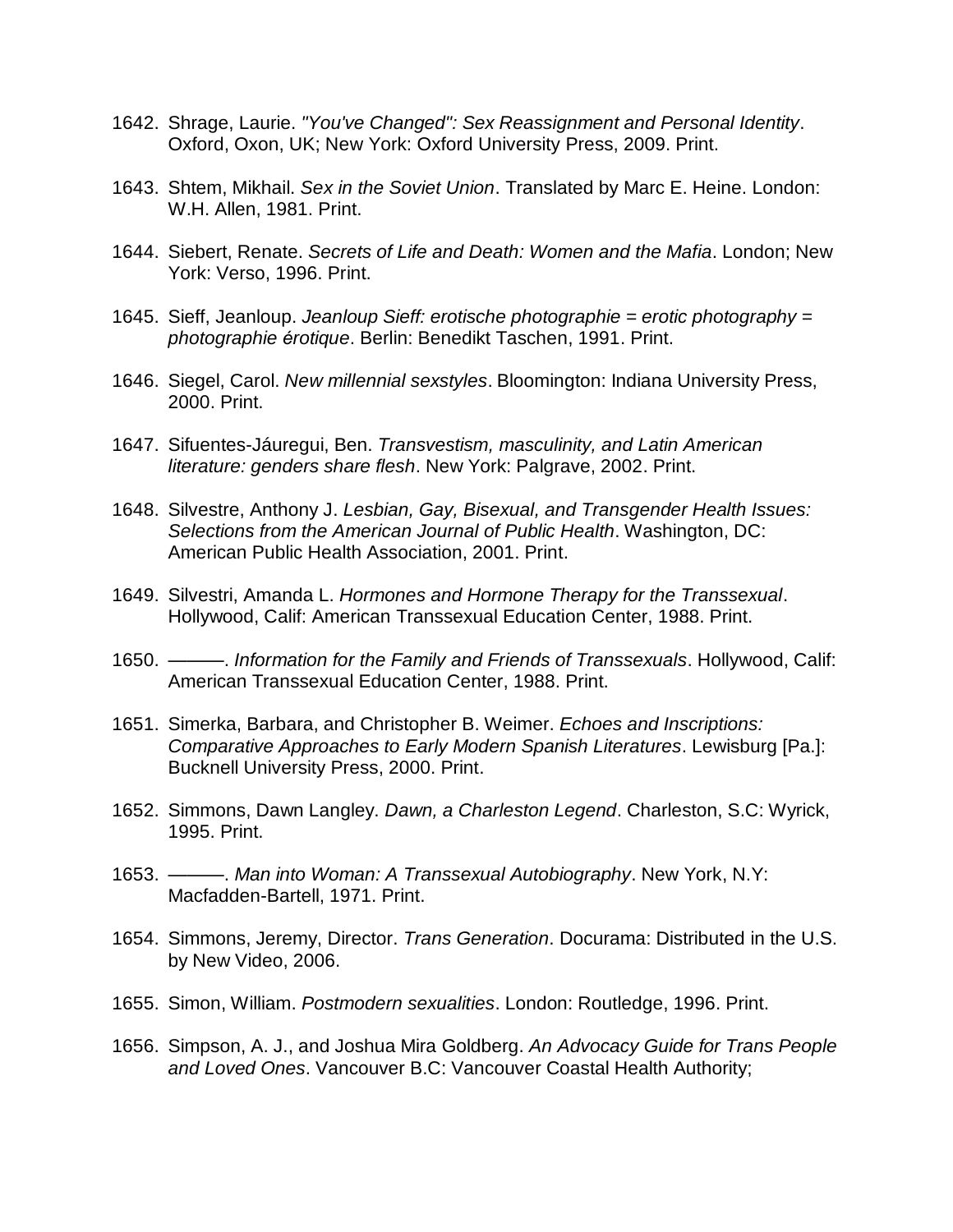1642. Shrage, Laurie. *"You've Changed": Sex Reassignment and Personal Identity*. Oxford, Oxon, UK; New York: Oxford University Press, 2009. Print.

1643. Shtem, Mikhail. *Sex in the Soviet Union*. Translated by Marc E. Heine. London: W.H. Allen, 1981. Print.

1644. Siebert, Renate. *Secrets of Life and Death: Women and the Mafia*. London; New York: Verso, 1996. Print.

1645. Sieff, Jeanloup. *Jeanloup Sieff: erotische photographie = erotic photography = photographie érotique*. Berlin: Benedikt Taschen, 1991. Print.

1646. Siegel, Carol. *New millennial sexstyles*. Bloomington: Indiana University Press, 2000. Print.

1647. Sifuentes-Jáuregui, Ben. *Transvestism, masculinity, and Latin American literature: genders share flesh*. New York: Palgrave, 2002. Print.

1648. Silvestre, Anthony J. *Lesbian, Gay, Bisexual, and Transgender Health Issues: Selections from the American Journal of Public Health*. Washington, DC: American Public Health Association, 2001. Print.

1649. Silvestri, Amanda L. *Hormones and Hormone Therapy for the Transsexual*. Hollywood, Calif: American Transsexual Education Center, 1988. Print.

1650. ———. *Information for the Family and Friends of Transsexuals*. Hollywood, Calif: American Transsexual Education Center, 1988. Print.

1651. Simerka, Barbara, and Christopher B. Weimer. *Echoes and Inscriptions: Comparative Approaches to Early Modern Spanish Literatures*. Lewisburg [Pa.]: Bucknell University Press, 2000. Print.

1652. Simmons, Dawn Langley. *Dawn, a Charleston Legend*. Charleston, S.C: Wyrick, 1995. Print.

1653. ———. *Man into Woman: A Transsexual Autobiography*. New York, N.Y: Macfadden-Bartell, 1971. Print.

1654. Simmons, Jeremy, Director. *Trans Generation*. Docurama: Distributed in the U.S. by New Video, 2006.

1655. Simon, William. *Postmodern sexualities*. London: Routledge, 1996. Print.

1656. Simpson, A. J., and Joshua Mira Goldberg. *An Advocacy Guide for Trans People and Loved Ones*. Vancouver B.C: Vancouver Coastal Health Authority;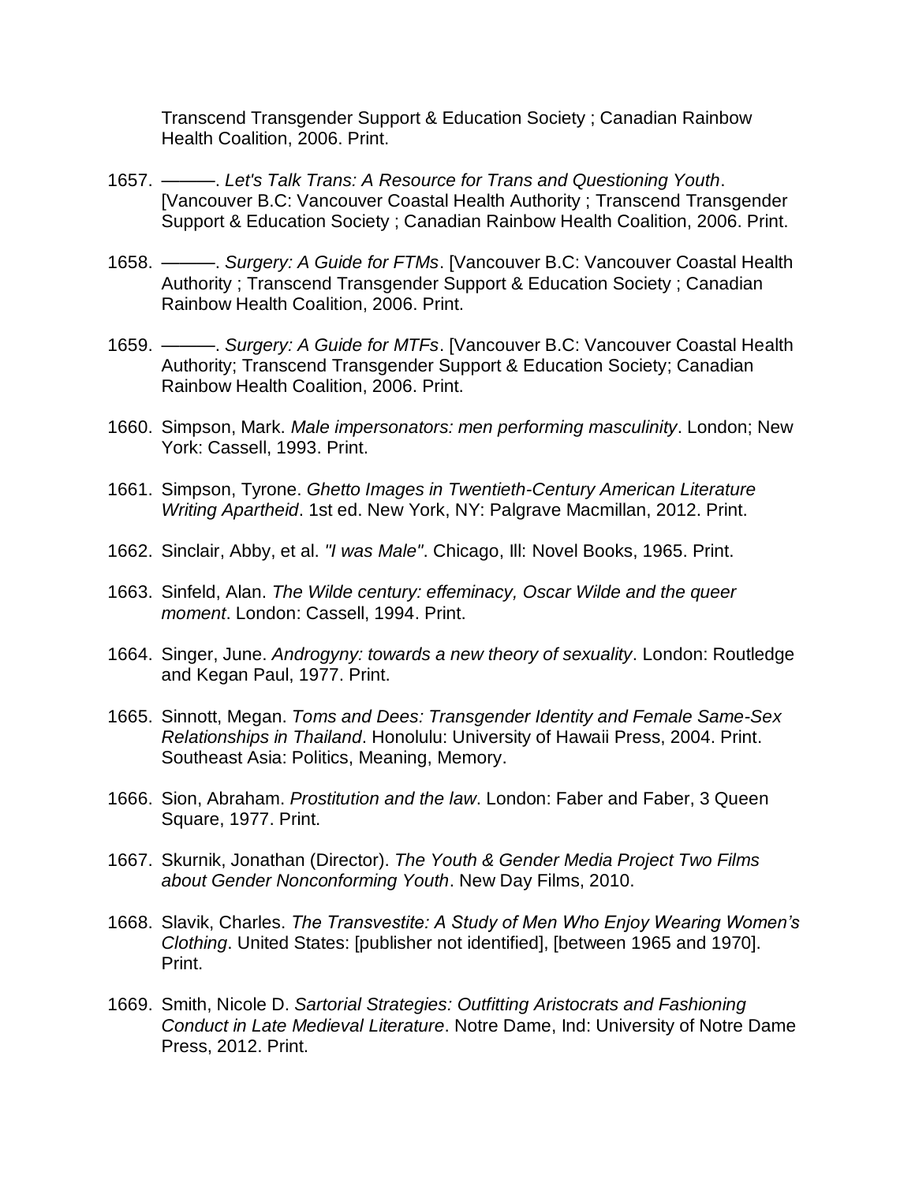Transcend Transgender Support & Education Society ; Canadian Rainbow Health Coalition, 2006. Print.

1657. ———. *Let's Talk Trans: A Resource for Trans and Questioning Youth*. [Vancouver B.C: Vancouver Coastal Health Authority ; Transcend Transgender Support & Education Society ; Canadian Rainbow Health Coalition, 2006. Print.

1658. ———. *Surgery: A Guide for FTMs*. [Vancouver B.C: Vancouver Coastal Health Authority ; Transcend Transgender Support & Education Society ; Canadian Rainbow Health Coalition, 2006. Print.

1659. ———. *Surgery: A Guide for MTFs*. [Vancouver B.C: Vancouver Coastal Health Authority; Transcend Transgender Support & Education Society; Canadian Rainbow Health Coalition, 2006. Print.

1660. Simpson, Mark. *Male impersonators: men performing masculinity*. London; New York: Cassell, 1993. Print.

1661. Simpson, Tyrone. *Ghetto Images in Twentieth-Century American Literature Writing Apartheid*. 1st ed. New York, NY: Palgrave Macmillan, 2012. Print.

1662. Sinclair, Abby, et al. *"I was Male"*. Chicago, Ill: Novel Books, 1965. Print.

1663. Sinfeld, Alan. *The Wilde century: effeminacy, Oscar Wilde and the queer moment*. London: Cassell, 1994. Print.

1664. Singer, June. *Androgyny: towards a new theory of sexuality*. London: Routledge and Kegan Paul, 1977. Print.

1665. Sinnott, Megan. *Toms and Dees: Transgender Identity and Female Same-Sex Relationships in Thailand*. Honolulu: University of Hawaii Press, 2004. Print. Southeast Asia: Politics, Meaning, Memory.

1666. Sion, Abraham. *Prostitution and the law*. London: Faber and Faber, 3 Queen Square, 1977. Print.

1667. Skurnik, Jonathan (Director). *The Youth & Gender Media Project Two Films about Gender Nonconforming Youth*. New Day Films, 2010.

1668. Slavik, Charles. *The Transvestite: A Study of Men Who Enjoy Wearing Women's Clothing*. United States: [publisher not identified], [between 1965 and 1970]. Print.

1669. Smith, Nicole D. *Sartorial Strategies: Outfitting Aristocrats and Fashioning Conduct in Late Medieval Literature*. Notre Dame, Ind: University of Notre Dame Press, 2012. Print.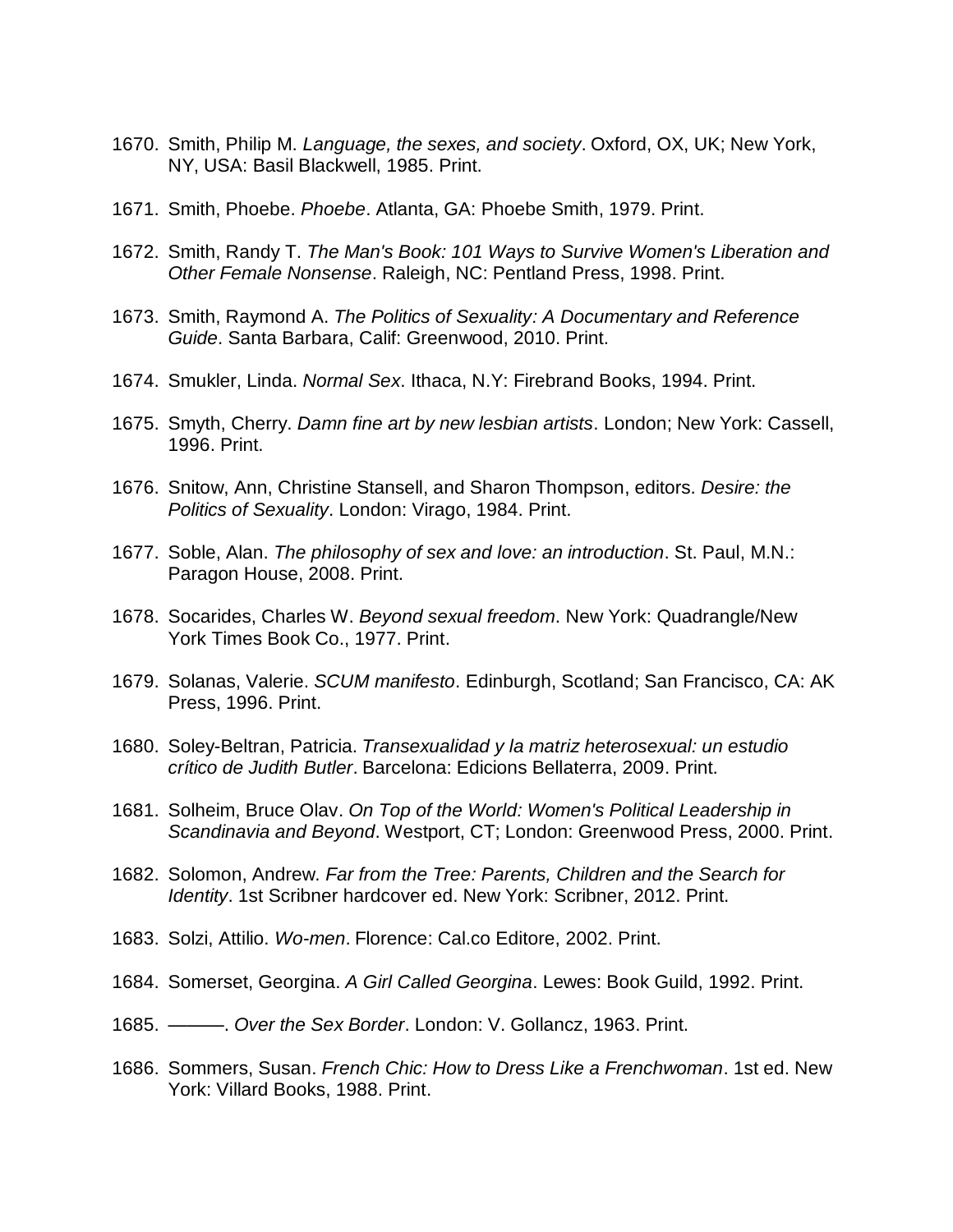1670. Smith, Philip M. *Language, the sexes, and society*. Oxford, OX, UK; New York, NY, USA: Basil Blackwell, 1985. Print.

1671. Smith, Phoebe. *Phoebe*. Atlanta, GA: Phoebe Smith, 1979. Print.

1672. Smith, Randy T. *The Man's Book: 101 Ways to Survive Women's Liberation and Other Female Nonsense*. Raleigh, NC: Pentland Press, 1998. Print.

1673. Smith, Raymond A. *The Politics of Sexuality: A Documentary and Reference Guide*. Santa Barbara, Calif: Greenwood, 2010. Print.

1674. Smukler, Linda. *Normal Sex*. Ithaca, N.Y: Firebrand Books, 1994. Print.

1675. Smyth, Cherry. *Damn fine art by new lesbian artists*. London; New York: Cassell, 1996. Print.

1676. Snitow, Ann, Christine Stansell, and Sharon Thompson, editors. *Desire: the Politics of Sexuality*. London: Virago, 1984. Print.

1677. Soble, Alan. *The philosophy of sex and love: an introduction*. St. Paul, M.N.: Paragon House, 2008. Print.

1678. Socarides, Charles W. *Beyond sexual freedom*. New York: Quadrangle/New York Times Book Co., 1977. Print.

1679. Solanas, Valerie. *SCUM manifesto*. Edinburgh, Scotland; San Francisco, CA: AK Press, 1996. Print.

1680. Soley-Beltran, Patricia. *Transexualidad y la matriz heterosexual: un estudio crítico de Judith Butler*. Barcelona: Edicions Bellaterra, 2009. Print.

1681. Solheim, Bruce Olav. *On Top of the World: Women's Political Leadership in Scandinavia and Beyond*. Westport, CT; London: Greenwood Press, 2000. Print.

1682. Solomon, Andrew. *Far from the Tree: Parents, Children and the Search for Identity*. 1st Scribner hardcover ed. New York: Scribner, 2012. Print.

1683. Solzi, Attilio. *Wo-men*. Florence: Cal.co Editore, 2002. Print.

1684. Somerset, Georgina. *A Girl Called Georgina*. Lewes: Book Guild, 1992. Print.

1685. ———. *Over the Sex Border*. London: V. Gollancz, 1963. Print.

1686. Sommers, Susan. *French Chic: How to Dress Like a Frenchwoman*. 1st ed. New York: Villard Books, 1988. Print.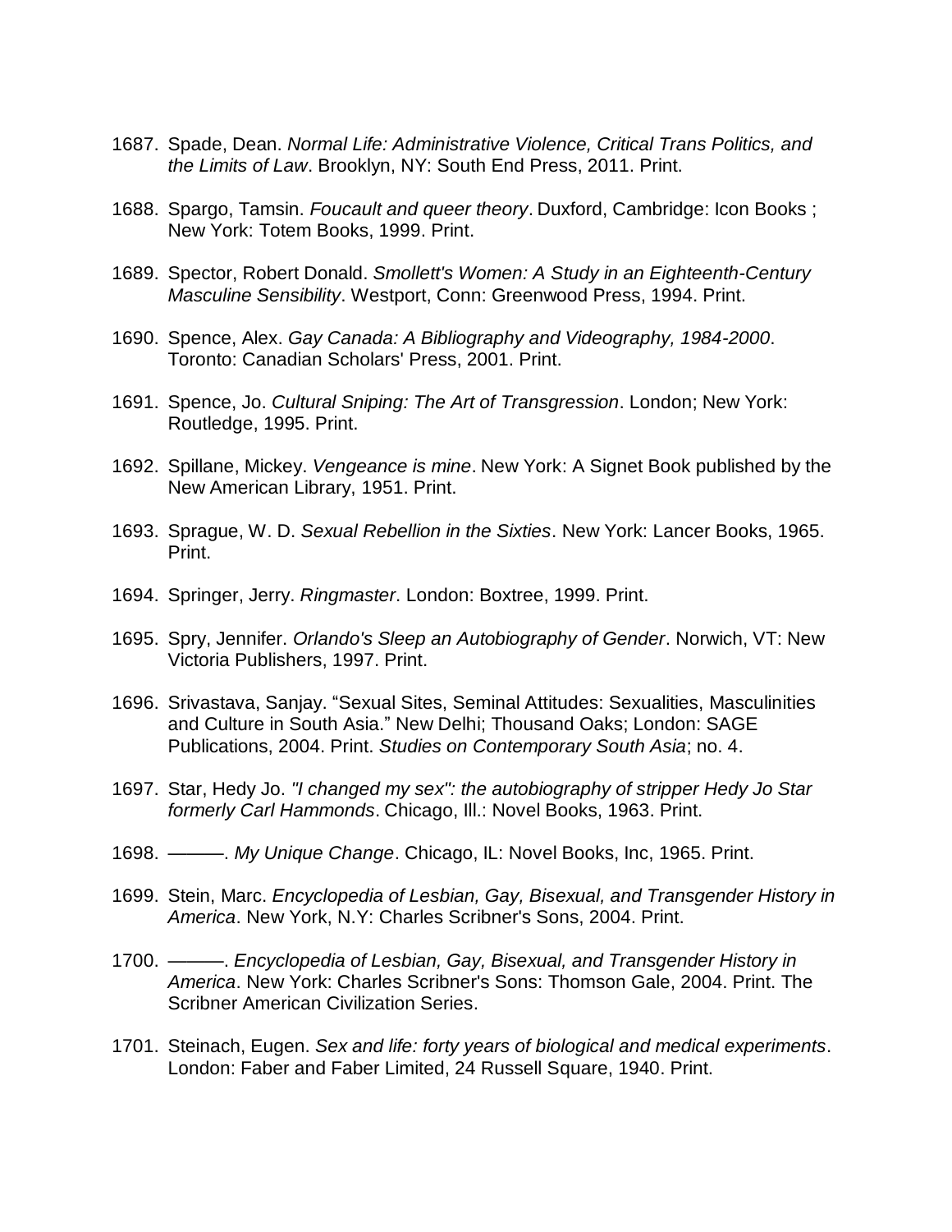1687. Spade, Dean. *Normal Life: Administrative Violence, Critical Trans Politics, and the Limits of Law*. Brooklyn, NY: South End Press, 2011. Print.

1688. Spargo, Tamsin. *Foucault and queer theory*. Duxford, Cambridge: Icon Books ; New York: Totem Books, 1999. Print.

1689. Spector, Robert Donald. *Smollett's Women: A Study in an Eighteenth-Century Masculine Sensibility*. Westport, Conn: Greenwood Press, 1994. Print.

1690. Spence, Alex. *Gay Canada: A Bibliography and Videography, 1984-2000*. Toronto: Canadian Scholars' Press, 2001. Print.

1691. Spence, Jo. *Cultural Sniping: The Art of Transgression*. London; New York: Routledge, 1995. Print.

1692. Spillane, Mickey. *Vengeance is mine*. New York: A Signet Book published by the New American Library, 1951. Print.

1693. Sprague, W. D. *Sexual Rebellion in the Sixties*. New York: Lancer Books, 1965. Print.

1694. Springer, Jerry. *Ringmaster*. London: Boxtree, 1999. Print.

1695. Spry, Jennifer. *Orlando's Sleep an Autobiography of Gender*. Norwich, VT: New Victoria Publishers, 1997. Print.

1696. Srivastava, Sanjay. "Sexual Sites, Seminal Attitudes: Sexualities, Masculinities and Culture in South Asia." New Delhi; Thousand Oaks; London: SAGE Publications, 2004. Print. *Studies on Contemporary South Asia*; no. 4.

1697. Star, Hedy Jo. *"I changed my sex": the autobiography of stripper Hedy Jo Star formerly Carl Hammonds*. Chicago, Ill.: Novel Books, 1963. Print.

1698. ———. *My Unique Change*. Chicago, IL: Novel Books, Inc, 1965. Print.

1699. Stein, Marc. *Encyclopedia of Lesbian, Gay, Bisexual, and Transgender History in America*. New York, N.Y: Charles Scribner's Sons, 2004. Print.

1700. ———. *Encyclopedia of Lesbian, Gay, Bisexual, and Transgender History in America*. New York: Charles Scribner's Sons: Thomson Gale, 2004. Print. The Scribner American Civilization Series.

1701. Steinach, Eugen. *Sex and life: forty years of biological and medical experiments*. London: Faber and Faber Limited, 24 Russell Square, 1940. Print.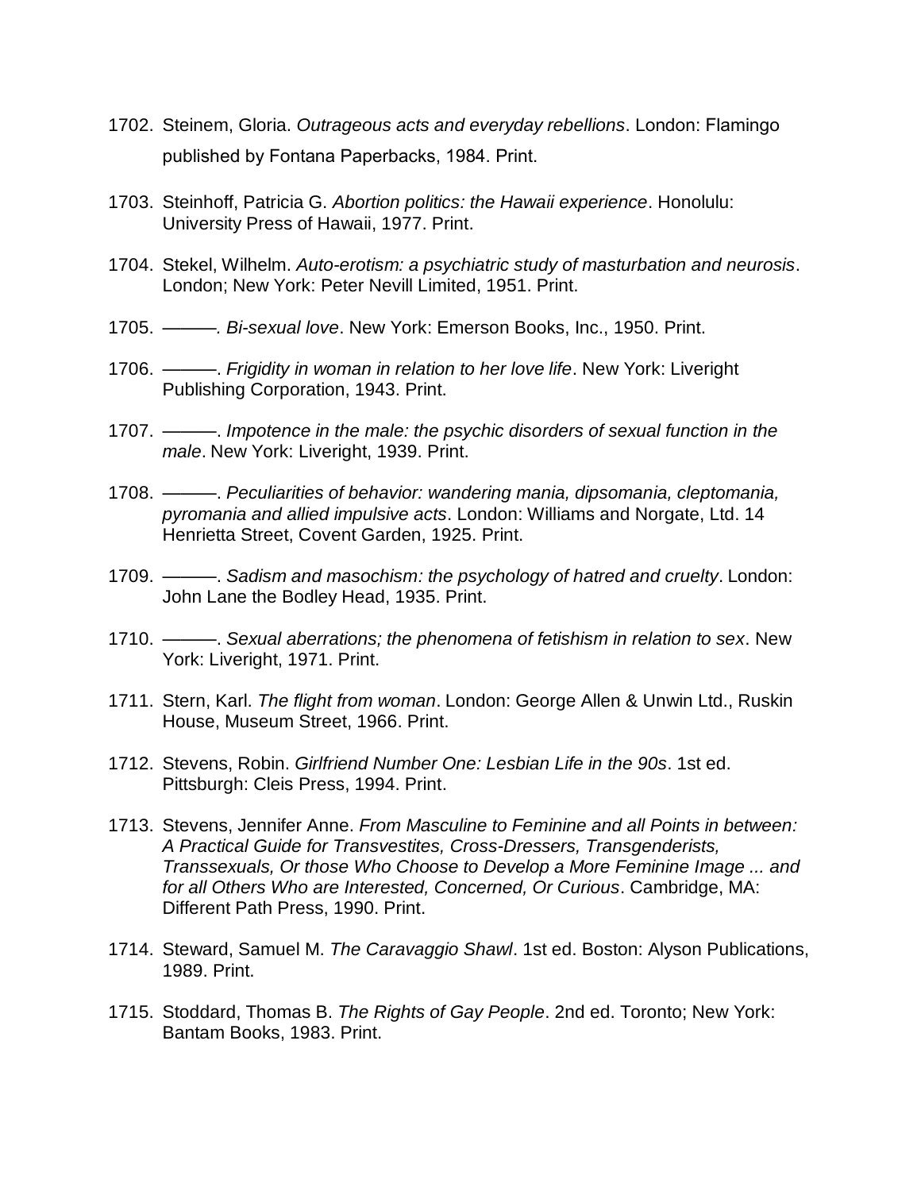1702. Steinem, Gloria. *Outrageous acts and everyday rebellions*. London: Flamingo published by Fontana Paperbacks, 1984. Print.

1703. Steinhoff, Patricia G. *Abortion politics: the Hawaii experience*. Honolulu: University Press of Hawaii, 1977. Print.

1704. Stekel, Wilhelm. *Auto-erotism: a psychiatric study of masturbation and neurosis*. London; New York: Peter Nevill Limited, 1951. Print.

1705. ———. *Bi-sexual love*. New York: Emerson Books, Inc., 1950. Print.

1706. ———. *Frigidity in woman in relation to her love life*. New York: Liveright Publishing Corporation, 1943. Print.

1707. ———. *Impotence in the male: the psychic disorders of sexual function in the male*. New York: Liveright, 1939. Print.

1708. ———. *Peculiarities of behavior: wandering mania, dipsomania, cleptomania, pyromania and allied impulsive acts*. London: Williams and Norgate, Ltd. 14 Henrietta Street, Covent Garden, 1925. Print.

1709. ———. *Sadism and masochism: the psychology of hatred and cruelty*. London: John Lane the Bodley Head, 1935. Print.

1710. ———. *Sexual aberrations; the phenomena of fetishism in relation to sex*. New York: Liveright, 1971. Print.

1711. Stern, Karl. *The flight from woman*. London: George Allen & Unwin Ltd., Ruskin House, Museum Street, 1966. Print.

1712. Stevens, Robin. *Girlfriend Number One: Lesbian Life in the 90s*. 1st ed. Pittsburgh: Cleis Press, 1994. Print.

1713. Stevens, Jennifer Anne. *From Masculine to Feminine and all Points in between: A Practical Guide for Transvestites, Cross-Dressers, Transgenderists, Transsexuals, Or those Who Choose to Develop a More Feminine Image ... and for all Others Who are Interested, Concerned, Or Curious*. Cambridge, MA: Different Path Press, 1990. Print.

1714. Steward, Samuel M. *The Caravaggio Shawl*. 1st ed. Boston: Alyson Publications, 1989. Print.

1715. Stoddard, Thomas B. *The Rights of Gay People*. 2nd ed. Toronto; New York: Bantam Books, 1983. Print.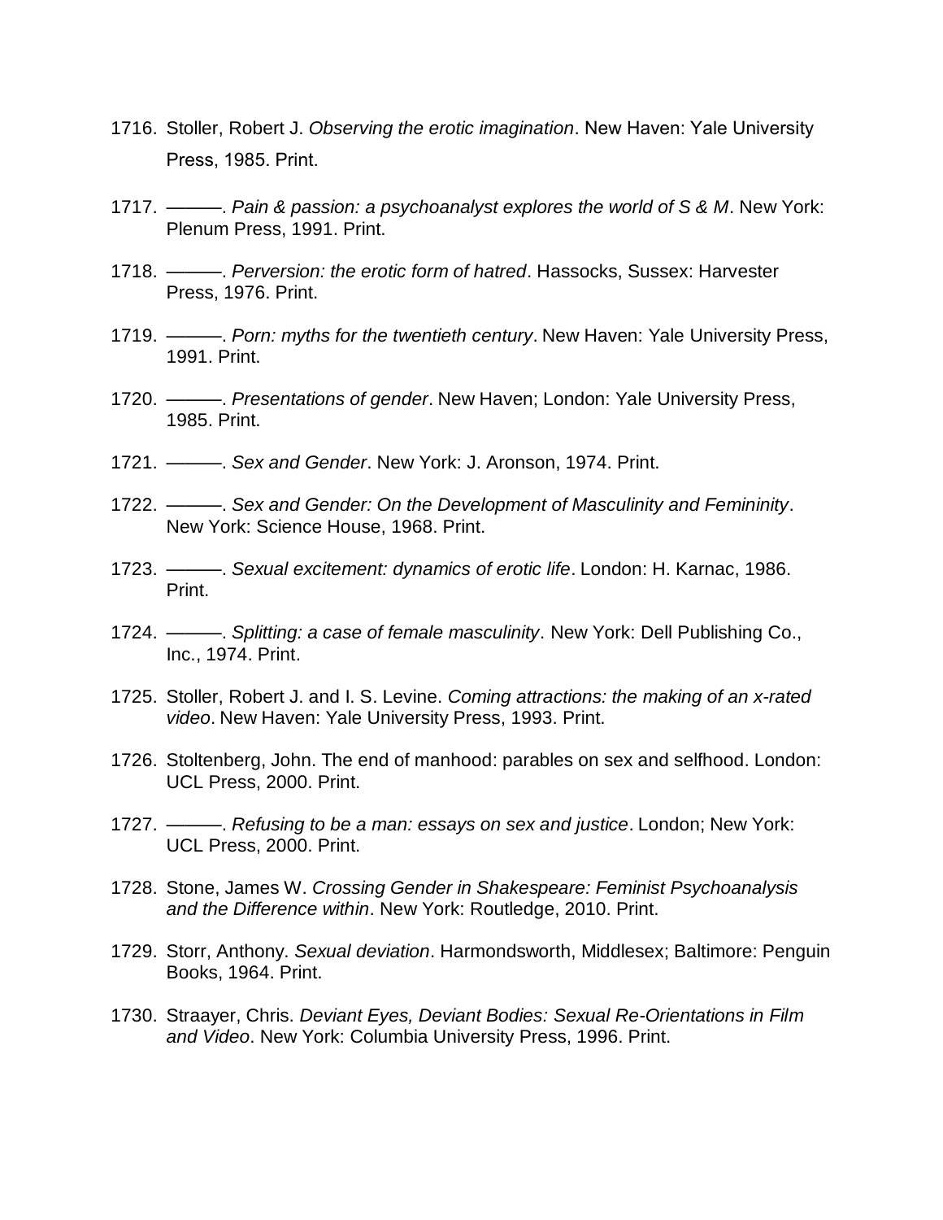1716. Stoller, Robert J. *Observing the erotic imagination*. New Haven: Yale University Press, 1985. Print.

1717. ———. *Pain & passion: a psychoanalyst explores the world of S & M*. New York: Plenum Press, 1991. Print.

1718. ———. *Perversion: the erotic form of hatred*. Hassocks, Sussex: Harvester Press, 1976. Print.

1719. ———. *Porn: myths for the twentieth century*. New Haven: Yale University Press, 1991. Print.

1720. ———. *Presentations of gender*. New Haven; London: Yale University Press, 1985. Print.

1721. ———. *Sex and Gender*. New York: J. Aronson, 1974. Print.

1722. ———. *Sex and Gender: On the Development of Masculinity and Femininity*. New York: Science House, 1968. Print.

1723. ———. *Sexual excitement: dynamics of erotic life*. London: H. Karnac, 1986. Print.

1724. ———. *Splitting: a case of female masculinity*. New York: Dell Publishing Co., Inc., 1974. Print.

1725. Stoller, Robert J. and I. S. Levine. *Coming attractions: the making of an x-rated video*. New Haven: Yale University Press, 1993. Print.

1726. Stoltenberg, John. The end of manhood: parables on sex and selfhood. London: UCL Press, 2000. Print.

1727. ———. *Refusing to be a man: essays on sex and justice*. London; New York: UCL Press, 2000. Print.

1728. Stone, James W. *Crossing Gender in Shakespeare: Feminist Psychoanalysis and the Difference within*. New York: Routledge, 2010. Print.

1729. Storr, Anthony. *Sexual deviation*. Harmondsworth, Middlesex; Baltimore: Penguin Books, 1964. Print.

1730. Straayer, Chris. *Deviant Eyes, Deviant Bodies: Sexual Re-Orientations in Film and Video*. New York: Columbia University Press, 1996. Print.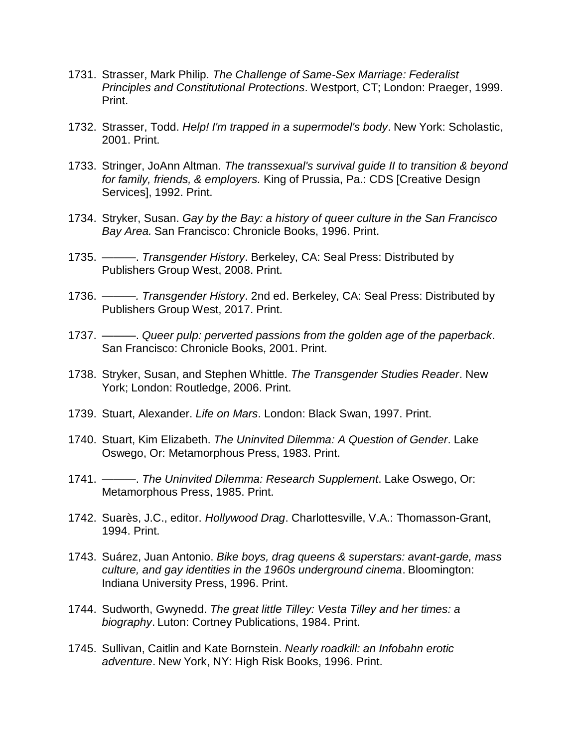1731. Strasser, Mark Philip. *The Challenge of Same-Sex Marriage: Federalist Principles and Constitutional Protections*. Westport, CT; London: Praeger, 1999. Print.

1732. Strasser, Todd. *Help! I'm trapped in a supermodel's body*. New York: Scholastic, 2001. Print.

1733. Stringer, JoAnn Altman. *The transsexual's survival guide II to transition & beyond for family, friends, & employers.* King of Prussia, Pa.: CDS [Creative Design Services], 1992. Print.

1734. Stryker, Susan. *Gay by the Bay: a history of queer culture in the San Francisco Bay Area.* San Francisco: Chronicle Books, 1996. Print.

1735. ———. *Transgender History*. Berkeley, CA: Seal Press: Distributed by Publishers Group West, 2008. Print.

1736. ———. *Transgender History*. 2nd ed. Berkeley, CA: Seal Press: Distributed by Publishers Group West, 2017. Print.

1737. ———. *Queer pulp: perverted passions from the golden age of the paperback*. San Francisco: Chronicle Books, 2001. Print.

1738. Stryker, Susan, and Stephen Whittle. *The Transgender Studies Reader*. New York; London: Routledge, 2006. Print.

1739. Stuart, Alexander. *Life on Mars*. London: Black Swan, 1997. Print.

1740. Stuart, Kim Elizabeth. *The Uninvited Dilemma: A Question of Gender*. Lake Oswego, Or: Metamorphous Press, 1983. Print.

1741. ———. *The Uninvited Dilemma: Research Supplement*. Lake Oswego, Or: Metamorphous Press, 1985. Print.

1742. Suarès, J.C., editor. *Hollywood Drag*. Charlottesville, V.A.: Thomasson-Grant, 1994. Print.

1743. Suárez, Juan Antonio. *Bike boys, drag queens & superstars: avant-garde, mass culture, and gay identities in the 1960s underground cinema*. Bloomington: Indiana University Press, 1996. Print.

1744. Sudworth, Gwynedd. *The great little Tilley: Vesta Tilley and her times: a biography*. Luton: Cortney Publications, 1984. Print.

1745. Sullivan, Caitlin and Kate Bornstein. *Nearly roadkill: an Infobahn erotic adventure*. New York, NY: High Risk Books, 1996. Print.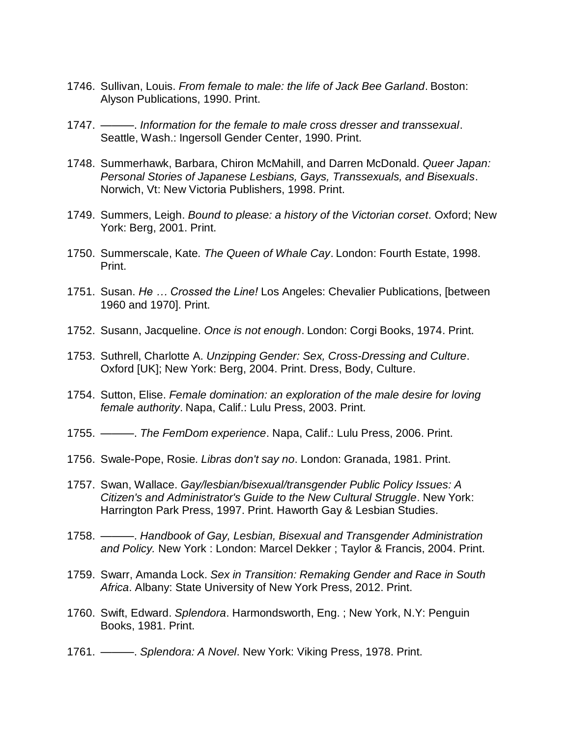1746. Sullivan, Louis. *From female to male: the life of Jack Bee Garland*. Boston: Alyson Publications, 1990. Print.

1747. ———. *Information for the female to male cross dresser and transsexual*. Seattle, Wash.: Ingersoll Gender Center, 1990. Print.

1748. Summerhawk, Barbara, Chiron McMahill, and Darren McDonald. *Queer Japan: Personal Stories of Japanese Lesbians, Gays, Transsexuals, and Bisexuals*. Norwich, Vt: New Victoria Publishers, 1998. Print.

1749. Summers, Leigh. *Bound to please: a history of the Victorian corset*. Oxford; New York: Berg, 2001. Print.

1750. Summerscale, Kate. *The Queen of Whale Cay*. London: Fourth Estate, 1998. Print.

1751. Susan. *He … Crossed the Line!* Los Angeles: Chevalier Publications, [between 1960 and 1970]. Print.

1752. Susann, Jacqueline. *Once is not enough*. London: Corgi Books, 1974. Print.

1753. Suthrell, Charlotte A. *Unzipping Gender: Sex, Cross-Dressing and Culture*. Oxford [UK]; New York: Berg, 2004. Print. Dress, Body, Culture.

1754. Sutton, Elise. *Female domination: an exploration of the male desire for loving female authority*. Napa, Calif.: Lulu Press, 2003. Print.

1755. ———. *The FemDom experience*. Napa, Calif.: Lulu Press, 2006. Print.

1756. Swale-Pope, Rosie. *Libras don't say no*. London: Granada, 1981. Print.

1757. Swan, Wallace. *Gay/lesbian/bisexual/transgender Public Policy Issues: A Citizen's and Administrator's Guide to the New Cultural Struggle*. New York: Harrington Park Press, 1997. Print. Haworth Gay & Lesbian Studies.

1758. ———. *Handbook of Gay, Lesbian, Bisexual and Transgender Administration and Policy.* New York : London: Marcel Dekker ; Taylor & Francis, 2004. Print.

1759. Swarr, Amanda Lock. *Sex in Transition: Remaking Gender and Race in South Africa*. Albany: State University of New York Press, 2012. Print.

1760. Swift, Edward. *Splendora*. Harmondsworth, Eng. ; New York, N.Y: Penguin Books, 1981. Print.

1761. ———. *Splendora: A Novel*. New York: Viking Press, 1978. Print.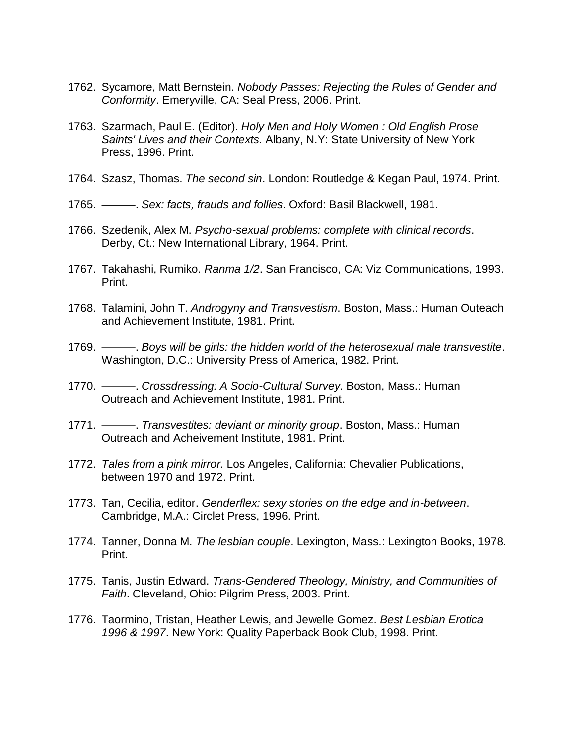1762. Sycamore, Matt Bernstein. *Nobody Passes: Rejecting the Rules of Gender and Conformity*. Emeryville, CA: Seal Press, 2006. Print.

1763. Szarmach, Paul E. (Editor). *Holy Men and Holy Women : Old English Prose Saints' Lives and their Contexts*. Albany, N.Y: State University of New York Press, 1996. Print.

1764. Szasz, Thomas. *The second sin*. London: Routledge & Kegan Paul, 1974. Print.

1765. ———. *Sex: facts, frauds and follies*. Oxford: Basil Blackwell, 1981.

1766. Szedenik, Alex M. *Psycho-sexual problems: complete with clinical records*. Derby, Ct.: New International Library, 1964. Print.

1767. Takahashi, Rumiko. *Ranma 1/2*. San Francisco, CA: Viz Communications, 1993. Print.

1768. Talamini, John T. *Androgyny and Transvestism*. Boston, Mass.: Human Outeach and Achievement Institute, 1981. Print.

1769. ———. *Boys will be girls: the hidden world of the heterosexual male transvestite*. Washington, D.C.: University Press of America, 1982. Print.

1770. ———. *Crossdressing: A Socio-Cultural Survey*. Boston, Mass.: Human Outreach and Achievement Institute, 1981. Print.

1771. ———. *Transvestites: deviant or minority group*. Boston, Mass.: Human Outreach and Acheivement Institute, 1981. Print.

1772. *Tales from a pink mirror.* Los Angeles, California: Chevalier Publications, between 1970 and 1972. Print.

1773. Tan, Cecilia, editor. *Genderflex: sexy stories on the edge and in-between*. Cambridge, M.A.: Circlet Press, 1996. Print.

1774. Tanner, Donna M. *The lesbian couple*. Lexington, Mass.: Lexington Books, 1978. Print.

1775. Tanis, Justin Edward. *Trans-Gendered Theology, Ministry, and Communities of Faith*. Cleveland, Ohio: Pilgrim Press, 2003. Print.

1776. Taormino, Tristan, Heather Lewis, and Jewelle Gomez. *Best Lesbian Erotica 1996 & 1997*. New York: Quality Paperback Book Club, 1998. Print.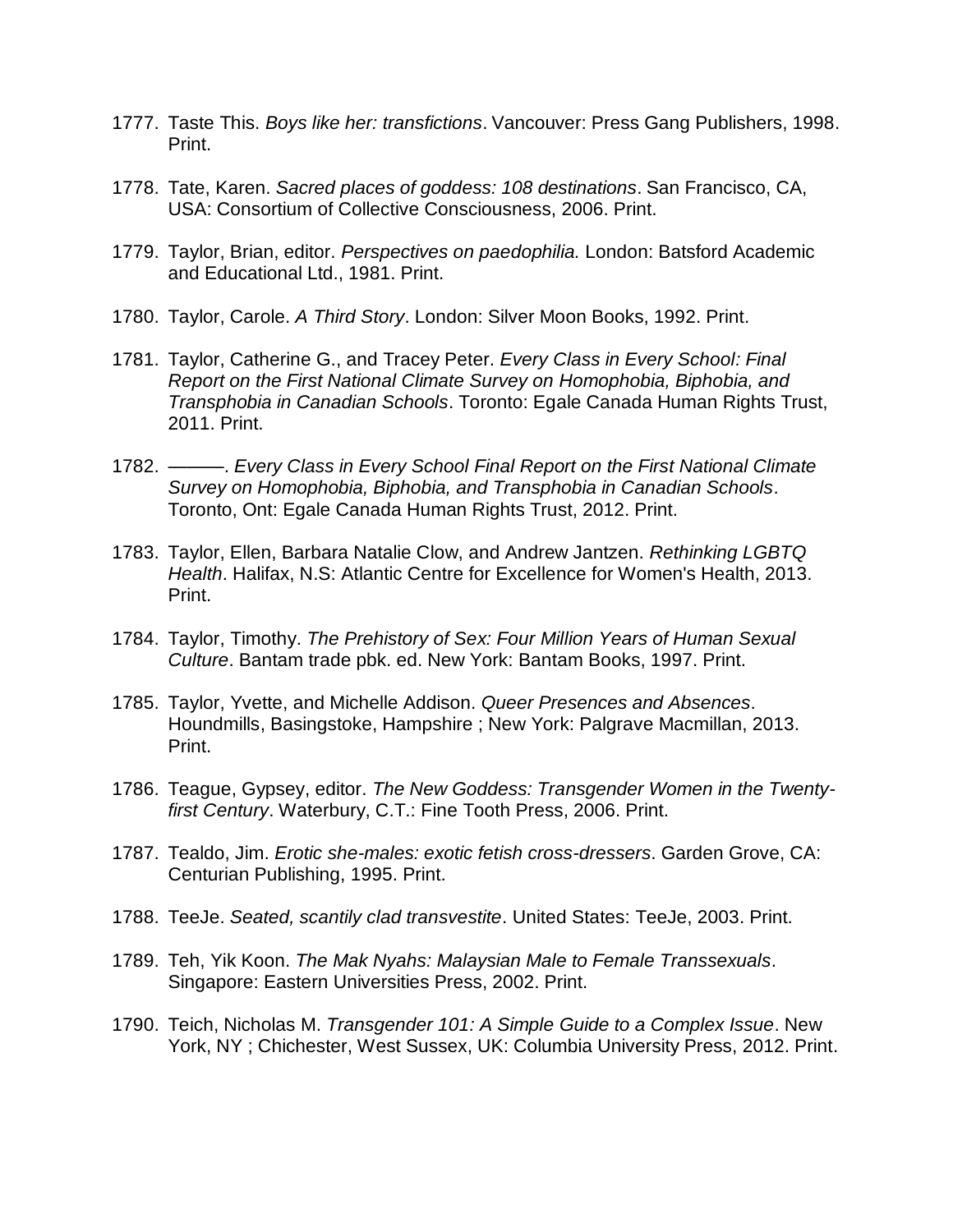1777. Taste This. *Boys like her: transfictions*. Vancouver: Press Gang Publishers, 1998. Print.

1778. Tate, Karen. *Sacred places of goddess: 108 destinations*. San Francisco, CA, USA: Consortium of Collective Consciousness, 2006. Print.

1779. Taylor, Brian, editor. *Perspectives on paedophilia.* London: Batsford Academic and Educational Ltd., 1981. Print.

1780. Taylor, Carole. *A Third Story*. London: Silver Moon Books, 1992. Print.

1781. Taylor, Catherine G., and Tracey Peter. *Every Class in Every School: Final Report on the First National Climate Survey on Homophobia, Biphobia, and Transphobia in Canadian Schools*. Toronto: Egale Canada Human Rights Trust, 2011. Print.

1782. ———. *Every Class in Every School Final Report on the First National Climate Survey on Homophobia, Biphobia, and Transphobia in Canadian Schools*. Toronto, Ont: Egale Canada Human Rights Trust, 2012. Print.

1783. Taylor, Ellen, Barbara Natalie Clow, and Andrew Jantzen. *Rethinking LGBTQ Health*. Halifax, N.S: Atlantic Centre for Excellence for Women's Health, 2013. Print.

1784. Taylor, Timothy. *The Prehistory of Sex: Four Million Years of Human Sexual Culture*. Bantam trade pbk. ed. New York: Bantam Books, 1997. Print.

1785. Taylor, Yvette, and Michelle Addison. *Queer Presences and Absences*. Houndmills, Basingstoke, Hampshire ; New York: Palgrave Macmillan, 2013. Print.

1786. Teague, Gypsey, editor. *The New Goddess: Transgender Women in the Twenty-first Century*. Waterbury, C.T.: Fine Tooth Press, 2006. Print.

1787. Tealdo, Jim. *Erotic she-males: exotic fetish cross-dressers*. Garden Grove, CA: Centurian Publishing, 1995. Print.

1788. TeeJe. *Seated, scantily clad transvestite*. United States: TeeJe, 2003. Print.

1789. Teh, Yik Koon. *The Mak Nyahs: Malaysian Male to Female Transsexuals*. Singapore: Eastern Universities Press, 2002. Print.

1790. Teich, Nicholas M. *Transgender 101: A Simple Guide to a Complex Issue*. New York, NY ; Chichester, West Sussex, UK: Columbia University Press, 2012. Print.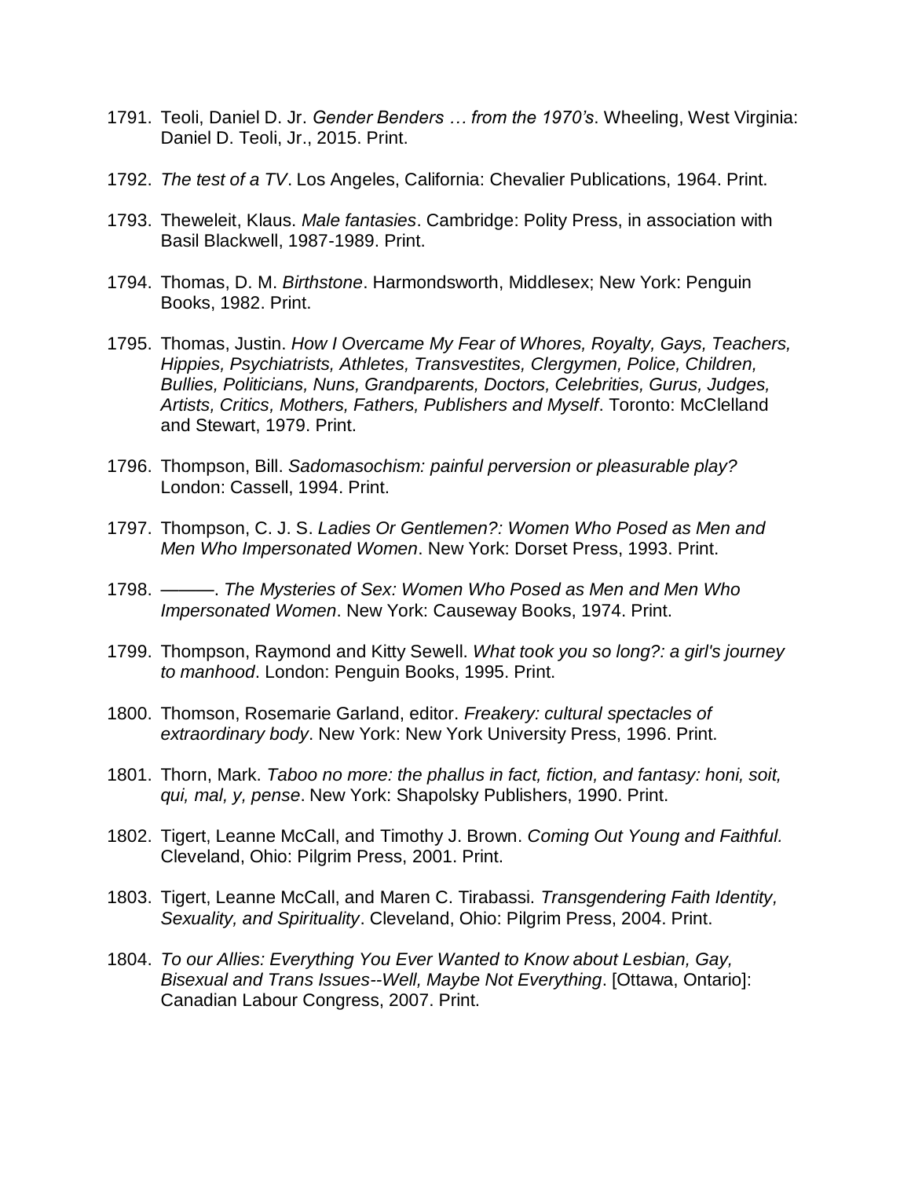1791. Teoli, Daniel D. Jr. *Gender Benders … from the 1970's*. Wheeling, West Virginia: Daniel D. Teoli, Jr., 2015. Print.

1792. *The test of a TV*. Los Angeles, California: Chevalier Publications, 1964. Print.

1793. Theweleit, Klaus. *Male fantasies*. Cambridge: Polity Press, in association with Basil Blackwell, 1987-1989. Print.

1794. Thomas, D. M. *Birthstone*. Harmondsworth, Middlesex; New York: Penguin Books, 1982. Print.

1795. Thomas, Justin. *How I Overcame My Fear of Whores, Royalty, Gays, Teachers, Hippies, Psychiatrists, Athletes, Transvestites, Clergymen, Police, Children, Bullies, Politicians, Nuns, Grandparents, Doctors, Celebrities, Gurus, Judges, Artists, Critics, Mothers, Fathers, Publishers and Myself*. Toronto: McClelland and Stewart, 1979. Print.

1796. Thompson, Bill. *Sadomasochism: painful perversion or pleasurable play?* London: Cassell, 1994. Print.

1797. Thompson, C. J. S. *Ladies Or Gentlemen?: Women Who Posed as Men and Men Who Impersonated Women*. New York: Dorset Press, 1993. Print.

1798. ———. *The Mysteries of Sex: Women Who Posed as Men and Men Who Impersonated Women*. New York: Causeway Books, 1974. Print.

1799. Thompson, Raymond and Kitty Sewell. *What took you so long?: a girl's journey to manhood*. London: Penguin Books, 1995. Print.

1800. Thomson, Rosemarie Garland, editor. *Freakery: cultural spectacles of extraordinary body*. New York: New York University Press, 1996. Print.

1801. Thorn, Mark. *Taboo no more: the phallus in fact, fiction, and fantasy: honi, soit, qui, mal, y, pense*. New York: Shapolsky Publishers, 1990. Print.

1802. Tigert, Leanne McCall, and Timothy J. Brown. *Coming Out Young and Faithful.* Cleveland, Ohio: Pilgrim Press, 2001. Print.

1803. Tigert, Leanne McCall, and Maren C. Tirabassi. *Transgendering Faith Identity, Sexuality, and Spirituality*. Cleveland, Ohio: Pilgrim Press, 2004. Print.

1804. *To our Allies: Everything You Ever Wanted to Know about Lesbian, Gay, Bisexual and Trans Issues--Well, Maybe Not Everything*. [Ottawa, Ontario]: Canadian Labour Congress, 2007. Print.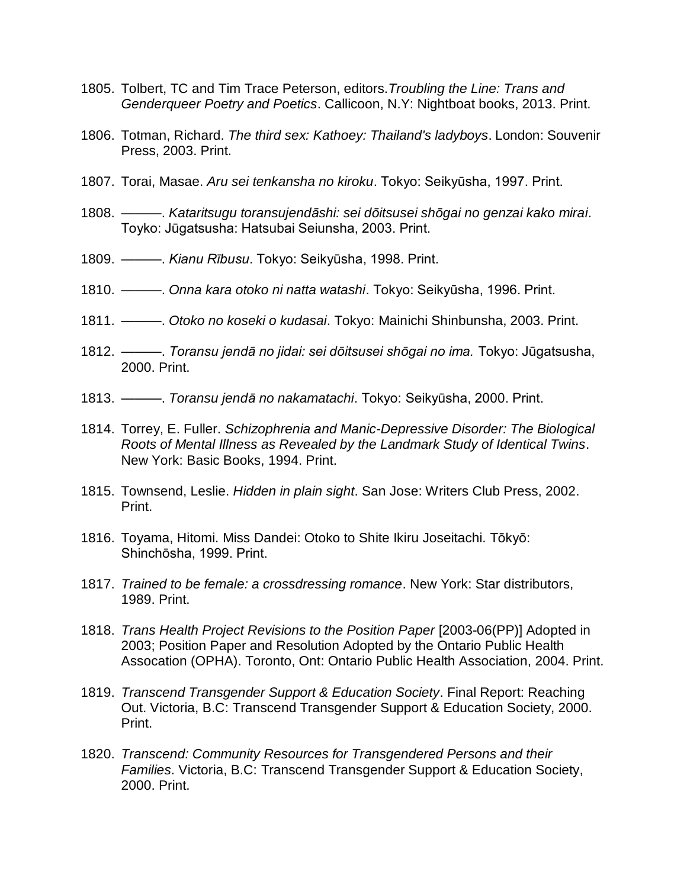1805. Tolbert, TC and Tim Trace Peterson, editors.*Troubling the Line: Trans and Genderqueer Poetry and Poetics*. Callicoon, N.Y: Nightboat books, 2013. Print.

1806. Totman, Richard. *The third sex: Kathoey: Thailand's ladyboys*. London: Souvenir Press, 2003. Print.

1807. Torai, Masae. *Aru sei tenkansha no kiroku*. Tokyo: Seikyūsha, 1997. Print.

1808. ———. *Kataritsugu toransujendāshi: sei dōitsusei shōgai no genzai kako mirai*. Toyko: Jūgatsusha: Hatsubai Seiunsha, 2003. Print.

1809. ———. *Kianu Rībusu*. Tokyo: Seikyūsha, 1998. Print.

1810. ———. *Onna kara otoko ni natta watashi*. Tokyo: Seikyūsha, 1996. Print.

1811. ———. *Otoko no koseki o kudasai*. Tokyo: Mainichi Shinbunsha, 2003. Print.

1812. ———. *Toransu jendā no jidai: sei dōitsusei shōgai no ima.* Tokyo: Jūgatsusha, 2000. Print.

1813. ———. *Toransu jendā no nakamatachi*. Tokyo: Seikyūsha, 2000. Print.

1814. Torrey, E. Fuller. *Schizophrenia and Manic-Depressive Disorder: The Biological Roots of Mental Illness as Revealed by the Landmark Study of Identical Twins*. New York: Basic Books, 1994. Print.

1815. Townsend, Leslie. *Hidden in plain sight*. San Jose: Writers Club Press, 2002. Print.

1816. Toyama, Hitomi. Miss Dandei: Otoko to Shite Ikiru Joseitachi. Tōkyō: Shinchōsha, 1999. Print.

1817. *Trained to be female: a crossdressing romance*. New York: Star distributors, 1989. Print.

1818. *Trans Health Project Revisions to the Position Paper* [2003-06(PP)] Adopted in 2003; Position Paper and Resolution Adopted by the Ontario Public Health Assocation (OPHA). Toronto, Ont: Ontario Public Health Association, 2004. Print.

1819. *Transcend Transgender Support & Education Society*. Final Report: Reaching Out. Victoria, B.C: Transcend Transgender Support & Education Society, 2000. Print.

1820. *Transcend: Community Resources for Transgendered Persons and their Families*. Victoria, B.C: Transcend Transgender Support & Education Society, 2000. Print.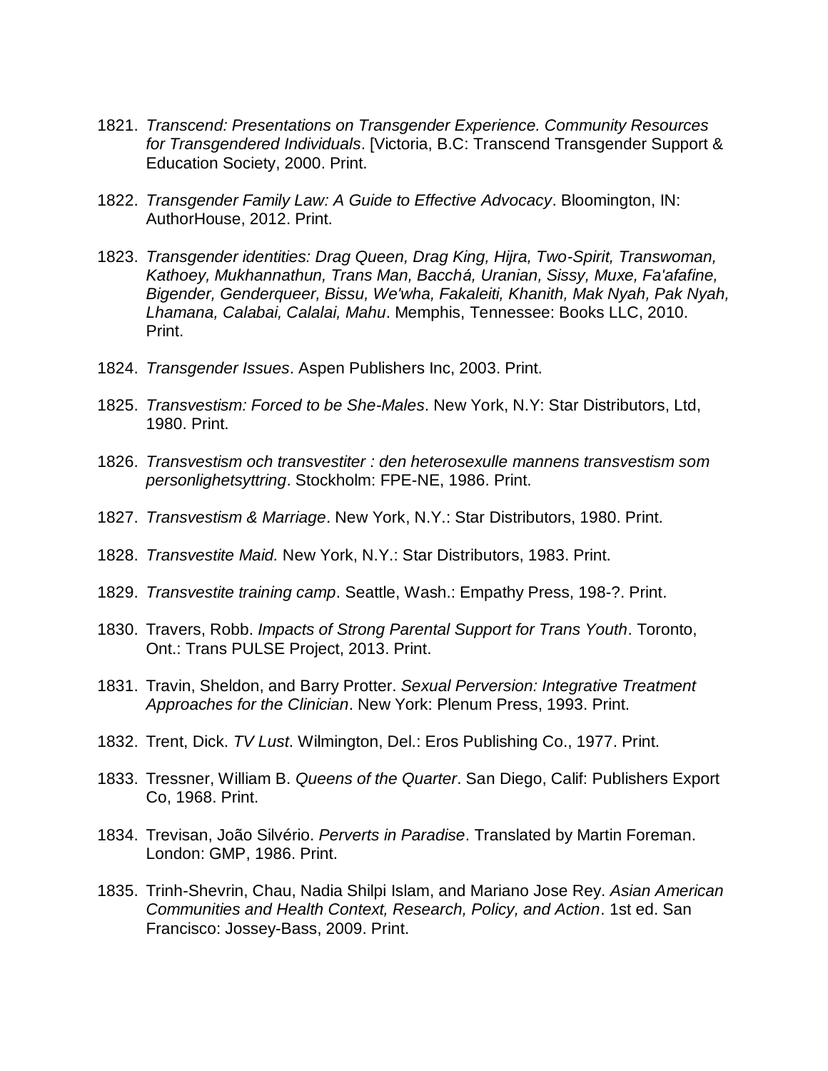1821. *Transcend: Presentations on Transgender Experience. Community Resources for Transgendered Individuals*. [Victoria, B.C: Transcend Transgender Support & Education Society, 2000. Print.

1822. *Transgender Family Law: A Guide to Effective Advocacy*. Bloomington, IN: AuthorHouse, 2012. Print.

1823. *Transgender identities: Drag Queen, Drag King, Hijra, Two-Spirit, Transwoman, Kathoey, Mukhannathun, Trans Man, Bacchá, Uranian, Sissy, Muxe, Fa'afafine, Bigender, Genderqueer, Bissu, We'wha, Fakaleiti, Khanith, Mak Nyah, Pak Nyah, Lhamana, Calabai, Calalai, Mahu*. Memphis, Tennessee: Books LLC, 2010. Print.

1824. *Transgender Issues*. Aspen Publishers Inc, 2003. Print.

1825. *Transvestism: Forced to be She-Males*. New York, N.Y: Star Distributors, Ltd, 1980. Print.

1826. *Transvestism och transvestiter : den heterosexulle mannens transvestism som personlighetsyttring*. Stockholm: FPE-NE, 1986. Print.

1827. *Transvestism & Marriage*. New York, N.Y.: Star Distributors, 1980. Print.

1828. *Transvestite Maid.* New York, N.Y.: Star Distributors, 1983. Print.

1829. *Transvestite training camp*. Seattle, Wash.: Empathy Press, 198-?. Print.

1830. Travers, Robb. *Impacts of Strong Parental Support for Trans Youth*. Toronto, Ont.: Trans PULSE Project, 2013. Print.

1831. Travin, Sheldon, and Barry Protter. *Sexual Perversion: Integrative Treatment Approaches for the Clinician*. New York: Plenum Press, 1993. Print.

1832. Trent, Dick. *TV Lust*. Wilmington, Del.: Eros Publishing Co., 1977. Print.

1833. Tressner, William B. *Queens of the Quarter*. San Diego, Calif: Publishers Export Co, 1968. Print.

1834. Trevisan, João Silvério. *Perverts in Paradise*. Translated by Martin Foreman. London: GMP, 1986. Print.

1835. Trinh-Shevrin, Chau, Nadia Shilpi Islam, and Mariano Jose Rey. *Asian American Communities and Health Context, Research, Policy, and Action*. 1st ed. San Francisco: Jossey-Bass, 2009. Print.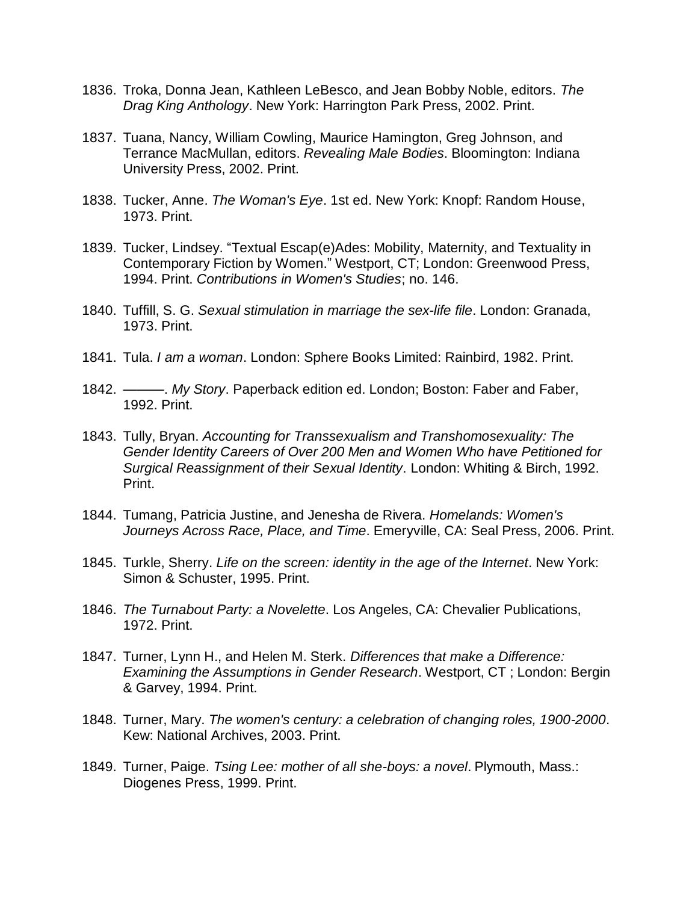1836. Troka, Donna Jean, Kathleen LeBesco, and Jean Bobby Noble, editors. *The Drag King Anthology*. New York: Harrington Park Press, 2002. Print.

1837. Tuana, Nancy, William Cowling, Maurice Hamington, Greg Johnson, and Terrance MacMullan, editors. *Revealing Male Bodies*. Bloomington: Indiana University Press, 2002. Print.

1838. Tucker, Anne. *The Woman's Eye*. 1st ed. New York: Knopf: Random House, 1973. Print.

1839. Tucker, Lindsey. "Textual Escap(e)Ades: Mobility, Maternity, and Textuality in Contemporary Fiction by Women." Westport, CT; London: Greenwood Press, 1994. Print. *Contributions in Women's Studies*; no. 146.

1840. Tuffill, S. G. *Sexual stimulation in marriage the sex-life file*. London: Granada, 1973. Print.

1841. Tula. *I am a woman*. London: Sphere Books Limited: Rainbird, 1982. Print.

1842. ———. *My Story*. Paperback edition ed. London; Boston: Faber and Faber, 1992. Print.

1843. Tully, Bryan. *Accounting for Transsexualism and Transhomosexuality: The Gender Identity Careers of Over 200 Men and Women Who have Petitioned for Surgical Reassignment of their Sexual Identity*. London: Whiting & Birch, 1992. Print.

1844. Tumang, Patricia Justine, and Jenesha de Rivera. *Homelands: Women's Journeys Across Race, Place, and Time*. Emeryville, CA: Seal Press, 2006. Print.

1845. Turkle, Sherry. *Life on the screen: identity in the age of the Internet*. New York: Simon & Schuster, 1995. Print.

1846. *The Turnabout Party: a Novelette*. Los Angeles, CA: Chevalier Publications, 1972. Print.

1847. Turner, Lynn H., and Helen M. Sterk. *Differences that make a Difference: Examining the Assumptions in Gender Research*. Westport, CT ; London: Bergin & Garvey, 1994. Print.

1848. Turner, Mary. *The women's century: a celebration of changing roles, 1900-2000*. Kew: National Archives, 2003. Print.

1849. Turner, Paige. *Tsing Lee: mother of all she-boys: a novel*. Plymouth, Mass.: Diogenes Press, 1999. Print.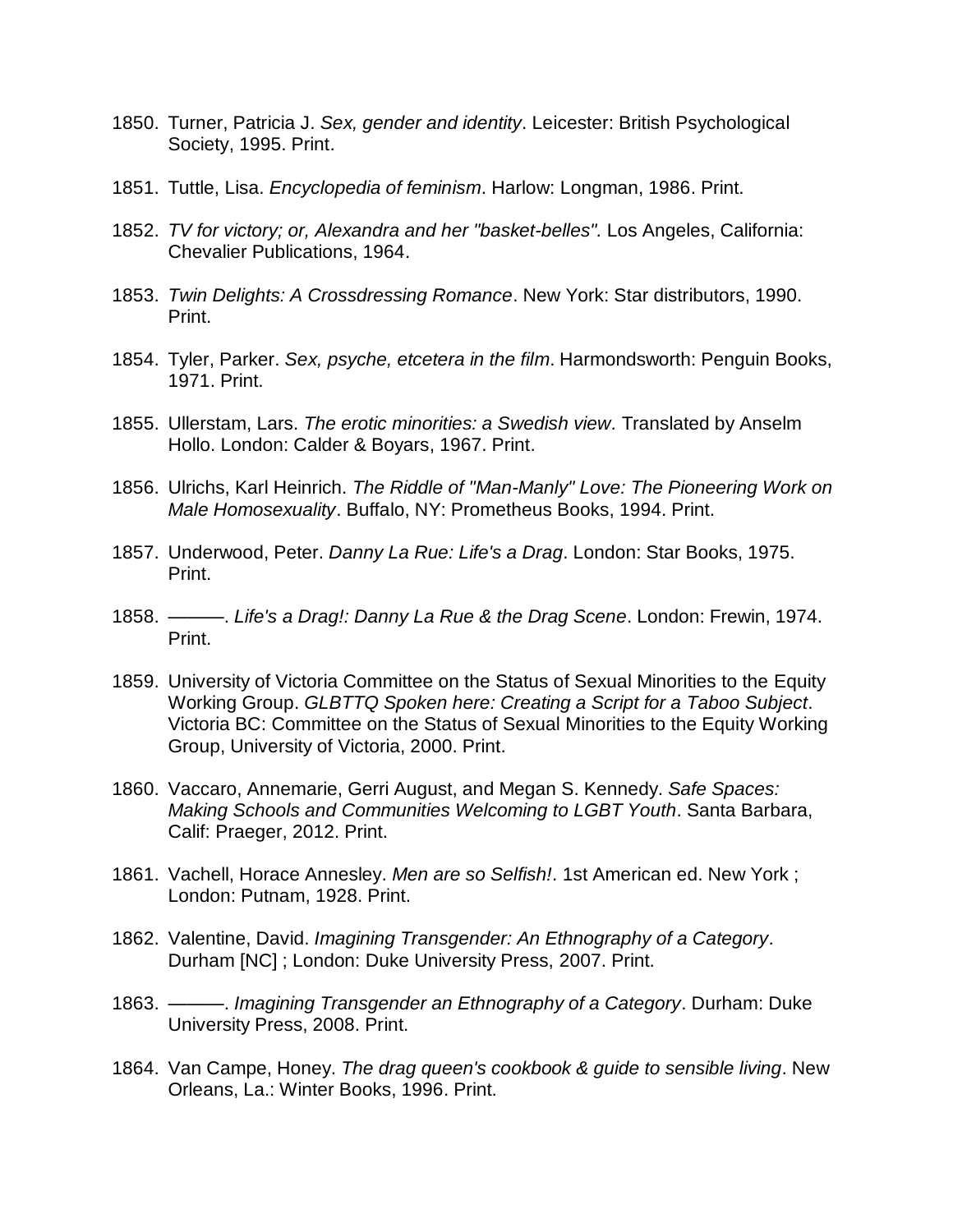1850. Turner, Patricia J. *Sex, gender and identity*. Leicester: British Psychological Society, 1995. Print.

1851. Tuttle, Lisa. *Encyclopedia of feminism*. Harlow: Longman, 1986. Print.

1852. *TV for victory; or, Alexandra and her "basket-belles".* Los Angeles, California: Chevalier Publications, 1964.

1853. *Twin Delights: A Crossdressing Romance*. New York: Star distributors, 1990. Print.

1854. Tyler, Parker. *Sex, psyche, etcetera in the film*. Harmondsworth: Penguin Books, 1971. Print.

1855. Ullerstam, Lars. *The erotic minorities: a Swedish view*. Translated by Anselm Hollo. London: Calder & Boyars, 1967. Print.

1856. Ulrichs, Karl Heinrich. *The Riddle of "Man-Manly" Love: The Pioneering Work on Male Homosexuality*. Buffalo, NY: Prometheus Books, 1994. Print.

1857. Underwood, Peter. *Danny La Rue: Life's a Drag*. London: Star Books, 1975. Print.

1858. ———. *Life's a Drag!: Danny La Rue & the Drag Scene*. London: Frewin, 1974. Print.

1859. University of Victoria Committee on the Status of Sexual Minorities to the Equity Working Group. *GLBTTQ Spoken here: Creating a Script for a Taboo Subject*. Victoria BC: Committee on the Status of Sexual Minorities to the Equity Working Group, University of Victoria, 2000. Print.

1860. Vaccaro, Annemarie, Gerri August, and Megan S. Kennedy. *Safe Spaces: Making Schools and Communities Welcoming to LGBT Youth*. Santa Barbara, Calif: Praeger, 2012. Print.

1861. Vachell, Horace Annesley. *Men are so Selfish!*. 1st American ed. New York ; London: Putnam, 1928. Print.

1862. Valentine, David. *Imagining Transgender: An Ethnography of a Category*. Durham [NC] ; London: Duke University Press, 2007. Print.

1863. ———. *Imagining Transgender an Ethnography of a Category*. Durham: Duke University Press, 2008. Print.

1864. Van Campe, Honey. *The drag queen's cookbook & guide to sensible living*. New Orleans, La.: Winter Books, 1996. Print.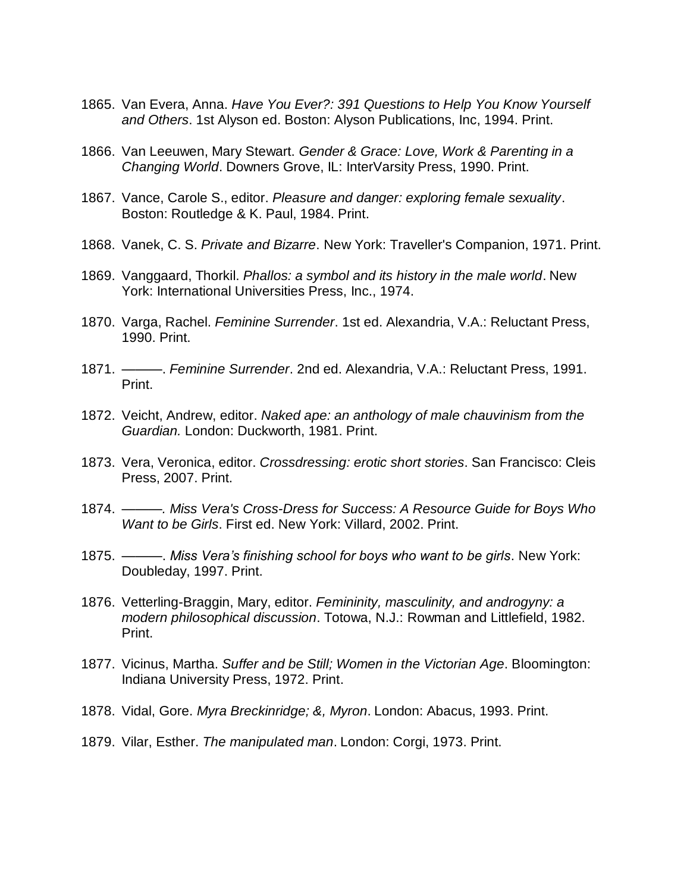1865. Van Evera, Anna. *Have You Ever?: 391 Questions to Help You Know Yourself and Others*. 1st Alyson ed. Boston: Alyson Publications, Inc, 1994. Print.

1866. Van Leeuwen, Mary Stewart. *Gender & Grace: Love, Work & Parenting in a Changing World*. Downers Grove, IL: InterVarsity Press, 1990. Print.

1867. Vance, Carole S., editor. *Pleasure and danger: exploring female sexuality*. Boston: Routledge & K. Paul, 1984. Print.

1868. Vanek, C. S. *Private and Bizarre*. New York: Traveller's Companion, 1971. Print.

1869. Vanggaard, Thorkil. *Phallos: a symbol and its history in the male world*. New York: International Universities Press, Inc., 1974.

1870. Varga, Rachel. *Feminine Surrender*. 1st ed. Alexandria, V.A.: Reluctant Press, 1990. Print.

1871. ———. *Feminine Surrender*. 2nd ed. Alexandria, V.A.: Reluctant Press, 1991. Print.

1872. Veicht, Andrew, editor. *Naked ape: an anthology of male chauvinism from the Guardian.* London: Duckworth, 1981. Print.

1873. Vera, Veronica, editor. *Crossdressing: erotic short stories*. San Francisco: Cleis Press, 2007. Print.

1874. ———*. Miss Vera's Cross-Dress for Success: A Resource Guide for Boys Who Want to be Girls*. First ed. New York: Villard, 2002. Print.

1875. ———. *Miss Vera's finishing school for boys who want to be girls*. New York: Doubleday, 1997. Print.

1876. Vetterling-Braggin, Mary, editor. *Femininity, masculinity, and androgyny: a modern philosophical discussion*. Totowa, N.J.: Rowman and Littlefield, 1982. Print.

1877. Vicinus, Martha. *Suffer and be Still; Women in the Victorian Age*. Bloomington: Indiana University Press, 1972. Print.

1878. Vidal, Gore. *Myra Breckinridge; &, Myron*. London: Abacus, 1993. Print.

1879. Vilar, Esther. *The manipulated man*. London: Corgi, 1973. Print.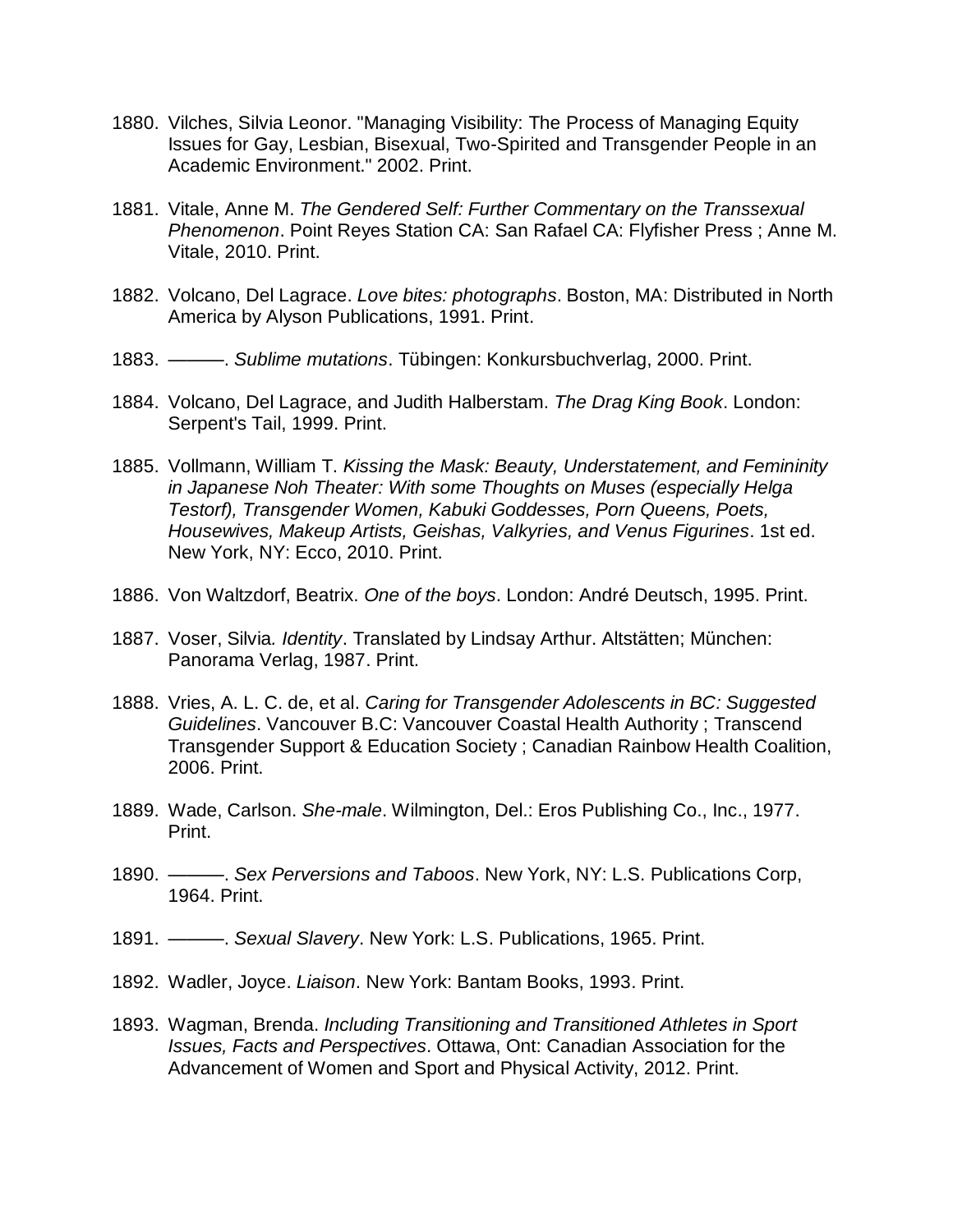1880. Vilches, Silvia Leonor. "Managing Visibility: The Process of Managing Equity Issues for Gay, Lesbian, Bisexual, Two-Spirited and Transgender People in an Academic Environment." 2002. Print.

1881. Vitale, Anne M. *The Gendered Self: Further Commentary on the Transsexual Phenomenon*. Point Reyes Station CA: San Rafael CA: Flyfisher Press ; Anne M. Vitale, 2010. Print.

1882. Volcano, Del Lagrace. *Love bites: photographs*. Boston, MA: Distributed in North America by Alyson Publications, 1991. Print.

1883. ———. *Sublime mutations*. Tübingen: Konkursbuchverlag, 2000. Print.

1884. Volcano, Del Lagrace, and Judith Halberstam. *The Drag King Book*. London: Serpent's Tail, 1999. Print.

1885. Vollmann, William T. *Kissing the Mask: Beauty, Understatement, and Femininity in Japanese Noh Theater: With some Thoughts on Muses (especially Helga Testorf), Transgender Women, Kabuki Goddesses, Porn Queens, Poets, Housewives, Makeup Artists, Geishas, Valkyries, and Venus Figurines*. 1st ed. New York, NY: Ecco, 2010. Print.

1886. Von Waltzdorf, Beatrix. *One of the boys*. London: André Deutsch, 1995. Print.

1887. Voser, Silvia. *Identity*. Translated by Lindsay Arthur. Altstätten; München: Panorama Verlag, 1987. Print.

1888. Vries, A. L. C. de, et al. *Caring for Transgender Adolescents in BC: Suggested Guidelines*. Vancouver B.C: Vancouver Coastal Health Authority ; Transcend Transgender Support & Education Society ; Canadian Rainbow Health Coalition, 2006. Print.

1889. Wade, Carlson. *She-male*. Wilmington, Del.: Eros Publishing Co., Inc., 1977. Print.

1890. ———. *Sex Perversions and Taboos*. New York, NY: L.S. Publications Corp, 1964. Print.

1891. ———. *Sexual Slavery*. New York: L.S. Publications, 1965. Print.

1892. Wadler, Joyce. *Liaison*. New York: Bantam Books, 1993. Print.

1893. Wagman, Brenda. *Including Transitioning and Transitioned Athletes in Sport Issues, Facts and Perspectives*. Ottawa, Ont: Canadian Association for the Advancement of Women and Sport and Physical Activity, 2012. Print.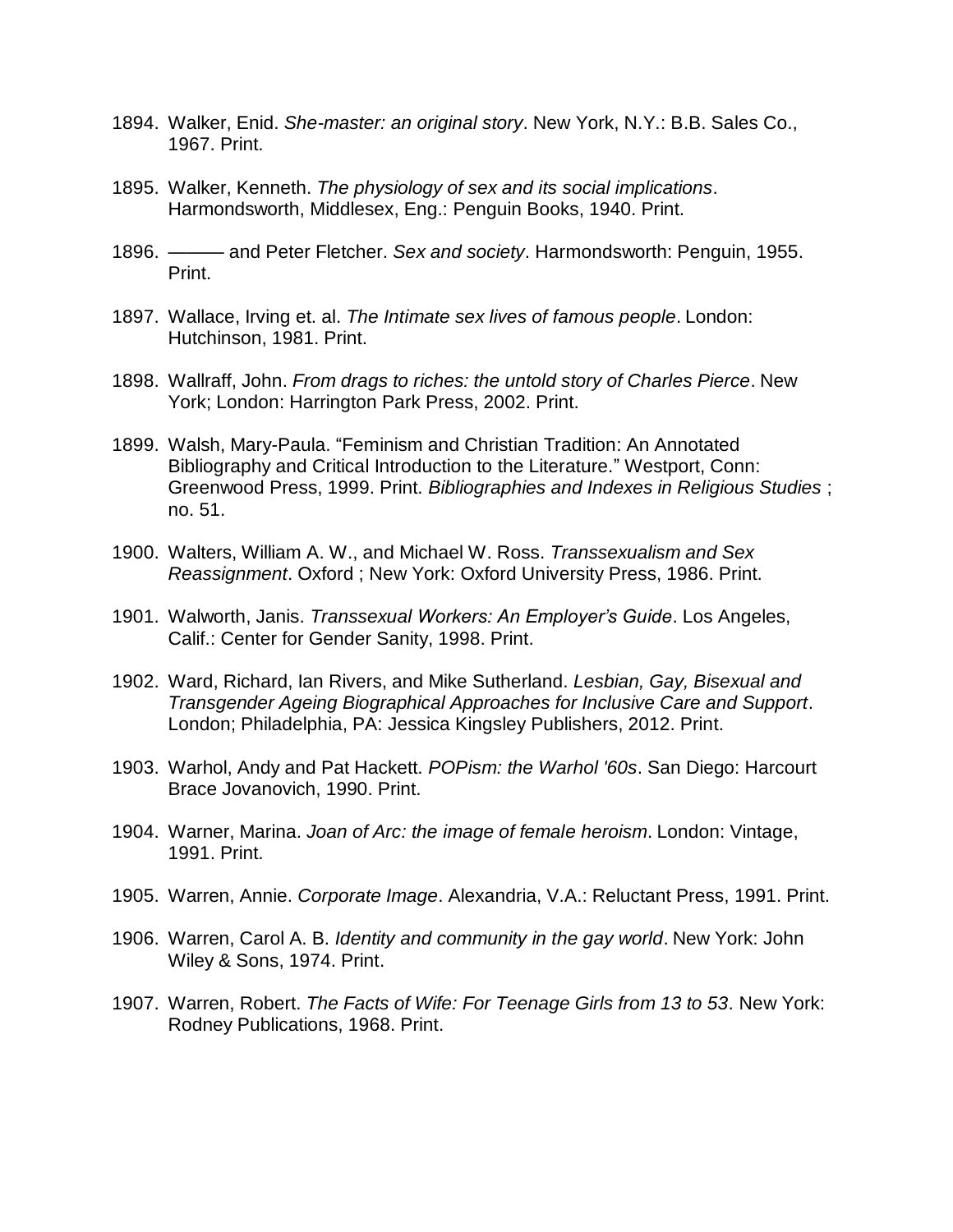1894. Walker, Enid. *She-master: an original story*. New York, N.Y.: B.B. Sales Co., 1967. Print.

1895. Walker, Kenneth. *The physiology of sex and its social implications*. Harmondsworth, Middlesex, Eng.: Penguin Books, 1940. Print.

1896. ——— and Peter Fletcher. *Sex and society*. Harmondsworth: Penguin, 1955. Print.

1897. Wallace, Irving et. al. *The Intimate sex lives of famous people*. London: Hutchinson, 1981. Print.

1898. Wallraff, John. *From drags to riches: the untold story of Charles Pierce*. New York; London: Harrington Park Press, 2002. Print.

1899. Walsh, Mary-Paula. "Feminism and Christian Tradition: An Annotated Bibliography and Critical Introduction to the Literature." Westport, Conn: Greenwood Press, 1999. Print. *Bibliographies and Indexes in Religious Studies* ; no. 51.

1900. Walters, William A. W., and Michael W. Ross. *Transsexualism and Sex Reassignment*. Oxford ; New York: Oxford University Press, 1986. Print.

1901. Walworth, Janis. *Transsexual Workers: An Employer's Guide*. Los Angeles, Calif.: Center for Gender Sanity, 1998. Print.

1902. Ward, Richard, Ian Rivers, and Mike Sutherland. *Lesbian, Gay, Bisexual and Transgender Ageing Biographical Approaches for Inclusive Care and Support*. London; Philadelphia, PA: Jessica Kingsley Publishers, 2012. Print.

1903. Warhol, Andy and Pat Hackett. *POPism: the Warhol '60s*. San Diego: Harcourt Brace Jovanovich, 1990. Print.

1904. Warner, Marina. *Joan of Arc: the image of female heroism*. London: Vintage, 1991. Print.

1905. Warren, Annie. *Corporate Image*. Alexandria, V.A.: Reluctant Press, 1991. Print.

1906. Warren, Carol A. B. *Identity and community in the gay world*. New York: John Wiley & Sons, 1974. Print.

1907. Warren, Robert. *The Facts of Wife: For Teenage Girls from 13 to 53*. New York: Rodney Publications, 1968. Print.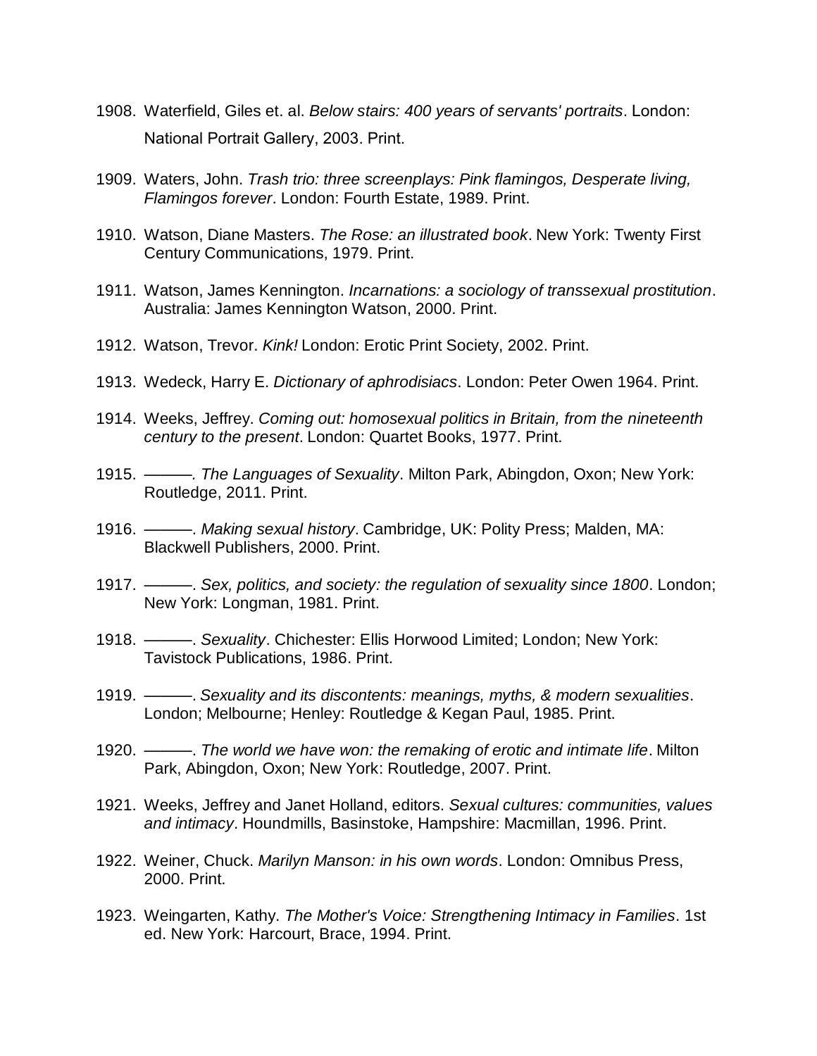1908. Waterfield, Giles et. al. *Below stairs: 400 years of servants' portraits*. London: National Portrait Gallery, 2003. Print.

1909. Waters, John. *Trash trio: three screenplays: Pink flamingos, Desperate living, Flamingos forever*. London: Fourth Estate, 1989. Print.

1910. Watson, Diane Masters. *The Rose: an illustrated book*. New York: Twenty First Century Communications, 1979. Print.

1911. Watson, James Kennington. *Incarnations: a sociology of transsexual prostitution*. Australia: James Kennington Watson, 2000. Print.

1912. Watson, Trevor. *Kink!* London: Erotic Print Society, 2002. Print.

1913. Wedeck, Harry E. *Dictionary of aphrodisiacs*. London: Peter Owen 1964. Print.

1914. Weeks, Jeffrey. *Coming out: homosexual politics in Britain, from the nineteenth century to the present*. London: Quartet Books, 1977. Print.

1915. ———. *The Languages of Sexuality*. Milton Park, Abingdon, Oxon; New York: Routledge, 2011. Print.

1916. ———. *Making sexual history*. Cambridge, UK: Polity Press; Malden, MA: Blackwell Publishers, 2000. Print.

1917. ———. *Sex, politics, and society: the regulation of sexuality since 1800*. London; New York: Longman, 1981. Print.

1918. ———. *Sexuality*. Chichester: Ellis Horwood Limited; London; New York: Tavistock Publications, 1986. Print.

1919. ———. *Sexuality and its discontents: meanings, myths, & modern sexualities*. London; Melbourne; Henley: Routledge & Kegan Paul, 1985. Print.

1920. ———. *The world we have won: the remaking of erotic and intimate life*. Milton Park, Abingdon, Oxon; New York: Routledge, 2007. Print.

1921. Weeks, Jeffrey and Janet Holland, editors. *Sexual cultures: communities, values and intimacy*. Houndmills, Basinstoke, Hampshire: Macmillan, 1996. Print.

1922. Weiner, Chuck. *Marilyn Manson: in his own words*. London: Omnibus Press, 2000. Print.

1923. Weingarten, Kathy. *The Mother's Voice: Strengthening Intimacy in Families*. 1st ed. New York: Harcourt, Brace, 1994. Print.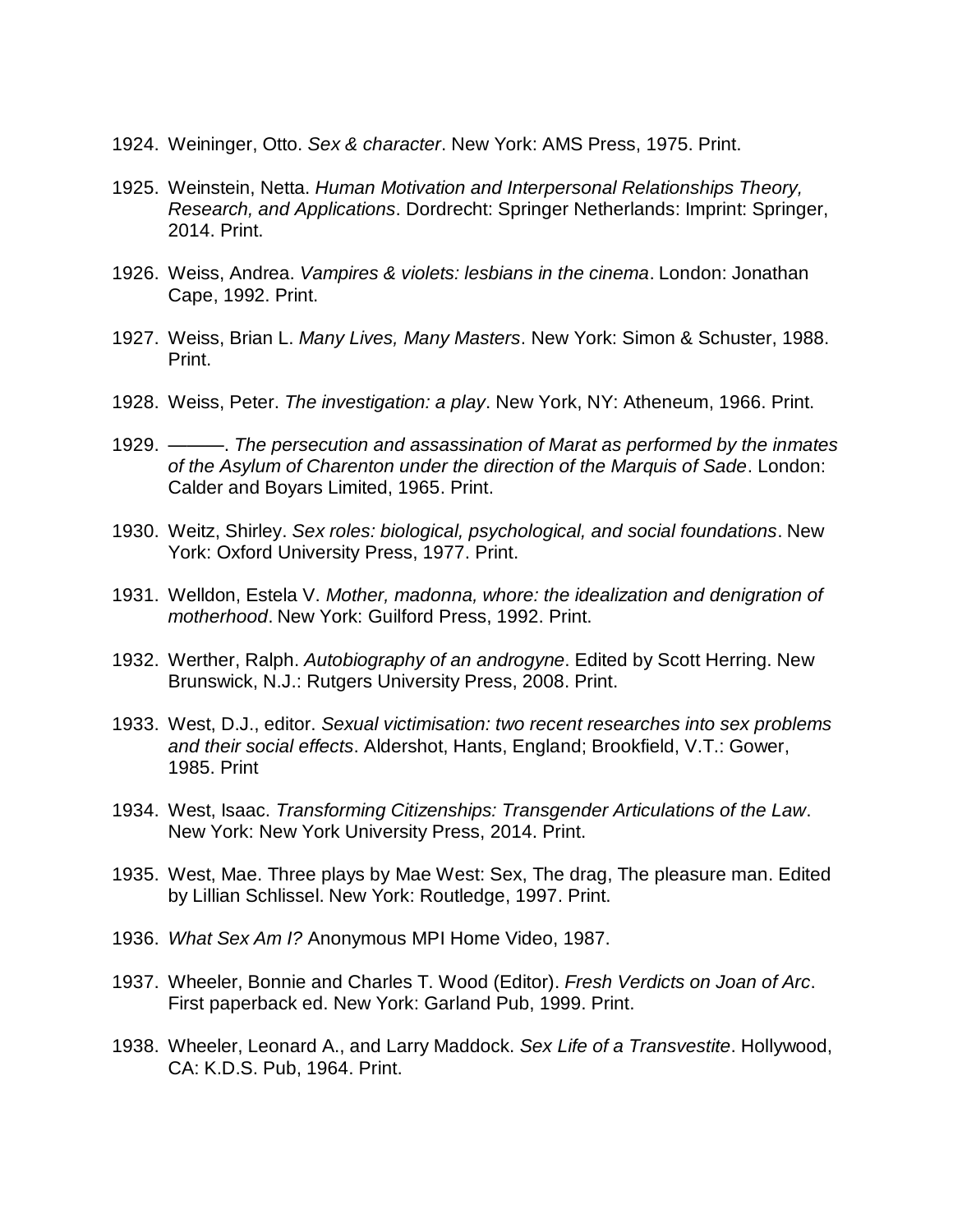1924. Weininger, Otto. *Sex & character*. New York: AMS Press, 1975. Print.

1925. Weinstein, Netta. *Human Motivation and Interpersonal Relationships Theory, Research, and Applications*. Dordrecht: Springer Netherlands: Imprint: Springer, 2014. Print.

1926. Weiss, Andrea. *Vampires & violets: lesbians in the cinema*. London: Jonathan Cape, 1992. Print.

1927. Weiss, Brian L. *Many Lives, Many Masters*. New York: Simon & Schuster, 1988. Print.

1928. Weiss, Peter. *The investigation: a play*. New York, NY: Atheneum, 1966. Print.

1929. ———. *The persecution and assassination of Marat as performed by the inmates of the Asylum of Charenton under the direction of the Marquis of Sade*. London: Calder and Boyars Limited, 1965. Print.

1930. Weitz, Shirley. *Sex roles: biological, psychological, and social foundations*. New York: Oxford University Press, 1977. Print.

1931. Welldon, Estela V. *Mother, madonna, whore: the idealization and denigration of motherhood*. New York: Guilford Press, 1992. Print.

1932. Werther, Ralph. *Autobiography of an androgyne*. Edited by Scott Herring. New Brunswick, N.J.: Rutgers University Press, 2008. Print.

1933. West, D.J., editor. *Sexual victimisation: two recent researches into sex problems and their social effects*. Aldershot, Hants, England; Brookfield, V.T.: Gower, 1985. Print

1934. West, Isaac. *Transforming Citizenships: Transgender Articulations of the Law*. New York: New York University Press, 2014. Print.

1935. West, Mae. Three plays by Mae West: Sex, The drag, The pleasure man. Edited by Lillian Schlissel. New York: Routledge, 1997. Print.

1936. *What Sex Am I?* Anonymous MPI Home Video, 1987.

1937. Wheeler, Bonnie and Charles T. Wood (Editor). *Fresh Verdicts on Joan of Arc*. First paperback ed. New York: Garland Pub, 1999. Print.

1938. Wheeler, Leonard A., and Larry Maddock. *Sex Life of a Transvestite*. Hollywood, CA: K.D.S. Pub, 1964. Print.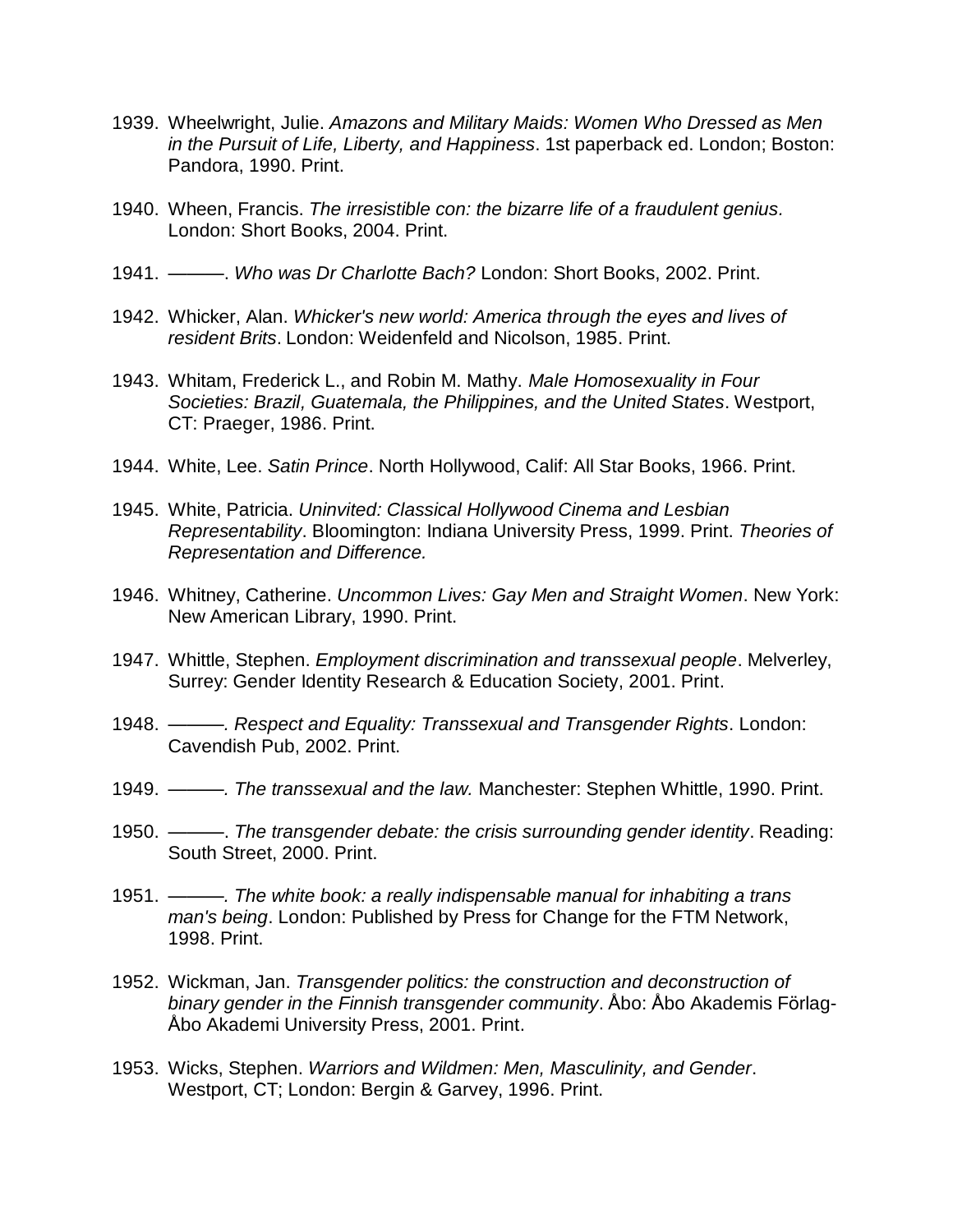1939. Wheelwright, Julie. *Amazons and Military Maids: Women Who Dressed as Men in the Pursuit of Life, Liberty, and Happiness*. 1st paperback ed. London; Boston: Pandora, 1990. Print.

1940. Wheen, Francis. *The irresistible con: the bizarre life of a fraudulent genius.* London: Short Books, 2004. Print.

1941. ———. *Who was Dr Charlotte Bach?* London: Short Books, 2002. Print.

1942. Whicker, Alan. *Whicker's new world: America through the eyes and lives of resident Brits*. London: Weidenfeld and Nicolson, 1985. Print.

1943. Whitam, Frederick L., and Robin M. Mathy. *Male Homosexuality in Four Societies: Brazil, Guatemala, the Philippines, and the United States*. Westport, CT: Praeger, 1986. Print.

1944. White, Lee. *Satin Prince*. North Hollywood, Calif: All Star Books, 1966. Print.

1945. White, Patricia. *Uninvited: Classical Hollywood Cinema and Lesbian Representability*. Bloomington: Indiana University Press, 1999. Print. *Theories of Representation and Difference.*

1946. Whitney, Catherine. *Uncommon Lives: Gay Men and Straight Women*. New York: New American Library, 1990. Print.

1947. Whittle, Stephen. *Employment discrimination and transsexual people*. Melverley, Surrey: Gender Identity Research & Education Society, 2001. Print.

1948. ———. *Respect and Equality: Transsexual and Transgender Rights*. London: Cavendish Pub, 2002. Print.

1949. ———. *The transsexual and the law.* Manchester: Stephen Whittle, 1990. Print.

1950. ———. *The transgender debate: the crisis surrounding gender identity*. Reading: South Street, 2000. Print.

1951. ———. *The white book: a really indispensable manual for inhabiting a trans man's being*. London: Published by Press for Change for the FTM Network, 1998. Print.

1952. Wickman, Jan. *Transgender politics: the construction and deconstruction of binary gender in the Finnish transgender community*. Åbo: Åbo Akademis Förlag-Åbo Akademi University Press, 2001. Print.

1953. Wicks, Stephen. *Warriors and Wildmen: Men, Masculinity, and Gender*. Westport, CT; London: Bergin & Garvey, 1996. Print.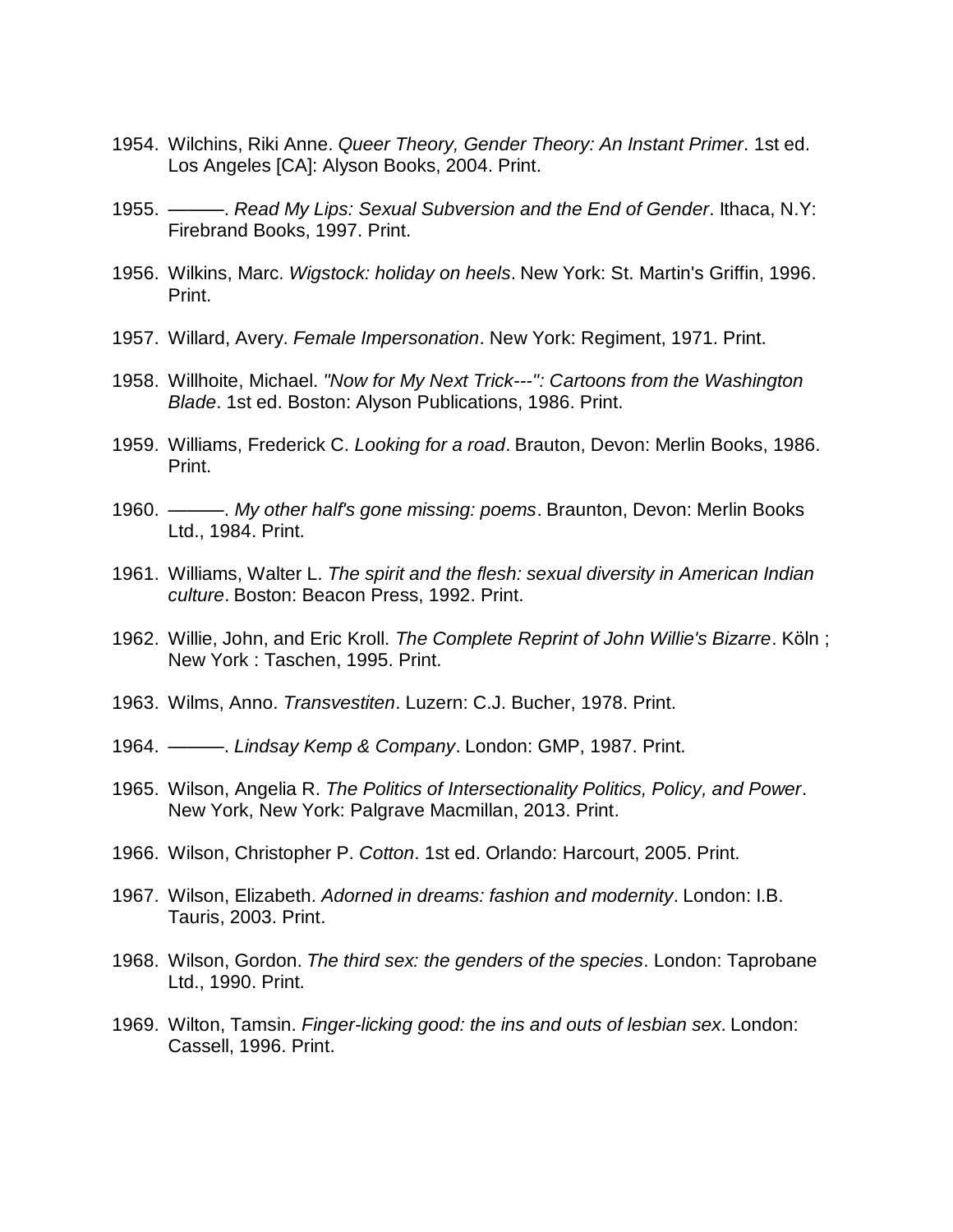1954. Wilchins, Riki Anne. *Queer Theory, Gender Theory: An Instant Primer*. 1st ed. Los Angeles [CA]: Alyson Books, 2004. Print.

1955. ———. *Read My Lips: Sexual Subversion and the End of Gender*. Ithaca, N.Y: Firebrand Books, 1997. Print.

1956. Wilkins, Marc. *Wigstock: holiday on heels*. New York: St. Martin's Griffin, 1996. Print.

1957. Willard, Avery. *Female Impersonation*. New York: Regiment, 1971. Print.

1958. Willhoite, Michael. *"Now for My Next Trick---": Cartoons from the Washington Blade*. 1st ed. Boston: Alyson Publications, 1986. Print.

1959. Williams, Frederick C. *Looking for a road*. Brauton, Devon: Merlin Books, 1986. Print.

1960. ———. *My other half's gone missing: poems*. Braunton, Devon: Merlin Books Ltd., 1984. Print.

1961. Williams, Walter L. *The spirit and the flesh: sexual diversity in American Indian culture*. Boston: Beacon Press, 1992. Print.

1962. Willie, John, and Eric Kroll. *The Complete Reprint of John Willie's Bizarre*. Köln ; New York : Taschen, 1995. Print.

1963. Wilms, Anno. *Transvestiten*. Luzern: C.J. Bucher, 1978. Print.

1964. ———. *Lindsay Kemp & Company*. London: GMP, 1987. Print.

1965. Wilson, Angelia R. *The Politics of Intersectionality Politics, Policy, and Power*. New York, New York: Palgrave Macmillan, 2013. Print.

1966. Wilson, Christopher P. *Cotton*. 1st ed. Orlando: Harcourt, 2005. Print.

1967. Wilson, Elizabeth. *Adorned in dreams: fashion and modernity*. London: I.B. Tauris, 2003. Print.

1968. Wilson, Gordon. *The third sex: the genders of the species*. London: Taprobane Ltd., 1990. Print.

1969. Wilton, Tamsin. *Finger-licking good: the ins and outs of lesbian sex*. London: Cassell, 1996. Print.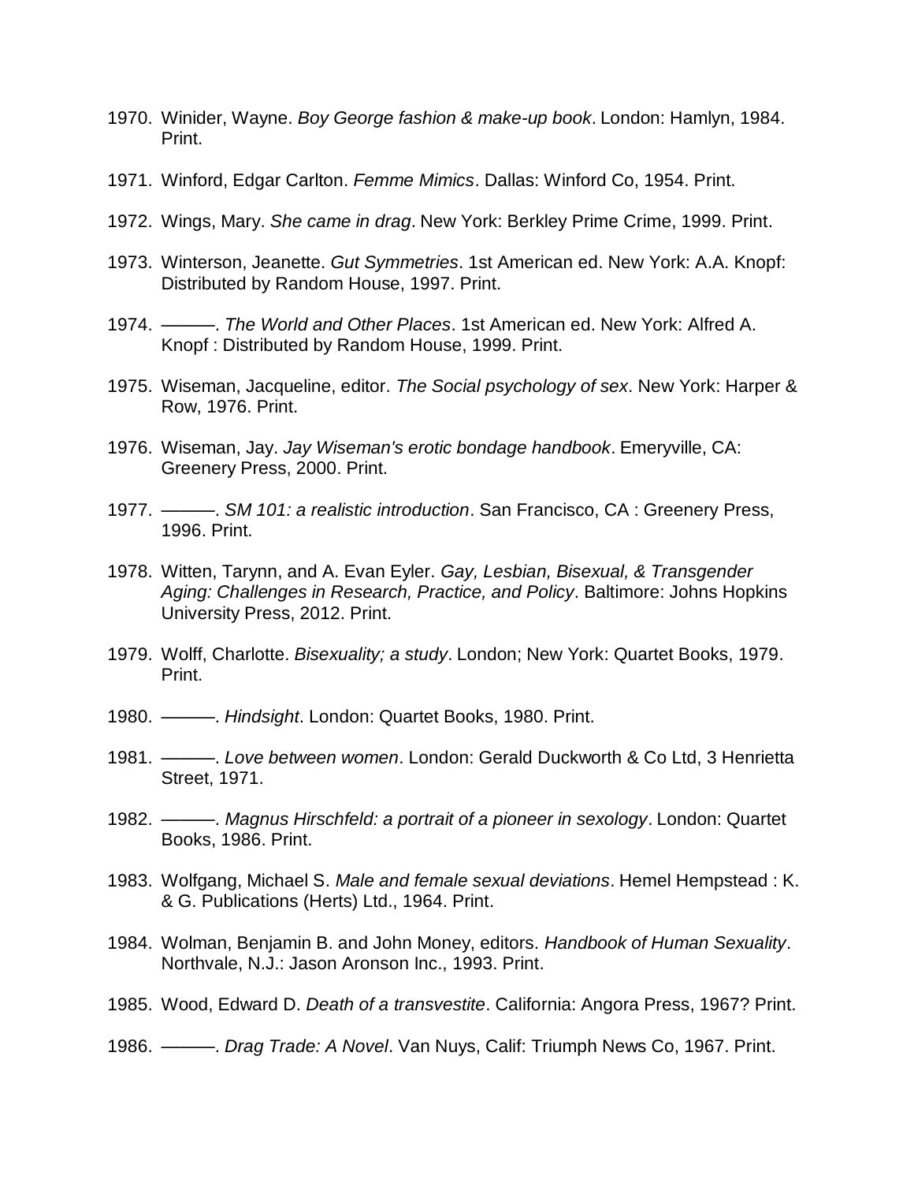1970. Winider, Wayne. *Boy George fashion & make-up book*. London: Hamlyn, 1984. Print.

1971. Winford, Edgar Carlton. *Femme Mimics*. Dallas: Winford Co, 1954. Print.

1972. Wings, Mary. *She came in drag*. New York: Berkley Prime Crime, 1999. Print.

1973. Winterson, Jeanette. *Gut Symmetries*. 1st American ed. New York: A.A. Knopf: Distributed by Random House, 1997. Print.

1974. ———. *The World and Other Places*. 1st American ed. New York: Alfred A. Knopf : Distributed by Random House, 1999. Print.

1975. Wiseman, Jacqueline, editor. *The Social psychology of sex*. New York: Harper & Row, 1976. Print.

1976. Wiseman, Jay. *Jay Wiseman's erotic bondage handbook*. Emeryville, CA: Greenery Press, 2000. Print.

1977. ———. *SM 101: a realistic introduction*. San Francisco, CA : Greenery Press, 1996. Print.

1978. Witten, Tarynn, and A. Evan Eyler. *Gay, Lesbian, Bisexual, & Transgender Aging: Challenges in Research, Practice, and Policy*. Baltimore: Johns Hopkins University Press, 2012. Print.

1979. Wolff, Charlotte. *Bisexuality; a study*. London; New York: Quartet Books, 1979. Print.

1980. ———. *Hindsight*. London: Quartet Books, 1980. Print.

1981. ———. *Love between women*. London: Gerald Duckworth & Co Ltd, 3 Henrietta Street, 1971.

1982. ———. *Magnus Hirschfeld: a portrait of a pioneer in sexology*. London: Quartet Books, 1986. Print.

1983. Wolfgang, Michael S. *Male and female sexual deviations*. Hemel Hempstead : K. & G. Publications (Herts) Ltd., 1964. Print.

1984. Wolman, Benjamin B. and John Money, editors. *Handbook of Human Sexuality*. Northvale, N.J.: Jason Aronson Inc., 1993. Print.

1985. Wood, Edward D. *Death of a transvestite*. California: Angora Press, 1967? Print.

1986. ———. *Drag Trade: A Novel*. Van Nuys, Calif: Triumph News Co, 1967. Print.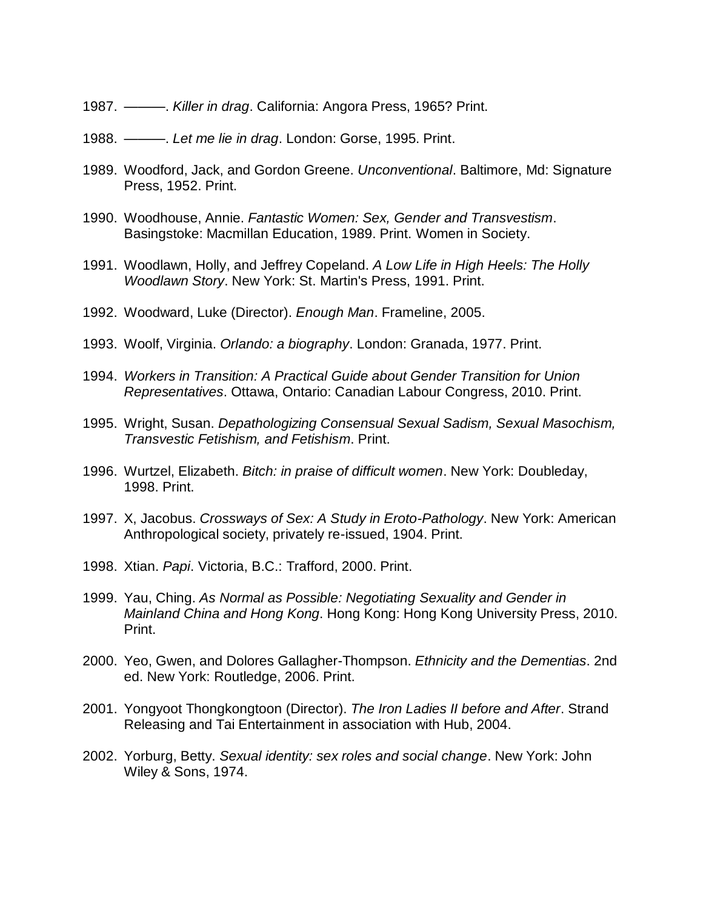1987. ———. *Killer in drag*. California: Angora Press, 1965? Print.

1988. ———. *Let me lie in drag*. London: Gorse, 1995. Print.

1989. Woodford, Jack, and Gordon Greene. *Unconventional*. Baltimore, Md: Signature Press, 1952. Print.

1990. Woodhouse, Annie. *Fantastic Women: Sex, Gender and Transvestism*. Basingstoke: Macmillan Education, 1989. Print. Women in Society.

1991. Woodlawn, Holly, and Jeffrey Copeland. *A Low Life in High Heels: The Holly Woodlawn Story*. New York: St. Martin's Press, 1991. Print.

1992. Woodward, Luke (Director). *Enough Man*. Frameline, 2005.

1993. Woolf, Virginia. *Orlando: a biography*. London: Granada, 1977. Print.

1994. *Workers in Transition: A Practical Guide about Gender Transition for Union Representatives*. Ottawa, Ontario: Canadian Labour Congress, 2010. Print.

1995. Wright, Susan. *Depathologizing Consensual Sexual Sadism, Sexual Masochism, Transvestic Fetishism, and Fetishism*. Print.

1996. Wurtzel, Elizabeth. *Bitch: in praise of difficult women*. New York: Doubleday, 1998. Print.

1997. X, Jacobus. *Crossways of Sex: A Study in Eroto-Pathology*. New York: American Anthropological society, privately re-issued, 1904. Print.

1998. Xtian. *Papi*. Victoria, B.C.: Trafford, 2000. Print.

1999. Yau, Ching. *As Normal as Possible: Negotiating Sexuality and Gender in Mainland China and Hong Kong*. Hong Kong: Hong Kong University Press, 2010. Print.

2000. Yeo, Gwen, and Dolores Gallagher-Thompson. *Ethnicity and the Dementias*. 2nd ed. New York: Routledge, 2006. Print.

2001. Yongyoot Thongkongtoon (Director). *The Iron Ladies II before and After*. Strand Releasing and Tai Entertainment in association with Hub, 2004.

2002. Yorburg, Betty. *Sexual identity: sex roles and social change*. New York: John Wiley & Sons, 1974.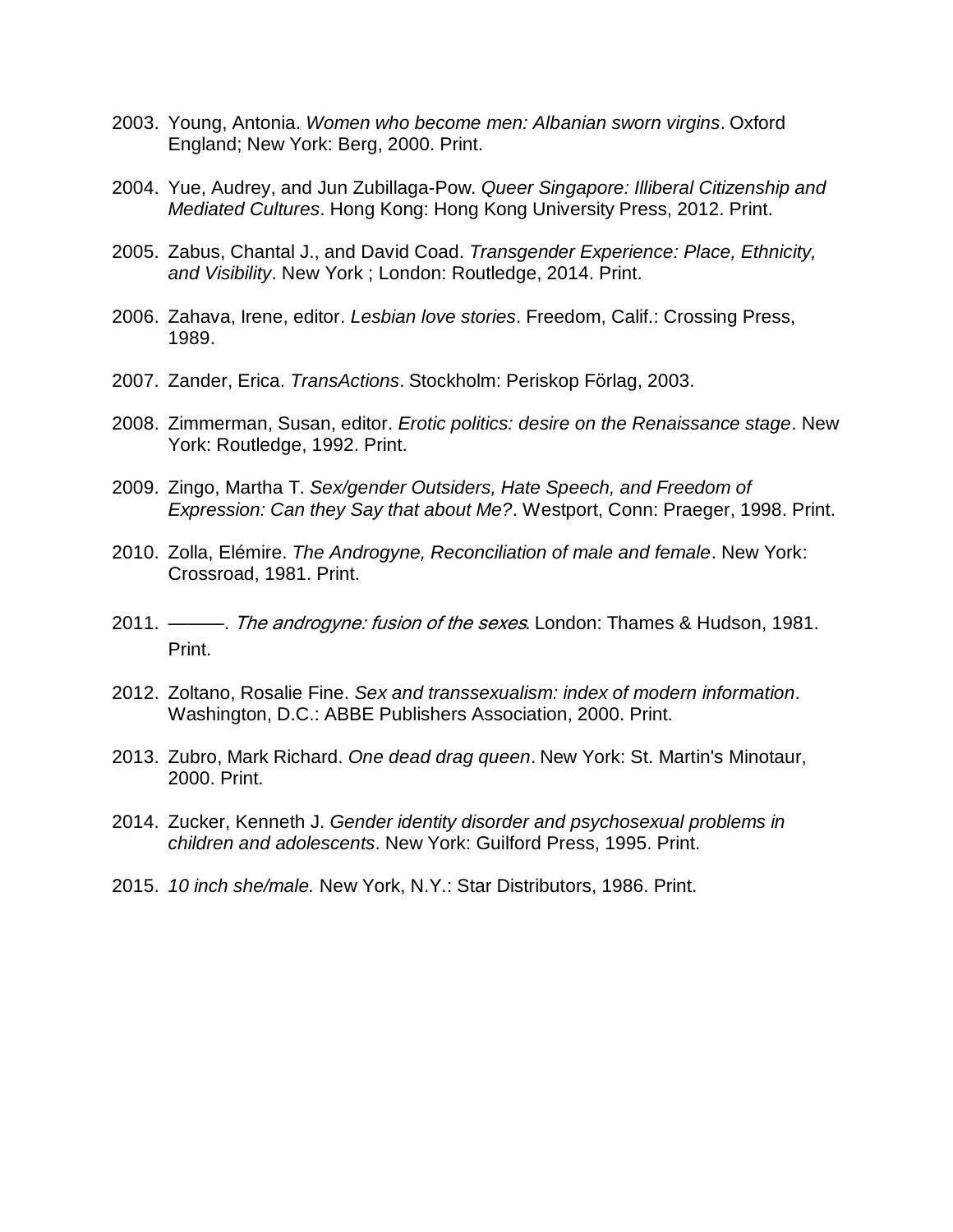2003. Young, Antonia. *Women who become men: Albanian sworn virgins*. Oxford England; New York: Berg, 2000. Print.

2004. Yue, Audrey, and Jun Zubillaga-Pow. *Queer Singapore: Illiberal Citizenship and Mediated Cultures*. Hong Kong: Hong Kong University Press, 2012. Print.

2005. Zabus, Chantal J., and David Coad. *Transgender Experience: Place, Ethnicity, and Visibility*. New York ; London: Routledge, 2014. Print.

2006. Zahava, Irene, editor. *Lesbian love stories*. Freedom, Calif.: Crossing Press, 1989.

2007. Zander, Erica. *TransActions*. Stockholm: Periskop Förlag, 2003.

2008. Zimmerman, Susan, editor. *Erotic politics: desire on the Renaissance stage*. New York: Routledge, 1992. Print.

2009. Zingo, Martha T. *Sex/gender Outsiders, Hate Speech, and Freedom of Expression: Can they Say that about Me?*. Westport, Conn: Praeger, 1998. Print.

2010. Zolla, Elémire. *The Androgyne, Reconciliation of male and female*. New York: Crossroad, 1981. Print.

2011. ———. *The androgyne: fusion of the sexes*. London: Thames & Hudson, 1981. Print.

2012. Zoltano, Rosalie Fine. *Sex and transsexualism: index of modern information*. Washington, D.C.: ABBE Publishers Association, 2000. Print.

2013. Zubro, Mark Richard. *One dead drag queen*. New York: St. Martin's Minotaur, 2000. Print.

2014. Zucker, Kenneth J. *Gender identity disorder and psychosexual problems in children and adolescents*. New York: Guilford Press, 1995. Print.

2015. *10 inch she/male.* New York, N.Y.: Star Distributors, 1986. Print.